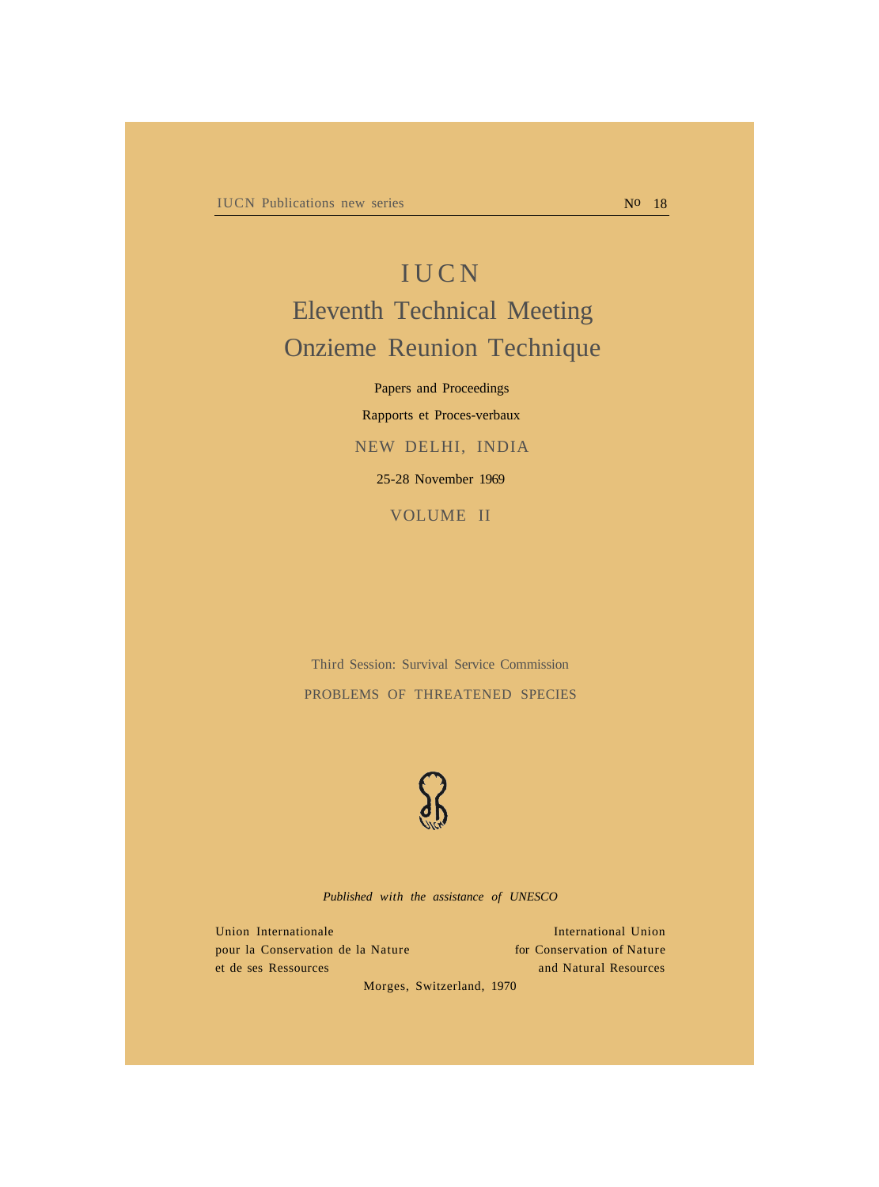IUCN Publications new series                                                                                    Nº 18

# IUCN

# Eleventh Technical Meeting

# Onzieme Reunion Technique

Papers and Proceedings

Rapports et Proces-verbaux

NEW DELHI, INDIA

25-28 November 1969

VOLUME II

Third Session: Survival Service Commission

PROBLEMS OF THREATENED SPECIES

*Published with the assistance of UNESCO*

Union Internationale
pour la Conservation de la Nature
et de ses Ressources

International Union
for Conservation of Nature
and Natural Resources

Morges, Switzerland, 1970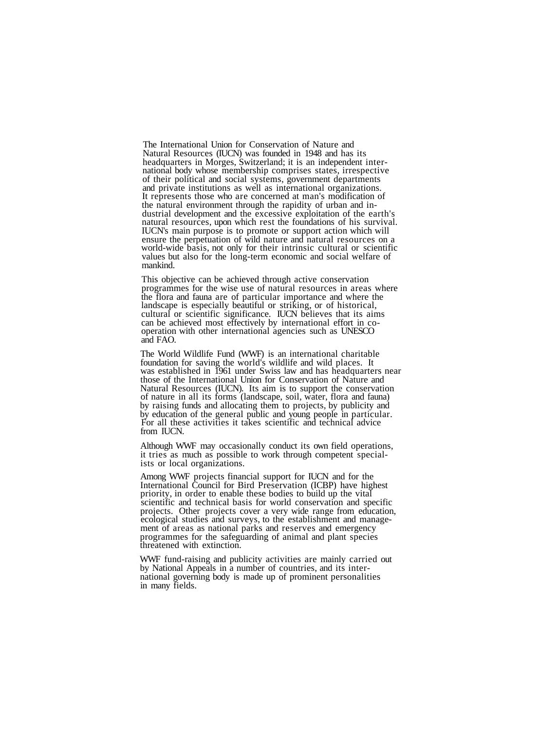The International Union for Conservation of Nature and Natural Resources (IUCN) was founded in 1948 and has its headquarters in Morges, Switzerland; it is an independent international body whose membership comprises states, irrespective of their political and social systems, government departments and private institutions as well as international organizations. It represents those who are concerned at man's modification of the natural environment through the rapidity of urban and industrial development and the excessive exploitation of the earth's natural resources, upon which rest the foundations of his survival. IUCN's main purpose is to promote or support action which will ensure the perpetuation of wild nature and natural resources on a world-wide basis, not only for their intrinsic cultural or scientific values but also for the long-term economic and social welfare of mankind.

This objective can be achieved through active conservation programmes for the wise use of natural resources in areas where the flora and fauna are of particular importance and where the landscape is especially beautiful or striking, or of historical, cultural or scientific significance. IUCN believes that its aims can be achieved most effectively by international effort in co-operation with other international agencies such as UNESCO and FAO.

The World Wildlife Fund (WWF) is an international charitable foundation for saving the world's wildlife and wild places. It was established in 1961 under Swiss law and has headquarters near those of the International Union for Conservation of Nature and Natural Resources (IUCN). Its aim is to support the conservation of nature in all its forms (landscape, soil, water, flora and fauna) by raising funds and allocating them to projects, by publicity and by education of the general public and young people in particular. For all these activities it takes scientific and technical advice from IUCN.

Although WWF may occasionally conduct its own field operations, it tries as much as possible to work through competent specialists or local organizations.

Among WWF projects financial support for IUCN and for the International Council for Bird Preservation (ICBP) have highest priority, in order to enable these bodies to build up the vital scientific and technical basis for world conservation and specific projects. Other projects cover a very wide range from education, ecological studies and surveys, to the establishment and management of areas as national parks and reserves and emergency programmes for the safeguarding of animal and plant species threatened with extinction.

WWF fund-raising and publicity activities are mainly carried out by National Appeals in a number of countries, and its international governing body is made up of prominent personalities in many fields.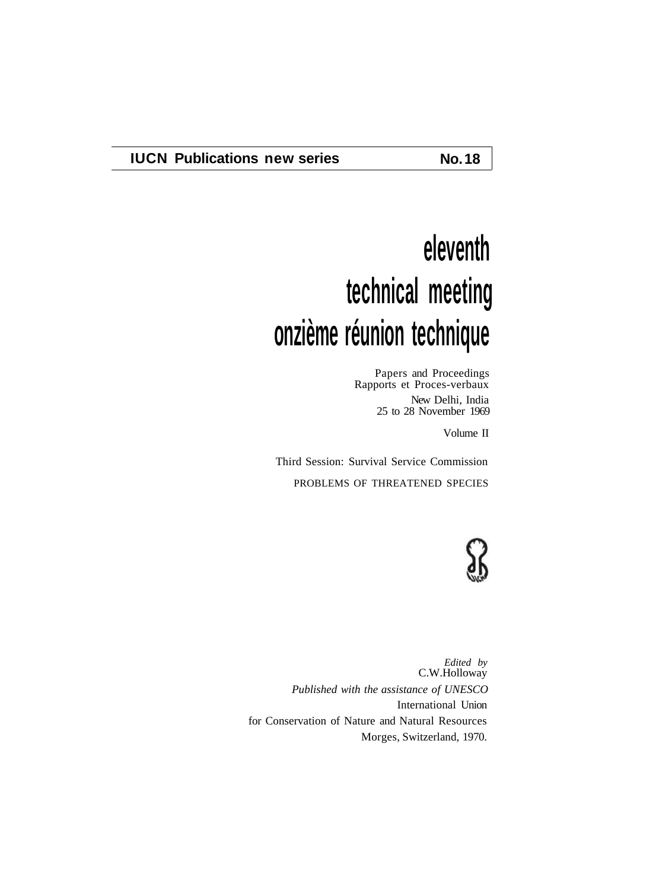**IUCN Publications new series** **No. 18**

# eleventh technical meeting
# onzième réunion technique

Papers and Proceedings
Rapports et Proces-verbaux
New Delhi, India
25 to 28 November 1969

Volume II

Third Session: Survival Service Commission

PROBLEMS OF THREATENED SPECIES

*Edited by*
C.W.Holloway

*Published with the assistance of UNESCO*
International Union
for Conservation of Nature and Natural Resources
Morges, Switzerland, 1970.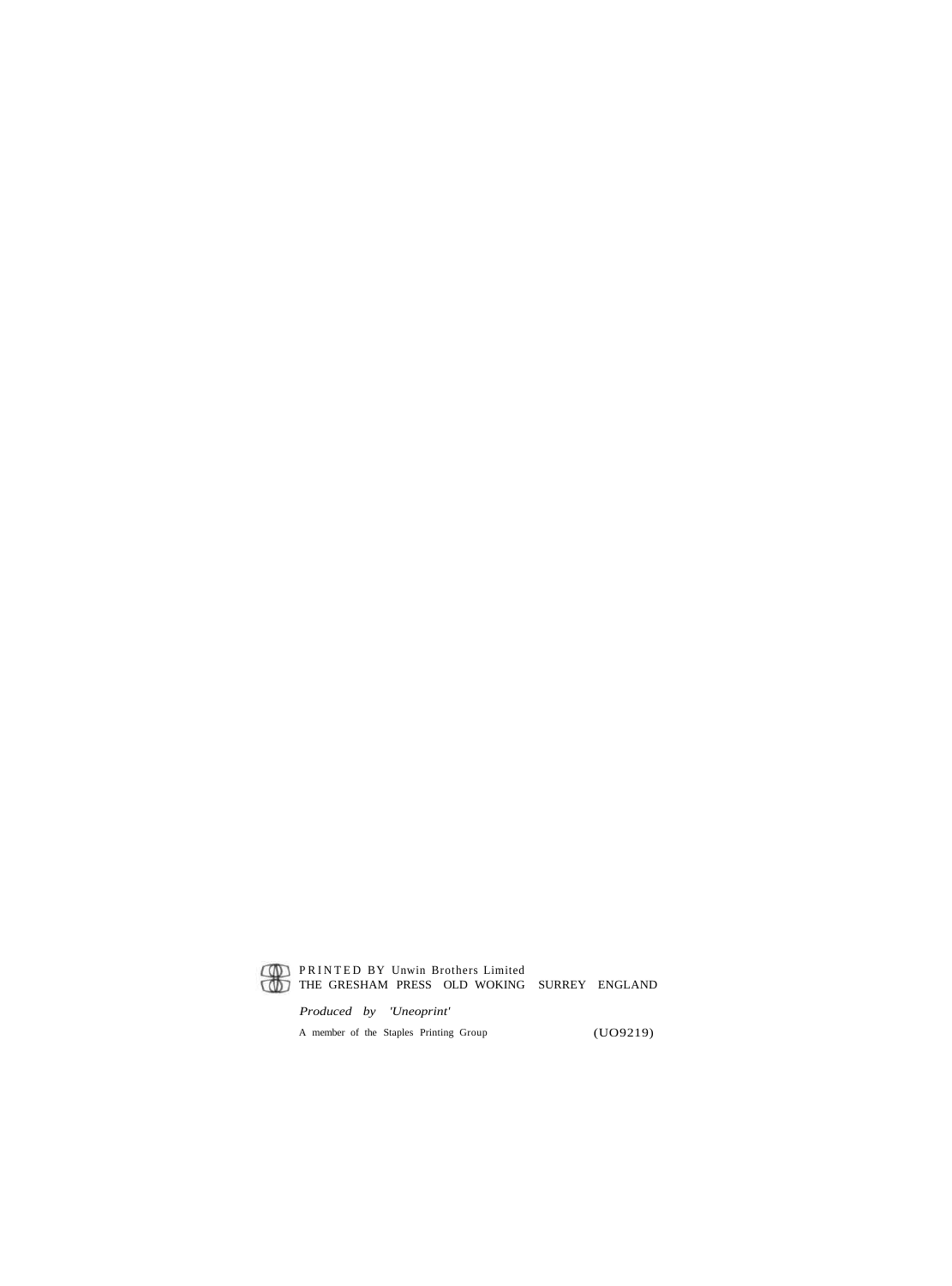PRINTED BY Unwin Brothers Limited
THE GRESHAM PRESS OLD WOKING SURREY ENGLAND

*Produced by 'Uneoprint'*

A member of the Staples Printing Group (UO9219)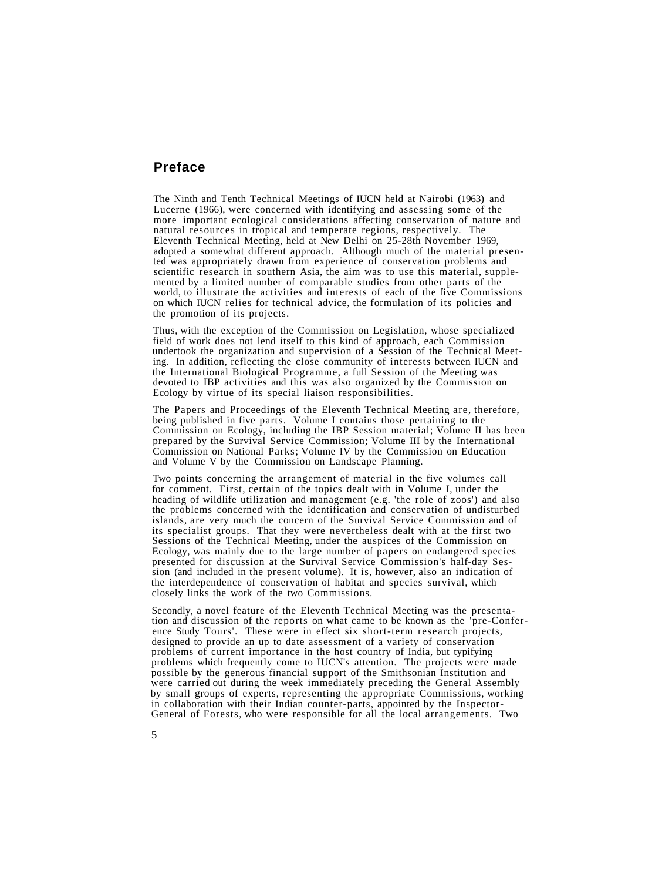## Preface

The Ninth and Tenth Technical Meetings of IUCN held at Nairobi (1963) and Lucerne (1966), were concerned with identifying and assessing some of the more important ecological considerations affecting conservation of nature and natural resources in tropical and temperate regions, respectively. The Eleventh Technical Meeting, held at New Delhi on 25-28th November 1969, adopted a somewhat different approach. Although much of the material presented was appropriately drawn from experience of conservation problems and scientific research in southern Asia, the aim was to use this material, supplemented by a limited number of comparable studies from other parts of the world, to illustrate the activities and interests of each of the five Commissions on which IUCN relies for technical advice, the formulation of its policies and the promotion of its projects.

Thus, with the exception of the Commission on Legislation, whose specialized field of work does not lend itself to this kind of approach, each Commission undertook the organization and supervision of a Session of the Technical Meeting. In addition, reflecting the close community of interests between IUCN and the International Biological Programme, a full Session of the Meeting was devoted to IBP activities and this was also organized by the Commission on Ecology by virtue of its special liaison responsibilities.

The Papers and Proceedings of the Eleventh Technical Meeting are, therefore, being published in five parts. Volume I contains those pertaining to the Commission on Ecology, including the IBP Session material; Volume II has been prepared by the Survival Service Commission; Volume III by the International Commission on National Parks; Volume IV by the Commission on Education and Volume V by the Commission on Landscape Planning.

Two points concerning the arrangement of material in the five volumes call for comment. First, certain of the topics dealt with in Volume I, under the heading of wildlife utilization and management (e.g. 'the role of zoos') and also the problems concerned with the identification and conservation of undisturbed islands, are very much the concern of the Survival Service Commission and of its specialist groups. That they were nevertheless dealt with at the first two Sessions of the Technical Meeting, under the auspices of the Commission on Ecology, was mainly due to the large number of papers on endangered species presented for discussion at the Survival Service Commission's half-day Session (and included in the present volume). It is, however, also an indication of the interdependence of conservation of habitat and species survival, which closely links the work of the two Commissions.

Secondly, a novel feature of the Eleventh Technical Meeting was the presentation and discussion of the reports on what came to be known as the 'pre-Conference Study Tours'. These were in effect six short-term research projects, designed to provide an up to date assessment of a variety of conservation problems of current importance in the host country of India, but typifying problems which frequently come to IUCN's attention. The projects were made possible by the generous financial support of the Smithsonian Institution and were carried out during the week immediately preceding the General Assembly by small groups of experts, representing the appropriate Commissions, working in collaboration with their Indian counter-parts, appointed by the Inspector-General of Forests, who were responsible for all the local arrangements. Two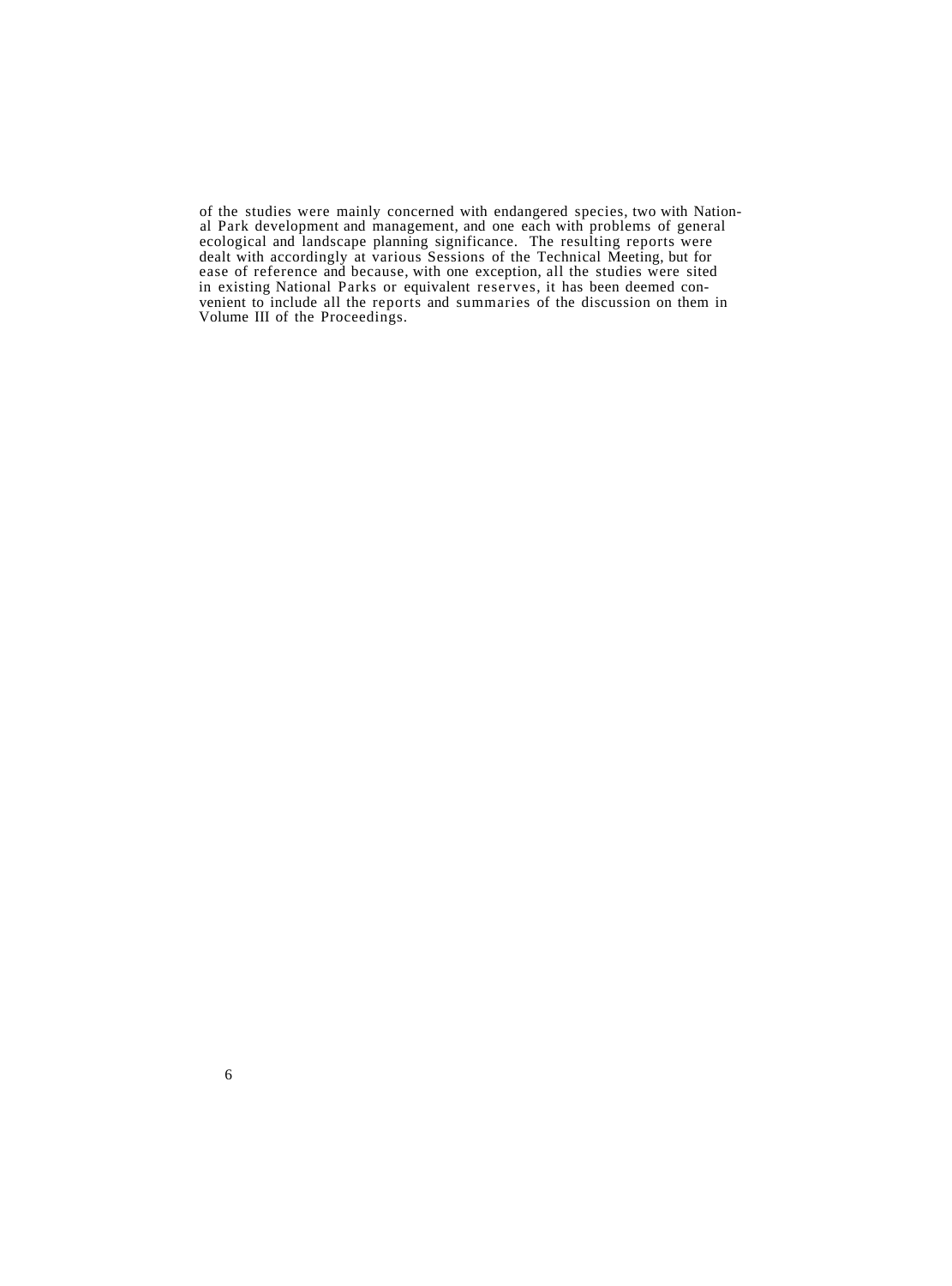of the studies were mainly concerned with endangered species, two with National Park development and management, and one each with problems of general ecological and landscape planning significance. The resulting reports were dealt with accordingly at various Sessions of the Technical Meeting, but for ease of reference and because, with one exception, all the studies were sited in existing National Parks or equivalent reserves, it has been deemed convenient to include all the reports and summaries of the discussion on them in Volume III of the Proceedings.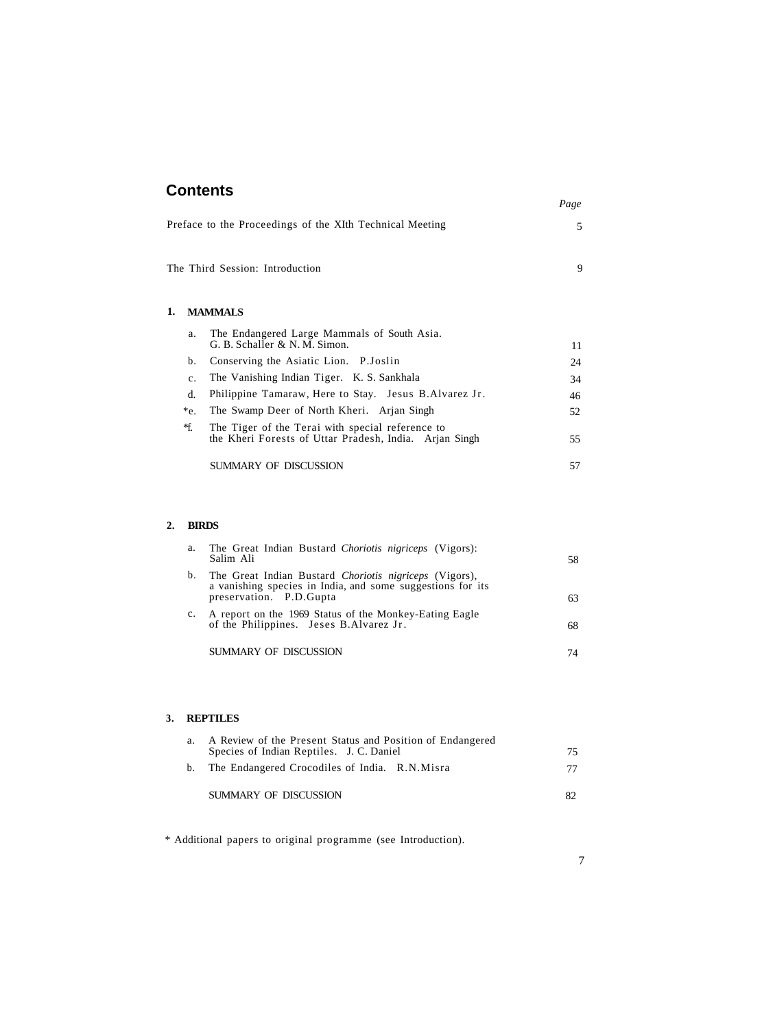# Contents

| | *Page* |
|---|---|
| Preface to the Proceedings of the XIth Technical Meeting | 5 |
| The Third Session: Introduction | 9 |

## 1. MAMMALS

| | | *Page* |
|---|---|---|
| a. | The Endangered Large Mammals of South Asia. G. B. Schaller & N. M. Simon. | 11 |
| b. | Conserving the Asiatic Lion. P.Joslin | 24 |
| c. | The Vanishing Indian Tiger. K. S. Sankhala | 34 |
| d. | Philippine Tamaraw, Here to Stay. Jesus B.Alvarez Jr. | 46 |
| *e. | The Swamp Deer of North Kheri. Arjan Singh | 52 |
| *f. | The Tiger of the Terai with special reference to the Kheri Forests of Uttar Pradesh, India. Arjan Singh | 55 |
| | SUMMARY OF DISCUSSION | 57 |

## 2. BIRDS

| | | *Page* |
|---|---|---|
| a. | The Great Indian Bustard *Choriotis nigriceps* (Vigors): Salim Ali | 58 |
| b. | The Great Indian Bustard *Choriotis nigriceps* (Vigors), a vanishing species in India, and some suggestions for its preservation. P.D.Gupta | 63 |
| c. | A report on the 1969 Status of the Monkey-Eating Eagle of the Philippines. Jeses B.Alvarez Jr. | 68 |
| | SUMMARY OF DISCUSSION | 74 |

## 3. REPTILES

| | | *Page* |
|---|---|---|
| a. | A Review of the Present Status and Position of Endangered Species of Indian Reptiles. J. C. Daniel | 75 |
| b. | The Endangered Crocodiles of India. R.N.Misra | 77 |
| | SUMMARY OF DISCUSSION | 82 |

* Additional papers to original programme (see Introduction).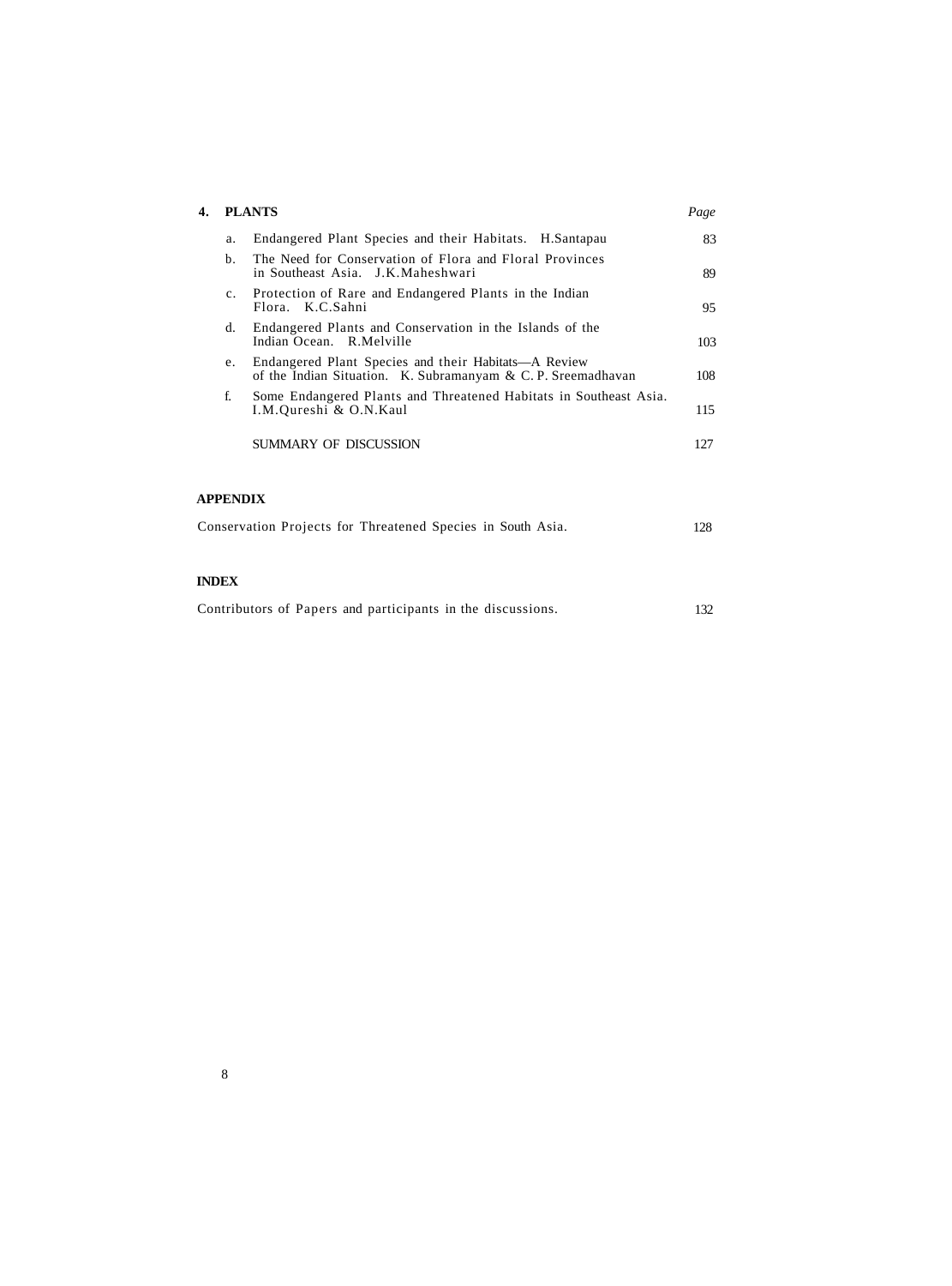| **4. PLANTS** | | *Page* |
|---|---|---|
| a. | Endangered Plant Species and their Habitats. H.Santapau | 83 |
| b. | The Need for Conservation of Flora and Floral Provinces in Southeast Asia. J.K.Maheshwari | 89 |
| c. | Protection of Rare and Endangered Plants in the Indian Flora. K.C.Sahni | 95 |
| d. | Endangered Plants and Conservation in the Islands of the Indian Ocean. R.Melville | 103 |
| e. | Endangered Plant Species and their Habitats—A Review of the Indian Situation. K. Subramanyam & C. P. Sreemadhavan | 108 |
| f. | Some Endangered Plants and Threatened Habitats in Southeast Asia. I.M.Qureshi & O.N.Kaul | 115 |
| | SUMMARY OF DISCUSSION | 127 |

**APPENDIX**

| | |
|---|---|
| Conservation Projects for Threatened Species in South Asia. | 128 |

**INDEX**

| | |
|---|---|
| Contributors of Papers and participants in the discussions. | 132 |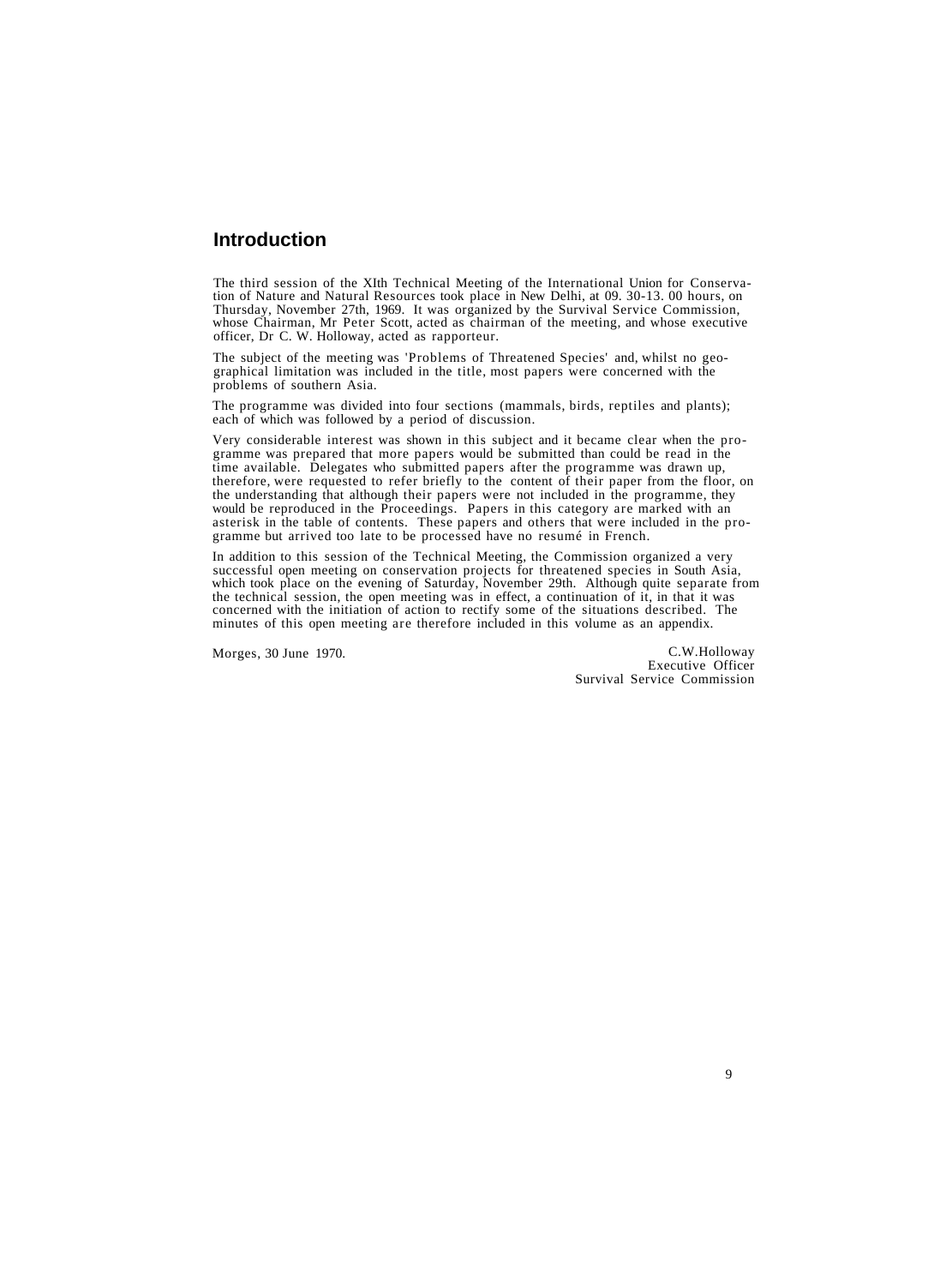# Introduction

The third session of the XIth Technical Meeting of the International Union for Conservation of Nature and Natural Resources took place in New Delhi, at 09. 30-13. 00 hours, on Thursday, November 27th, 1969. It was organized by the Survival Service Commission, whose Chairman, Mr Peter Scott, acted as chairman of the meeting, and whose executive officer, Dr C. W. Holloway, acted as rapporteur.

The subject of the meeting was 'Problems of Threatened Species' and, whilst no geographical limitation was included in the title, most papers were concerned with the problems of southern Asia.

The programme was divided into four sections (mammals, birds, reptiles and plants); each of which was followed by a period of discussion.

Very considerable interest was shown in this subject and it became clear when the programme was prepared that more papers would be submitted than could be read in the time available. Delegates who submitted papers after the programme was drawn up, therefore, were requested to refer briefly to the content of their paper from the floor, on the understanding that although their papers were not included in the programme, they would be reproduced in the Proceedings. Papers in this category are marked with an asterisk in the table of contents. These papers and others that were included in the programme but arrived too late to be processed have no resumé in French.

In addition to this session of the Technical Meeting, the Commission organized a very successful open meeting on conservation projects for threatened species in South Asia, which took place on the evening of Saturday, November 29th. Although quite separate from the technical session, the open meeting was in effect, a continuation of it, in that it was concerned with the initiation of action to rectify some of the situations described. The minutes of this open meeting are therefore included in this volume as an appendix.

Morges, 30 June 1970.

C.W.Holloway
Executive Officer
Survival Service Commission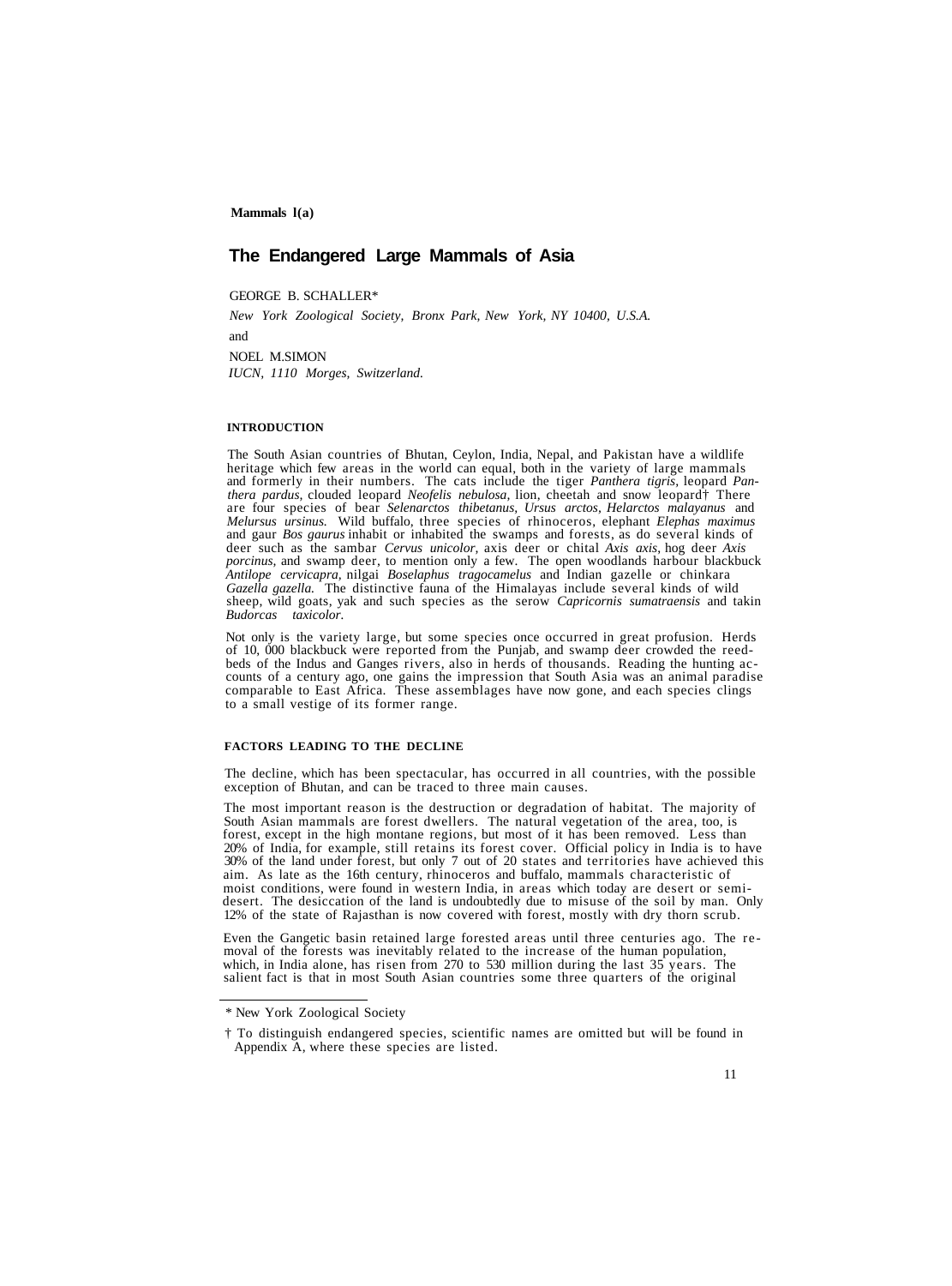**Mammals l(a)**

# The Endangered Large Mammals of Asia

GEORGE B. SCHALLER*

*New York Zoological Society, Bronx Park, New York, NY 10400, U.S.A.*

and

NOEL M.SIMON

*IUCN, 1110 Morges, Switzerland.*

## INTRODUCTION

The South Asian countries of Bhutan, Ceylon, India, Nepal, and Pakistan have a wildlife heritage which few areas in the world can equal, both in the variety of large mammals and formerly in their numbers. The cats include the tiger *Panthera tigris*, leopard *Panthera pardus*, clouded leopard *Neofelis nebulosa*, lion, cheetah and snow leopard† There are four species of bear *Selenarctos thibetanus*, *Ursus arctos*, *Helarctos malayanus* and *Melursus ursinus*. Wild buffalo, three species of rhinoceros, elephant *Elephas maximus* and gaur *Bos gaurus* inhabit or inhabited the swamps and forests, as do several kinds of deer such as the sambar *Cervus unicolor*, axis deer or chital *Axis axis*, hog deer *Axis porcinus*, and swamp deer, to mention only a few. The open woodlands harbour blackbuck *Antilope cervicapra*, nilgai *Boselaphus tragocamelus* and Indian gazelle or chinkara *Gazella gazella*. The distinctive fauna of the Himalayas include several kinds of wild sheep, wild goats, yak and such species as the serow *Capricornis sumatraensis* and takin *Budorcas taxicolor*.

Not only is the variety large, but some species once occurred in great profusion. Herds of 10, 000 blackbuck were reported from the Punjab, and swamp deer crowded the reed-beds of the Indus and Ganges rivers, also in herds of thousands. Reading the hunting accounts of a century ago, one gains the impression that South Asia was an animal paradise comparable to East Africa. These assemblages have now gone, and each species clings to a small vestige of its former range.

## FACTORS LEADING TO THE DECLINE

The decline, which has been spectacular, has occurred in all countries, with the possible exception of Bhutan, and can be traced to three main causes.

The most important reason is the destruction or degradation of habitat. The majority of South Asian mammals are forest dwellers. The natural vegetation of the area, too, is forest, except in the high montane regions, but most of it has been removed. Less than 20% of India, for example, still retains its forest cover. Official policy in India is to have 30% of the land under forest, but only 7 out of 20 states and territories have achieved this aim. As late as the 16th century, rhinoceros and buffalo, mammals characteristic of moist conditions, were found in western India, in areas which today are desert or semi-desert. The desiccation of the land is undoubtedly due to misuse of the soil by man. Only 12% of the state of Rajasthan is now covered with forest, mostly with dry thorn scrub.

Even the Gangetic basin retained large forested areas until three centuries ago. The removal of the forests was inevitably related to the increase of the human population, which, in India alone, has risen from 270 to 530 million during the last 35 years. The salient fact is that in most South Asian countries some three quarters of the original

---

\* New York Zoological Society

† To distinguish endangered species, scientific names are omitted but will be found in Appendix A, where these species are listed.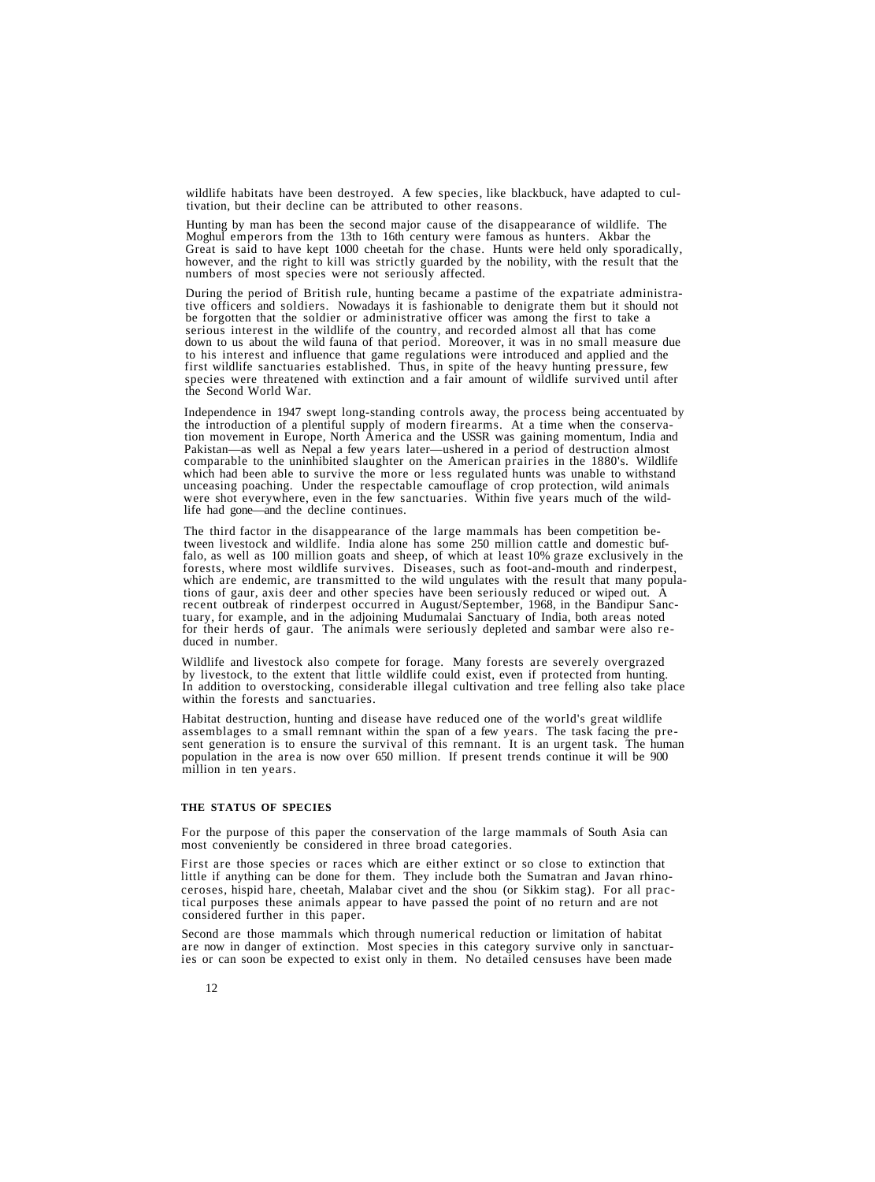wildlife habitats have been destroyed. A few species, like blackbuck, have adapted to cultivation, but their decline can be attributed to other reasons.

Hunting by man has been the second major cause of the disappearance of wildlife. The Moghul emperors from the 13th to 16th century were famous as hunters. Akbar the Great is said to have kept 1000 cheetah for the chase. Hunts were held only sporadically, however, and the right to kill was strictly guarded by the nobility, with the result that the numbers of most species were not seriously affected.

During the period of British rule, hunting became a pastime of the expatriate administrative officers and soldiers. Nowadays it is fashionable to denigrate them but it should not be forgotten that the soldier or administrative officer was among the first to take a serious interest in the wildlife of the country, and recorded almost all that has come down to us about the wild fauna of that period. Moreover, it was in no small measure due to his interest and influence that game regulations were introduced and applied and the first wildlife sanctuaries established. Thus, in spite of the heavy hunting pressure, few species were threatened with extinction and a fair amount of wildlife survived until after the Second World War.

Independence in 1947 swept long-standing controls away, the process being accentuated by the introduction of a plentiful supply of modern firearms. At a time when the conservation movement in Europe, North America and the USSR was gaining momentum, India and Pakistan—as well as Nepal a few years later—ushered in a period of destruction almost comparable to the uninhibited slaughter on the American prairies in the 1880's. Wildlife which had been able to survive the more or less regulated hunts was unable to withstand unceasing poaching. Under the respectable camouflage of crop protection, wild animals were shot everywhere, even in the few sanctuaries. Within five years much of the wildlife had gone—and the decline continues.

The third factor in the disappearance of the large mammals has been competition between livestock and wildlife. India alone has some 250 million cattle and domestic buffalo, as well as 100 million goats and sheep, of which at least 10% graze exclusively in the forests, where most wildlife survives. Diseases, such as foot-and-mouth and rinderpest, which are endemic, are transmitted to the wild ungulates with the result that many populations of gaur, axis deer and other species have been seriously reduced or wiped out. A recent outbreak of rinderpest occurred in August/September, 1968, in the Bandipur Sanctuary, for example, and in the adjoining Mudumalai Sanctuary of India, both areas noted for their herds of gaur. The animals were seriously depleted and sambar were also reduced in number.

Wildlife and livestock also compete for forage. Many forests are severely overgrazed by livestock, to the extent that little wildlife could exist, even if protected from hunting. In addition to overstocking, considerable illegal cultivation and tree felling also take place within the forests and sanctuaries.

Habitat destruction, hunting and disease have reduced one of the world's great wildlife assemblages to a small remnant within the span of a few years. The task facing the present generation is to ensure the survival of this remnant. It is an urgent task. The human population in the area is now over 650 million. If present trends continue it will be 900 million in ten years.

## THE STATUS OF SPECIES

For the purpose of this paper the conservation of the large mammals of South Asia can most conveniently be considered in three broad categories.

First are those species or races which are either extinct or so close to extinction that little if anything can be done for them. They include both the Sumatran and Javan rhinoceroses, hispid hare, cheetah, Malabar civet and the shou (or Sikkim stag). For all practical purposes these animals appear to have passed the point of no return and are not considered further in this paper.

Second are those mammals which through numerical reduction or limitation of habitat are now in danger of extinction. Most species in this category survive only in sanctuaries or can soon be expected to exist only in them. No detailed censuses have been made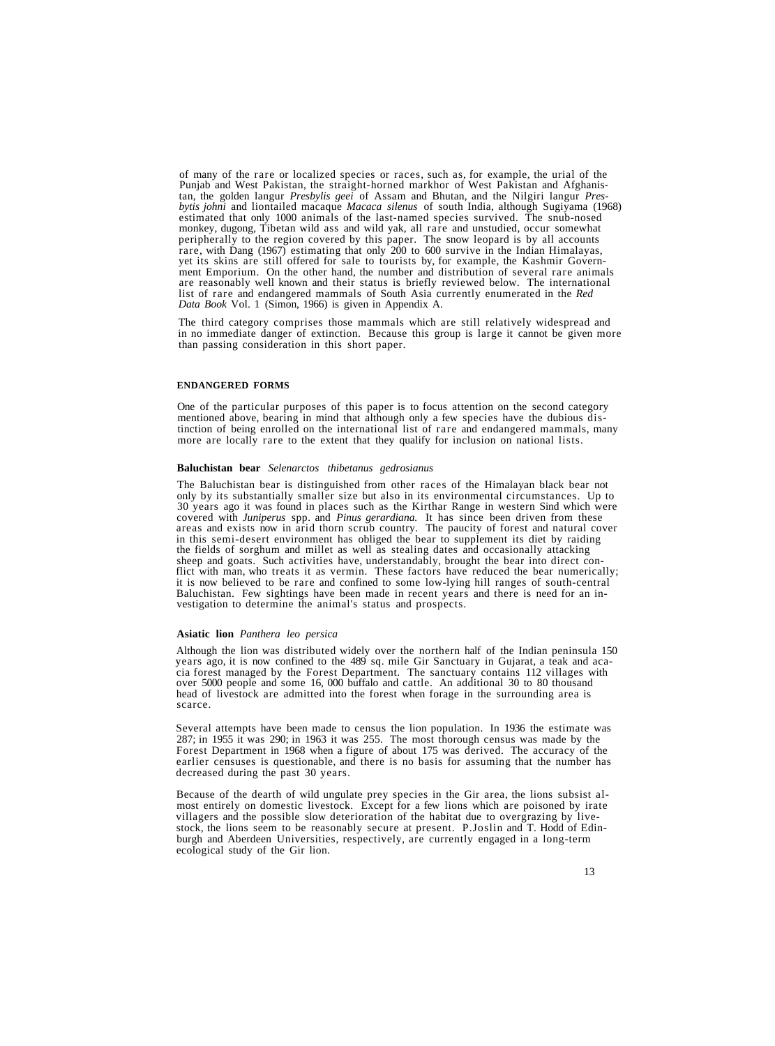of many of the rare or localized species or races, such as, for example, the urial of the Punjab and West Pakistan, the straight-horned markhor of West Pakistan and Afghanistan, the golden langur *Presbylis geei* of Assam and Bhutan, and the Nilgiri langur *Presbytis johni* and liontailed macaque *Macaca silenus* of south India, although Sugiyama (1968) estimated that only 1000 animals of the last-named species survived. The snub-nosed monkey, dugong, Tibetan wild ass and wild yak, all rare and unstudied, occur somewhat peripherally to the region covered by this paper. The snow leopard is by all accounts rare, with Dang (1967) estimating that only 200 to 600 survive in the Indian Himalayas, yet its skins are still offered for sale to tourists by, for example, the Kashmir Government Emporium. On the other hand, the number and distribution of several rare animals are reasonably well known and their status is briefly reviewed below. The international list of rare and endangered mammals of South Asia currently enumerated in the *Red Data Book* Vol. 1 (Simon, 1966) is given in Appendix A.

The third category comprises those mammals which are still relatively widespread and in no immediate danger of extinction. Because this group is large it cannot be given more than passing consideration in this short paper.

## ENDANGERED FORMS

One of the particular purposes of this paper is to focus attention on the second category mentioned above, bearing in mind that although only a few species have the dubious distinction of being enrolled on the international list of rare and endangered mammals, many more are locally rare to the extent that they qualify for inclusion on national lists.

### **Baluchistan bear** *Selenarctos thibetanus gedrosianus*

The Baluchistan bear is distinguished from other races of the Himalayan black bear not only by its substantially smaller size but also in its environmental circumstances. Up to 30 years ago it was found in places such as the Kirthar Range in western Sind which were covered with *Juniperus* spp. and *Pinus gerardiana.* It has since been driven from these areas and exists now in arid thorn scrub country. The paucity of forest and natural cover in this semi-desert environment has obliged the bear to supplement its diet by raiding the fields of sorghum and millet as well as stealing dates and occasionally attacking sheep and goats. Such activities have, understandably, brought the bear into direct conflict with man, who treats it as vermin. These factors have reduced the bear numerically; it is now believed to be rare and confined to some low-lying hill ranges of south-central Baluchistan. Few sightings have been made in recent years and there is need for an investigation to determine the animal's status and prospects.

### **Asiatic lion** *Panthera leo persica*

Although the lion was distributed widely over the northern half of the Indian peninsula 150 years ago, it is now confined to the 489 sq. mile Gir Sanctuary in Gujarat, a teak and acacia forest managed by the Forest Department. The sanctuary contains 112 villages with over 5000 people and some 16, 000 buffalo and cattle. An additional 30 to 80 thousand head of livestock are admitted into the forest when forage in the surrounding area is scarce.

Several attempts have been made to census the lion population. In 1936 the estimate was 287; in 1955 it was 290; in 1963 it was 255. The most thorough census was made by the Forest Department in 1968 when a figure of about 175 was derived. The accuracy of the earlier censuses is questionable, and there is no basis for assuming that the number has decreased during the past 30 years.

Because of the dearth of wild ungulate prey species in the Gir area, the lions subsist almost entirely on domestic livestock. Except for a few lions which are poisoned by irate villagers and the possible slow deterioration of the habitat due to overgrazing by livestock, the lions seem to be reasonably secure at present. P.Joslin and T. Hodd of Edinburgh and Aberdeen Universities, respectively, are currently engaged in a long-term ecological study of the Gir lion.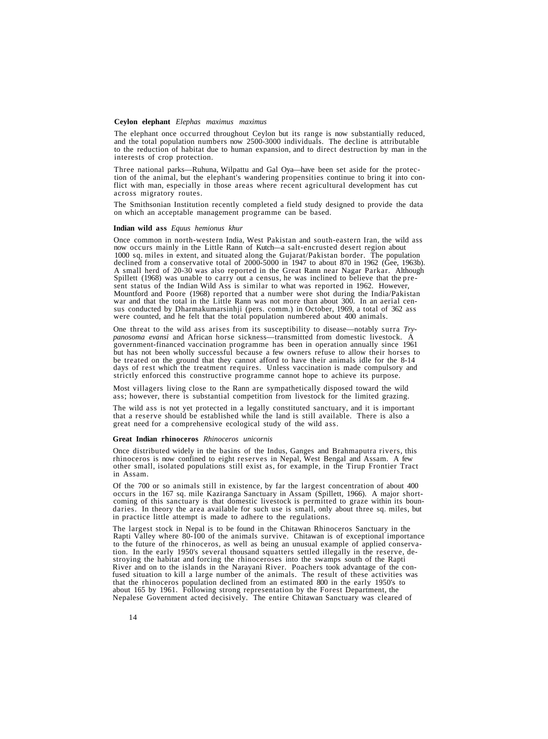**Ceylon elephant** *Elephas maximus maximus*

The elephant once occurred throughout Ceylon but its range is now substantially reduced, and the total population numbers now 2500-3000 individuals. The decline is attributable to the reduction of habitat due to human expansion, and to direct destruction by man in the interests of crop protection.

Three national parks—Ruhuna, Wilpattu and Gal Oya—have been set aside for the protection of the animal, but the elephant's wandering propensities continue to bring it into conflict with man, especially in those areas where recent agricultural development has cut across migratory routes.

The Smithsonian Institution recently completed a field study designed to provide the data on which an acceptable management programme can be based.

**Indian wild ass** *Equus hemionus khur*

Once common in north-western India, West Pakistan and south-eastern Iran, the wild ass now occurs mainly in the Little Rann of Kutch—a salt-encrusted desert region about 1000 sq. miles in extent, and situated along the Gujarat/Pakistan border. The population declined from a conservative total of 2000-5000 in 1947 to about 870 in 1962 (Gee, 1963b). A small herd of 20-30 was also reported in the Great Rann near Nagar Parkar. Although Spillett (1968) was unable to carry out a census, he was inclined to believe that the present status of the Indian Wild Ass is similar to what was reported in 1962. However, Mountford and Poore (1968) reported that a number were shot during the India/Pakistan war and that the total in the Little Rann was not more than about 300. In an aerial census conducted by Dharmakumarsinhji (pers. comm.) in October, 1969, a total of 362 ass were counted, and he felt that the total population numbered about 400 animals.

One threat to the wild ass arises from its susceptibility to disease—notably surra *Trypanosoma evansi* and African horse sickness—transmitted from domestic livestock. A government-financed vaccination programme has been in operation annually since 1961 but has not been wholly successful because a few owners refuse to allow their horses to be treated on the ground that they cannot afford to have their animals idle for the 8-14 days of rest which the treatment requires. Unless vaccination is made compulsory and strictly enforced this constructive programme cannot hope to achieve its purpose.

Most villagers living close to the Rann are sympathetically disposed toward the wild ass; however, there is substantial competition from livestock for the limited grazing.

The wild ass is not yet protected in a legally constituted sanctuary, and it is important that a reserve should be established while the land is still available. There is also a great need for a comprehensive ecological study of the wild ass.

**Great Indian rhinoceros** *Rhinoceros unicornis*

Once distributed widely in the basins of the Indus, Ganges and Brahmaputra rivers, this rhinoceros is now confined to eight reserves in Nepal, West Bengal and Assam. A few other small, isolated populations still exist as, for example, in the Tirup Frontier Tract in Assam.

Of the 700 or so animals still in existence, by far the largest concentration of about 400 occurs in the 167 sq. mile Kaziranga Sanctuary in Assam (Spillett, 1966). A major shortcoming of this sanctuary is that domestic livestock is permitted to graze within its boundaries. In theory the area available for such use is small, only about three sq. miles, but in practice little attempt is made to adhere to the regulations.

The largest stock in Nepal is to be found in the Chitawan Rhinoceros Sanctuary in the Rapti Valley where 80-100 of the animals survive. Chitawan is of exceptional importance to the future of the rhinoceros, as well as being an unusual example of applied conservation. In the early 1950's several thousand squatters settled illegally in the reserve, destroying the habitat and forcing the rhinoceroses into the swamps south of the Rapti River and on to the islands in the Narayani River. Poachers took advantage of the confused situation to kill a large number of the animals. The result of these activities was that the rhinoceros population declined from an estimated 800 in the early 1950's to about 165 by 1961. Following strong representation by the Forest Department, the Nepalese Government acted decisively. The entire Chitawan Sanctuary was cleared of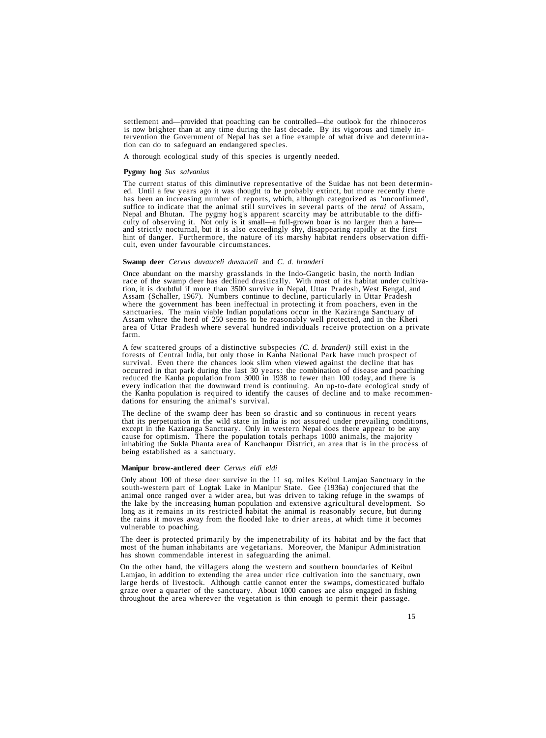settlement and—provided that poaching can be controlled—the outlook for the rhinoceros is now brighter than at any time during the last decade. By its vigorous and timely intervention the Government of Nepal has set a fine example of what drive and determination can do to safeguard an endangered species.

A thorough ecological study of this species is urgently needed.

**Pygmy hog** *Sus salvanius*

The current status of this diminutive representative of the Suidae has not been determined. Until a few years ago it was thought to be probably extinct, but more recently there has been an increasing number of reports, which, although categorized as 'unconfirmed', suffice to indicate that the animal still survives in several parts of the *terai* of Assam, Nepal and Bhutan. The pygmy hog's apparent scarcity may be attributable to the difficulty of observing it. Not only is it small—a full-grown boar is no larger than a hare—and strictly nocturnal, but it is also exceedingly shy, disappearing rapidly at the first hint of danger. Furthermore, the nature of its marshy habitat renders observation difficult, even under favourable circumstances.

**Swamp deer** *Cervus duvauceli duvauceli* and *C. d. branderi*

Once abundant on the marshy grasslands in the Indo-Gangetic basin, the north Indian race of the swamp deer has declined drastically. With most of its habitat under cultivation, it is doubtful if more than 3500 survive in Nepal, Uttar Pradesh, West Bengal, and Assam (Schaller, 1967). Numbers continue to decline, particularly in Uttar Pradesh where the government has been ineffectual in protecting it from poachers, even in the sanctuaries. The main viable Indian populations occur in the Kaziranga Sanctuary of Assam where the herd of 250 seems to be reasonably well protected, and in the Kheri area of Uttar Pradesh where several hundred individuals receive protection on a private farm.

A few scattered groups of a distinctive subspecies *(C. d. branderi)* still exist in the forests of Central India, but only those in Kanha National Park have much prospect of survival. Even there the chances look slim when viewed against the decline that has occurred in that park during the last 30 years: the combination of disease and poaching reduced the Kanha population from 3000 in 1938 to fewer than 100 today, and there is every indication that the downward trend is continuing. An up-to-date ecological study of the Kanha population is required to identify the causes of decline and to make recommendations for ensuring the animal's survival.

The decline of the swamp deer has been so drastic and so continuous in recent years that its perpetuation in the wild state in India is not assured under prevailing conditions, except in the Kaziranga Sanctuary. Only in western Nepal does there appear to be any cause for optimism. There the population totals perhaps 1000 animals, the majority inhabiting the Sukla Phanta area of Kanchanpur District, an area that is in the process of being established as a sanctuary.

**Manipur brow-antlered deer** *Cervus eldi eldi*

Only about 100 of these deer survive in the 11 sq. miles Keibul Lamjao Sanctuary in the south-western part of Logtak Lake in Manipur State. Gee (1936a) conjectured that the animal once ranged over a wider area, but was driven to taking refuge in the swamps of the lake by the increasing human population and extensive agricultural development. So long as it remains in its restricted habitat the animal is reasonably secure, but during the rains it moves away from the flooded lake to drier areas, at which time it becomes vulnerable to poaching.

The deer is protected primarily by the impenetrability of its habitat and by the fact that most of the human inhabitants are vegetarians. Moreover, the Manipur Administration has shown commendable interest in safeguarding the animal.

On the other hand, the villagers along the western and southern boundaries of Keibul Lamjao, in addition to extending the area under rice cultivation into the sanctuary, own large herds of livestock. Although cattle cannot enter the swamps, domesticated buffalo graze over a quarter of the sanctuary. About 1000 canoes are also engaged in fishing throughout the area wherever the vegetation is thin enough to permit their passage.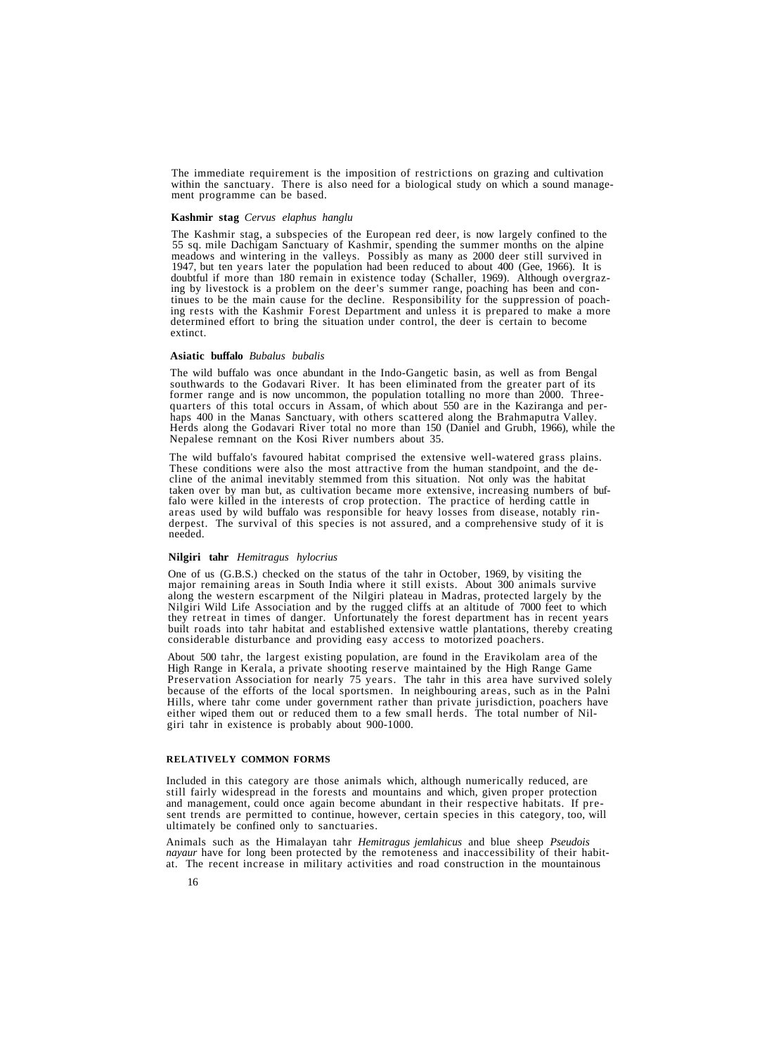The immediate requirement is the imposition of restrictions on grazing and cultivation within the sanctuary. There is also need for a biological study on which a sound management programme can be based.

### Kashmir stag *Cervus elaphus hanglu*

The Kashmir stag, a subspecies of the European red deer, is now largely confined to the 55 sq. mile Dachigam Sanctuary of Kashmir, spending the summer months on the alpine meadows and wintering in the valleys. Possibly as many as 2000 deer still survived in 1947, but ten years later the population had been reduced to about 400 (Gee, 1966). It is doubtful if more than 180 remain in existence today (Schaller, 1969). Although overgrazing by livestock is a problem on the deer's summer range, poaching has been and continues to be the main cause for the decline. Responsibility for the suppression of poaching rests with the Kashmir Forest Department and unless it is prepared to make a more determined effort to bring the situation under control, the deer is certain to become extinct.

### Asiatic buffalo *Bubalus bubalis*

The wild buffalo was once abundant in the Indo-Gangetic basin, as well as from Bengal southwards to the Godavari River. It has been eliminated from the greater part of its former range and is now uncommon, the population totalling no more than 2000. Three-quarters of this total occurs in Assam, of which about 550 are in the Kaziranga and perhaps 400 in the Manas Sanctuary, with others scattered along the Brahmaputra Valley. Herds along the Godavari River total no more than 150 (Daniel and Grubh, 1966), while the Nepalese remnant on the Kosi River numbers about 35.

The wild buffalo's favoured habitat comprised the extensive well-watered grass plains. These conditions were also the most attractive from the human standpoint, and the decline of the animal inevitably stemmed from this situation. Not only was the habitat taken over by man but, as cultivation became more extensive, increasing numbers of buffalo were killed in the interests of crop protection. The practice of herding cattle in areas used by wild buffalo was responsible for heavy losses from disease, notably rinderpest. The survival of this species is not assured, and a comprehensive study of it is needed.

### Nilgiri tahr *Hemitragus hylocrius*

One of us (G.B.S.) checked on the status of the tahr in October, 1969, by visiting the major remaining areas in South India where it still exists. About 300 animals survive along the western escarpment of the Nilgiri plateau in Madras, protected largely by the Nilgiri Wild Life Association and by the rugged cliffs at an altitude of 7000 feet to which they retreat in times of danger. Unfortunately the forest department has in recent years built roads into tahr habitat and established extensive wattle plantations, thereby creating considerable disturbance and providing easy access to motorized poachers.

About 500 tahr, the largest existing population, are found in the Eravikolam area of the High Range in Kerala, a private shooting reserve maintained by the High Range Game Preservation Association for nearly 75 years. The tahr in this area have survived solely because of the efforts of the local sportsmen. In neighbouring areas, such as in the Palni Hills, where tahr come under government rather than private jurisdiction, poachers have either wiped them out or reduced them to a few small herds. The total number of Nilgiri tahr in existence is probably about 900-1000.

## RELATIVELY COMMON FORMS

Included in this category are those animals which, although numerically reduced, are still fairly widespread in the forests and mountains and which, given proper protection and management, could once again become abundant in their respective habitats. If present trends are permitted to continue, however, certain species in this category, too, will ultimately be confined only to sanctuaries.

Animals such as the Himalayan tahr *Hemitragus jemlahicus* and blue sheep *Pseudois nayaur* have for long been protected by the remoteness and inaccessibility of their habitat. The recent increase in military activities and road construction in the mountainous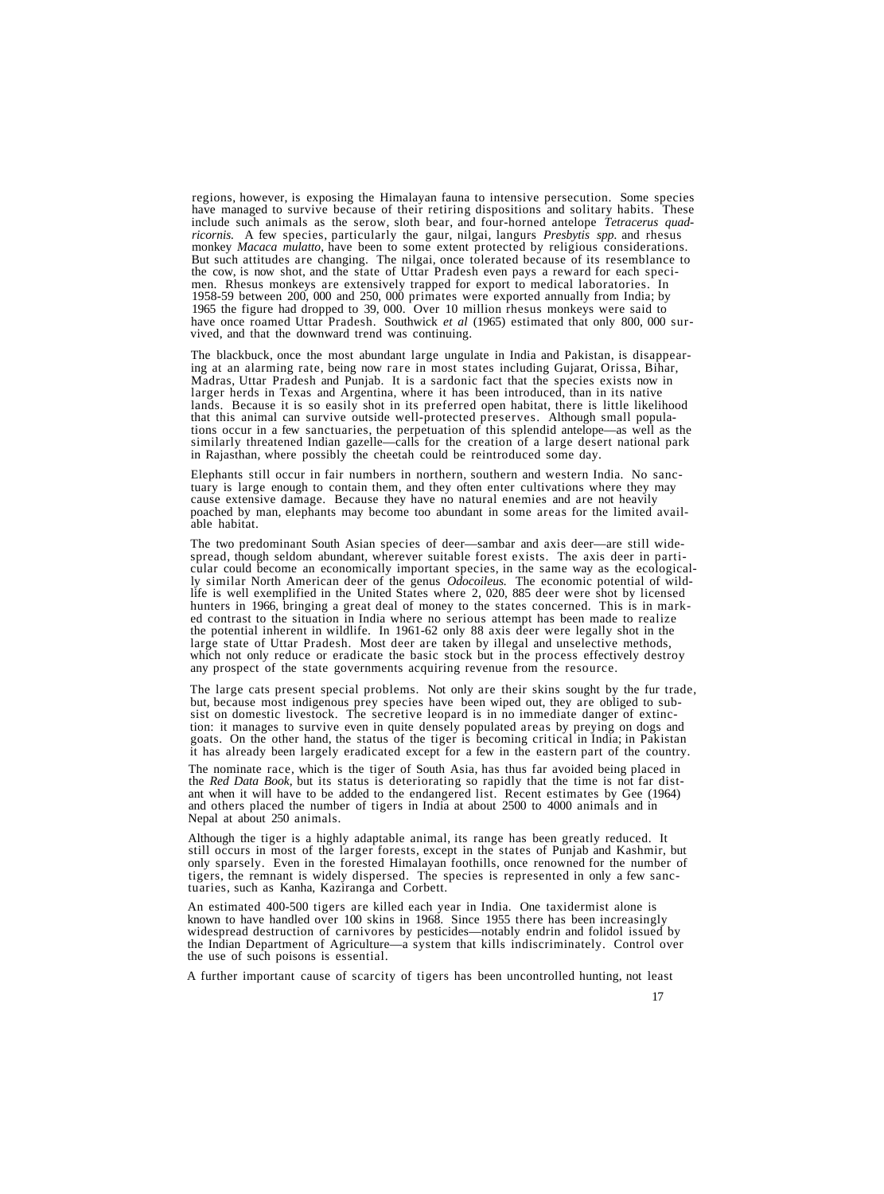regions, however, is exposing the Himalayan fauna to intensive persecution. Some species have managed to survive because of their retiring dispositions and solitary habits. These include such animals as the serow, sloth bear, and four-horned antelope *Tetracerus quadricornis.* A few species, particularly the gaur, nilgai, langurs *Presbytis spp.* and rhesus monkey *Macaca mulatto,* have been to some extent protected by religious considerations. But such attitudes are changing. The nilgai, once tolerated because of its resemblance to the cow, is now shot, and the state of Uttar Pradesh even pays a reward for each specimen. Rhesus monkeys are extensively trapped for export to medical laboratories. In 1958-59 between 200, 000 and 250, 000 primates were exported annually from India; by 1965 the figure had dropped to 39, 000. Over 10 million rhesus monkeys were said to have once roamed Uttar Pradesh. Southwick *et al* (1965) estimated that only 800, 000 survived, and that the downward trend was continuing.

The blackbuck, once the most abundant large ungulate in India and Pakistan, is disappearing at an alarming rate, being now rare in most states including Gujarat, Orissa, Bihar, Madras, Uttar Pradesh and Punjab. It is a sardonic fact that the species exists now in larger herds in Texas and Argentina, where it has been introduced, than in its native lands. Because it is so easily shot in its preferred open habitat, there is little likelihood that this animal can survive outside well-protected preserves. Although small populations occur in a few sanctuaries, the perpetuation of this splendid antelope—as well as the similarly threatened Indian gazelle—calls for the creation of a large desert national park in Rajasthan, where possibly the cheetah could be reintroduced some day.

Elephants still occur in fair numbers in northern, southern and western India. No sanctuary is large enough to contain them, and they often enter cultivations where they may cause extensive damage. Because they have no natural enemies and are not heavily poached by man, elephants may become too abundant in some areas for the limited available habitat.

The two predominant South Asian species of deer—sambar and axis deer—are still widespread, though seldom abundant, wherever suitable forest exists. The axis deer in particular could become an economically important species, in the same way as the ecologically similar North American deer of the genus *Odocoileus.* The economic potential of wildlife is well exemplified in the United States where 2, 020, 885 deer were shot by licensed hunters in 1966, bringing a great deal of money to the states concerned. This is in marked contrast to the situation in India where no serious attempt has been made to realize the potential inherent in wildlife. In 1961-62 only 88 axis deer were legally shot in the large state of Uttar Pradesh. Most deer are taken by illegal and unselective methods, which not only reduce or eradicate the basic stock but in the process effectively destroy any prospect of the state governments acquiring revenue from the resource.

The large cats present special problems. Not only are their skins sought by the fur trade, but, because most indigenous prey species have been wiped out, they are obliged to subsist on domestic livestock. The secretive leopard is in no immediate danger of extinction: it manages to survive even in quite densely populated areas by preying on dogs and goats. On the other hand, the status of the tiger is becoming critical in India; in Pakistan it has already been largely eradicated except for a few in the eastern part of the country.

The nominate race, which is the tiger of South Asia, has thus far avoided being placed in the *Red Data Book,* but its status is deteriorating so rapidly that the time is not far distant when it will have to be added to the endangered list. Recent estimates by Gee (1964) and others placed the number of tigers in India at about 2500 to 4000 animals and in Nepal at about 250 animals.

Although the tiger is a highly adaptable animal, its range has been greatly reduced. It still occurs in most of the larger forests, except in the states of Punjab and Kashmir, but only sparsely. Even in the forested Himalayan foothills, once renowned for the number of tigers, the remnant is widely dispersed. The species is represented in only a few sanctuaries, such as Kanha, Kaziranga and Corbett.

An estimated 400-500 tigers are killed each year in India. One taxidermist alone is known to have handled over 100 skins in 1968. Since 1955 there has been increasingly widespread destruction of carnivores by pesticides—notably endrin and folidol issued by the Indian Department of Agriculture—a system that kills indiscriminately. Control over the use of such poisons is essential.

A further important cause of scarcity of tigers has been uncontrolled hunting, not least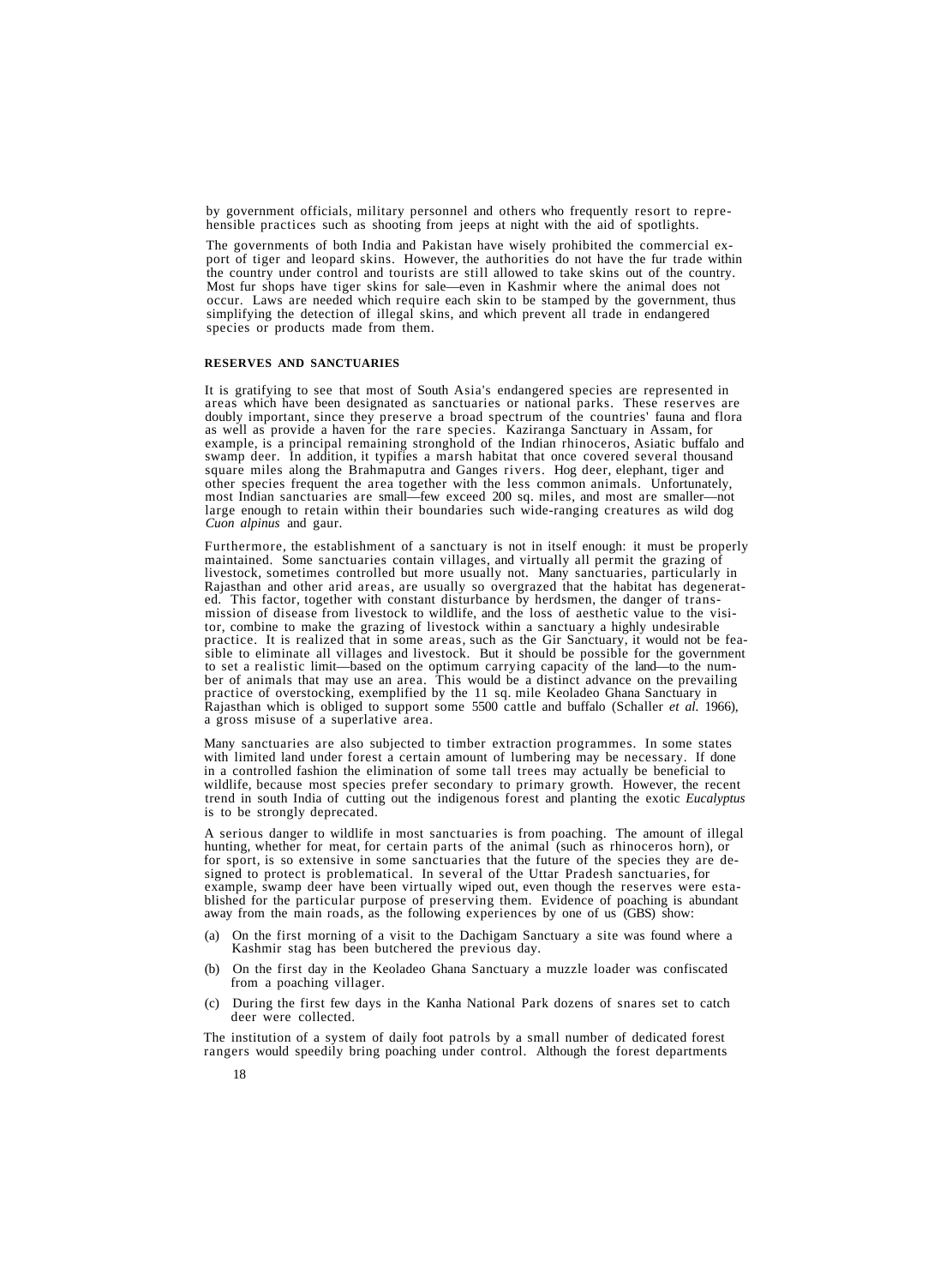by government officials, military personnel and others who frequently resort to reprehensible practices such as shooting from jeeps at night with the aid of spotlights.

The governments of both India and Pakistan have wisely prohibited the commercial export of tiger and leopard skins. However, the authorities do not have the fur trade within the country under control and tourists are still allowed to take skins out of the country. Most fur shops have tiger skins for sale—even in Kashmir where the animal does not occur. Laws are needed which require each skin to be stamped by the government, thus simplifying the detection of illegal skins, and which prevent all trade in endangered species or products made from them.

## RESERVES AND SANCTUARIES

It is gratifying to see that most of South Asia's endangered species are represented in areas which have been designated as sanctuaries or national parks. These reserves are doubly important, since they preserve a broad spectrum of the countries' fauna and flora as well as provide a haven for the rare species. Kaziranga Sanctuary in Assam, for example, is a principal remaining stronghold of the Indian rhinoceros, Asiatic buffalo and swamp deer. In addition, it typifies a marsh habitat that once covered several thousand square miles along the Brahmaputra and Ganges rivers. Hog deer, elephant, tiger and other species frequent the area together with the less common animals. Unfortunately, most Indian sanctuaries are small—few exceed 200 sq. miles, and most are smaller—not large enough to retain within their boundaries such wide-ranging creatures as wild dog *Cuon alpinus* and gaur.

Furthermore, the establishment of a sanctuary is not in itself enough: it must be properly maintained. Some sanctuaries contain villages, and virtually all permit the grazing of livestock, sometimes controlled but more usually not. Many sanctuaries, particularly in Rajasthan and other arid areas, are usually so overgrazed that the habitat has degenerated. This factor, together with constant disturbance by herdsmen, the danger of transmission of disease from livestock to wildlife, and the loss of aesthetic value to the visitor, combine to make the grazing of livestock within a sanctuary a highly undesirable practice. It is realized that in some areas, such as the Gir Sanctuary, it would not be feasible to eliminate all villages and livestock. But it should be possible for the government to set a realistic limit—based on the optimum carrying capacity of the land—to the number of animals that may use an area. This would be a distinct advance on the prevailing practice of overstocking, exemplified by the 11 sq. mile Keoladeo Ghana Sanctuary in Rajasthan which is obliged to support some 5500 cattle and buffalo (Schaller *et al.* 1966), a gross misuse of a superlative area.

Many sanctuaries are also subjected to timber extraction programmes. In some states with limited land under forest a certain amount of lumbering may be necessary. If done in a controlled fashion the elimination of some tall trees may actually be beneficial to wildlife, because most species prefer secondary to primary growth. However, the recent trend in south India of cutting out the indigenous forest and planting the exotic *Eucalyptus* is to be strongly deprecated.

A serious danger to wildlife in most sanctuaries is from poaching. The amount of illegal hunting, whether for meat, for certain parts of the animal (such as rhinoceros horn), or for sport, is so extensive in some sanctuaries that the future of the species they are designed to protect is problematical. In several of the Uttar Pradesh sanctuaries, for example, swamp deer have been virtually wiped out, even though the reserves were established for the particular purpose of preserving them. Evidence of poaching is abundant away from the main roads, as the following experiences by one of us (GBS) show:

(a) On the first morning of a visit to the Dachigam Sanctuary a site was found where a Kashmir stag has been butchered the previous day.

(b) On the first day in the Keoladeo Ghana Sanctuary a muzzle loader was confiscated from a poaching villager.

(c) During the first few days in the Kanha National Park dozens of snares set to catch deer were collected.

The institution of a system of daily foot patrols by a small number of dedicated forest rangers would speedily bring poaching under control. Although the forest departments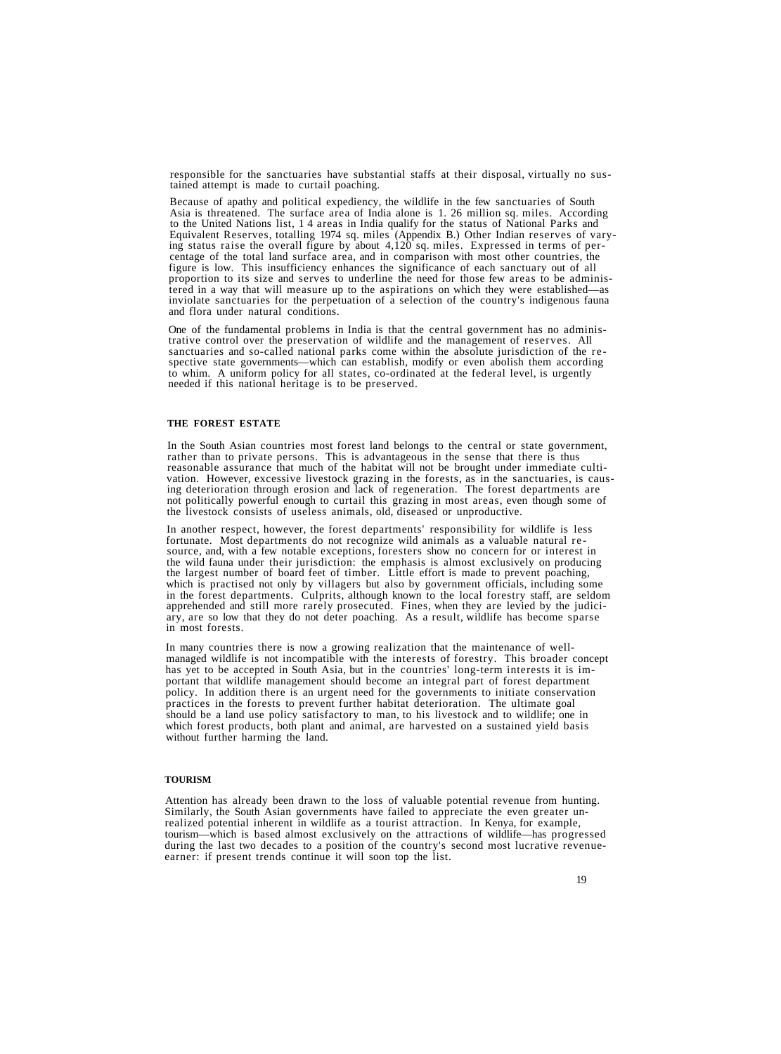responsible for the sanctuaries have substantial staffs at their disposal, virtually no sustained attempt is made to curtail poaching.

Because of apathy and political expediency, the wildlife in the few sanctuaries of South Asia is threatened. The surface area of India alone is 1. 26 million sq. miles. According to the United Nations list, 1 4 areas in India qualify for the status of National Parks and Equivalent Reserves, totalling 1974 sq. miles (Appendix B.) Other Indian reserves of varying status raise the overall figure by about 4,120 sq. miles. Expressed in terms of percentage of the total land surface area, and in comparison with most other countries, the figure is low. This insufficiency enhances the significance of each sanctuary out of all proportion to its size and serves to underline the need for those few areas to be administered in a way that will measure up to the aspirations on which they were established—as inviolate sanctuaries for the perpetuation of a selection of the country's indigenous fauna and flora under natural conditions.

One of the fundamental problems in India is that the central government has no administrative control over the preservation of wildlife and the management of reserves. All sanctuaries and so-called national parks come within the absolute jurisdiction of the respective state governments—which can establish, modify or even abolish them according to whim. A uniform policy for all states, co-ordinated at the federal level, is urgently needed if this national heritage is to be preserved.

### THE FOREST ESTATE

In the South Asian countries most forest land belongs to the central or state government, rather than to private persons. This is advantageous in the sense that there is thus reasonable assurance that much of the habitat will not be brought under immediate cultivation. However, excessive livestock grazing in the forests, as in the sanctuaries, is causing deterioration through erosion and lack of regeneration. The forest departments are not politically powerful enough to curtail this grazing in most areas, even though some of the livestock consists of useless animals, old, diseased or unproductive.

In another respect, however, the forest departments' responsibility for wildlife is less fortunate. Most departments do not recognize wild animals as a valuable natural resource, and, with a few notable exceptions, foresters show no concern for or interest in the wild fauna under their jurisdiction: the emphasis is almost exclusively on producing the largest number of board feet of timber. Little effort is made to prevent poaching, which is practised not only by villagers but also by government officials, including some in the forest departments. Culprits, although known to the local forestry staff, are seldom apprehended and still more rarely prosecuted. Fines, when they are levied by the judiciary, are so low that they do not deter poaching. As a result, wildlife has become sparse in most forests.

In many countries there is now a growing realization that the maintenance of well-managed wildlife is not incompatible with the interests of forestry. This broader concept has yet to be accepted in South Asia, but in the countries' long-term interests it is important that wildlife management should become an integral part of forest department policy. In addition there is an urgent need for the governments to initiate conservation practices in the forests to prevent further habitat deterioration. The ultimate goal should be a land use policy satisfactory to man, to his livestock and to wildlife; one in which forest products, both plant and animal, are harvested on a sustained yield basis without further harming the land.

### TOURISM

Attention has already been drawn to the loss of valuable potential revenue from hunting. Similarly, the South Asian governments have failed to appreciate the even greater unrealized potential inherent in wildlife as a tourist attraction. In Kenya, for example, tourism—which is based almost exclusively on the attractions of wildlife—has progressed during the last two decades to a position of the country's second most lucrative revenue-earner: if present trends continue it will soon top the list.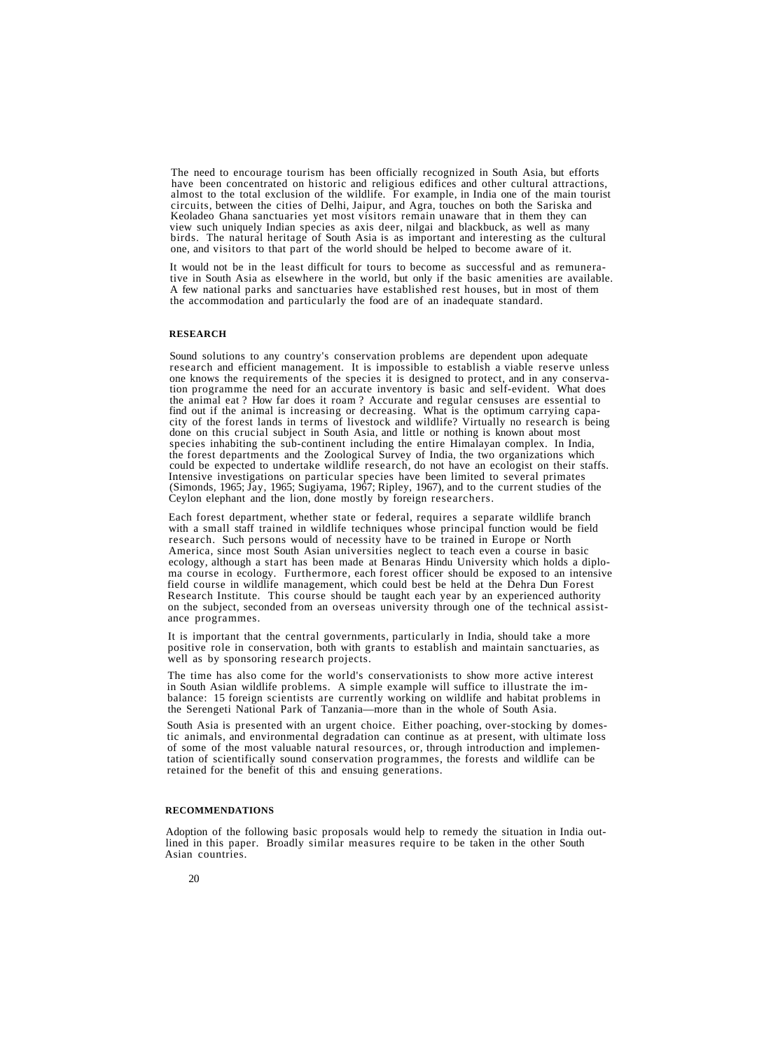The need to encourage tourism has been officially recognized in South Asia, but efforts have been concentrated on historic and religious edifices and other cultural attractions, almost to the total exclusion of the wildlife. For example, in India one of the main tourist circuits, between the cities of Delhi, Jaipur, and Agra, touches on both the Sariska and Keoladeo Ghana sanctuaries yet most visitors remain unaware that in them they can view such uniquely Indian species as axis deer, nilgai and blackbuck, as well as many birds. The natural heritage of South Asia is as important and interesting as the cultural one, and visitors to that part of the world should be helped to become aware of it.

It would not be in the least difficult for tours to become as successful and as remunerative in South Asia as elsewhere in the world, but only if the basic amenities are available. A few national parks and sanctuaries have established rest houses, but in most of them the accommodation and particularly the food are of an inadequate standard.

## RESEARCH

Sound solutions to any country's conservation problems are dependent upon adequate research and efficient management. It is impossible to establish a viable reserve unless one knows the requirements of the species it is designed to protect, and in any conservation programme the need for an accurate inventory is basic and self-evident. What does the animal eat ? How far does it roam ? Accurate and regular censuses are essential to find out if the animal is increasing or decreasing. What is the optimum carrying capacity of the forest lands in terms of livestock and wildlife? Virtually no research is being done on this crucial subject in South Asia, and little or nothing is known about most species inhabiting the sub-continent including the entire Himalayan complex. In India, the forest departments and the Zoological Survey of India, the two organizations which could be expected to undertake wildlife research, do not have an ecologist on their staffs. Intensive investigations on particular species have been limited to several primates (Simonds, 1965; Jay, 1965; Sugiyama, 1967; Ripley, 1967), and to the current studies of the Ceylon elephant and the lion, done mostly by foreign researchers.

Each forest department, whether state or federal, requires a separate wildlife branch with a small staff trained in wildlife techniques whose principal function would be field research. Such persons would of necessity have to be trained in Europe or North America, since most South Asian universities neglect to teach even a course in basic ecology, although a start has been made at Benaras Hindu University which holds a diploma course in ecology. Furthermore, each forest officer should be exposed to an intensive field course in wildlife management, which could best be held at the Dehra Dun Forest Research Institute. This course should be taught each year by an experienced authority on the subject, seconded from an overseas university through one of the technical assistance programmes.

It is important that the central governments, particularly in India, should take a more positive role in conservation, both with grants to establish and maintain sanctuaries, as well as by sponsoring research projects.

The time has also come for the world's conservationists to show more active interest in South Asian wildlife problems. A simple example will suffice to illustrate the imbalance: 15 foreign scientists are currently working on wildlife and habitat problems in the Serengeti National Park of Tanzania—more than in the whole of South Asia.

South Asia is presented with an urgent choice. Either poaching, over-stocking by domestic animals, and environmental degradation can continue as at present, with ultimate loss of some of the most valuable natural resources, or, through introduction and implementation of scientifically sound conservation programmes, the forests and wildlife can be retained for the benefit of this and ensuing generations.

## RECOMMENDATIONS

Adoption of the following basic proposals would help to remedy the situation in India outlined in this paper. Broadly similar measures require to be taken in the other South Asian countries.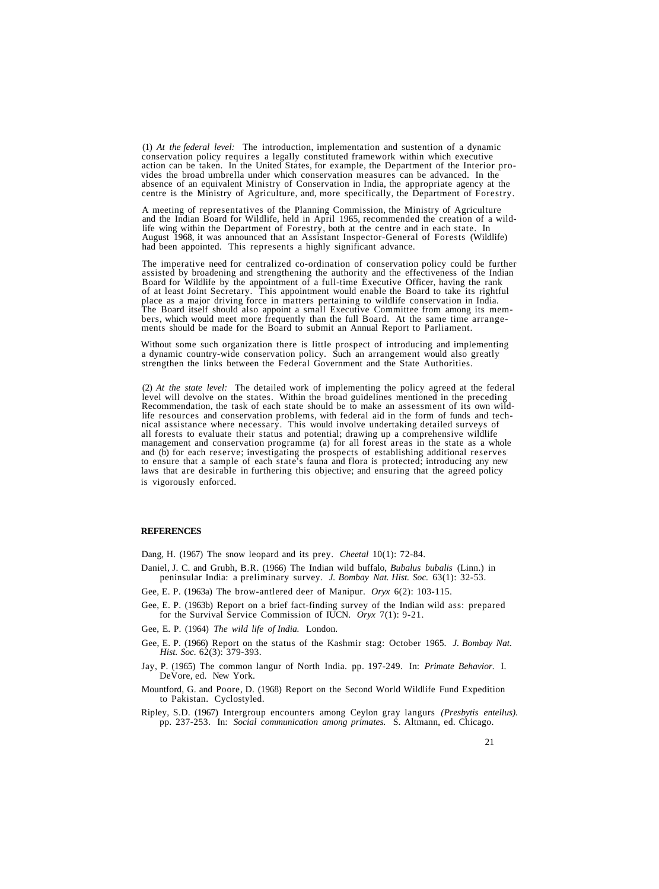(1) *At the federal level:* The introduction, implementation and sustention of a dynamic conservation policy requires a legally constituted framework within which executive action can be taken. In the United States, for example, the Department of the Interior provides the broad umbrella under which conservation measures can be advanced. In the absence of an equivalent Ministry of Conservation in India, the appropriate agency at the centre is the Ministry of Agriculture, and, more specifically, the Department of Forestry.

A meeting of representatives of the Planning Commission, the Ministry of Agriculture and the Indian Board for Wildlife, held in April 1965, recommended the creation of a wildlife wing within the Department of Forestry, both at the centre and in each state. In August 1968, it was announced that an Assistant Inspector-General of Forests (Wildlife) had been appointed. This represents a highly significant advance.

The imperative need for centralized co-ordination of conservation policy could be further assisted by broadening and strengthening the authority and the effectiveness of the Indian Board for Wildlife by the appointment of a full-time Executive Officer, having the rank of at least Joint Secretary. This appointment would enable the Board to take its rightful place as a major driving force in matters pertaining to wildlife conservation in India. The Board itself should also appoint a small Executive Committee from among its members, which would meet more frequently than the full Board. At the same time arrangements should be made for the Board to submit an Annual Report to Parliament.

Without some such organization there is little prospect of introducing and implementing a dynamic country-wide conservation policy. Such an arrangement would also greatly strengthen the links between the Federal Government and the State Authorities.

(2) *At the state level:* The detailed work of implementing the policy agreed at the federal level will devolve on the states. Within the broad guidelines mentioned in the preceding Recommendation, the task of each state should be to make an assessment of its own wildlife resources and conservation problems, with federal aid in the form of funds and technical assistance where necessary. This would involve undertaking detailed surveys of all forests to evaluate their status and potential; drawing up a comprehensive wildlife management and conservation programme (a) for all forest areas in the state as a whole and (b) for each reserve; investigating the prospects of establishing additional reserves to ensure that a sample of each state's fauna and flora is protected; introducing any new laws that are desirable in furthering this objective; and ensuring that the agreed policy is vigorously enforced.

**REFERENCES**

Dang, H. (1967) The snow leopard and its prey. *Cheetal* 10(1): 72-84.

Daniel, J. C. and Grubh, B.R. (1966) The Indian wild buffalo, *Bubalus bubalis* (Linn.) in peninsular India: a preliminary survey. *J. Bombay Nat. Hist. Soc.* 63(1): 32-53.

Gee, E. P. (1963a) The brow-antlered deer of Manipur. *Oryx* 6(2): 103-115.

Gee, E. P. (1963b) Report on a brief fact-finding survey of the Indian wild ass: prepared for the Survival Service Commission of IUCN. *Oryx* 7(1): 9-21.

Gee, E. P. (1964) *The wild life of India.* London.

Gee, E. P. (1966) Report on the status of the Kashmir stag: October 1965. *J. Bombay Nat. Hist. Soc.* 62(3): 379-393.

Jay, P. (1965) The common langur of North India. pp. 197-249. In: *Primate Behavior.* I. DeVore, ed. New York.

Mountford, G. and Poore, D. (1968) Report on the Second World Wildlife Fund Expedition to Pakistan. Cyclostyled.

Ripley, S.D. (1967) Intergroup encounters among Ceylon gray langurs *(Presbytis entellus).* pp. 237-253. In: *Social communication among primates.* S. Altmann, ed. Chicago.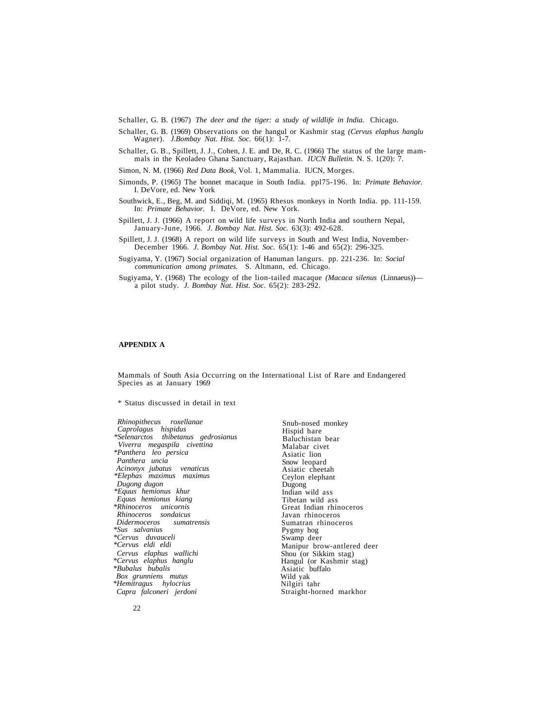Schaller, G. B. (1967) *The deer and the tiger: a study of wildlife in India.* Chicago.

Schaller, G. B. (1969) Observations on the hangul or Kashmir stag *(Cervus elaphus hanglu* Wagner). *J.Bombay Nat. Hist. Soc.* 66(1): 1-7.

Schaller, G. B., Spillett, J. J., Cohen, J. E. and De, R. C. (1966) The status of the large mammals in the Keoladeo Ghana Sanctuary, Rajasthan. *IUCN Bulletin.* N. S. 1(20): 7.

Simon, N. M. (1966) *Red Data Book,* Vol. 1, Mammalia. IUCN, Morges.

Simonds, P. (1965) The bonnet macaque in South India. ppl75-196. In: *Primate Behavior.* I. DeVore, ed. New York

Southwick, E., Beg, M. and Siddiqi, M. (1965) Rhesus monkeys in North India. pp. 111-159. In: *Primate Behavior.* I. DeVore, ed. New York.

Spillett, J. J. (1966) A report on wild life surveys in North India and southern Nepal, January-June, 1966. *J. Bombay Nat. Hist. Soc.* 63(3): 492-628.

Spillett, J. J. (1968) A report on wild life surveys in South and West India, November-December 1966. *J. Bombay Nat. Hist. Soc.* 65(1): 1-46 and 65(2): 296-325.

Sugiyama, Y. (1967) Social organization of Hanuman langurs. pp. 221-236. In: *Social communication among primates.* S. Altmann, ed. Chicago.

Sugiyama, Y. (1968) The ecology of the lion-tailed macaque *(Macaca silenus* (Linnaeus))—a pilot study. *J. Bombay Nat. Hist. Soc.* 65(2): 283-292.

**APPENDIX A**

Mammals of South Asia Occurring on the International List of Rare and Endangered Species as at January 1969

\* Status discussed in detail in text

| | |
|---|---|
| *Rhinopithecus roxellanae* | Snub-nosed monkey |
| *Caprolagus hispidus* | Hispid hare |
| **Selenarctos thibetanus gedrosianus* | Baluchistan bear |
| *Viverra megaspila civettina* | Malabar civet |
| **Panthera leo persica* | Asiatic lion |
| *Panthera uncia* | Snow leopard |
| *Acinonyx jubatus venaticus* | Asiatic cheetah |
| **Elephas maximus maximus* | Ceylon elephant |
| *Dugong dugon* | Dugong |
| **Equus hemionus khur* | Indian wild ass |
| *Equus hemionus kiang* | Tibetan wild ass |
| **Rhinoceros unicornis* | Great Indian rhinoceros |
| *Rhinoceros sondaicus* | Javan rhinoceros |
| *Didermoceros sumatrensis* | Sumatran rhinoceros |
| **Sus salvanius* | Pygmy hog |
| **Cervus duvauceli* | Swamp deer |
| **Cervus eldi eldi* | Manipur brow-antlered deer |
| *Cervus elaphus wallichi* | Shou (or Sikkim stag) |
| **Cervus elaphus hanglu* | Hangul (or Kashmir stag) |
| **Bubalus bubalis* | Asiatic buffalo |
| *Box grunniens mutus* | Wild yak |
| **Hemitragus hylocrius* | Nilgiri tahr |
| *Capra falconeri jerdoni* | Straight-horned markhor |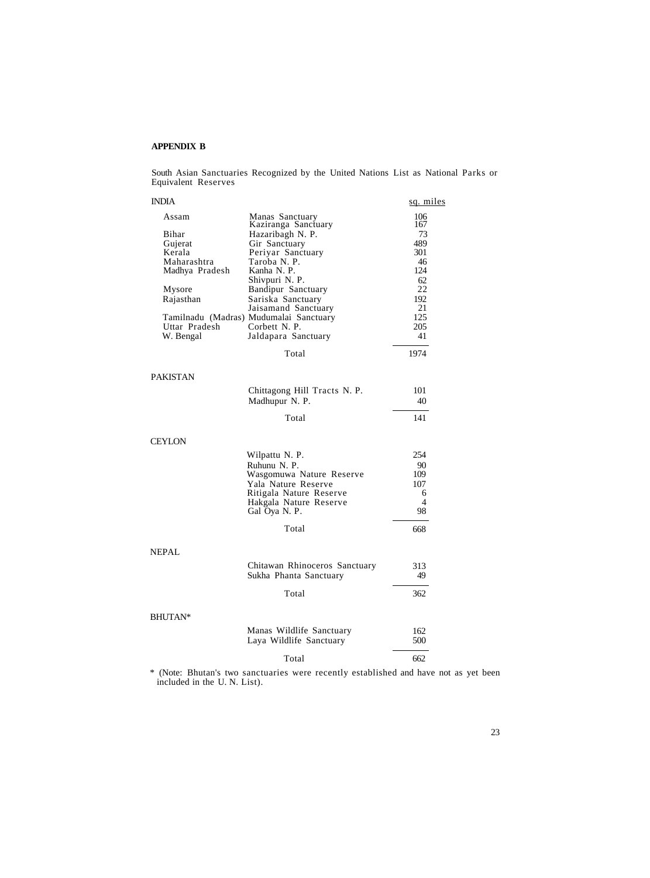**APPENDIX B**

South Asian Sanctuaries Recognized by the United Nations List as National Parks or Equivalent Reserves

| INDIA | | sq. miles |
|---|---|---|
| Assam | Manas Sanctuary | 106 |
| | Kaziranga Sanctuary | 167 |
| Bihar | Hazaribagh N. P. | 73 |
| Gujerat | Gir Sanctuary | 489 |
| Kerala | Periyar Sanctuary | 301 |
| Maharashtra | Taroba N. P. | 46 |
| Madhya Pradesh | Kanha N. P. | 124 |
| | Shivpuri N. P. | 62 |
| Mysore | Bandipur Sanctuary | 22 |
| Rajasthan | Sariska Sanctuary | 192 |
| | Jaisamand Sanctuary | 21 |
| Tamilnadu (Madras) | Mudumalai Sanctuary | 125 |
| Uttar Pradesh | Corbett N. P. | 205 |
| W. Bengal | Jaldapara Sanctuary | 41 |
| | Total | 1974 |

| PAKISTAN | | |
|---|---|---|
| | Chittagong Hill Tracts N. P. | 101 |
| | Madhupur N. P. | 40 |
| | Total | 141 |

| CEYLON | | |
|---|---|---|
| | Wilpattu N. P. | 254 |
| | Ruhunu N. P. | 90 |
| | Wasgomuwa Nature Reserve | 109 |
| | Yala Nature Reserve | 107 |
| | Ritigala Nature Reserve | 6 |
| | Hakgala Nature Reserve | 4 |
| | Gal Oya N. P. | 98 |
| | Total | 668 |

| NEPAL | | |
|---|---|---|
| | Chitawan Rhinoceros Sanctuary | 313 |
| | Sukha Phanta Sanctuary | 49 |
| | Total | 362 |

| BHUTAN* | | |
|---|---|---|
| | Manas Wildlife Sanctuary | 162 |
| | Laya Wildlife Sanctuary | 500 |
| | Total | 662 |

\* (Note: Bhutan's two sanctuaries were recently established and have not as yet been included in the U. N. List).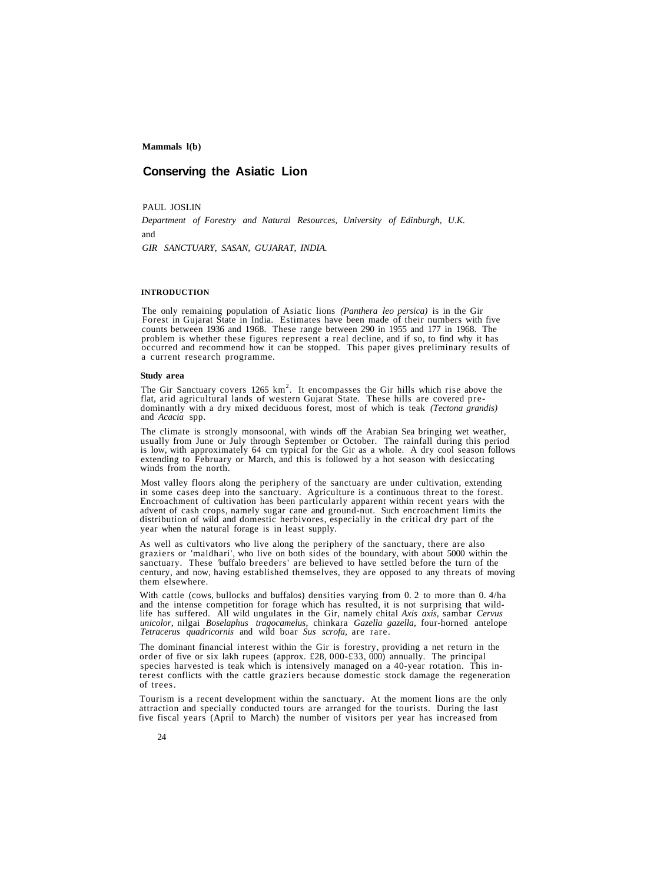**Mammals l(b)**

# Conserving the Asiatic Lion

PAUL JOSLIN

*Department of Forestry and Natural Resources, University of Edinburgh, U.K.*

and

*GIR SANCTUARY, SASAN, GUJARAT, INDIA.*

## INTRODUCTION

The only remaining population of Asiatic lions *(Panthera leo persica)* is in the Gir Forest in Gujarat State in India. Estimates have been made of their numbers with five counts between 1936 and 1968. These range between 290 in 1955 and 177 in 1968. The problem is whether these figures represent a real decline, and if so, to find why it has occurred and recommend how it can be stopped. This paper gives preliminary results of a current research programme.

### Study area

The Gir Sanctuary covers 1265 $km^2$. It encompasses the Gir hills which rise above the flat, arid agricultural lands of western Gujarat State. These hills are covered predominantly with a dry mixed deciduous forest, most of which is teak *(Tectona grandis)* and *Acacia* spp.

The climate is strongly monsoonal, with winds off the Arabian Sea bringing wet weather, usually from June or July through September or October. The rainfall during this period is low, with approximately 64 cm typical for the Gir as a whole. A dry cool season follows extending to February or March, and this is followed by a hot season with desiccating winds from the north.

Most valley floors along the periphery of the sanctuary are under cultivation, extending in some cases deep into the sanctuary. Agriculture is a continuous threat to the forest. Encroachment of cultivation has been particularly apparent within recent years with the advent of cash crops, namely sugar cane and ground-nut. Such encroachment limits the distribution of wild and domestic herbivores, especially in the critical dry part of the year when the natural forage is in least supply.

As well as cultivators who live along the periphery of the sanctuary, there are also graziers or 'maldhari', who live on both sides of the boundary, with about 5000 within the sanctuary. These 'buffalo breeders' are believed to have settled before the turn of the century, and now, having established themselves, they are opposed to any threats of moving them elsewhere.

With cattle (cows, bullocks and buffalos) densities varying from 0. 2 to more than 0. 4/ha and the intense competition for forage which has resulted, it is not surprising that wildlife has suffered. All wild ungulates in the Gir, namely chital *Axis axis,* sambar *Cervus unicolor,* nilgai *Boselaphus tragocamelus,* chinkara *Gazella gazella,* four-horned antelope *Tetracerus quadricornis* and wild boar *Sus scrofa,* are rare.

The dominant financial interest within the Gir is forestry, providing a net return in the order of five or six lakh rupees (approx. £28, 000-£33, 000) annually. The principal species harvested is teak which is intensively managed on a 40-year rotation. This interest conflicts with the cattle graziers because domestic stock damage the regeneration of trees.

Tourism is a recent development within the sanctuary. At the moment lions are the only attraction and specially conducted tours are arranged for the tourists. During the last five fiscal years (April to March) the number of visitors per year has increased from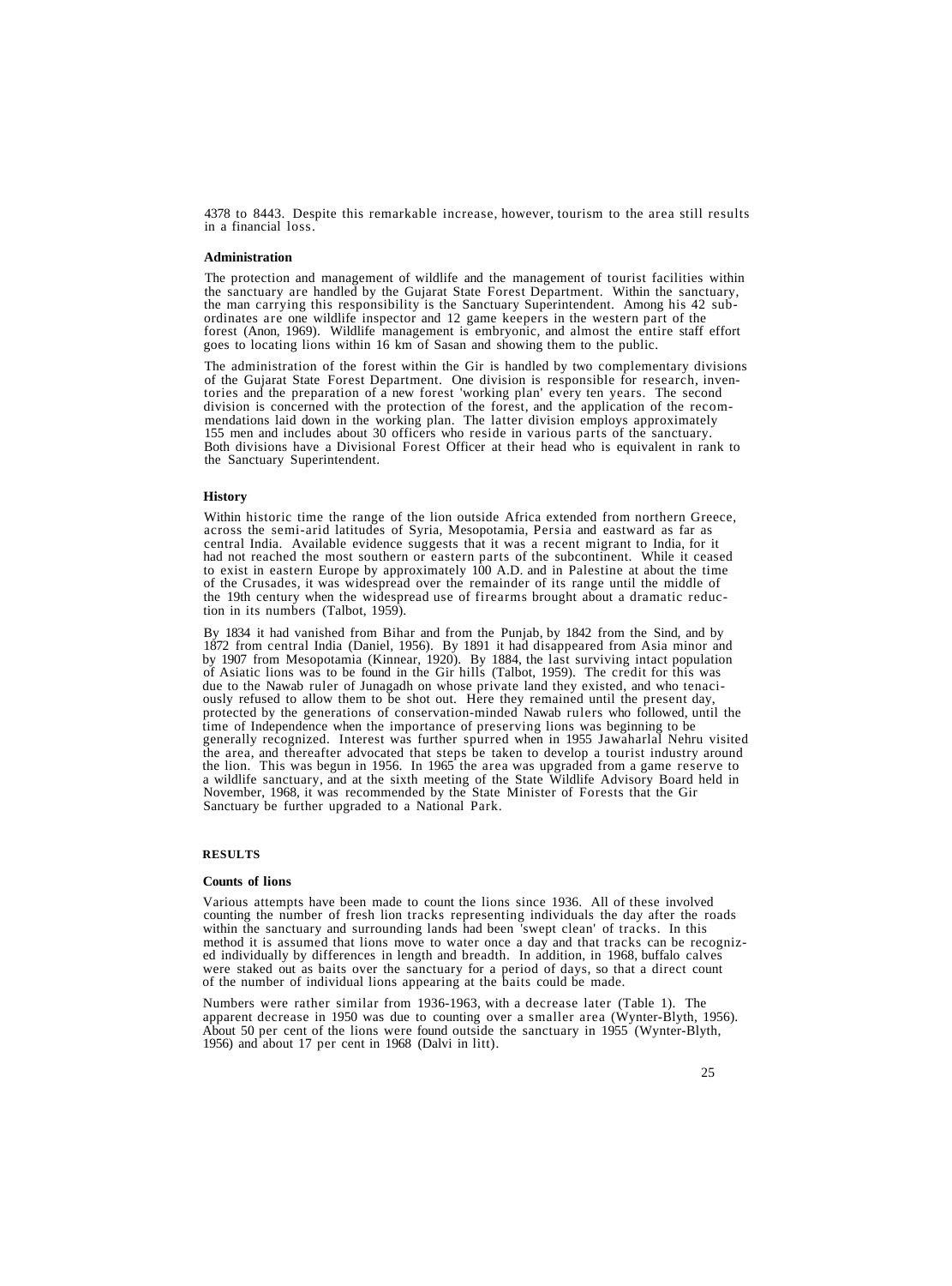4378 to 8443. Despite this remarkable increase, however, tourism to the area still results in a financial loss.

### Administration

The protection and management of wildlife and the management of tourist facilities within the sanctuary are handled by the Gujarat State Forest Department. Within the sanctuary, the man carrying this responsibility is the Sanctuary Superintendent. Among his 42 subordinates are one wildlife inspector and 12 game keepers in the western part of the forest (Anon, 1969). Wildlife management is embryonic, and almost the entire staff effort goes to locating lions within 16 km of Sasan and showing them to the public.

The administration of the forest within the Gir is handled by two complementary divisions of the Gujarat State Forest Department. One division is responsible for research, inventories and the preparation of a new forest 'working plan' every ten years. The second division is concerned with the protection of the forest, and the application of the recommendations laid down in the working plan. The latter division employs approximately 155 men and includes about 30 officers who reside in various parts of the sanctuary. Both divisions have a Divisional Forest Officer at their head who is equivalent in rank to the Sanctuary Superintendent.

### History

Within historic time the range of the lion outside Africa extended from northern Greece, across the semi-arid latitudes of Syria, Mesopotamia, Persia and eastward as far as central India. Available evidence suggests that it was a recent migrant to India, for it had not reached the most southern or eastern parts of the subcontinent. While it ceased to exist in eastern Europe by approximately 100 A.D. and in Palestine at about the time of the Crusades, it was widespread over the remainder of its range until the middle of the 19th century when the widespread use of firearms brought about a dramatic reduction in its numbers (Talbot, 1959).

By 1834 it had vanished from Bihar and from the Punjab, by 1842 from the Sind, and by 1872 from central India (Daniel, 1956). By 1891 it had disappeared from Asia minor and by 1907 from Mesopotamia (Kinnear, 1920). By 1884, the last surviving intact population of Asiatic lions was to be found in the Gir hills (Talbot, 1959). The credit for this was due to the Nawab ruler of Junagadh on whose private land they existed, and who tenaciously refused to allow them to be shot out. Here they remained until the present day, protected by the generations of conservation-minded Nawab rulers who followed, until the time of Independence when the importance of preserving lions was beginning to be generally recognized. Interest was further spurred when in 1955 Jawaharlal Nehru visited the area, and thereafter advocated that steps be taken to develop a tourist industry around the lion. This was begun in 1956. In 1965 the area was upgraded from a game reserve to a wildlife sanctuary, and at the sixth meeting of the State Wildlife Advisory Board held in November, 1968, it was recommended by the State Minister of Forests that the Gir Sanctuary be further upgraded to a National Park.

## RESULTS

### Counts of lions

Various attempts have been made to count the lions since 1936. All of these involved counting the number of fresh lion tracks representing individuals the day after the roads within the sanctuary and surrounding lands had been 'swept clean' of tracks. In this method it is assumed that lions move to water once a day and that tracks can be recognized individually by differences in length and breadth. In addition, in 1968, buffalo calves were staked out as baits over the sanctuary for a period of days, so that a direct count of the number of individual lions appearing at the baits could be made.

Numbers were rather similar from 1936-1963, with a decrease later (Table 1). The apparent decrease in 1950 was due to counting over a smaller area (Wynter-Blyth, 1956). About 50 per cent of the lions were found outside the sanctuary in 1955 (Wynter-Blyth, 1956) and about 17 per cent in 1968 (Dalvi in litt).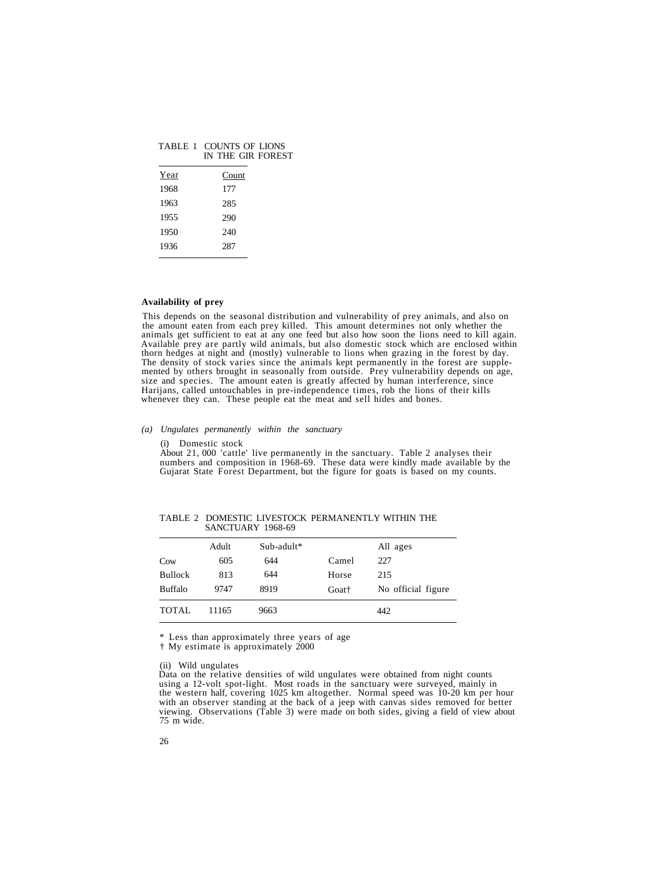TABLE 1 COUNTS OF LIONS IN THE GIR FOREST

| Year | Count |
|---|---|
| 1968 | 177 |
| 1963 | 285 |
| 1955 | 290 |
| 1950 | 240 |
| 1936 | 287 |

**Availability of prey**

This depends on the seasonal distribution and vulnerability of prey animals, and also on the amount eaten from each prey killed. This amount determines not only whether the animals get sufficient to eat at any one feed but also how soon the lions need to kill again. Available prey are partly wild animals, but also domestic stock which are enclosed within thorn hedges at night and (mostly) vulnerable to lions when grazing in the forest by day. The density of stock varies since the animals kept permanently in the forest are supplemented by others brought in seasonally from outside. Prey vulnerability depends on age, size and species. The amount eaten is greatly affected by human interference, since Harijans, called untouchables in pre-independence times, rob the lions of their kills whenever they can. These people eat the meat and sell hides and bones.

*(a) Ungulates permanently within the sanctuary*

(i) Domestic stock

About 21, 000 'cattle' live permanently in the sanctuary. Table 2 analyses their numbers and composition in 1968-69. These data were kindly made available by the Gujarat State Forest Department, but the figure for goats is based on my counts.

TABLE 2 DOMESTIC LIVESTOCK PERMANENTLY WITHIN THE SANCTUARY 1968-69

| | Adult | Sub-adult* | | All ages |
|---|---|---|---|---|
| Cow | 605 | 644 | Camel | 227 |
| Bullock | 813 | 644 | Horse | 215 |
| Buffalo | 9747 | 8919 | Goat† | No official figure |
| TOTAL | 11165 | 9663 | | 442 |

\* Less than approximately three years of age

† My estimate is approximately 2000

(ii) Wild ungulates

Data on the relative densities of wild ungulates were obtained from night counts using a 12-volt spot-light. Most roads in the sanctuary were surveyed, mainly in the western half, covering 1025 km altogether. Normal speed was 10-20 km per hour with an observer standing at the back of a jeep with canvas sides removed for better viewing. Observations (Table 3) were made on both sides, giving a field of view about 75 m wide.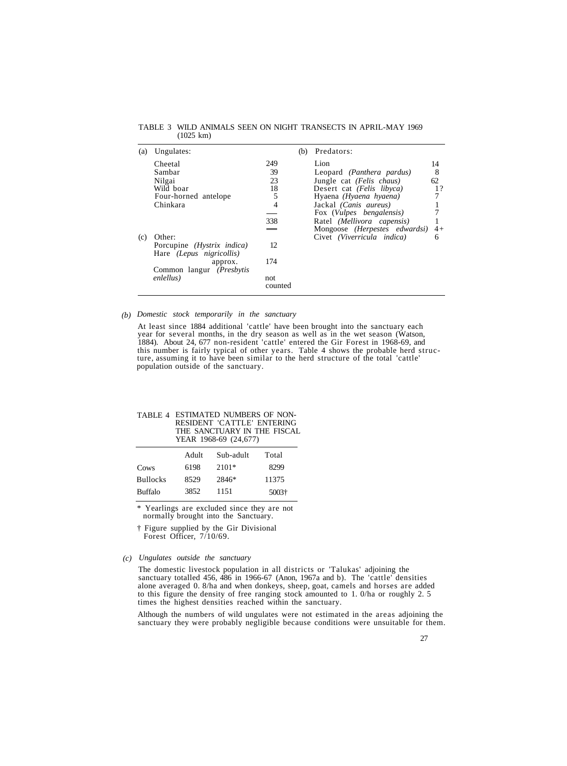TABLE 3 WILD ANIMALS SEEN ON NIGHT TRANSECTS IN APRIL-MAY 1969 (1025 km)

| (a) Ungulates: | | (b) Predators: | |
|---|---|---|---|
| Cheetal | 249 | Lion | 14 |
| Sambar | 39 | Leopard *(Panthera pardus)* | 8 |
| Nilgai | 23 | Jungle cat *(Felis chaus)* | 62 |
| Wild boar | 18 | Desert cat *(Felis libyca)* | 1? |
| Four-horned antelope | 5 | Hyaena *(Hyaena hyaena)* | 7 |
| Chinkara | 4 | Jackal *(Canis aureus)* | 1 |
| | | Fox (*Vulpes bengalensis)* | 7 |
| | 338 | Ratel *(Mellivora capensis)* | 1 |
| | | Mongoose *(Herpestes edwardsi)* | 4+ |
| (c) Other: | | Civet *(Viverricula indica)* | 6 |
| Porcupine *(Hystrix indica)* | 12 | | |
| Hare *(Lepus nigricollis)* approx. | 174 | | |
| Common langur *(Presbytis enlellus)* | not counted | | |

*(b) Domestic stock temporarily in the sanctuary*

At least since 1884 additional 'cattle' have been brought into the sanctuary each year for several months, in the dry season as well as in the wet season (Watson, 1884). About 24, 677 non-resident 'cattle' entered the Gir Forest in 1968-69, and this number is fairly typical of other years. Table 4 shows the probable herd structure, assuming it to have been similar to the herd structure of the total 'cattle' population outside of the sanctuary.

TABLE 4 ESTIMATED NUMBERS OF NON-RESIDENT 'CATTLE' ENTERING THE SANCTUARY IN THE FISCAL YEAR 1968-69 (24,677)

| | Adult | Sub-adult | Total |
|---|---|---|---|
| Cows | 6198 | 2101* | 8299 |
| Bullocks | 8529 | 2846* | 11375 |
| Buffalo | 3852 | 1151 | 5003† |

\* Yearlings are excluded since they are not normally brought into the Sanctuary.

† Figure supplied by the Gir Divisional Forest Officer, 7/10/69.

*(c) Ungulates outside the sanctuary*

The domestic livestock population in all districts or 'Talukas' adjoining the sanctuary totalled 456, 486 in 1966-67 (Anon, 1967a and b). The 'cattle' densities alone averaged 0. 8/ha and when donkeys, sheep, goat, camels and horses are added to this figure the density of free ranging stock amounted to 1. 0/ha or roughly 2. 5 times the highest densities reached within the sanctuary.

Although the numbers of wild ungulates were not estimated in the areas adjoining the sanctuary they were probably negligible because conditions were unsuitable for them.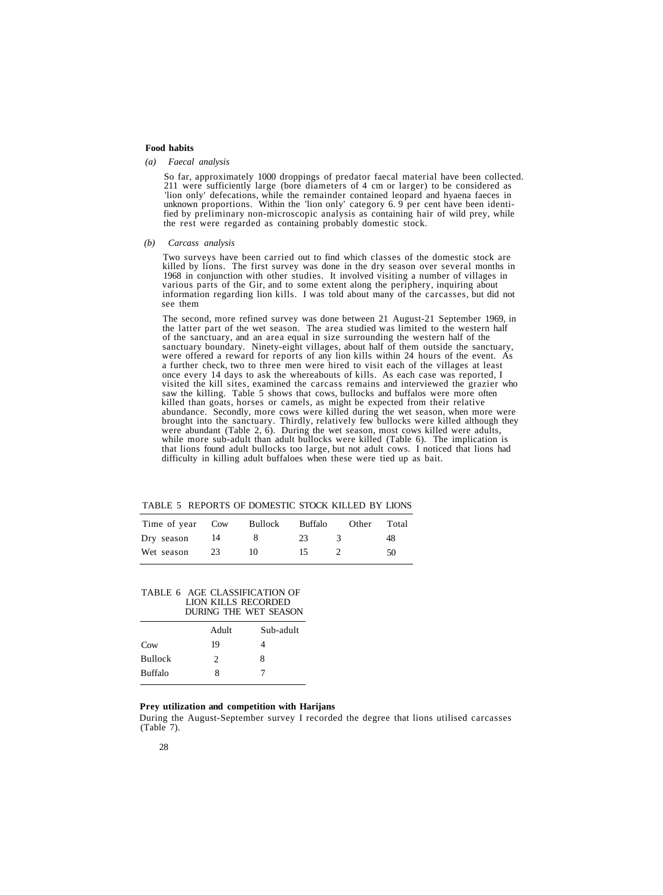**Food habits**

*(a) Faecal analysis*

So far, approximately 1000 droppings of predator faecal material have been collected. 211 were sufficiently large (bore diameters of 4 cm or larger) to be considered as 'lion only' defecations, while the remainder contained leopard and hyaena faeces in unknown proportions. Within the 'lion only' category 6. 9 per cent have been identified by preliminary non-microscopic analysis as containing hair of wild prey, while the rest were regarded as containing probably domestic stock.

*(b) Carcass analysis*

Two surveys have been carried out to find which classes of the domestic stock are killed by lions. The first survey was done in the dry season over several months in 1968 in conjunction with other studies. It involved visiting a number of villages in various parts of the Gir, and to some extent along the periphery, inquiring about information regarding lion kills. I was told about many of the carcasses, but did not see them

The second, more refined survey was done between 21 August-21 September 1969, in the latter part of the wet season. The area studied was limited to the western half of the sanctuary, and an area equal in size surrounding the western half of the sanctuary boundary. Ninety-eight villages, about half of them outside the sanctuary, were offered a reward for reports of any lion kills within 24 hours of the event. As a further check, two to three men were hired to visit each of the villages at least once every 14 days to ask the whereabouts of kills. As each case was reported, I visited the kill sites, examined the carcass remains and interviewed the grazier who saw the killing. Table 5 shows that cows, bullocks and buffalos were more often killed than goats, horses or camels, as might be expected from their relative abundance. Secondly, more cows were killed during the wet season, when more were brought into the sanctuary. Thirdly, relatively few bullocks were killed although they were abundant (Table 2, 6). During the wet season, most cows killed were adults, while more sub-adult than adult bullocks were killed (Table 6). The implication is that lions found adult bullocks too large, but not adult cows. I noticed that lions had difficulty in killing adult buffaloes when these were tied up as bait.

TABLE 5 REPORTS OF DOMESTIC STOCK KILLED BY LIONS

| Time of year | Cow | Bullock | Buffalo | Other | Total |
|---|---|---|---|---|---|
| Dry season | 14 | 8 | 23 | 3 | 48 |
| Wet season | 23 | 10 | 15 | 2 | 50 |

TABLE 6 AGE CLASSIFICATION OF LION KILLS RECORDED DURING THE WET SEASON

| | Adult | Sub-adult |
|---|---|---|
| Cow | 19 | 4 |
| Bullock | 2 | 8 |
| Buffalo | 8 | 7 |

**Prey utilization and competition with Harijans**

During the August-September survey I recorded the degree that lions utilised carcasses (Table 7).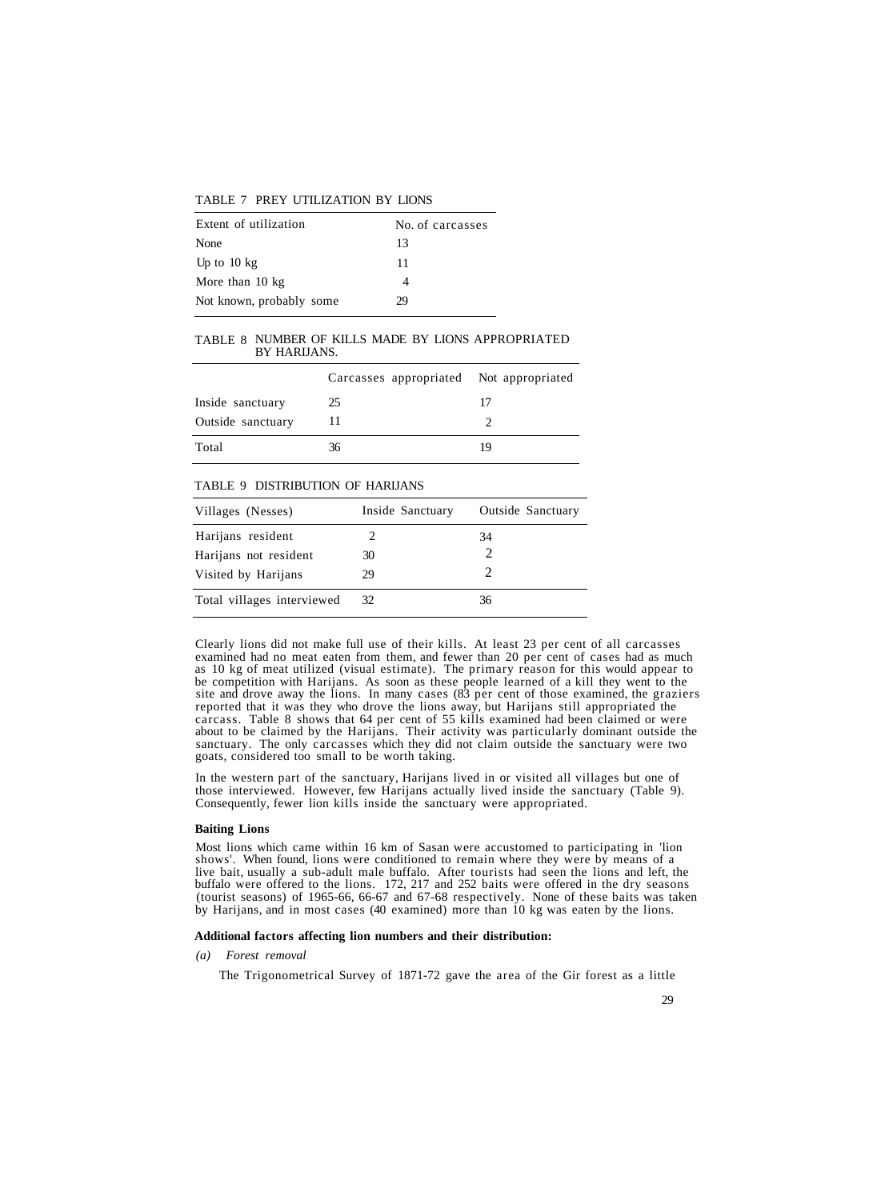TABLE 7 PREY UTILIZATION BY LIONS

| Extent of utilization | No. of carcasses |
|---|---|
| None | 13 |
| Up to 10 kg | 11 |
| More than 10 kg | 4 |
| Not known, probably some | 29 |

TABLE 8 NUMBER OF KILLS MADE BY LIONS APPROPRIATED BY HARIJANS.

| | Carcasses appropriated | Not appropriated |
|---|---|---|
| Inside sanctuary | 25 | 17 |
| Outside sanctuary | 11 | 2 |
| Total | 36 | 19 |

TABLE 9 DISTRIBUTION OF HARIJANS

| Villages (Nesses) | Inside Sanctuary | Outside Sanctuary |
|---|---|---|
| Harijans resident | 2 | 34 |
| Harijans not resident | 30 | 2 |
| Visited by Harijans | 29 | 2 |
| Total villages interviewed | 32 | 36 |

Clearly lions did not make full use of their kills. At least 23 per cent of all carcasses examined had no meat eaten from them, and fewer than 20 per cent of cases had as much as 10 kg of meat utilized (visual estimate). The primary reason for this would appear to be competition with Harijans. As soon as these people learned of a kill they went to the site and drove away the lions. In many cases (83 per cent of those examined, the graziers reported that it was they who drove the lions away, but Harijans still appropriated the carcass. Table 8 shows that 64 per cent of 55 kills examined had been claimed or were about to be claimed by the Harijans. Their activity was particularly dominant outside the sanctuary. The only carcasses which they did not claim outside the sanctuary were two goats, considered too small to be worth taking.

In the western part of the sanctuary, Harijans lived in or visited all villages but one of those interviewed. However, few Harijans actually lived inside the sanctuary (Table 9). Consequently, fewer lion kills inside the sanctuary were appropriated.

**Baiting Lions**

Most lions which came within 16 km of Sasan were accustomed to participating in 'lion shows'. When found, lions were conditioned to remain where they were by means of a live bait, usually a sub-adult male buffalo. After tourists had seen the lions and left, the buffalo were offered to the lions. 172, 217 and 252 baits were offered in the dry seasons (tourist seasons) of 1965-66, 66-67 and 67-68 respectively. None of these baits was taken by Harijans, and in most cases (40 examined) more than 10 kg was eaten by the lions.

**Additional factors affecting lion numbers and their distribution:**

*(a) Forest removal*

The Trigonometrical Survey of 1871-72 gave the area of the Gir forest as a little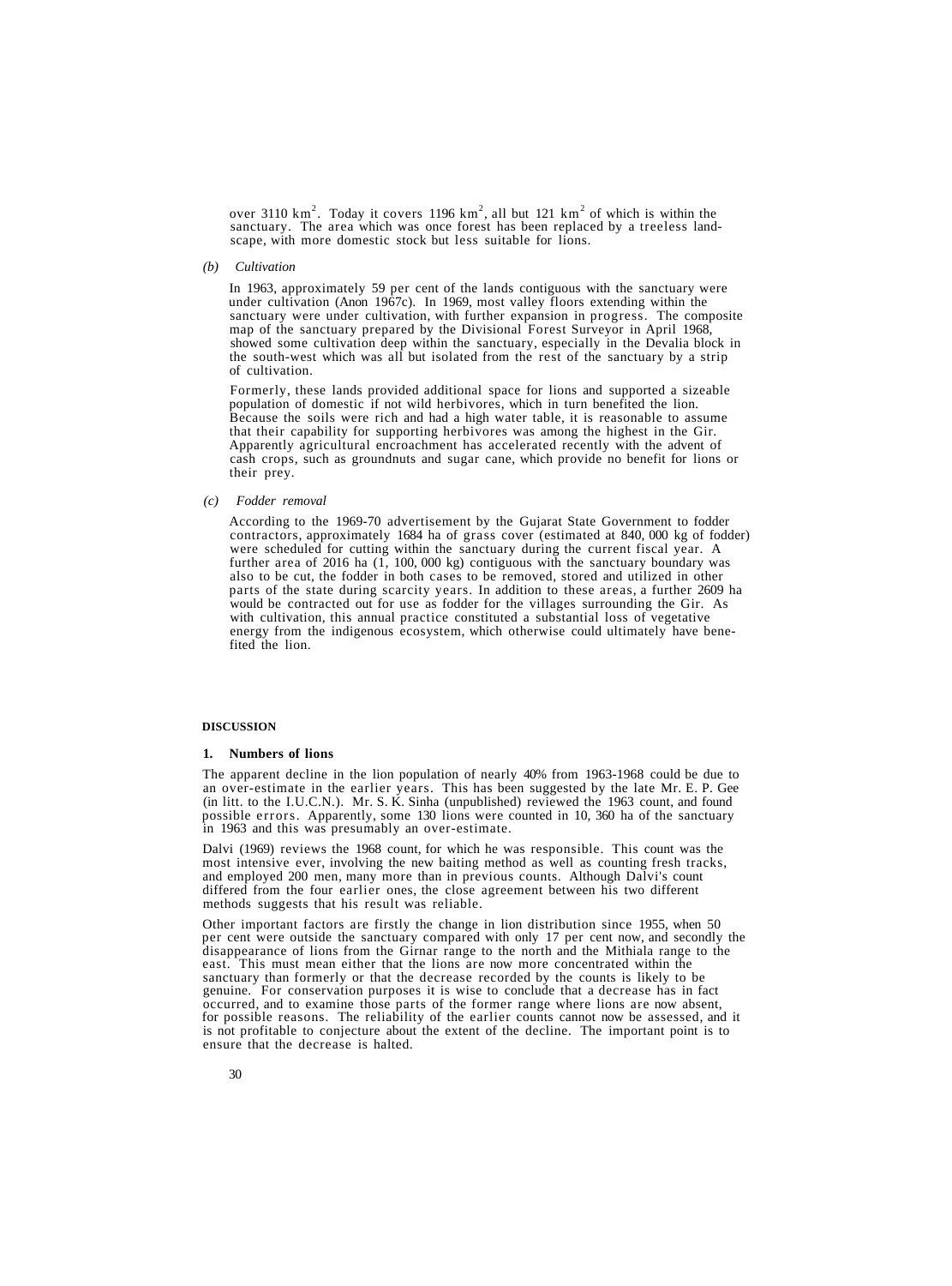over 3110 $km^2$. Today it covers 1196 $km^2$, all but 121 $km^2$ of which is within the sanctuary. The area which was once forest has been replaced by a treeless landscape, with more domestic stock but less suitable for lions.

*(b) Cultivation*

In 1963, approximately 59 per cent of the lands contiguous with the sanctuary were under cultivation (Anon 1967c). In 1969, most valley floors extending within the sanctuary were under cultivation, with further expansion in progress. The composite map of the sanctuary prepared by the Divisional Forest Surveyor in April 1968, showed some cultivation deep within the sanctuary, especially in the Devalia block in the south-west which was all but isolated from the rest of the sanctuary by a strip of cultivation.

Formerly, these lands provided additional space for lions and supported a sizeable population of domestic if not wild herbivores, which in turn benefited the lion. Because the soils were rich and had a high water table, it is reasonable to assume that their capability for supporting herbivores was among the highest in the Gir. Apparently agricultural encroachment has accelerated recently with the advent of cash crops, such as groundnuts and sugar cane, which provide no benefit for lions or their prey.

*(c) Fodder removal*

According to the 1969-70 advertisement by the Gujarat State Government to fodder contractors, approximately 1684 ha of grass cover (estimated at 840, 000 kg of fodder) were scheduled for cutting within the sanctuary during the current fiscal year. A further area of 2016 ha (1, 100, 000 kg) contiguous with the sanctuary boundary was also to be cut, the fodder in both cases to be removed, stored and utilized in other parts of the state during scarcity years. In addition to these areas, a further 2609 ha would be contracted out for use as fodder for the villages surrounding the Gir. As with cultivation, this annual practice constituted a substantial loss of vegetative energy from the indigenous ecosystem, which otherwise could ultimately have benefited the lion.

## DISCUSSION

### 1. Numbers of lions

The apparent decline in the lion population of nearly 40% from 1963-1968 could be due to an over-estimate in the earlier years. This has been suggested by the late Mr. E. P. Gee (in litt. to the I.U.C.N.). Mr. S. K. Sinha (unpublished) reviewed the 1963 count, and found possible errors. Apparently, some 130 lions were counted in 10, 360 ha of the sanctuary in 1963 and this was presumably an over-estimate.

Dalvi (1969) reviews the 1968 count, for which he was responsible. This count was the most intensive ever, involving the new baiting method as well as counting fresh tracks, and employed 200 men, many more than in previous counts. Although Dalvi's count differed from the four earlier ones, the close agreement between his two different methods suggests that his result was reliable.

Other important factors are firstly the change in lion distribution since 1955, when 50 per cent were outside the sanctuary compared with only 17 per cent now, and secondly the disappearance of lions from the Girnar range to the north and the Mithiala range to the east. This must mean either that the lions are now more concentrated within the sanctuary than formerly or that the decrease recorded by the counts is likely to be genuine. For conservation purposes it is wise to conclude that a decrease has in fact occurred, and to examine those parts of the former range where lions are now absent, for possible reasons. The reliability of the earlier counts cannot now be assessed, and it is not profitable to conjecture about the extent of the decline. The important point is to ensure that the decrease is halted.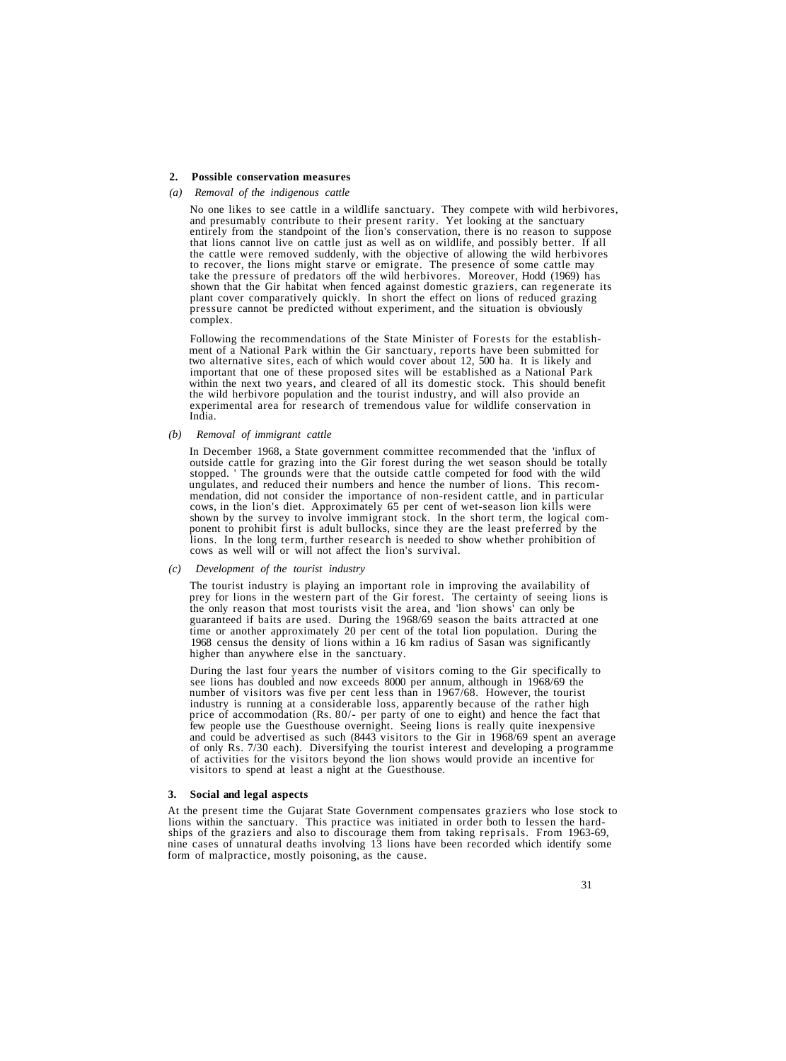## 2. Possible conservation measures

### *(a) Removal of the indigenous cattle*

No one likes to see cattle in a wildlife sanctuary. They compete with wild herbivores, and presumably contribute to their present rarity. Yet looking at the sanctuary entirely from the standpoint of the lion's conservation, there is no reason to suppose that lions cannot live on cattle just as well as on wildlife, and possibly better. If all the cattle were removed suddenly, with the objective of allowing the wild herbivores to recover, the lions might starve or emigrate. The presence of some cattle may take the pressure of predators off the wild herbivores. Moreover, Hodd (1969) has shown that the Gir habitat when fenced against domestic graziers, can regenerate its plant cover comparatively quickly. In short the effect on lions of reduced grazing pressure cannot be predicted without experiment, and the situation is obviously complex.

Following the recommendations of the State Minister of Forests for the establishment of a National Park within the Gir sanctuary, reports have been submitted for two alternative sites, each of which would cover about 12, 500 ha. It is likely and important that one of these proposed sites will be established as a National Park within the next two years, and cleared of all its domestic stock. This should benefit the wild herbivore population and the tourist industry, and will also provide an experimental area for research of tremendous value for wildlife conservation in India.

### *(b) Removal of immigrant cattle*

In December 1968, a State government committee recommended that the 'influx of outside cattle for grazing into the Gir forest during the wet season should be totally stopped. ' The grounds were that the outside cattle competed for food with the wild ungulates, and reduced their numbers and hence the number of lions. This recommendation, did not consider the importance of non-resident cattle, and in particular cows, in the lion's diet. Approximately 65 per cent of wet-season lion kills were shown by the survey to involve immigrant stock. In the short term, the logical component to prohibit first is adult bullocks, since they are the least preferred by the lions. In the long term, further research is needed to show whether prohibition of cows as well will or will not affect the lion's survival.

### *(c) Development of the tourist industry*

The tourist industry is playing an important role in improving the availability of prey for lions in the western part of the Gir forest. The certainty of seeing lions is the only reason that most tourists visit the area, and 'lion shows' can only be guaranteed if baits are used. During the 1968/69 season the baits attracted at one time or another approximately 20 per cent of the total lion population. During the 1968 census the density of lions within a 16 km radius of Sasan was significantly higher than anywhere else in the sanctuary.

During the last four years the number of visitors coming to the Gir specifically to see lions has doubled and now exceeds 8000 per annum, although in 1968/69 the number of visitors was five per cent less than in 1967/68. However, the tourist industry is running at a considerable loss, apparently because of the rather high price of accommodation (Rs. 80/- per party of one to eight) and hence the fact that few people use the Guesthouse overnight. Seeing lions is really quite inexpensive and could be advertised as such (8443 visitors to the Gir in 1968/69 spent an average of only Rs. 7/30 each). Diversifying the tourist interest and developing a programme of activities for the visitors beyond the lion shows would provide an incentive for visitors to spend at least a night at the Guesthouse.

## 3. Social and legal aspects

At the present time the Gujarat State Government compensates graziers who lose stock to lions within the sanctuary. This practice was initiated in order both to lessen the hardships of the graziers and also to discourage them from taking reprisals. From 1963-69, nine cases of unnatural deaths involving 13 lions have been recorded which identify some form of malpractice, mostly poisoning, as the cause.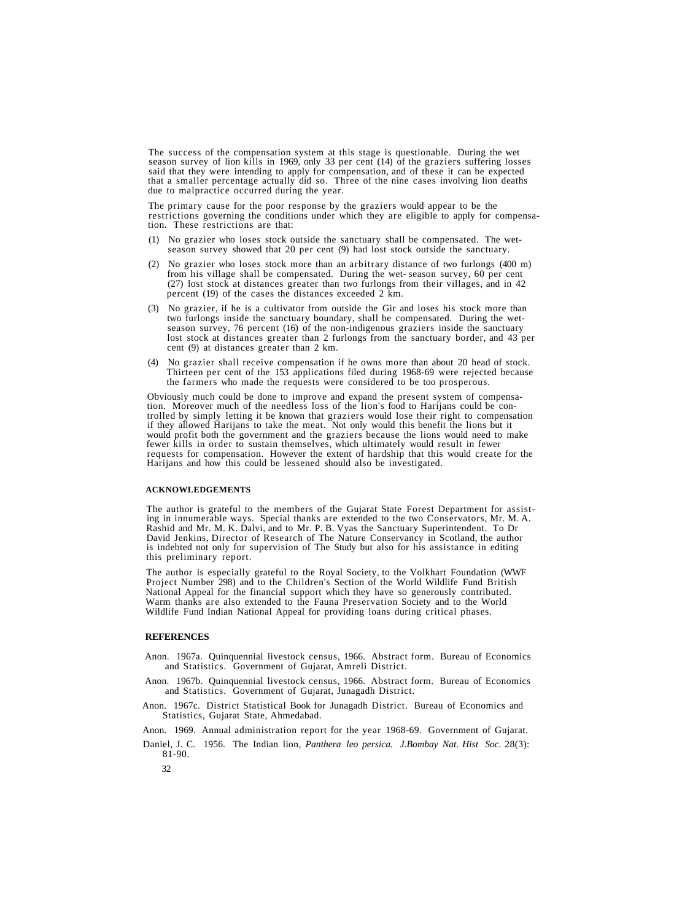The success of the compensation system at this stage is questionable. During the wet season survey of lion kills in 1969, only 33 per cent (14) of the graziers suffering losses said that they were intending to apply for compensation, and of these it can be expected that a smaller percentage actually did so. Three of the nine cases involving lion deaths due to malpractice occurred during the year.

The primary cause for the poor response by the graziers would appear to be the restrictions governing the conditions under which they are eligible to apply for compensation. These restrictions are that:

(1) No grazier who loses stock outside the sanctuary shall be compensated. The wet-season survey showed that 20 per cent (9) had lost stock outside the sanctuary.

(2) No grazier who loses stock more than an arbitrary distance of two furlongs (400 m) from his village shall be compensated. During the wet- season survey, 60 per cent (27) lost stock at distances greater than two furlongs from their villages, and in 42 percent (19) of the cases the distances exceeded 2 km.

(3) No grazier, if he is a cultivator from outside the Gir and loses his stock more than two furlongs inside the sanctuary boundary, shall be compensated. During the wet-season survey, 76 percent (16) of the non-indigenous graziers inside the sanctuary lost stock at distances greater than 2 furlongs from the sanctuary border, and 43 per cent (9) at distances greater than 2 km.

(4) No grazier shall receive compensation if he owns more than about 20 head of stock. Thirteen per cent of the 153 applications filed during 1968-69 were rejected because the farmers who made the requests were considered to be too prosperous.

Obviously much could be done to improve and expand the present system of compensation. Moreover much of the needless loss of the lion's food to Harijans could be controlled by simply letting it be known that graziers would lose their right to compensation if they allowed Harijans to take the meat. Not only would this benefit the lions but it would profit both the government and the graziers because the lions would need to make fewer kills in order to sustain themselves, which ultimately would result in fewer requests for compensation. However the extent of hardship that this would create for the Harijans and how this could be lessened should also be investigated.

## ACKNOWLEDGEMENTS

The author is grateful to the members of the Gujarat State Forest Department for assisting in innumerable ways. Special thanks are extended to the two Conservators, Mr. M. A. Rashid and Mr. M. K. Dalvi, and to Mr. P. B. Vyas the Sanctuary Superintendent. To Dr David Jenkins, Director of Research of The Nature Conservancy in Scotland, the author is indebted not only for supervision of The Study but also for his assistance in editing this preliminary report.

The author is especially grateful to the Royal Society, to the Volkhart Foundation (WWF Project Number 298) and to the Children's Section of the World Wildlife Fund British National Appeal for the financial support which they have so generously contributed. Warm thanks are also extended to the Fauna Preservation Society and to the World Wildlife Fund Indian National Appeal for providing loans during critical phases.

## REFERENCES

Anon. 1967a. Quinquennial livestock census, 1966. Abstract form. Bureau of Economics and Statistics. Government of Gujarat, Amreli District.

Anon. 1967b. Quinquennial livestock census, 1966. Abstract form. Bureau of Economics and Statistics. Government of Gujarat, Junagadh District.

Anon. 1967c. District Statistical Book for Junagadh District. Bureau of Economics and Statistics, Gujarat State, Ahmedabad.

Anon. 1969. Annual administration report for the year 1968-69. Government of Gujarat.

Daniel, J. C. 1956. The Indian lion, *Panthera leo persica. J.Bombay Nat. Hist Soc.* 28(3): 81-90.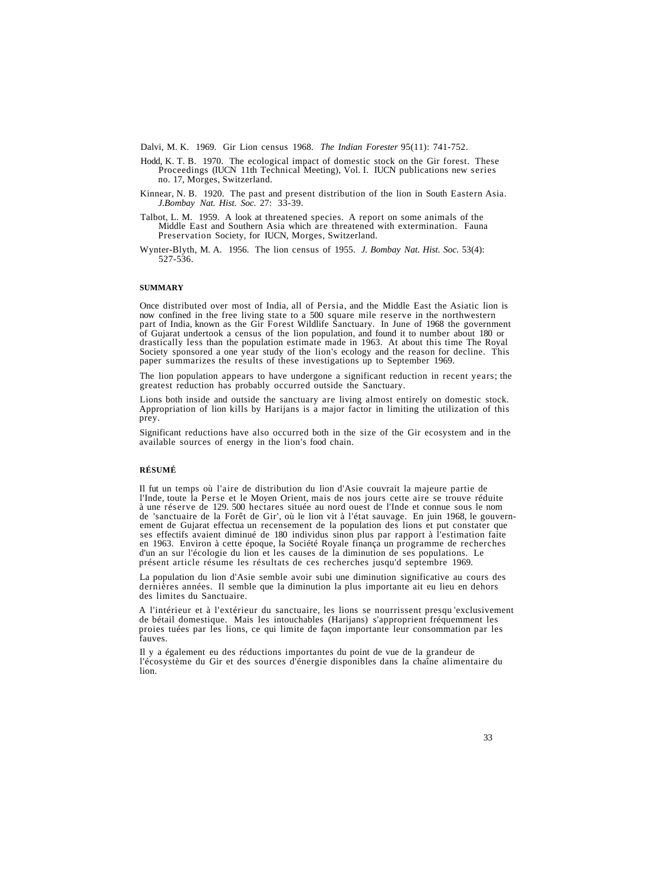Dalvi, M. K. 1969. Gir Lion census 1968. *The Indian Forester* 95(11): 741-752.

Hodd, K. T. B. 1970. The ecological impact of domestic stock on the Gir forest. These Proceedings (IUCN 11th Technical Meeting), Vol. I. IUCN publications new series no. 17, Morges, Switzerland.

Kinnear, N. B. 1920. The past and present distribution of the lion in South Eastern Asia. *J.Bombay Nat. Hist. Soc.* 27: 33-39.

Talbot, L. M. 1959. A look at threatened species. A report on some animals of the Middle East and Southern Asia which are threatened with extermination. Fauna Preservation Society, for IUCN, Morges, Switzerland.

Wynter-Blyth, M. A. 1956. The lion census of 1955. *J. Bombay Nat. Hist. Soc.* 53(4): 527-536.

## SUMMARY

Once distributed over most of India, all of Persia, and the Middle East the Asiatic lion is now confined in the free living state to a 500 square mile reserve in the northwestern part of India, known as the Gir Forest Wildlife Sanctuary. In June of 1968 the government of Gujarat undertook a census of the lion population, and found it to number about 180 or drastically less than the population estimate made in 1963. At about this time The Royal Society sponsored a one year study of the lion's ecology and the reason for decline. This paper summarizes the results of these investigations up to September 1969.

The lion population appears to have undergone a significant reduction in recent years; the greatest reduction has probably occurred outside the Sanctuary.

Lions both inside and outside the sanctuary are living almost entirely on domestic stock. Appropriation of lion kills by Harijans is a major factor in limiting the utilization of this prey.

Significant reductions have also occurred both in the size of the Gir ecosystem and in the available sources of energy in the lion's food chain.

## RÉSUMÉ

Il fut un temps où l'aire de distribution du lion d'Asie couvrait la majeure partie de l'Inde, toute la Perse et le Moyen Orient, mais de nos jours cette aire se trouve réduite à une réserve de 129. 500 hectares située au nord ouest de l'Inde et connue sous le nom de 'sanctuaire de la Forêt de Gir', où le lion vit à l'état sauvage. En juin 1968, le gouvernement de Gujarat effectua un recensement de la population des lions et put constater que ses effectifs avaient diminué de 180 individus sinon plus par rapport à l'estimation faite en 1963. Environ à cette époque, la Société Royale finança un programme de recherches d'un an sur l'écologie du lion et les causes de la diminution de ses populations. Le présent article résume les résultats de ces recherches jusqu'd septembre 1969.

La population du lion d'Asie semble avoir subi une diminution significative au cours des dernières années. Il semble que la diminution la plus importante ait eu lieu en dehors des limites du Sanctuaire.

A l'intérieur et à l'extérieur du sanctuaire, les lions se nourrissent presqu 'exclusivement de bétail domestique. Mais les intouchables (Harijans) s'approprient fréquemment les proies tuées par les lions, ce qui limite de façon importante leur consommation par les fauves.

Il y a également eu des réductions importantes du point de vue de la grandeur de l'écosystème du Gir et des sources d'énergie disponibles dans la chaîne alimentaire du lion.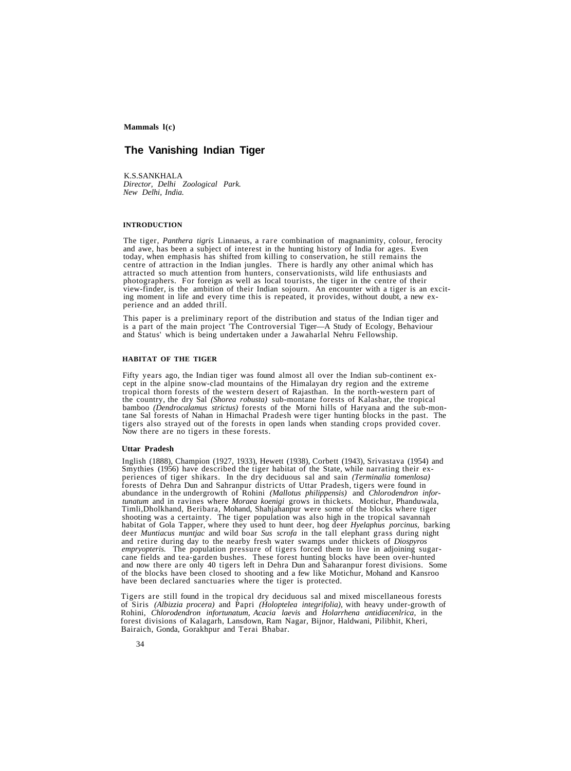**Mammals l(c)**

# The Vanishing Indian Tiger

K.S.SANKHALA
*Director, Delhi Zoological Park.*
*New Delhi, India.*

## INTRODUCTION

The tiger, *Panthera tigris* Linnaeus, a rare combination of magnanimity, colour, ferocity and awe, has been a subject of interest in the hunting history of India for ages. Even today, when emphasis has shifted from killing to conservation, he still remains the centre of attraction in the Indian jungles. There is hardly any other animal which has attracted so much attention from hunters, conservationists, wild life enthusiasts and photographers. For foreign as well as local tourists, the tiger in the centre of their view-finder, is the ambition of their Indian sojourn. An encounter with a tiger is an exciting moment in life and every time this is repeated, it provides, without doubt, a new experience and an added thrill.

This paper is a preliminary report of the distribution and status of the Indian tiger and is a part of the main project 'The Controversial Tiger—A Study of Ecology, Behaviour and Status' which is being undertaken under a Jawaharlal Nehru Fellowship.

## HABITAT OF THE TIGER

Fifty years ago, the Indian tiger was found almost all over the Indian sub-continent except in the alpine snow-clad mountains of the Himalayan dry region and the extreme tropical thorn forests of the western desert of Rajasthan. In the north-western part of the country, the dry Sal *(Shorea robusta)* sub-montane forests of Kalashar, the tropical bamboo *(Dendrocalamus strictus)* forests of the Morni hills of Haryana and the sub-montane Sal forests of Nahan in Himachal Pradesh were tiger hunting blocks in the past. The tigers also strayed out of the forests in open lands when standing crops provided cover. Now there are no tigers in these forests.

### Uttar Pradesh

Inglish (1888), Champion (1927, 1933), Hewett (1938), Corbett (1943), Srivastava (1954) and Smythies (1956) have described the tiger habitat of the State, while narrating their experiences of tiger shikars. In the dry deciduous sal and sain *(Terminalia tomenlosa)* forests of Dehra Dun and Sahranpur districts of Uttar Pradesh, tigers were found in abundance in the undergrowth of Rohini *(Mallotus philippensis)* and *Chlorodendron infortunatum* and in ravines where *Moraea koenigi* grows in thickets. Motichur, Phanduwala, Timli,Dholkhand, Beribara, Mohand, Shahjahanpur were some of the blocks where tiger shooting was a certainty. The tiger population was also high in the tropical savannah habitat of Gola Tapper, where they used to hunt deer, hog deer *Hyelaphus porcinus,* barking deer *Muntiacus muntjac* and wild boar *Sus scrofa* in the tall elephant grass during night and retire during day to the nearby fresh water swamps under thickets of *Diospyros empryopteris.* The population pressure of tigers forced them to live in adjoining sugarcane fields and tea-garden bushes. These forest hunting blocks have been over-hunted and now there are only 40 tigers left in Dehra Dun and Saharanpur forest divisions. Some of the blocks have been closed to shooting and a few like Motichur, Mohand and Kansroo have been declared sanctuaries where the tiger is protected.

Tigers are still found in the tropical dry deciduous sal and mixed miscellaneous forests of Siris *(Albizzia procera)* and Papri *(Holoptelea integrifolia),* with heavy under-growth of Rohini, *Chlorodendron infortunatum, Acacia laevis* and *Holarrhena antidiacenlrica,* in the forest divisions of Kalagarh, Lansdown, Ram Nagar, Bijnor, Haldwani, Pilibhit, Kheri, Bairaich, Gonda, Gorakhpur and Terai Bhabar.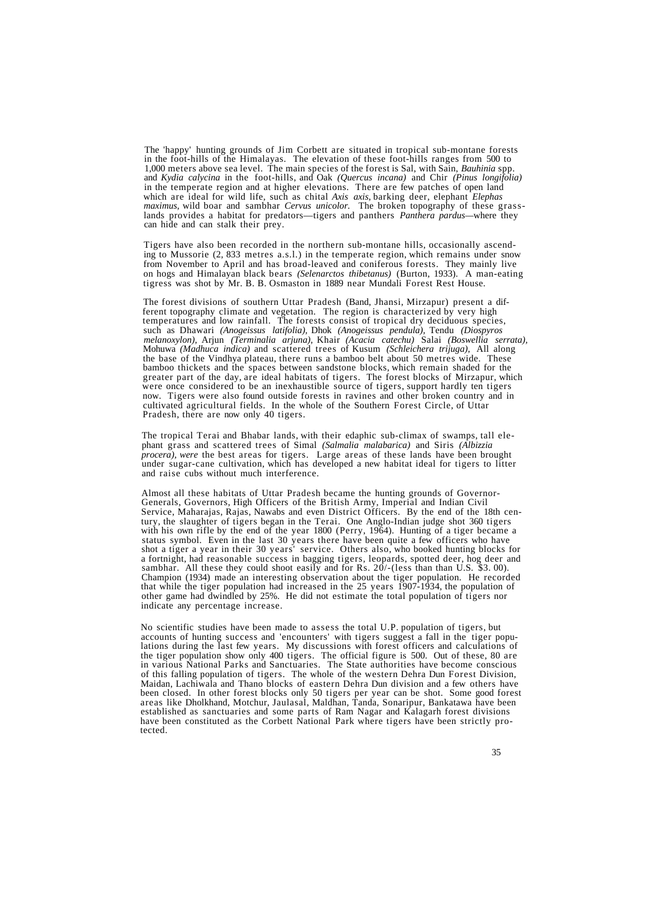The 'happy' hunting grounds of Jim Corbett are situated in tropical sub-montane forests in the foot-hills of the Himalayas. The elevation of these foot-hills ranges from 500 to 1,000 meters above sea level. The main species of the forest is Sal, with Sain, *Bauhinia* spp. and *Kydia calycina* in the foot-hills, and Oak *(Quercus incana)* and Chir *(Pinus longifolia)* in the temperate region and at higher elevations. There are few patches of open land which are ideal for wild life, such as chital *Axis axis*, barking deer, elephant *Elephas maximus*, wild boar and sambhar *Cervus unicolor.* The broken topography of these grass-lands provides a habitat for predators—tigers and panthers *Panthera pardus*—where they can hide and can stalk their prey.

Tigers have also been recorded in the northern sub-montane hills, occasionally ascending to Mussorie (2, 833 metres a.s.l.) in the temperate region, which remains under snow from November to April and has broad-leaved and coniferous forests. They mainly live on hogs and Himalayan black bears *(Selenarctos thibetanus)* (Burton, 1933). A man-eating tigress was shot by Mr. B. B. Osmaston in 1889 near Mundali Forest Rest House.

The forest divisions of southern Uttar Pradesh (Band, Jhansi, Mirzapur) present a different topography climate and vegetation. The region is characterized by very high temperatures and low rainfall. The forests consist of tropical dry deciduous species, such as Dhawari *(Anogeissus latifolia)*, Dhok *(Anogeissus pendula)*, Tendu *(Diospyros melanoxylon)*, Arjun *(Terminalia arjuna)*, Khair *(Acacia catechu)* Salai *(Boswellia serrata)*, Mohuwa *(Madhuca indica)* and scattered trees of Kusum *(Schleichera trijuga)*, All along the base of the Vindhya plateau, there runs a bamboo belt about 50 metres wide. These bamboo thickets and the spaces between sandstone blocks, which remain shaded for the greater part of the day, are ideal habitats of tigers. The forest blocks of Mirzapur, which were once considered to be an inexhaustible source of tigers, support hardly ten tigers now. Tigers were also found outside forests in ravines and other broken country and in cultivated agricultural fields. In the whole of the Southern Forest Circle, of Uttar Pradesh, there are now only 40 tigers.

The tropical Terai and Bhabar lands, with their edaphic sub-climax of swamps, tall elephant grass and scattered trees of Simal *(Salmalia malabarica)* and Siris *(Albizzia procera), were* the best areas for tigers. Large areas of these lands have been brought under sugar-cane cultivation, which has developed a new habitat ideal for tigers to litter and raise cubs without much interference.

Almost all these habitats of Uttar Pradesh became the hunting grounds of Governor-Generals, Governors, High Officers of the British Army, Imperial and Indian Civil Service, Maharajas, Rajas, Nawabs and even District Officers. By the end of the 18th century, the slaughter of tigers began in the Terai. One Anglo-Indian judge shot 360 tigers with his own rifle by the end of the year 1800 (Perry, 1964). Hunting of a tiger became a status symbol. Even in the last 30 years there have been quite a few officers who have shot a tiger a year in their 30 years' service. Others also, who booked hunting blocks for a fortnight, had reasonable success in bagging tigers, leopards, spotted deer, hog deer and sambhar. All these they could shoot easily and for Rs. 20/-(less than than U.S. $3. 00). Champion (1934) made an interesting observation about the tiger population. He recorded that while the tiger population had increased in the 25 years 1907-1934, the population of other game had dwindled by 25%. He did not estimate the total population of tigers nor indicate any percentage increase.

No scientific studies have been made to assess the total U.P. population of tigers, but accounts of hunting success and 'encounters' with tigers suggest a fall in the tiger populations during the last few years. My discussions with forest officers and calculations of the tiger population show only 400 tigers. The official figure is 500. Out of these, 80 are in various National Parks and Sanctuaries. The State authorities have become conscious of this falling population of tigers. The whole of the western Dehra Dun Forest Division, Maidan, Lachiwala and Thano blocks of eastern Dehra Dun division and a few others have been closed. In other forest blocks only 50 tigers per year can be shot. Some good forest areas like Dholkhand, Motchur, Jaulasal, Maldhan, Tanda, Sonaripur, Bankatawa have been established as sanctuaries and some parts of Ram Nagar and Kalagarh forest divisions have been constituted as the Corbett National Park where tigers have been strictly protected.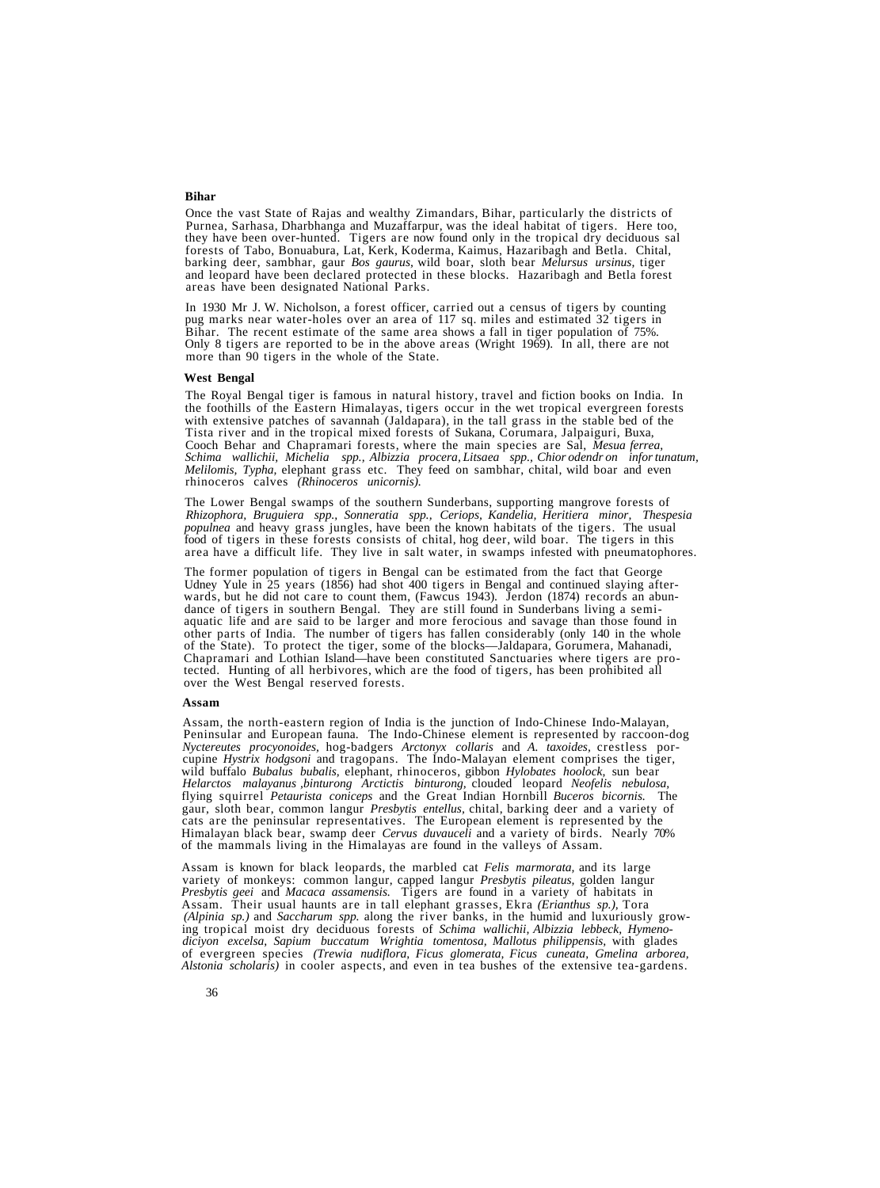## Bihar

Once the vast State of Rajas and wealthy Zimandars, Bihar, particularly the districts of Purnea, Sarhasa, Dharbhanga and Muzaffarpur, was the ideal habitat of tigers. Here too, they have been over-hunted. Tigers are now found only in the tropical dry deciduous sal forests of Tabo, Bonuabura, Lat, Kerk, Koderma, Kaimus, Hazaribagh and Betla. Chital, barking deer, sambhar, gaur *Bos gaurus*, wild boar, sloth bear *Melursus ursinus*, tiger and leopard have been declared protected in these blocks. Hazaribagh and Betla forest areas have been designated National Parks.

In 1930 Mr J. W. Nicholson, a forest officer, carried out a census of tigers by counting pug marks near water-holes over an area of 117 sq. miles and estimated 32 tigers in Bihar. The recent estimate of the same area shows a fall in tiger population of 75%. Only 8 tigers are reported to be in the above areas (Wright 1969). In all, there are not more than 90 tigers in the whole of the State.

## West Bengal

The Royal Bengal tiger is famous in natural history, travel and fiction books on India. In the foothills of the Eastern Himalayas, tigers occur in the wet tropical evergreen forests with extensive patches of savannah (Jaldapara), in the tall grass in the stable bed of the Tista river and in the tropical mixed forests of Sukana, Corumara, Jalpaiguri, Buxa, Cooch Behar and Chapramari forests, where the main species are Sal, *Mesua ferrea*, *Schima wallichii*, *Michelia spp.*, *Albizzia procera*, *Litsaea spp.*, *Chior odendr on infor tunatum*, *Melilomis*, *Typha*, elephant grass etc. They feed on sambhar, chital, wild boar and even rhinoceros calves *(Rhinoceros unicornis).*

The Lower Bengal swamps of the southern Sunderbans, supporting mangrove forests of *Rhizophora*, *Bruguiera spp.*, *Sonneratia spp.*, *Ceriops*, *Kandelia*, *Heritiera minor*, *Thespesia populnea* and heavy grass jungles, have been the known habitats of the tigers. The usual food of tigers in these forests consists of chital, hog deer, wild boar. The tigers in this area have a difficult life. They live in salt water, in swamps infested with pneumatophores.

The former population of tigers in Bengal can be estimated from the fact that George Udney Yule in 25 years (1856) had shot 400 tigers in Bengal and continued slaying afterwards, but he did not care to count them, (Fawcus 1943). Jerdon (1874) records an abundance of tigers in southern Bengal. They are still found in Sunderbans living a semi-aquatic life and are said to be larger and more ferocious and savage than those found in other parts of India. The number of tigers has fallen considerably (only 140 in the whole of the State). To protect the tiger, some of the blocks—Jaldapara, Gorumera, Mahanadi, Chapramari and Lothian Island—have been constituted Sanctuaries where tigers are protected. Hunting of all herbivores, which are the food of tigers, has been prohibited all over the West Bengal reserved forests.

## Assam

Assam, the north-eastern region of India is the junction of Indo-Chinese Indo-Malayan, Peninsular and European fauna. The Indo-Chinese element is represented by raccoon-dog *Nyctereutes procyonoides*, hog-badgers *Arctonyx collaris* and *A. taxoides*, crestless porcupine *Hystrix hodgsoni* and tragopans. The Indo-Malayan element comprises the tiger, wild buffalo *Bubalus bubalis*, elephant, rhinoceros, gibbon *Hylobates hoolock*, sun bear *Helarctos malayanus* ,binturong *Arctictis binturong*, clouded leopard *Neofelis nebulosa*, flying squirrel *Petaurista coniceps* and the Great Indian Hornbill *Buceros bicornis*. The gaur, sloth bear, common langur *Presbytis entellus*, chital, barking deer and a variety of cats are the peninsular representatives. The European element is represented by the Himalayan black bear, swamp deer *Cervus duvauceli* and a variety of birds. Nearly 70% of the mammals living in the Himalayas are found in the valleys of Assam.

Assam is known for black leopards, the marbled cat *Felis marmorata*, and its large variety of monkeys: common langur, capped langur *Presbytis pileatus*, golden langur *Presbytis geei* and *Macaca assamensis*. Tigers are found in a variety of habitats in Assam. Their usual haunts are in tall elephant grasses, Ekra *(Erianthus sp.)*, Tora *(Alpinia sp.)* and *Saccharum spp.* along the river banks, in the humid and luxuriously growing tropical moist dry deciduous forests of *Schima wallichii*, *Albizzia lebbeck*, *Hymenodiciyon excelsa*, *Sapium buccatum Wrightia tomentosa*, *Mallotus philippensis*, with glades of evergreen species *(Trewia nudiflora, Ficus glomerata, Ficus cuneata, Gmelina arborea, Alstonia scholaris)* in cooler aspects, and even in tea bushes of the extensive tea-gardens.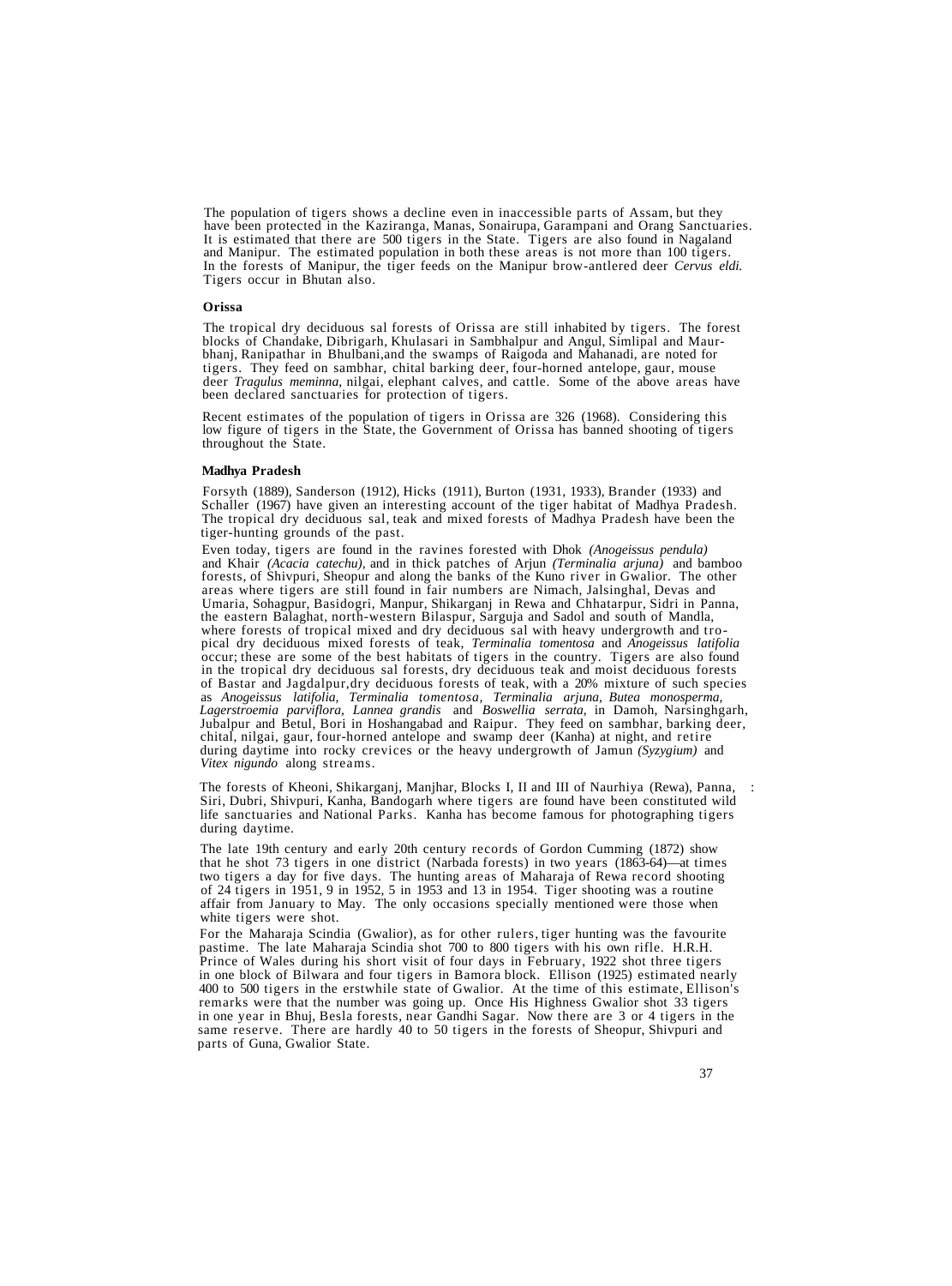The population of tigers shows a decline even in inaccessible parts of Assam, but they have been protected in the Kaziranga, Manas, Sonairupa, Garampani and Orang Sanctuaries. It is estimated that there are 500 tigers in the State. Tigers are also found in Nagaland and Manipur. The estimated population in both these areas is not more than 100 tigers. In the forests of Manipur, the tiger feeds on the Manipur brow-antlered deer *Cervus eldi.* Tigers occur in Bhutan also.

### Orissa

The tropical dry deciduous sal forests of Orissa are still inhabited by tigers. The forest blocks of Chandake, Dibrigarh, Khulasari in Sambhalpur and Angul, Simlipal and Maurbhanj, Ranipathar in Bhulbani,and the swamps of Raigoda and Mahanadi, are noted for tigers. They feed on sambhar, chital barking deer, four-horned antelope, gaur, mouse deer *Tragulus meminna,* nilgai, elephant calves, and cattle. Some of the above areas have been declared sanctuaries for protection of tigers.

Recent estimates of the population of tigers in Orissa are 326 (1968). Considering this low figure of tigers in the State, the Government of Orissa has banned shooting of tigers throughout the State.

### Madhya Pradesh

Forsyth (1889), Sanderson (1912), Hicks (1911), Burton (1931, 1933), Brander (1933) and Schaller (1967) have given an interesting account of the tiger habitat of Madhya Pradesh. The tropical dry deciduous sal, teak and mixed forests of Madhya Pradesh have been the tiger-hunting grounds of the past.

Even today, tigers are found in the ravines forested with Dhok *(Anogeissus pendula)* and Khair *(Acacia catechu),* and in thick patches of Arjun *(Terminalia arjuna)* and bamboo forests, of Shivpuri, Sheopur and along the banks of the Kuno river in Gwalior. The other areas where tigers are still found in fair numbers are Nimach, Jalsinghal, Devas and Umaria, Sohagpur, Basidogri, Manpur, Shikarganj in Rewa and Chhatarpur, Sidri in Panna, the eastern Balaghat, north-western Bilaspur, Sarguja and Sadol and south of Mandla, where forests of tropical mixed and dry deciduous sal with heavy undergrowth and tropical dry deciduous mixed forests of teak, *Terminalia tomentosa* and *Anogeissus latifolia* occur; these are some of the best habitats of tigers in the country. Tigers are also found in the tropical dry deciduous sal forests, dry deciduous teak and moist deciduous forests of Bastar and Jagdalpur,dry deciduous forests of teak, with a 20% mixture of such species as *Anogeissus latifolia, Terminalia tomentosa, Terminalia arjuna, Butea monosperma, Lagerstroemia parviflora, Lannea grandis* and *Boswellia serrata,* in Damoh, Narsinghgarh, Jubalpur and Betul, Bori in Hoshangabad and Raipur. They feed on sambhar, barking deer, chital, nilgai, gaur, four-horned antelope and swamp deer (Kanha) at night, and retire during daytime into rocky crevices or the heavy undergrowth of Jamun *(Syzygium)* and *Vitex nigundo* along streams.

The forests of Kheoni, Shikarganj, Manjhar, Blocks I, II and III of Naurhiya (Rewa), Panna, Siri, Dubri, Shivpuri, Kanha, Bandogarh where tigers are found have been constituted wild life sanctuaries and National Parks. Kanha has become famous for photographing tigers during daytime.

The late 19th century and early 20th century records of Gordon Cumming (1872) show that he shot 73 tigers in one district (Narbada forests) in two years (1863-64)—at times two tigers a day for five days. The hunting areas of Maharaja of Rewa record shooting of 24 tigers in 1951, 9 in 1952, 5 in 1953 and 13 in 1954. Tiger shooting was a routine affair from January to May. The only occasions specially mentioned were those when white tigers were shot.

For the Maharaja Scindia (Gwalior), as for other rulers, tiger hunting was the favourite pastime. The late Maharaja Scindia shot 700 to 800 tigers with his own rifle. H.R.H. Prince of Wales during his short visit of four days in February, 1922 shot three tigers in one block of Bilwara and four tigers in Bamora block. Ellison (1925) estimated nearly 400 to 500 tigers in the erstwhile state of Gwalior. At the time of this estimate, Ellison's remarks were that the number was going up. Once His Highness Gwalior shot 33 tigers in one year in Bhuj, Besla forests, near Gandhi Sagar. Now there are 3 or 4 tigers in the same reserve. There are hardly 40 to 50 tigers in the forests of Sheopur, Shivpuri and parts of Guna, Gwalior State.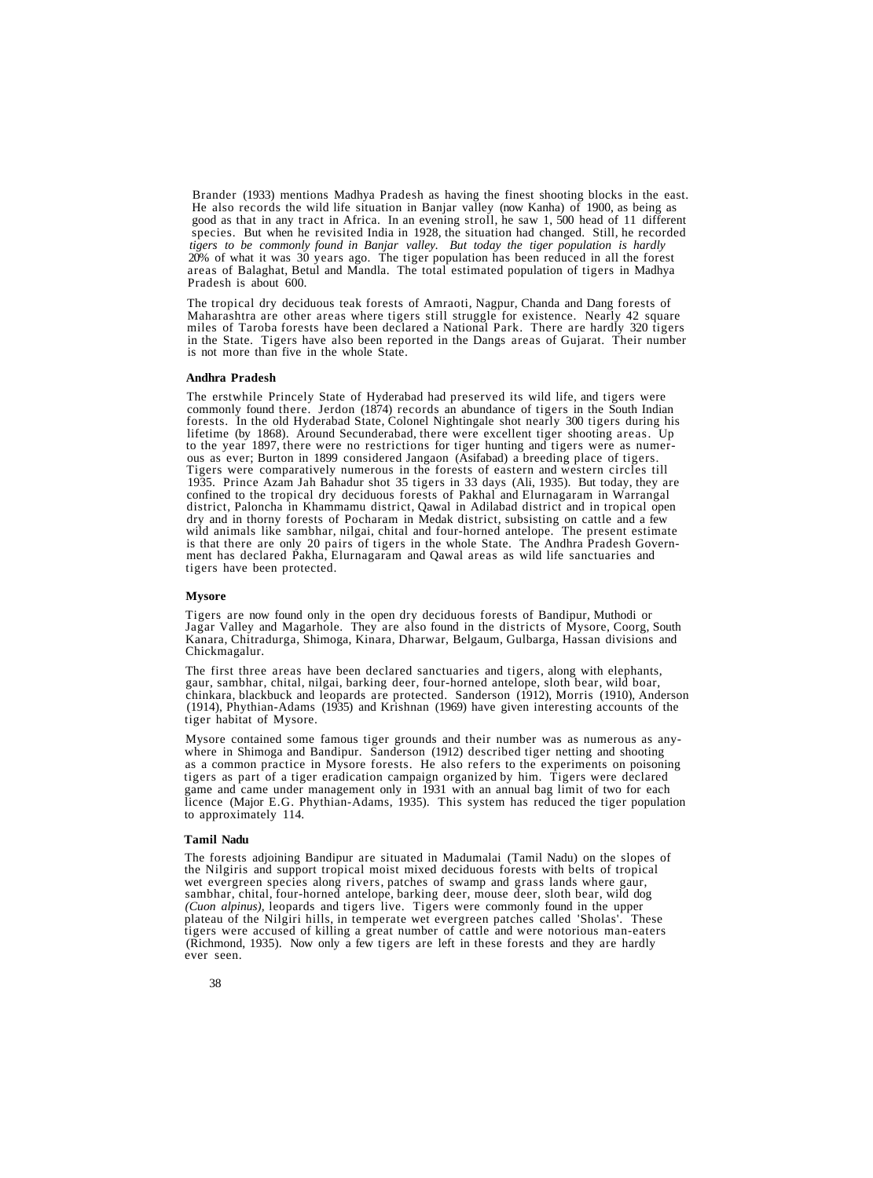Brander (1933) mentions Madhya Pradesh as having the finest shooting blocks in the east. He also records the wild life situation in Banjar valley (now Kanha) of 1900, as being as good as that in any tract in Africa. In an evening stroll, he saw 1, 500 head of 11 different species. But when he revisited India in 1928, the situation had changed. Still, he recorded *tigers to be commonly found in Banjar valley. But today the tiger population is hardly* 20% of what it was 30 years ago. The tiger population has been reduced in all the forest areas of Balaghat, Betul and Mandla. The total estimated population of tigers in Madhya Pradesh is about 600.

The tropical dry deciduous teak forests of Amraoti, Nagpur, Chanda and Dang forests of Maharashtra are other areas where tigers still struggle for existence. Nearly 42 square miles of Taroba forests have been declared a National Park. There are hardly 320 tigers in the State. Tigers have also been reported in the Dangs areas of Gujarat. Their number is not more than five in the whole State.

**Andhra Pradesh**

The erstwhile Princely State of Hyderabad had preserved its wild life, and tigers were commonly found there. Jerdon (1874) records an abundance of tigers in the South Indian forests. In the old Hyderabad State, Colonel Nightingale shot nearly 300 tigers during his lifetime (by 1868). Around Secunderabad, there were excellent tiger shooting areas. Up to the year 1897, there were no restrictions for tiger hunting and tigers were as numerous as ever; Burton in 1899 considered Jangaon (Asifabad) a breeding place of tigers. Tigers were comparatively numerous in the forests of eastern and western circles till 1935. Prince Azam Jah Bahadur shot 35 tigers in 33 days (Ali, 1935). But today, they are confined to the tropical dry deciduous forests of Pakhal and Elurnagaram in Warrangal district, Paloncha in Khammamu district, Qawal in Adilabad district and in tropical open dry and in thorny forests of Pocharam in Medak district, subsisting on cattle and a few wild animals like sambhar, nilgai, chital and four-horned antelope. The present estimate is that there are only 20 pairs of tigers in the whole State. The Andhra Pradesh Government has declared Pakha, Elurnagaram and Qawal areas as wild life sanctuaries and tigers have been protected.

**Mysore**

Tigers are now found only in the open dry deciduous forests of Bandipur, Muthodi or Jagar Valley and Magarhole. They are also found in the districts of Mysore, Coorg, South Kanara, Chitradurga, Shimoga, Kinara, Dharwar, Belgaum, Gulbarga, Hassan divisions and Chickmagalur.

The first three areas have been declared sanctuaries and tigers, along with elephants, gaur, sambhar, chital, nilgai, barking deer, four-horned antelope, sloth bear, wild boar, chinkara, blackbuck and leopards are protected. Sanderson (1912), Morris (1910), Anderson (1914), Phythian-Adams (1935) and Krishnan (1969) have given interesting accounts of the tiger habitat of Mysore.

Mysore contained some famous tiger grounds and their number was as numerous as anywhere in Shimoga and Bandipur. Sanderson (1912) described tiger netting and shooting as a common practice in Mysore forests. He also refers to the experiments on poisoning tigers as part of a tiger eradication campaign organized by him. Tigers were declared game and came under management only in 1931 with an annual bag limit of two for each licence (Major E.G. Phythian-Adams, 1935). This system has reduced the tiger population to approximately 114.

**Tamil Nadu**

The forests adjoining Bandipur are situated in Madumalai (Tamil Nadu) on the slopes of the Nilgiris and support tropical moist mixed deciduous forests with belts of tropical wet evergreen species along rivers, patches of swamp and grass lands where gaur, sambhar, chital, four-horned antelope, barking deer, mouse deer, sloth bear, wild dog *(Cuon alpinus)*, leopards and tigers live. Tigers were commonly found in the upper plateau of the Nilgiri hills, in temperate wet evergreen patches called 'Sholas'. These tigers were accused of killing a great number of cattle and were notorious man-eaters (Richmond, 1935). Now only a few tigers are left in these forests and they are hardly ever seen.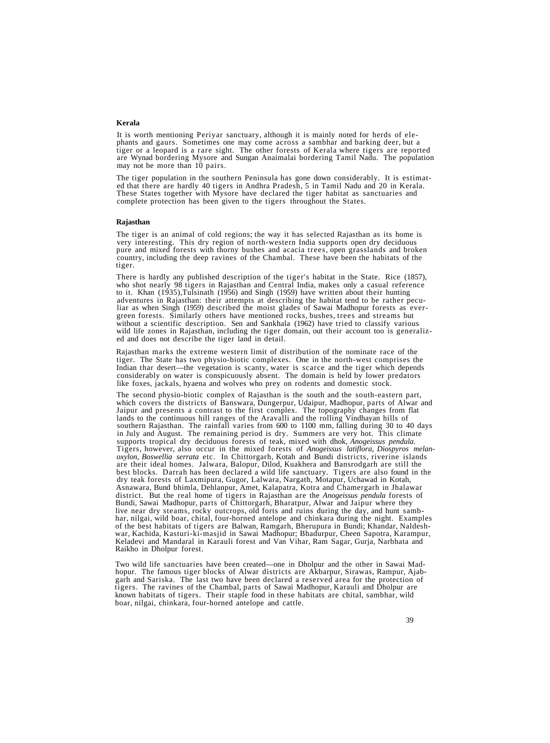### Kerala

It is worth mentioning Periyar sanctuary, although it is mainly noted for herds of elephants and gaurs. Sometimes one may come across a sambhar and barking deer, but a tiger or a leopard is a rare sight. The other forests of Kerala where tigers are reported are Wynad bordering Mysore and Sungan Anaimalai bordering Tamil Nadu. The population may not be more than 10 pairs.

The tiger population in the southern Peninsula has gone down considerably. It is estimated that there are hardly 40 tigers in Andhra Pradesh, 5 in Tamil Nadu and 20 in Kerala. These States together with Mysore have declared the tiger habitat as sanctuaries and complete protection has been given to the tigers throughout the States.

### Rajasthan

The tiger is an animal of cold regions; the way it has selected Rajasthan as its home is very interesting. This dry region of north-western India supports open dry deciduous pure and mixed forests with thorny bushes and acacia trees, open grasslands and broken country, including the deep ravines of the Chambal. These have been the habitats of the tiger.

There is hardly any published description of the tiger's habitat in the State. Rice (1857), who shot nearly 98 tigers in Rajasthan and Central India, makes only a casual reference to it. Khan (1935), Tulsinath (1956) and Singh (1959) have written about their hunting adventures in Rajasthan: their attempts at describing the habitat tend to be rather peculiar as when Singh (1959) described the moist glades of Sawai Madhopur forests as evergreen forests. Similarly others have mentioned rocks, bushes, trees and streams but without a scientific description. Sen and Sankhala (1962) have tried to classify various wild life zones in Rajasthan, including the tiger domain, out their account too is generalized and does not describe the tiger land in detail.

Rajasthan marks the extreme western limit of distribution of the nominate race of the tiger. The State has two physio-biotic complexes. One in the north-west comprises the Indian thar desert—the vegetation is scanty, water is scarce and the tiger which depends considerably on water is conspicuously absent. The domain is held by lower predators like foxes, jackals, hyaena and wolves who prey on rodents and domestic stock.

The second physio-biotic complex of Rajasthan is the south and the south-eastern part, which covers the districts of Banswara, Dungerpur, Udaipur, Madhopur, parts of Alwar and Jaipur and presents a contrast to the first complex. The topography changes from flat lands to the continuous hill ranges of the Aravalli and the rolling Vindhayan hills of southern Rajasthan. The rainfall varies from 600 to 1100 mm, falling during 30 to 40 days in July and August. The remaining period is dry. Summers are very hot. This climate supports tropical dry deciduous forests of teak, mixed with dhok, *Anogeissus pendula.* Tigers, however, also occur in the mixed forests of *Anogeissus latiflora, Diospyros melanoxylon, Boswellia serrata* etc. In Chittorgarh, Kotah and Bundi districts, riverine islands are their ideal homes. Jalwara, Balopur, Dilod, Kuakhera and Bansrodgarh are still the best blocks. Darrah has been declared a wild life sanctuary. Tigers are also found in the dry teak forests of Laxmipura, Gugor, Lalwara, Nargath, Motapur, Uchawad in Kotah, Asnawara, Bund bhimla, Dehlanpur, Amet, Kalapatra, Kotra and Chamergarh in Jhalawar district. But the real home of tigers in Rajasthan are the *Anogeissus pendula* forests of Bundi, Sawai Madhopur, parts of Chittorgarh, Bharatpur, Alwar and Jaipur where they live near dry steams, rocky outcrops, old forts and ruins during the day, and hunt sambhar, nilgai, wild boar, chital, four-horned antelope and chinkara during the night. Examples of the best habitats of tigers are Balwan, Ramgarh, Bherupura in Bundi; Khandar, Naldeshwar, Kachida, Kasturi-ki-masjid in Sawai Madhopur; Bhadurpur, Cheen Sapotra, Karampur, Keladevi and Mandaral in Karauli forest and Van Vihar, Ram Sagar, Gurja, Narbhata and Raikho in Dholpur forest.

Two wild life sanctuaries have been created—one in Dholpur and the other in Sawai Madhopur. The famous tiger blocks of Alwar districts are Akbarpur, Sirawas, Rampur, Ajabgarh and Sariska. The last two have been declared a reserved area for the protection of tigers. The ravines of the Chambal, parts of Sawai Madhopur, Karauli and Dholpur are known habitats of tigers. Their staple food in these habitats are chital, sambhar, wild boar, nilgai, chinkara, four-horned antelope and cattle.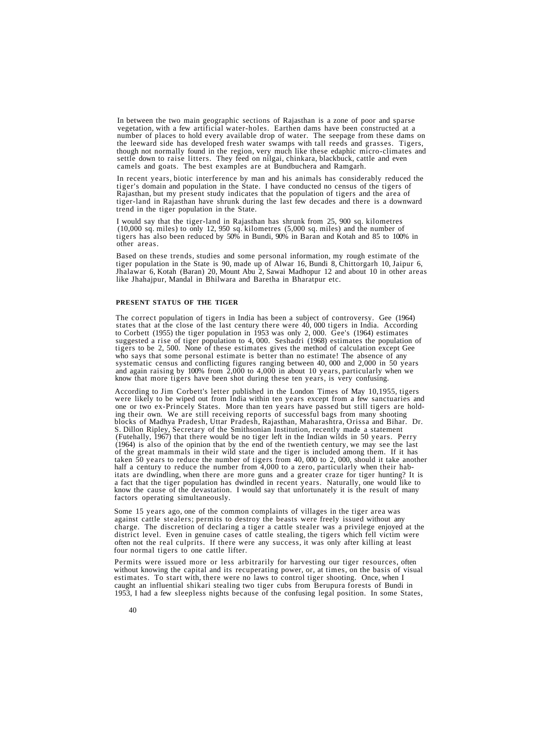In between the two main geographic sections of Rajasthan is a zone of poor and sparse vegetation, with a few artificial water-holes. Earthen dams have been constructed at a number of places to hold every available drop of water. The seepage from these dams on the leeward side has developed fresh water swamps with tall reeds and grasses. Tigers, though not normally found in the region, very much like these edaphic micro-climates and settle down to raise litters. They feed on nilgai, chinkara, blackbuck, cattle and even camels and goats. The best examples are at Bundbuchera and Ramgarh.

In recent years, biotic interference by man and his animals has considerably reduced the tiger's domain and population in the State. I have conducted no census of the tigers of Rajasthan, but my present study indicates that the population of tigers and the area of tiger-land in Rajasthan have shrunk during the last few decades and there is a downward trend in the tiger population in the State.

I would say that the tiger-land in Rajasthan has shrunk from 25, 900 sq. kilometres (10,000 sq. miles) to only 12, 950 sq. kilometres (5,000 sq. miles) and the number of tigers has also been reduced by 50% in Bundi, 90% in Baran and Kotah and 85 to 100% in other areas.

Based on these trends, studies and some personal information, my rough estimate of the tiger population in the State is 90, made up of Alwar 16, Bundi 8, Chittorgarh 10, Jaipur 6, Jhalawar 6, Kotah (Baran) 20, Mount Abu 2, Sawai Madhopur 12 and about 10 in other areas like Jhahajpur, Mandal in Bhilwara and Baretha in Bharatpur etc.

## PRESENT STATUS OF THE TIGER

The correct population of tigers in India has been a subject of controversy. Gee (1964) states that at the close of the last century there were 40, 000 tigers in India. According to Corbett (1955) the tiger population in 1953 was only 2, 000. Gee's (1964) estimates suggested a rise of tiger population to 4, 000. Seshadri (1968) estimates the population of tigers to be 2, 500. None of these estimates gives the method of calculation except Gee who says that some personal estimate is better than no estimate! The absence of any systematic census and conflicting figures ranging between 40, 000 and 2,000 in 50 years and again raising by 100% from 2,000 to 4,000 in about 10 years, particularly when we know that more tigers have been shot during these ten years, is very confusing.

According to Jim Corbett's letter published in the London Times of May 10,1955, tigers were likely to be wiped out from India within ten years except from a few sanctuaries and one or two ex-Princely States. More than ten years have passed but still tigers are holding their own. We are still receiving reports of successful bags from many shooting blocks of Madhya Pradesh, Uttar Pradesh, Rajasthan, Maharashtra, Orissa and Bihar. Dr. S. Dillon Ripley, Secretary of the Smithsonian Institution, recently made a statement (Futehally, 1967) that there would be no tiger left in the Indian wilds in 50 years. Perry (1964) is also of the opinion that by the end of the twentieth century, we may see the last of the great mammals in their wild state and the tiger is included among them. If it has taken 50 years to reduce the number of tigers from 40, 000 to 2, 000, should it take another half a century to reduce the number from 4,000 to a zero, particularly when their habitats are dwindling, when there are more guns and a greater craze for tiger hunting? It is a fact that the tiger population has dwindled in recent years. Naturally, one would like to know the cause of the devastation. I would say that unfortunately it is the result of many factors operating simultaneously.

Some 15 years ago, one of the common complaints of villages in the tiger area was against cattle stealers; permits to destroy the beasts were freely issued without any charge. The discretion of declaring a tiger a cattle stealer was a privilege enjoyed at the district level. Even in genuine cases of cattle stealing, the tigers which fell victim were often not the real culprits. If there were any success, it was only after killing at least four normal tigers to one cattle lifter.

Permits were issued more or less arbitrarily for harvesting our tiger resources, often without knowing the capital and its recuperating power, or, at times, on the basis of visual estimates. To start with, there were no laws to control tiger shooting. Once, when I caught an influential shikari stealing two tiger cubs from Berupura forests of Bundi in 1953, I had a few sleepless nights because of the confusing legal position. In some States,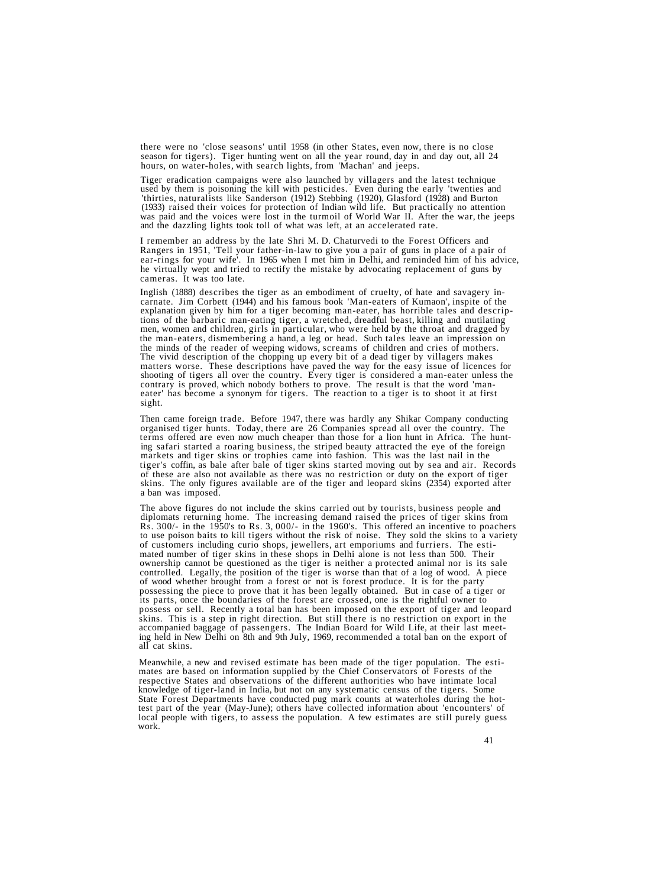there were no 'close seasons' until 1958 (in other States, even now, there is no close season for tigers). Tiger hunting went on all the year round, day in and day out, all 24 hours, on water-holes, with search lights, from 'Machan' and jeeps.

Tiger eradication campaigns were also launched by villagers and the latest technique used by them is poisoning the kill with pesticides. Even during the early 'twenties and 'thirties, naturalists like Sanderson (1912) Stebbing (1920), Glasford (1928) and Burton (1933) raised their voices for protection of Indian wild life. But practically no attention was paid and the voices were lost in the turmoil of World War II. After the war, the jeeps and the dazzling lights took toll of what was left, at an accelerated rate.

I remember an address by the late Shri M. D. Chaturvedi to the Forest Officers and Rangers in 1951, 'Tell your father-in-law to give you a pair of guns in place of a pair of ear-rings for your wife'. In 1965 when I met him in Delhi, and reminded him of his advice, he virtually wept and tried to rectify the mistake by advocating replacement of guns by cameras. It was too late.

Inglish (1888) describes the tiger as an embodiment of cruelty, of hate and savagery incarnate. Jim Corbett (1944) and his famous book 'Man-eaters of Kumaon', inspite of the explanation given by him for a tiger becoming man-eater, has horrible tales and descriptions of the barbaric man-eating tiger, a wretched, dreadful beast, killing and mutilating men, women and children, girls in particular, who were held by the throat and dragged by the man-eaters, dismembering a hand, a leg or head. Such tales leave an impression on the minds of the reader of weeping widows, screams of children and cries of mothers. The vivid description of the chopping up every bit of a dead tiger by villagers makes matters worse. These descriptions have paved the way for the easy issue of licences for shooting of tigers all over the country. Every tiger is considered a man-eater unless the contrary is proved, which nobody bothers to prove. The result is that the word 'man-eater' has become a synonym for tigers. The reaction to a tiger is to shoot it at first sight.

Then came foreign trade. Before 1947, there was hardly any Shikar Company conducting organised tiger hunts. Today, there are 26 Companies spread all over the country. The terms offered are even now much cheaper than those for a lion hunt in Africa. The hunting safari started a roaring business, the striped beauty attracted the eye of the foreign markets and tiger skins or trophies came into fashion. This was the last nail in the tiger's coffin, as bale after bale of tiger skins started moving out by sea and air. Records of these are also not available as there was no restriction or duty on the export of tiger skins. The only figures available are of the tiger and leopard skins (2354) exported after a ban was imposed.

The above figures do not include the skins carried out by tourists, business people and diplomats returning home. The increasing demand raised the prices of tiger skins from Rs. 300/- in the 1950's to Rs. 3, 000/- in the 1960's. This offered an incentive to poachers to use poison baits to kill tigers without the risk of noise. They sold the skins to a variety of customers including curio shops, jewellers, art emporiums and furriers. The estimated number of tiger skins in these shops in Delhi alone is not less than 500. Their ownership cannot be questioned as the tiger is neither a protected animal nor is its sale controlled. Legally, the position of the tiger is worse than that of a log of wood. A piece of wood whether brought from a forest or not is forest produce. It is for the party possessing the piece to prove that it has been legally obtained. But in case of a tiger or its parts, once the boundaries of the forest are crossed, one is the rightful owner to possess or sell. Recently a total ban has been imposed on the export of tiger and leopard skins. This is a step in right direction. But still there is no restriction on export in the accompanied baggage of passengers. The Indian Board for Wild Life, at their last meeting held in New Delhi on 8th and 9th July, 1969, recommended a total ban on the export of all cat skins.

Meanwhile, a new and revised estimate has been made of the tiger population. The estimates are based on information supplied by the Chief Conservators of Forests of the respective States and observations of the different authorities who have intimate local knowledge of tiger-land in India, but not on any systematic census of the tigers. Some State Forest Departments have conducted pug mark counts at waterholes during the hottest part of the year (May-June); others have collected information about 'encounters' of local people with tigers, to assess the population. A few estimates are still purely guess work.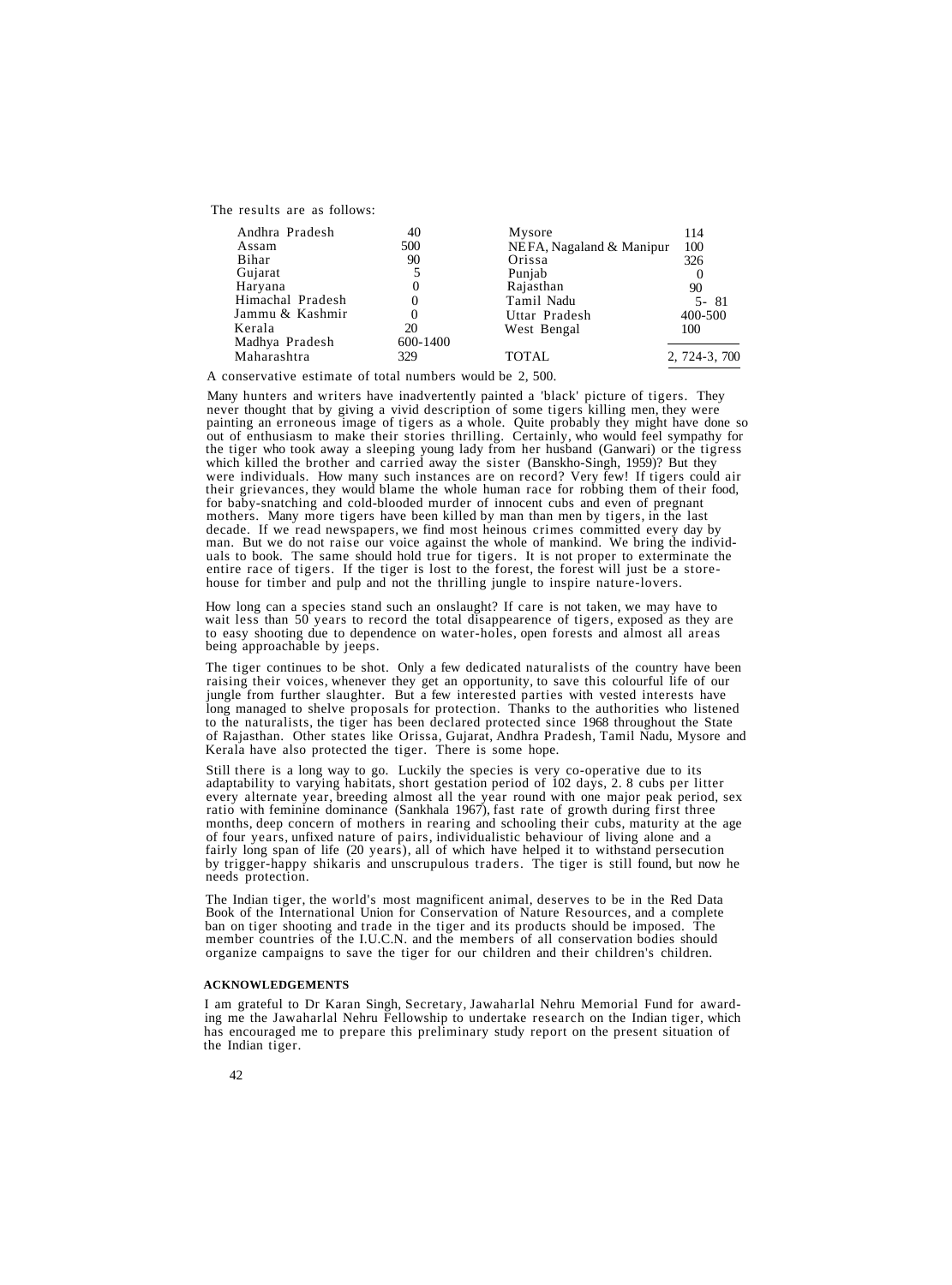The results are as follows:

| | | | |
|---|---|---|---|
| Andhra Pradesh | 40 | Mysore | 114 |
| Assam | 500 | NEFA, Nagaland & Manipur | 100 |
| Bihar | 90 | Orissa | 326 |
| Gujarat | 5 | Punjab | 0 |
| Haryana | 0 | Rajasthan | 90 |
| Himachal Pradesh | 0 | Tamil Nadu | 5- 81 |
| Jammu & Kashmir | 0 | Uttar Pradesh | 400-500 |
| Kerala | 20 | West Bengal | 100 |
| Madhya Pradesh | 600-1400 | | |
| Maharashtra | 329 | TOTAL | 2, 724-3, 700 |

A conservative estimate of total numbers would be 2, 500.

Many hunters and writers have inadvertently painted a 'black' picture of tigers. They never thought that by giving a vivid description of some tigers killing men, they were painting an erroneous image of tigers as a whole. Quite probably they might have done so out of enthusiasm to make their stories thrilling. Certainly, who would feel sympathy for the tiger who took away a sleeping young lady from her husband (Ganwari) or the tigress which killed the brother and carried away the sister (Banskho-Singh, 1959)? But they were individuals. How many such instances are on record? Very few! If tigers could air their grievances, they would blame the whole human race for robbing them of their food, for baby-snatching and cold-blooded murder of innocent cubs and even of pregnant mothers. Many more tigers have been killed by man than men by tigers, in the last decade. If we read newspapers, we find most heinous crimes committed every day by man. But we do not raise our voice against the whole of mankind. We bring the individuals to book. The same should hold true for tigers. It is not proper to exterminate the entire race of tigers. If the tiger is lost to the forest, the forest will just be a storehouse for timber and pulp and not the thrilling jungle to inspire nature-lovers.

How long can a species stand such an onslaught? If care is not taken, we may have to wait less than 50 years to record the total disappearence of tigers, exposed as they are to easy shooting due to dependence on water-holes, open forests and almost all areas being approachable by jeeps.

The tiger continues to be shot. Only a few dedicated naturalists of the country have been raising their voices, whenever they get an opportunity, to save this colourful life of our jungle from further slaughter. But a few interested parties with vested interests have long managed to shelve proposals for protection. Thanks to the authorities who listened to the naturalists, the tiger has been declared protected since 1968 throughout the State of Rajasthan. Other states like Orissa, Gujarat, Andhra Pradesh, Tamil Nadu, Mysore and Kerala have also protected the tiger. There is some hope.

Still there is a long way to go. Luckily the species is very co-operative due to its adaptability to varying habitats, short gestation period of 102 days, 2. 8 cubs per litter every alternate year, breeding almost all the year round with one major peak period, sex ratio with feminine dominance (Sankhala 1967), fast rate of growth during first three months, deep concern of mothers in rearing and schooling their cubs, maturity at the age of four years, unfixed nature of pairs, individualistic behaviour of living alone and a fairly long span of life (20 years), all of which have helped it to withstand persecution by trigger-happy shikaris and unscrupulous traders. The tiger is still found, but now he needs protection.

The Indian tiger, the world's most magnificent animal, deserves to be in the Red Data Book of the International Union for Conservation of Nature Resources, and a complete ban on tiger shooting and trade in the tiger and its products should be imposed. The member countries of the I.U.C.N. and the members of all conservation bodies should organize campaigns to save the tiger for our children and their children's children.

**ACKNOWLEDGEMENTS**

I am grateful to Dr Karan Singh, Secretary, Jawaharlal Nehru Memorial Fund for awarding me the Jawaharlal Nehru Fellowship to undertake research on the Indian tiger, which has encouraged me to prepare this preliminary study report on the present situation of the Indian tiger.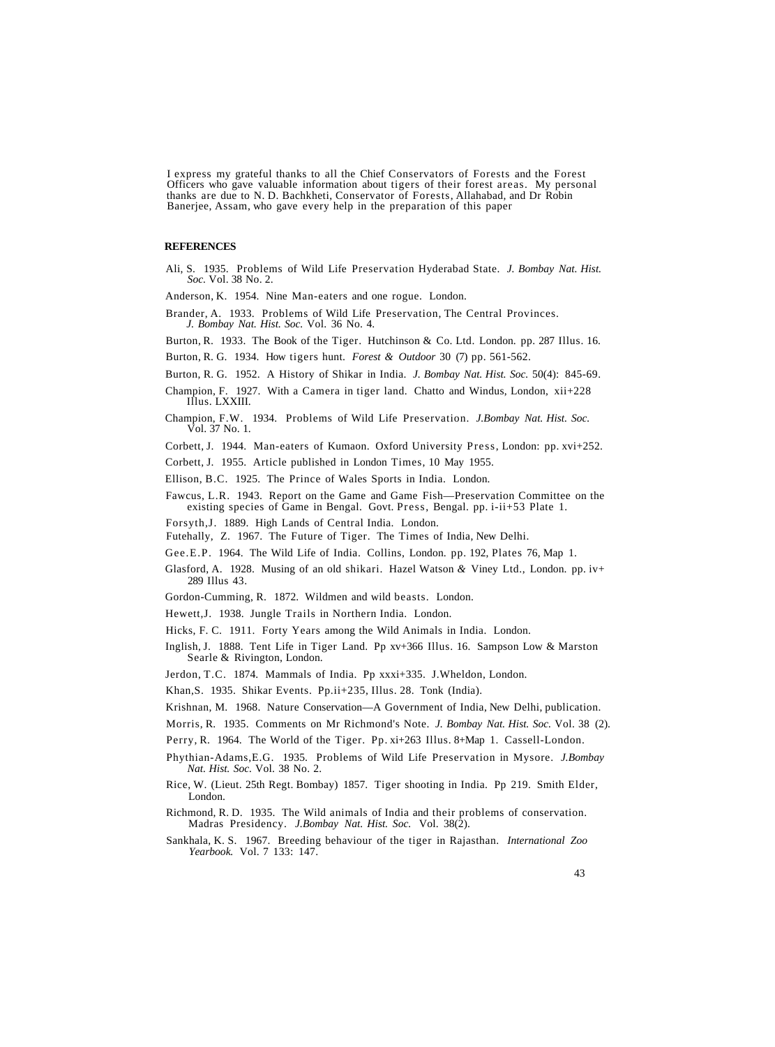I express my grateful thanks to all the Chief Conservators of Forests and the Forest Officers who gave valuable information about tigers of their forest areas. My personal thanks are due to N. D. Bachkheti, Conservator of Forests, Allahabad, and Dr Robin Banerjee, Assam, who gave every help in the preparation of this paper

## REFERENCES

Ali, S. 1935. Problems of Wild Life Preservation Hyderabad State. *J. Bombay Nat. Hist. Soc.* Vol. 38 No. 2.

Anderson, K. 1954. Nine Man-eaters and one rogue. London.

Brander, A. 1933. Problems of Wild Life Preservation, The Central Provinces. *J. Bombay Nat. Hist. Soc.* Vol. 36 No. 4.

Burton, R. 1933. The Book of the Tiger. Hutchinson & Co. Ltd. London. pp. 287 Illus. 16.

Burton, R. G. 1934. How tigers hunt. *Forest & Outdoor* 30 (7) pp. 561-562.

Burton, R. G. 1952. A History of Shikar in India. *J. Bombay Nat. Hist. Soc.* 50(4): 845-69.

Champion, F. 1927. With a Camera in tiger land. Chatto and Windus, London, xii+228 Illus. LXXIII.

Champion, F.W. 1934. Problems of Wild Life Preservation. *J.Bombay Nat. Hist. Soc.* Vol. 37 No. 1.

Corbett, J. 1944. Man-eaters of Kumaon. Oxford University Press, London: pp. xvi+252.

Corbett, J. 1955. Article published in London Times, 10 May 1955.

Ellison, B.C. 1925. The Prince of Wales Sports in India. London.

Fawcus, L.R. 1943. Report on the Game and Game Fish—Preservation Committee on the existing species of Game in Bengal. Govt. Press, Bengal. pp. i-ii+53 Plate 1.

Forsyth,J. 1889. High Lands of Central India. London.

Futehally, Z. 1967. The Future of Tiger. The Times of India, New Delhi.

Gee.E.P. 1964. The Wild Life of India. Collins, London. pp. 192, Plates 76, Map 1.

Glasford, A. 1928. Musing of an old shikari. Hazel Watson & Viney Ltd., London. pp. iv+ 289 Illus 43.

Gordon-Cumming, R. 1872. Wildmen and wild beasts. London.

Hewett,J. 1938. Jungle Trails in Northern India. London.

Hicks, F. C. 1911. Forty Years among the Wild Animals in India. London.

Inglish, J. 1888. Tent Life in Tiger Land. Pp xv+366 Illus. 16. Sampson Low & Marston Searle & Rivington, London.

Jerdon, T.C. 1874. Mammals of India. Pp xxxi+335. J.Wheldon, London.

Khan,S. 1935. Shikar Events. Pp.ii+235, Illus. 28. Tonk (India).

Krishnan, M. 1968. Nature Conservation—A Government of India, New Delhi, publication.

Morris, R. 1935. Comments on Mr Richmond's Note. *J. Bombay Nat. Hist. Soc.* Vol. 38 (2).

Perry, R. 1964. The World of the Tiger. Pp. xi+263 Illus. 8+Map 1. Cassell-London.

Phythian-Adams,E.G. 1935. Problems of Wild Life Preservation in Mysore. *J.Bombay Nat. Hist. Soc.* Vol. 38 No. 2.

Rice, W. (Lieut. 25th Regt. Bombay) 1857. Tiger shooting in India. Pp 219. Smith Elder, London.

Richmond, R. D. 1935. The Wild animals of India and their problems of conservation. Madras Presidency. *J.Bombay Nat. Hist. Soc.* Vol. 38(2).

Sankhala, K. S. 1967. Breeding behaviour of the tiger in Rajasthan. *International Zoo Yearbook.* Vol. 7 133: 147.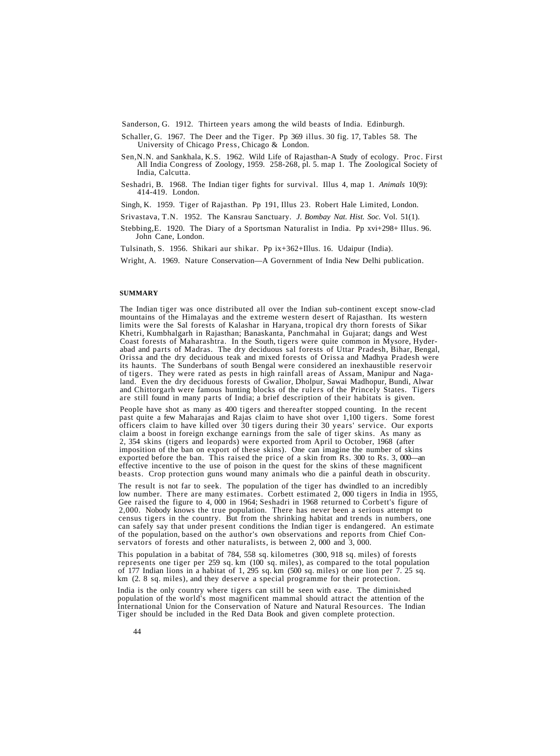Sanderson, G. 1912. Thirteen years among the wild beasts of India. Edinburgh.

Schaller, G. 1967. The Deer and the Tiger. Pp 369 illus. 30 fig. 17, Tables 58. The University of Chicago Press, Chicago & London.

Sen, N.N. and Sankhala, K.S. 1962. Wild Life of Rajasthan-A Study of ecology. Proc. First All India Congress of Zoology, 1959. 258-268, pl. 5. map 1. The Zoological Society of India, Calcutta.

Seshadri, B. 1968. The Indian tiger fights for survival. Illus 4, map 1. *Animals* 10(9): 414-419. London.

Singh, K. 1959. Tiger of Rajasthan. Pp 191, Illus 23. Robert Hale Limited, London.

Srivastava, T.N. 1952. The Kansrau Sanctuary. *J. Bombay Nat. Hist. Soc.* Vol. 51(1).

Stebbing, E. 1920. The Diary of a Sportsman Naturalist in India. Pp xvi+298+ Illus. 96. John Cane, London.

Tulsinath, S. 1956. Shikari aur shikar. Pp ix+362+Illus. 16. Udaipur (India).

Wright, A. 1969. Nature Conservation—A Government of India New Delhi publication.

## SUMMARY

The Indian tiger was once distributed all over the Indian sub-continent except snow-clad mountains of the Himalayas and the extreme western desert of Rajasthan. Its western limits were the Sal forests of Kalashar in Haryana, tropical dry thorn forests of Sikar Khetri, Kumbhalgarh in Rajasthan; Banaskanta, Panchmahal in Gujarat; dangs and West Coast forests of Maharashtra. In the South, tigers were quite common in Mysore, Hyderabad and parts of Madras. The dry deciduous sal forests of Uttar Pradesh, Bihar, Bengal, Orissa and the dry deciduous teak and mixed forests of Orissa and Madhya Pradesh were its haunts. The Sunderbans of south Bengal were considered an inexhaustible reservoir of tigers. They were rated as pests in high rainfall areas of Assam, Manipur and Nagaland. Even the dry deciduous forests of Gwalior, Dholpur, Sawai Madhopur, Bundi, Alwar and Chittorgarh were famous hunting blocks of the rulers of the Princely States. Tigers are still found in many parts of India; a brief description of their habitats is given.

People have shot as many as 400 tigers and thereafter stopped counting. In the recent past quite a few Maharajas and Rajas claim to have shot over 1,100 tigers. Some forest officers claim to have killed over 30 tigers during their 30 years' service. Our exports claim a boost in foreign exchange earnings from the sale of tiger skins. As many as 2, 354 skins (tigers and leopards) were exported from April to October, 1968 (after imposition of the ban on export of these skins). One can imagine the number of skins exported before the ban. This raised the price of a skin from Rs. 300 to Rs. 3, 000—an effective incentive to the use of poison in the quest for the skins of these magnificent beasts. Crop protection guns wound many animals who die a painful death in obscurity.

The result is not far to seek. The population of the tiger has dwindled to an incredibly low number. There are many estimates. Corbett estimated 2, 000 tigers in India in 1955, Gee raised the figure to 4, 000 in 1964; Seshadri in 1968 returned to Corbett's figure of 2,000. Nobody knows the true population. There has never been a serious attempt to census tigers in the country. But from the shrinking habitat and trends in numbers, one can safely say that under present conditions the Indian tiger is endangered. An estimate of the population, based on the author's own observations and reports from Chief Conservators of forests and other naturalists, is between 2, 000 and 3, 000.

This population in a babitat of 784, 558 sq. kilometres (300, 918 sq. miles) of forests represents one tiger per 259 sq. km (100 sq. miles), as compared to the total population of 177 Indian lions in a habitat of 1, 295 sq. km (500 sq. miles) or one lion per 7. 25 sq. km (2. 8 sq. miles), and they deserve a special programme for their protection.

India is the only country where tigers can still be seen with ease. The diminished population of the world's most magnificent mammal should attract the attention of the International Union for the Conservation of Nature and Natural Resources. The Indian Tiger should be included in the Red Data Book and given complete protection.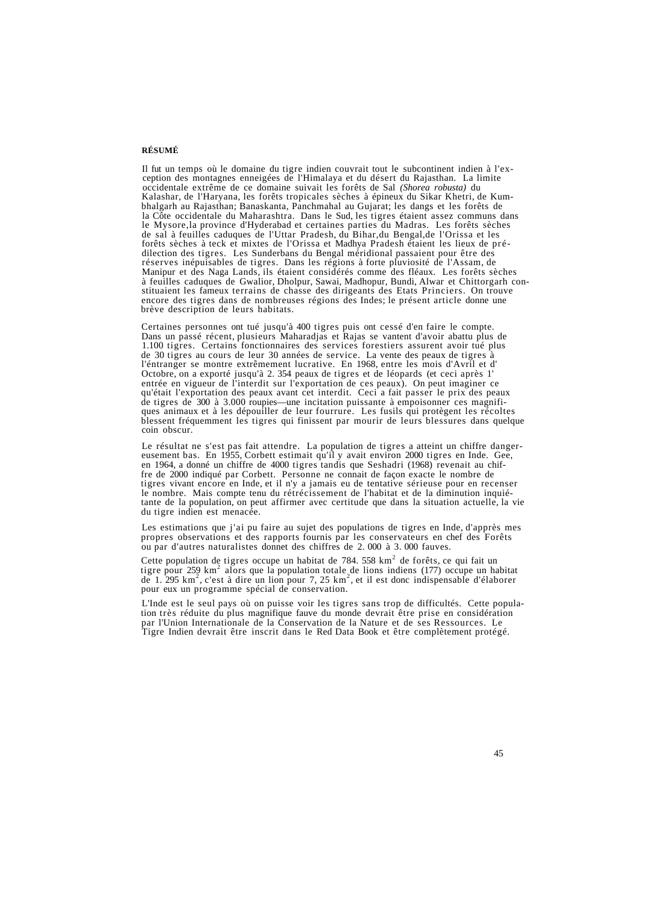**RÉSUMÉ**

Il fut un temps où le domaine du tigre indien couvrait tout le subcontinent indien à l'exception des montagnes enneigées de l'Himalaya et du désert du Rajasthan. La limite occidentale extrême de ce domaine suivait les forêts de Sal *(Shorea robusta)* du Kalashar, de l'Haryana, les forêts tropicales sèches à épineux du Sikar Khetri, de Kumbhalgarh au Rajasthan; Banaskanta, Panchmahal au Gujarat; les dangs et les forêts de la Côte occidentale du Maharashtra. Dans le Sud, les tigres étaient assez communs dans le Mysore,la province d'Hyderabad et certaines parties du Madras. Les forêts sèches de sal à feuilles caduques de l'Uttar Pradesh, du Bihar,du Bengal,de l'Orissa et les forêts sèches à teck et mixtes de l'Orissa et Madhya Pradesh étaient les lieux de prédilection des tigres. Les Sunderbans du Bengal méridional passaient pour être des réserves inépuisables de tigres. Dans les régions à forte pluviosité de l'Assam, de Manipur et des Naga Lands, ils étaient considérés comme des fléaux. Les forêts sèches à feuilles caduques de Gwalior, Dholpur, Sawai, Madhopur, Bundi, Alwar et Chittorgarh constituaient les fameux terrains de chasse des dirigeants des Etats Princiers. On trouve encore des tigres dans de nombreuses régions des Indes; le présent article donne une brève description de leurs habitats.

Certaines personnes ont tué jusqu'à 400 tigres puis ont cessé d'en faire le compte. Dans un passé récent, plusieurs Maharadjas et Rajas se vantent d'avoir abattu plus de 1.100 tigres. Certains fonctionnaires des services forestiers assurent avoir tué plus de 30 tigres au cours de leur 30 années de service. La vente des peaux de tigres à l'éntranger se montre extrêmement lucrative. En 1968, entre les mois d'Avril et d' Octobre, on a exporté jusqu'à 2. 354 peaux de tigres et de léopards (et ceci après 1' entrée en vigueur de l'interdit sur l'exportation de ces peaux). On peut imaginer ce qu'était l'exportation des peaux avant cet interdit. Ceci a fait passer le prix des peaux de tigres de 300 à 3.000 roupies—une incitation puissante à empoisonner ces magnifiques animaux et à les dépouiller de leur fourrure. Les fusils qui protègent les récoltes blessent fréquemment les tigres qui finissent par mourir de leurs blessures dans quelque coin obscur.

Le résultat ne s'est pas fait attendre. La population de tigres a atteint un chiffre dangereusement bas. En 1955, Corbett estimait qu'il y avait environ 2000 tigres en Inde. Gee, en 1964, a donné un chiffre de 4000 tigres tandis que Seshadri (1968) revenait au chiffre de 2000 indiqué par Corbett. Personne ne connait de façon exacte le nombre de tigres vivant encore en Inde, et il n'y a jamais eu de tentative sérieuse pour en recenser le nombre. Mais compte tenu du rétrécissement de l'habitat et de la diminution inquiétante de la population, on peut affirmer avec certitude que dans la situation actuelle, la vie du tigre indien est menacée.

Les estimations que j'ai pu faire au sujet des populations de tigres en Inde, d'apprès mes propres observations et des rapports fournis par les conservateurs en chef des Forêts ou par d'autres naturalistes donnet des chiffres de 2. 000 à 3. 000 fauves.

Cette population de tigres occupe un habitat de 784. 558 $km^2$ de forêts, ce qui fait un tigre pour 259 $km^2$ alors que la population totale de lions indiens (177) occupe un habitat de 1. 295 $km^2$, c'est à dire un lion pour 7, 25 $km^2$, et il est donc indispensable d'élaborer pour eux un programme spécial de conservation.

L'Inde est le seul pays où on puisse voir les tigres sans trop de difficultés. Cette population très réduite du plus magnifique fauve du monde devrait être prise en considération par l'Union Internationale de la Conservation de la Nature et de ses Ressources. Le Tigre Indien devrait être inscrit dans le Red Data Book et être complètement protégé.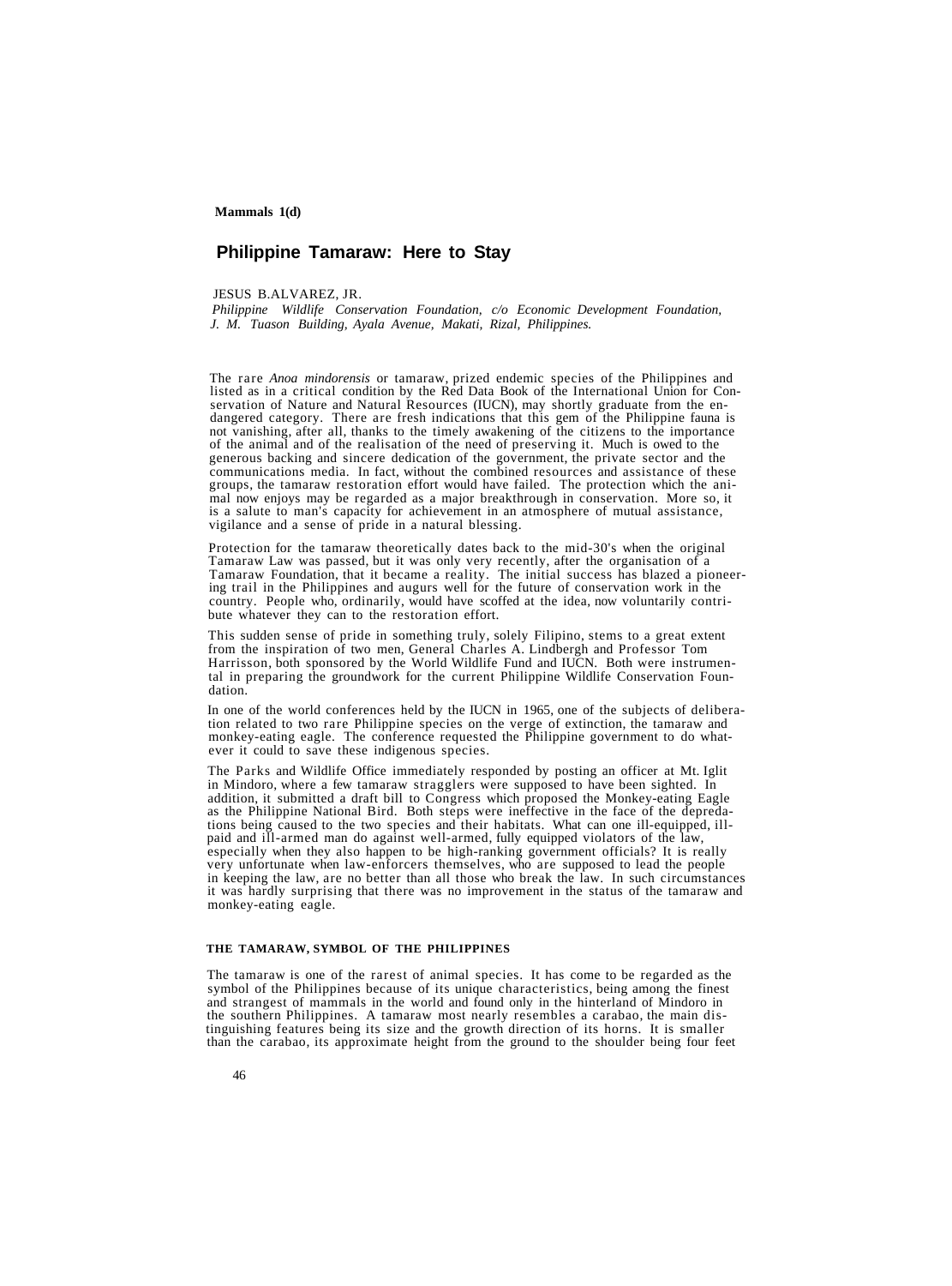**Mammals 1(d)**

# Philippine Tamaraw: Here to Stay

JESUS B.ALVAREZ, JR.

*Philippine Wildlife Conservation Foundation, c/o Economic Development Foundation, J. M. Tuason Building, Ayala Avenue, Makati, Rizal, Philippines.*

The rare *Anoa mindorensis* or tamaraw, prized endemic species of the Philippines and listed as in a critical condition by the Red Data Book of the International Union for Conservation of Nature and Natural Resources (IUCN), may shortly graduate from the endangered category. There are fresh indications that this gem of the Philippine fauna is not vanishing, after all, thanks to the timely awakening of the citizens to the importance of the animal and of the realisation of the need of preserving it. Much is owed to the generous backing and sincere dedication of the government, the private sector and the communications media. In fact, without the combined resources and assistance of these groups, the tamaraw restoration effort would have failed. The protection which the animal now enjoys may be regarded as a major breakthrough in conservation. More so, it is a salute to man's capacity for achievement in an atmosphere of mutual assistance, vigilance and a sense of pride in a natural blessing.

Protection for the tamaraw theoretically dates back to the mid-30's when the original Tamaraw Law was passed, but it was only very recently, after the organisation of a Tamaraw Foundation, that it became a reality. The initial success has blazed a pioneering trail in the Philippines and augurs well for the future of conservation work in the country. People who, ordinarily, would have scoffed at the idea, now voluntarily contribute whatever they can to the restoration effort.

This sudden sense of pride in something truly, solely Filipino, stems to a great extent from the inspiration of two men, General Charles A. Lindbergh and Professor Tom Harrisson, both sponsored by the World Wildlife Fund and IUCN. Both were instrumental in preparing the groundwork for the current Philippine Wildlife Conservation Foundation.

In one of the world conferences held by the IUCN in 1965, one of the subjects of deliberation related to two rare Philippine species on the verge of extinction, the tamaraw and monkey-eating eagle. The conference requested the Philippine government to do whatever it could to save these indigenous species.

The Parks and Wildlife Office immediately responded by posting an officer at Mt. Iglit in Mindoro, where a few tamaraw stragglers were supposed to have been sighted. In addition, it submitted a draft bill to Congress which proposed the Monkey-eating Eagle as the Philippine National Bird. Both steps were ineffective in the face of the depredations being caused to the two species and their habitats. What can one ill-equipped, ill-paid and ill-armed man do against well-armed, fully equipped violators of the law, especially when they also happen to be high-ranking government officials? It is really very unfortunate when law-enforcers themselves, who are supposed to lead the people in keeping the law, are no better than all those who break the law. In such circumstances it was hardly surprising that there was no improvement in the status of the tamaraw and monkey-eating eagle.

## THE TAMARAW, SYMBOL OF THE PHILIPPINES

The tamaraw is one of the rarest of animal species. It has come to be regarded as the symbol of the Philippines because of its unique characteristics, being among the finest and strangest of mammals in the world and found only in the hinterland of Mindoro in the southern Philippines. A tamaraw most nearly resembles a carabao, the main distinguishing features being its size and the growth direction of its horns. It is smaller than the carabao, its approximate height from the ground to the shoulder being four feet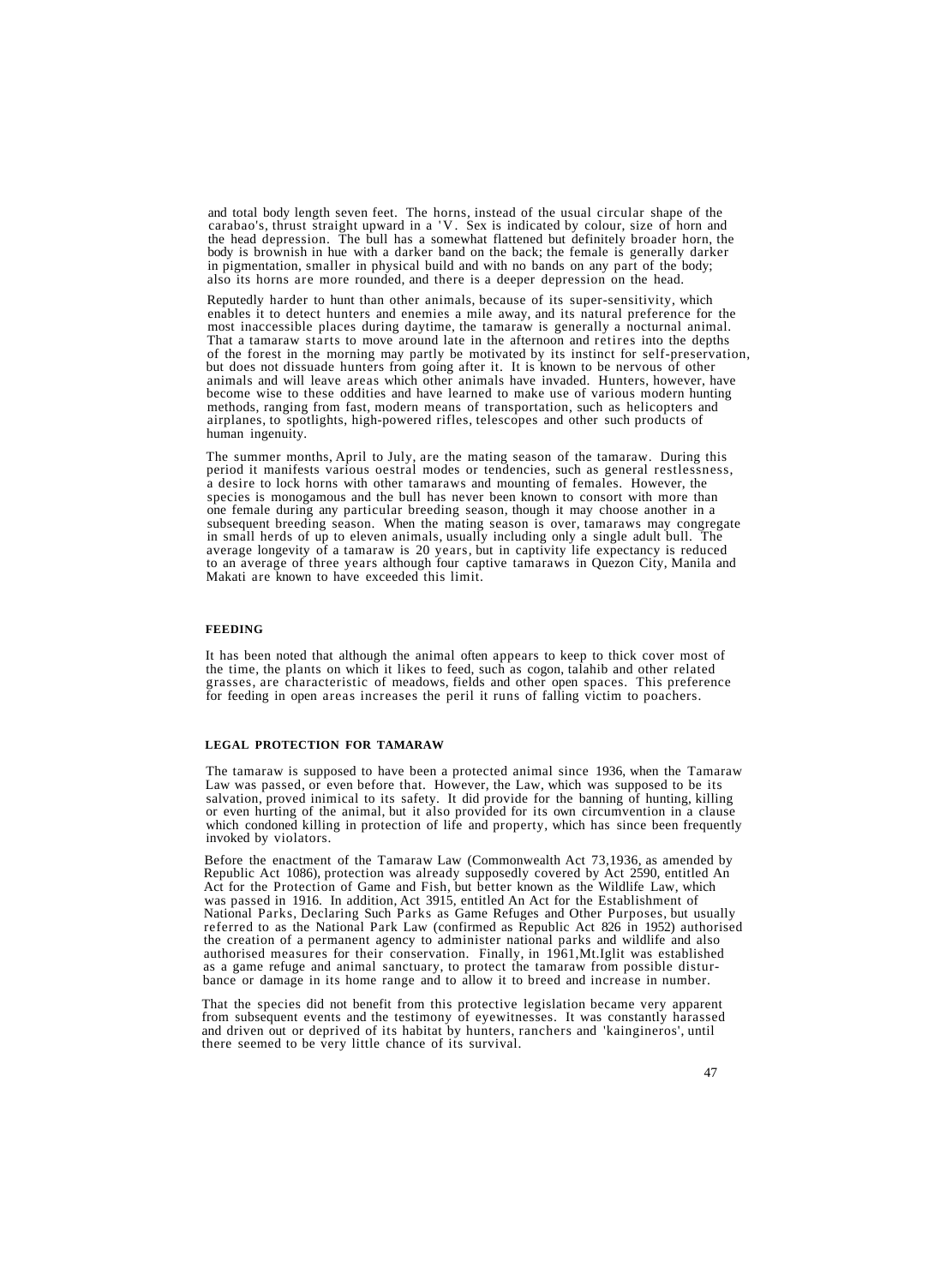and total body length seven feet. The horns, instead of the usual circular shape of the carabao's, thrust straight upward in a 'V. Sex is indicated by colour, size of horn and the head depression. The bull has a somewhat flattened but definitely broader horn, the body is brownish in hue with a darker band on the back; the female is generally darker in pigmentation, smaller in physical build and with no bands on any part of the body; also its horns are more rounded, and there is a deeper depression on the head.

Reputedly harder to hunt than other animals, because of its super-sensitivity, which enables it to detect hunters and enemies a mile away, and its natural preference for the most inaccessible places during daytime, the tamaraw is generally a nocturnal animal. That a tamaraw starts to move around late in the afternoon and retires into the depths of the forest in the morning may partly be motivated by its instinct for self-preservation, but does not dissuade hunters from going after it. It is known to be nervous of other animals and will leave areas which other animals have invaded. Hunters, however, have become wise to these oddities and have learned to make use of various modern hunting methods, ranging from fast, modern means of transportation, such as helicopters and airplanes, to spotlights, high-powered rifles, telescopes and other such products of human ingenuity.

The summer months, April to July, are the mating season of the tamaraw. During this period it manifests various oestral modes or tendencies, such as general restlessness, a desire to lock horns with other tamaraws and mounting of females. However, the species is monogamous and the bull has never been known to consort with more than one female during any particular breeding season, though it may choose another in a subsequent breeding season. When the mating season is over, tamaraws may congregate in small herds of up to eleven animals, usually including only a single adult bull. The average longevity of a tamaraw is 20 years, but in captivity life expectancy is reduced to an average of three years although four captive tamaraws in Quezon City, Manila and Makati are known to have exceeded this limit.

## FEEDING

It has been noted that although the animal often appears to keep to thick cover most of the time, the plants on which it likes to feed, such as cogon, talahib and other related grasses, are characteristic of meadows, fields and other open spaces. This preference for feeding in open areas increases the peril it runs of falling victim to poachers.

## LEGAL PROTECTION FOR TAMARAW

The tamaraw is supposed to have been a protected animal since 1936, when the Tamaraw Law was passed, or even before that. However, the Law, which was supposed to be its salvation, proved inimical to its safety. It did provide for the banning of hunting, killing or even hurting of the animal, but it also provided for its own circumvention in a clause which condoned killing in protection of life and property, which has since been frequently invoked by violators.

Before the enactment of the Tamaraw Law (Commonwealth Act 73,1936, as amended by Republic Act 1086), protection was already supposedly covered by Act 2590, entitled An Act for the Protection of Game and Fish, but better known as the Wildlife Law, which was passed in 1916. In addition, Act 3915, entitled An Act for the Establishment of National Parks, Declaring Such Parks as Game Refuges and Other Purposes, but usually referred to as the National Park Law (confirmed as Republic Act 826 in 1952) authorised the creation of a permanent agency to administer national parks and wildlife and also authorised measures for their conservation. Finally, in 1961,Mt.Iglit was established as a game refuge and animal sanctuary, to protect the tamaraw from possible disturbance or damage in its home range and to allow it to breed and increase in number.

That the species did not benefit from this protective legislation became very apparent from subsequent events and the testimony of eyewitnesses. It was constantly harassed and driven out or deprived of its habitat by hunters, ranchers and 'kaingineros', until there seemed to be very little chance of its survival.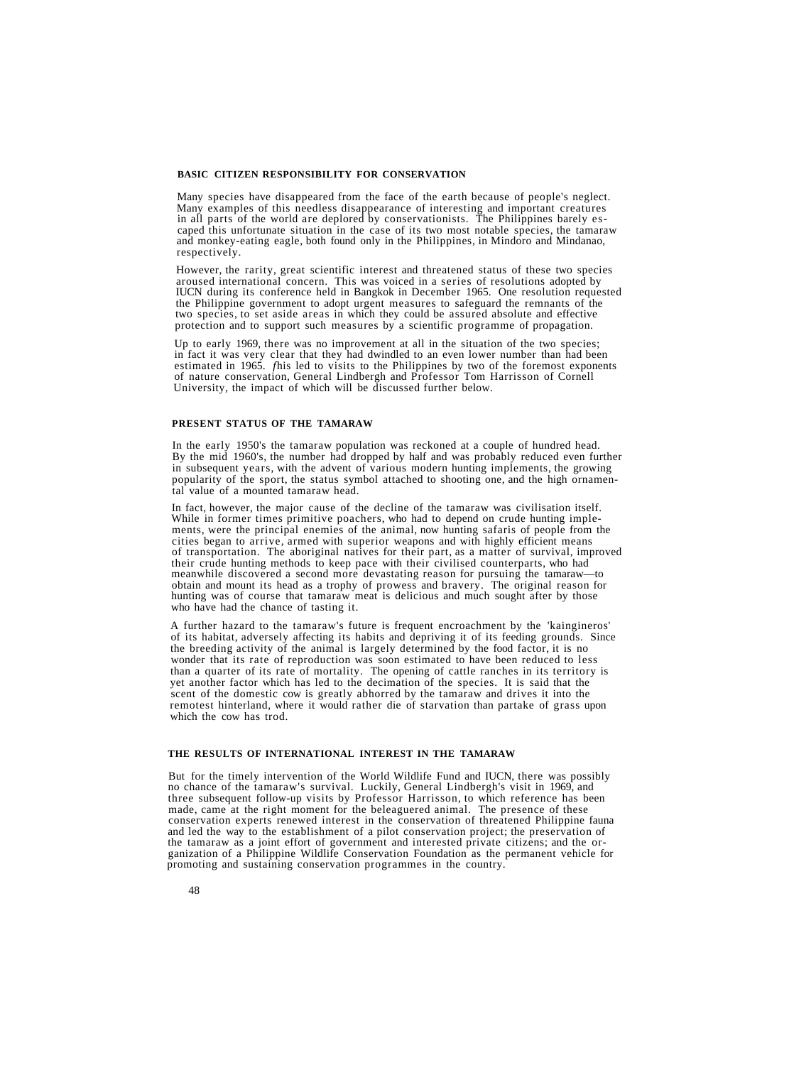## BASIC CITIZEN RESPONSIBILITY FOR CONSERVATION

Many species have disappeared from the face of the earth because of people's neglect. Many examples of this needless disappearance of interesting and important creatures in all parts of the world are deplored by conservationists. The Philippines barely escaped this unfortunate situation in the case of its two most notable species, the tamaraw and monkey-eating eagle, both found only in the Philippines, in Mindoro and Mindanao, respectively.

However, the rarity, great scientific interest and threatened status of these two species aroused international concern. This was voiced in a series of resolutions adopted by IUCN during its conference held in Bangkok in December 1965. One resolution requested the Philippine government to adopt urgent measures to safeguard the remnants of the two species, to set aside areas in which they could be assured absolute and effective protection and to support such measures by a scientific programme of propagation.

Up to early 1969, there was no improvement at all in the situation of the two species; in fact it was very clear that they had dwindled to an even lower number than had been estimated in 1965. *f*his led to visits to the Philippines by two of the foremost exponents of nature conservation, General Lindbergh and Professor Tom Harrisson of Cornell University, the impact of which will be discussed further below.

## PRESENT STATUS OF THE TAMARAW

In the early 1950's the tamaraw population was reckoned at a couple of hundred head. By the mid 1960's, the number had dropped by half and was probably reduced even further in subsequent years, with the advent of various modern hunting implements, the growing popularity of the sport, the status symbol attached to shooting one, and the high ornamental value of a mounted tamaraw head.

In fact, however, the major cause of the decline of the tamaraw was civilisation itself. While in former times primitive poachers, who had to depend on crude hunting implements, were the principal enemies of the animal, now hunting safaris of people from the cities began to arrive, armed with superior weapons and with highly efficient means of transportation. The aboriginal natives for their part, as a matter of survival, improved their crude hunting methods to keep pace with their civilised counterparts, who had meanwhile discovered a second more devastating reason for pursuing the tamaraw—to obtain and mount its head as a trophy of prowess and bravery. The original reason for hunting was of course that tamaraw meat is delicious and much sought after by those who have had the chance of tasting it.

A further hazard to the tamaraw's future is frequent encroachment by the 'kaingineros' of its habitat, adversely affecting its habits and depriving it of its feeding grounds. Since the breeding activity of the animal is largely determined by the food factor, it is no wonder that its rate of reproduction was soon estimated to have been reduced to less than a quarter of its rate of mortality. The opening of cattle ranches in its territory is yet another factor which has led to the decimation of the species. It is said that the scent of the domestic cow is greatly abhorred by the tamaraw and drives it into the remotest hinterland, where it would rather die of starvation than partake of grass upon which the cow has trod.

## THE RESULTS OF INTERNATIONAL INTEREST IN THE TAMARAW

But for the timely intervention of the World Wildlife Fund and IUCN, there was possibly no chance of the tamaraw's survival. Luckily, General Lindbergh's visit in 1969, and three subsequent follow-up visits by Professor Harrisson, to which reference has been made, came at the right moment for the beleaguered animal. The presence of these conservation experts renewed interest in the conservation of threatened Philippine fauna and led the way to the establishment of a pilot conservation project; the preservation of the tamaraw as a joint effort of government and interested private citizens; and the organization of a Philippine Wildlife Conservation Foundation as the permanent vehicle for promoting and sustaining conservation programmes in the country.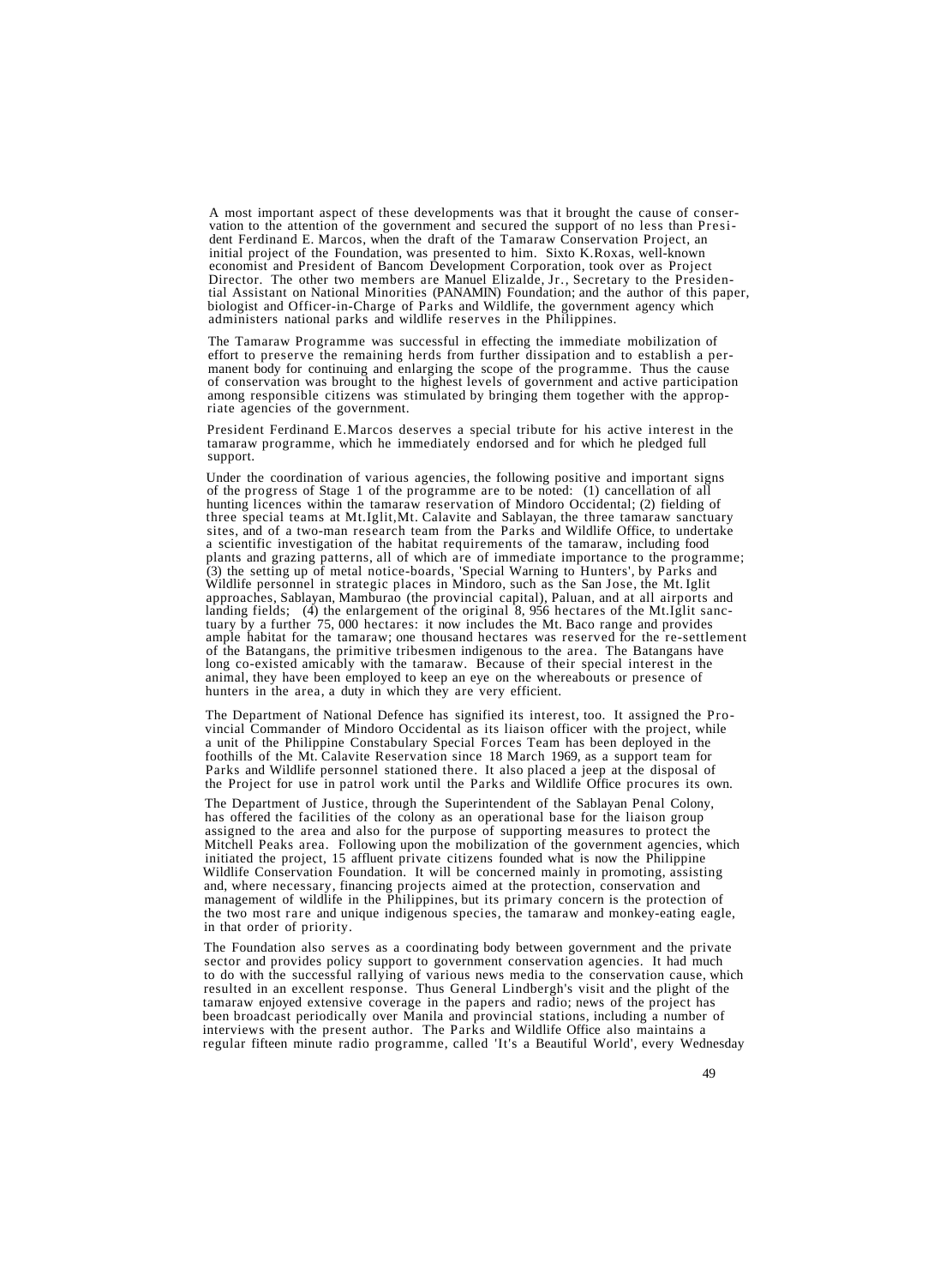A most important aspect of these developments was that it brought the cause of conservation to the attention of the government and secured the support of no less than President Ferdinand E. Marcos, when the draft of the Tamaraw Conservation Project, an initial project of the Foundation, was presented to him. Sixto K.Roxas, well-known economist and President of Bancom Development Corporation, took over as Project Director. The other two members are Manuel Elizalde, Jr., Secretary to the Presidential Assistant on National Minorities (PANAMIN) Foundation; and the author of this paper, biologist and Officer-in-Charge of Parks and Wildlife, the government agency which administers national parks and wildlife reserves in the Philippines.

The Tamaraw Programme was successful in effecting the immediate mobilization of effort to preserve the remaining herds from further dissipation and to establish a permanent body for continuing and enlarging the scope of the programme. Thus the cause of conservation was brought to the highest levels of government and active participation among responsible citizens was stimulated by bringing them together with the appropriate agencies of the government.

President Ferdinand E.Marcos deserves a special tribute for his active interest in the tamaraw programme, which he immediately endorsed and for which he pledged full support.

Under the coordination of various agencies, the following positive and important signs of the progress of Stage 1 of the programme are to be noted: (1) cancellation of all hunting licences within the tamaraw reservation of Mindoro Occidental; (2) fielding of three special teams at Mt.Iglit,Mt. Calavite and Sablayan, the three tamaraw sanctuary sites, and of a two-man research team from the Parks and Wildlife Office, to undertake a scientific investigation of the habitat requirements of the tamaraw, including food plants and grazing patterns, all of which are of immediate importance to the programme; (3) the setting up of metal notice-boards, 'Special Warning to Hunters', by Parks and Wildlife personnel in strategic places in Mindoro, such as the San Jose, the Mt. Iglit approaches, Sablayan, Mamburao (the provincial capital), Paluan, and at all airports and landing fields; (4) the enlargement of the original 8, 956 hectares of the Mt.Iglit sanctuary by a further 75, 000 hectares: it now includes the Mt. Baco range and provides ample habitat for the tamaraw; one thousand hectares was reserved for the re-settlement of the Batangans, the primitive tribesmen indigenous to the area. The Batangans have long co-existed amicably with the tamaraw. Because of their special interest in the animal, they have been employed to keep an eye on the whereabouts or presence of hunters in the area, a duty in which they are very efficient.

The Department of National Defence has signified its interest, too. It assigned the Provincial Commander of Mindoro Occidental as its liaison officer with the project, while a unit of the Philippine Constabulary Special Forces Team has been deployed in the foothills of the Mt. Calavite Reservation since 18 March 1969, as a support team for Parks and Wildlife personnel stationed there. It also placed a jeep at the disposal of the Project for use in patrol work until the Parks and Wildlife Office procures its own.

The Department of Justice, through the Superintendent of the Sablayan Penal Colony, has offered the facilities of the colony as an operational base for the liaison group assigned to the area and also for the purpose of supporting measures to protect the Mitchell Peaks area. Following upon the mobilization of the government agencies, which initiated the project, 15 affluent private citizens founded what is now the Philippine Wildlife Conservation Foundation. It will be concerned mainly in promoting, assisting and, where necessary, financing projects aimed at the protection, conservation and management of wildlife in the Philippines, but its primary concern is the protection of the two most rare and unique indigenous species, the tamaraw and monkey-eating eagle, in that order of priority.

The Foundation also serves as a coordinating body between government and the private sector and provides policy support to government conservation agencies. It had much to do with the successful rallying of various news media to the conservation cause, which resulted in an excellent response. Thus General Lindbergh's visit and the plight of the tamaraw enjoyed extensive coverage in the papers and radio; news of the project has been broadcast periodically over Manila and provincial stations, including a number of interviews with the present author. The Parks and Wildlife Office also maintains a regular fifteen minute radio programme, called 'It's a Beautiful World', every Wednesday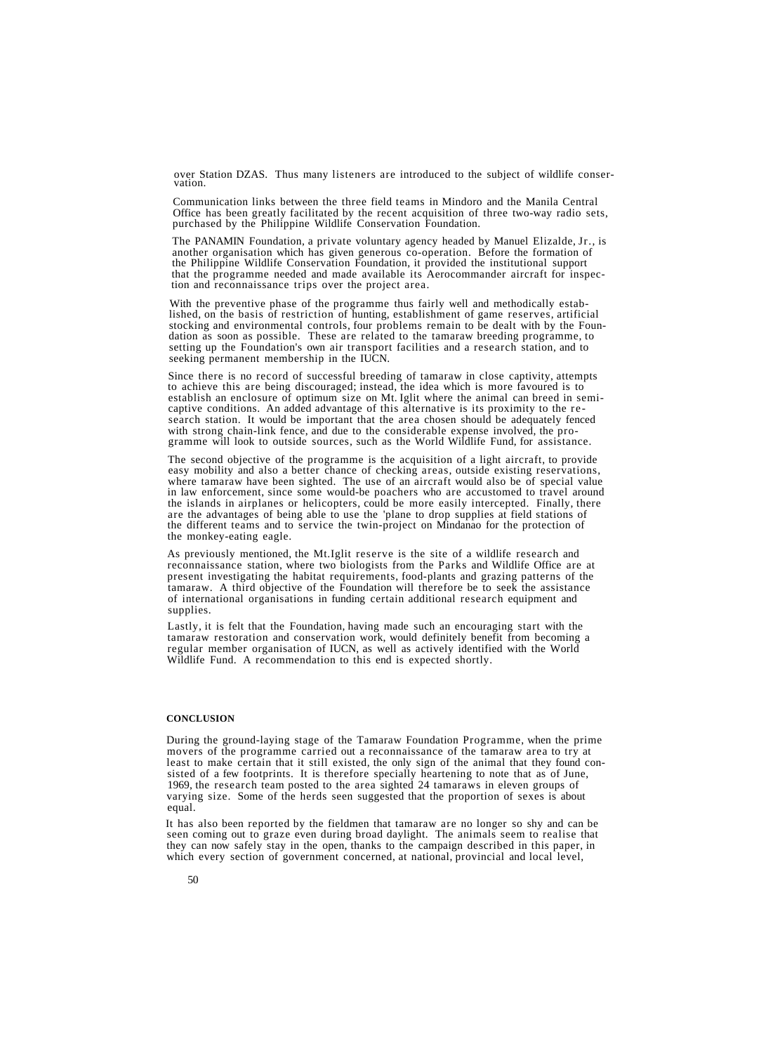over Station DZAS. Thus many listeners are introduced to the subject of wildlife conservation.

Communication links between the three field teams in Mindoro and the Manila Central Office has been greatly facilitated by the recent acquisition of three two-way radio sets, purchased by the Philippine Wildlife Conservation Foundation.

The PANAMIN Foundation, a private voluntary agency headed by Manuel Elizalde, Jr., is another organisation which has given generous co-operation. Before the formation of the Philippine Wildlife Conservation Foundation, it provided the institutional support that the programme needed and made available its Aerocommander aircraft for inspection and reconnaissance trips over the project area.

With the preventive phase of the programme thus fairly well and methodically established, on the basis of restriction of hunting, establishment of game reserves, artificial stocking and environmental controls, four problems remain to be dealt with by the Foundation as soon as possible. These are related to the tamaraw breeding programme, to setting up the Foundation's own air transport facilities and a research station, and to seeking permanent membership in the IUCN.

Since there is no record of successful breeding of tamaraw in close captivity, attempts to achieve this are being discouraged; instead, the idea which is more favoured is to establish an enclosure of optimum size on Mt. Iglit where the animal can breed in semi-captive conditions. An added advantage of this alternative is its proximity to the research station. It would be important that the area chosen should be adequately fenced with strong chain-link fence, and due to the considerable expense involved, the programme will look to outside sources, such as the World Wildlife Fund, for assistance.

The second objective of the programme is the acquisition of a light aircraft, to provide easy mobility and also a better chance of checking areas, outside existing reservations, where tamaraw have been sighted. The use of an aircraft would also be of special value in law enforcement, since some would-be poachers who are accustomed to travel around the islands in airplanes or helicopters, could be more easily intercepted. Finally, there are the advantages of being able to use the 'plane to drop supplies at field stations of the different teams and to service the twin-project on Mindanao for the protection of the monkey-eating eagle.

As previously mentioned, the Mt.Iglit reserve is the site of a wildlife research and reconnaissance station, where two biologists from the Parks and Wildlife Office are at present investigating the habitat requirements, food-plants and grazing patterns of the tamaraw. A third objective of the Foundation will therefore be to seek the assistance of international organisations in funding certain additional research equipment and supplies.

Lastly, it is felt that the Foundation, having made such an encouraging start with the tamaraw restoration and conservation work, would definitely benefit from becoming a regular member organisation of IUCN, as well as actively identified with the World Wildlife Fund. A recommendation to this end is expected shortly.

## CONCLUSION

During the ground-laying stage of the Tamaraw Foundation Programme, when the prime movers of the programme carried out a reconnaissance of the tamaraw area to try at least to make certain that it still existed, the only sign of the animal that they found consisted of a few footprints. It is therefore specially heartening to note that as of June, 1969, the research team posted to the area sighted 24 tamaraws in eleven groups of varying size. Some of the herds seen suggested that the proportion of sexes is about equal.

It has also been reported by the fieldmen that tamaraw are no longer so shy and can be seen coming out to graze even during broad daylight. The animals seem to realise that they can now safely stay in the open, thanks to the campaign described in this paper, in which every section of government concerned, at national, provincial and local level,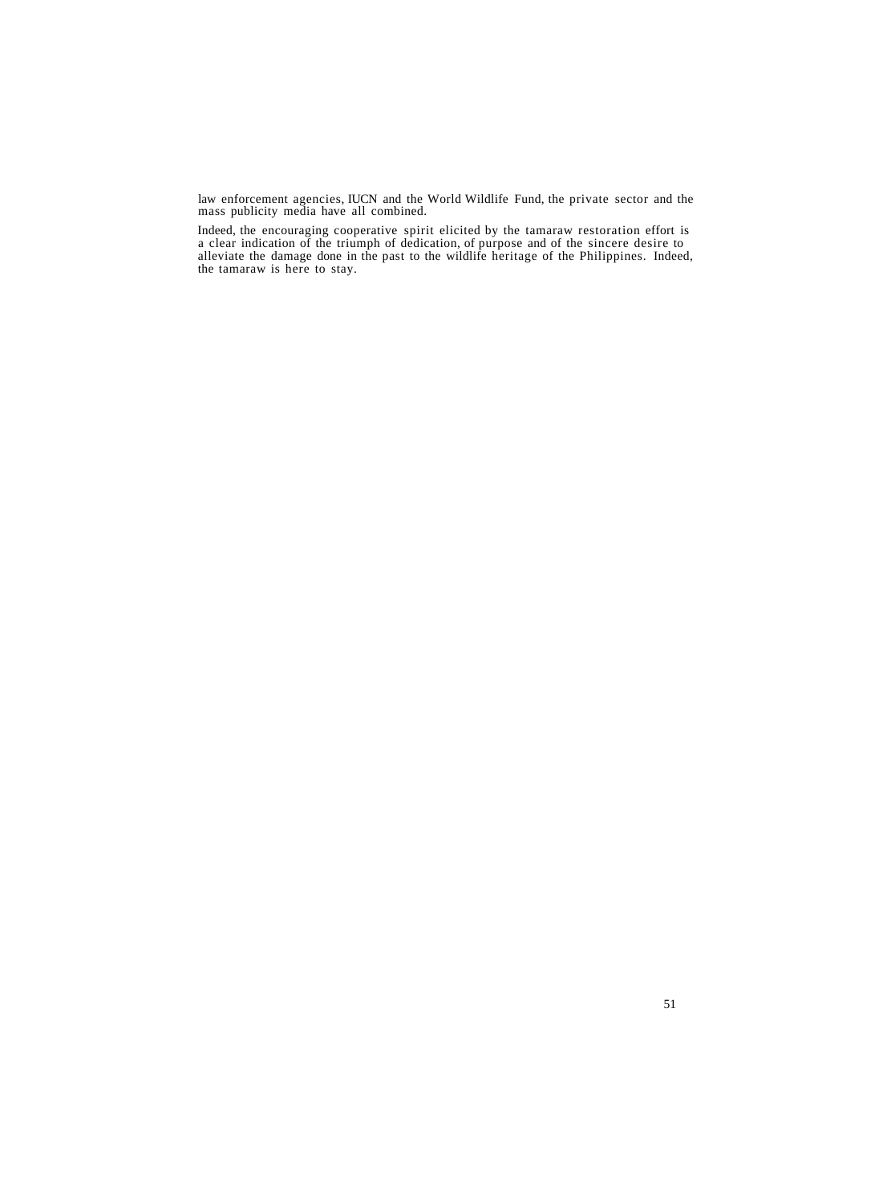law enforcement agencies, IUCN and the World Wildlife Fund, the private sector and the mass publicity media have all combined.

Indeed, the encouraging cooperative spirit elicited by the tamaraw restoration effort is a clear indication of the triumph of dedication, of purpose and of the sincere desire to alleviate the damage done in the past to the wildlife heritage of the Philippines. Indeed, the tamaraw is here to stay.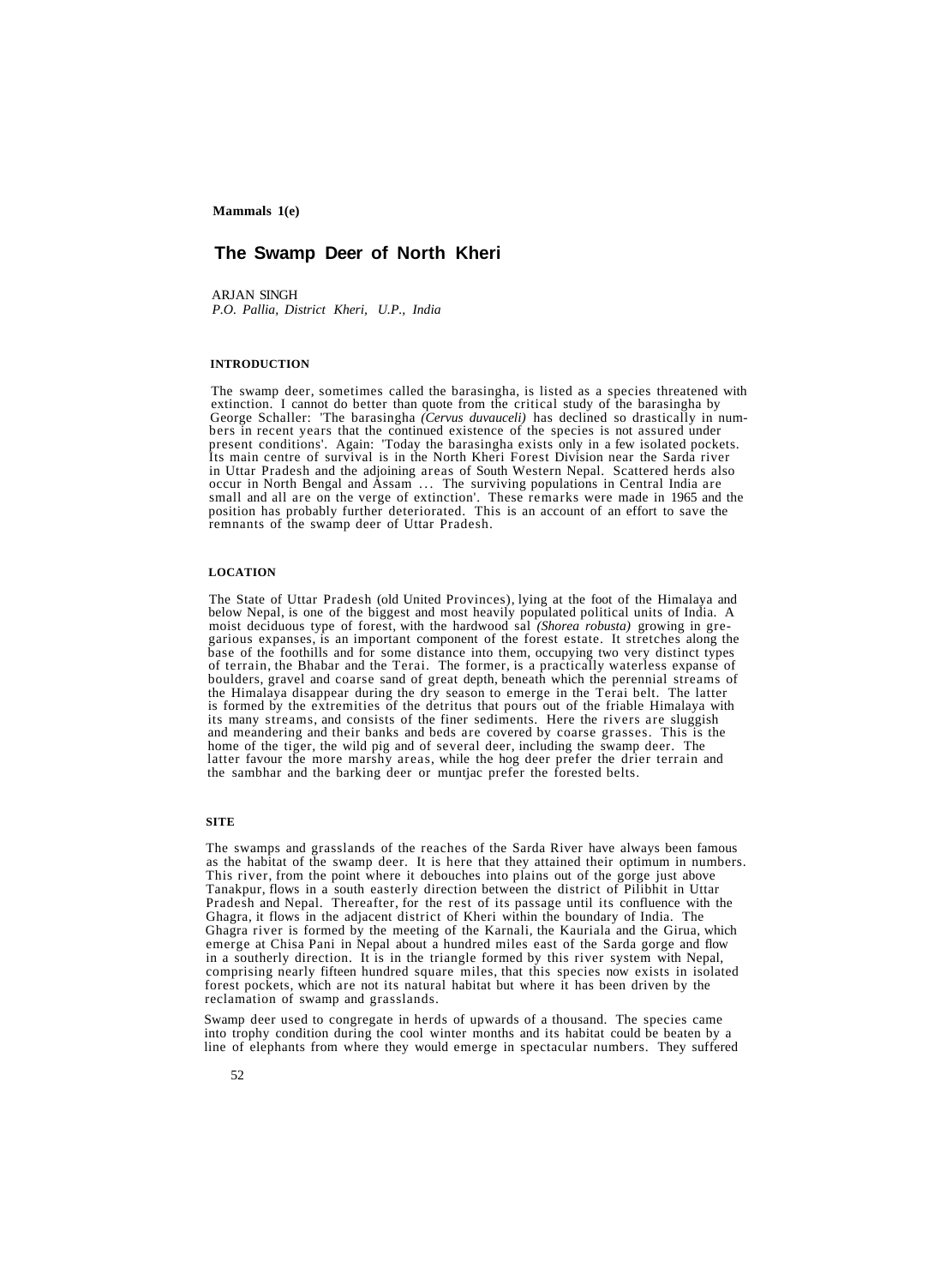Mammals 1(e)

# The Swamp Deer of North Kheri

ARJAN SINGH
*P.O. Pallia, District Kheri, U.P., India*

## INTRODUCTION

The swamp deer, sometimes called the barasingha, is listed as a species threatened with extinction. I cannot do better than quote from the critical study of the barasingha by George Schaller: 'The barasingha *(Cervus duvauceli)* has declined so drastically in numbers in recent years that the continued existence of the species is not assured under present conditions'. Again: 'Today the barasingha exists only in a few isolated pockets. Its main centre of survival is in the North Kheri Forest Division near the Sarda river in Uttar Pradesh and the adjoining areas of South Western Nepal. Scattered herds also occur in North Bengal and Assam ... The surviving populations in Central India are small and all are on the verge of extinction'. These remarks were made in 1965 and the position has probably further deteriorated. This is an account of an effort to save the remnants of the swamp deer of Uttar Pradesh.

## LOCATION

The State of Uttar Pradesh (old United Provinces), lying at the foot of the Himalaya and below Nepal, is one of the biggest and most heavily populated political units of India. A moist deciduous type of forest, with the hardwood sal *(Shorea robusta)* growing in gregarious expanses, is an important component of the forest estate. It stretches along the base of the foothills and for some distance into them, occupying two very distinct types of terrain, the Bhabar and the Terai. The former, is a practically waterless expanse of boulders, gravel and coarse sand of great depth, beneath which the perennial streams of the Himalaya disappear during the dry season to emerge in the Terai belt. The latter is formed by the extremities of the detritus that pours out of the friable Himalaya with its many streams, and consists of the finer sediments. Here the rivers are sluggish and meandering and their banks and beds are covered by coarse grasses. This is the home of the tiger, the wild pig and of several deer, including the swamp deer. The latter favour the more marshy areas, while the hog deer prefer the drier terrain and the sambhar and the barking deer or muntjac prefer the forested belts.

## SITE

The swamps and grasslands of the reaches of the Sarda River have always been famous as the habitat of the swamp deer. It is here that they attained their optimum in numbers. This river, from the point where it debouches into plains out of the gorge just above Tanakpur, flows in a south easterly direction between the district of Pilibhit in Uttar Pradesh and Nepal. Thereafter, for the rest of its passage until its confluence with the Ghagra, it flows in the adjacent district of Kheri within the boundary of India. The Ghagra river is formed by the meeting of the Karnali, the Kauriala and the Girua, which emerge at Chisa Pani in Nepal about a hundred miles east of the Sarda gorge and flow in a southerly direction. It is in the triangle formed by this river system with Nepal, comprising nearly fifteen hundred square miles, that this species now exists in isolated forest pockets, which are not its natural habitat but where it has been driven by the reclamation of swamp and grasslands.

Swamp deer used to congregate in herds of upwards of a thousand. The species came into trophy condition during the cool winter months and its habitat could be beaten by a line of elephants from where they would emerge in spectacular numbers. They suffered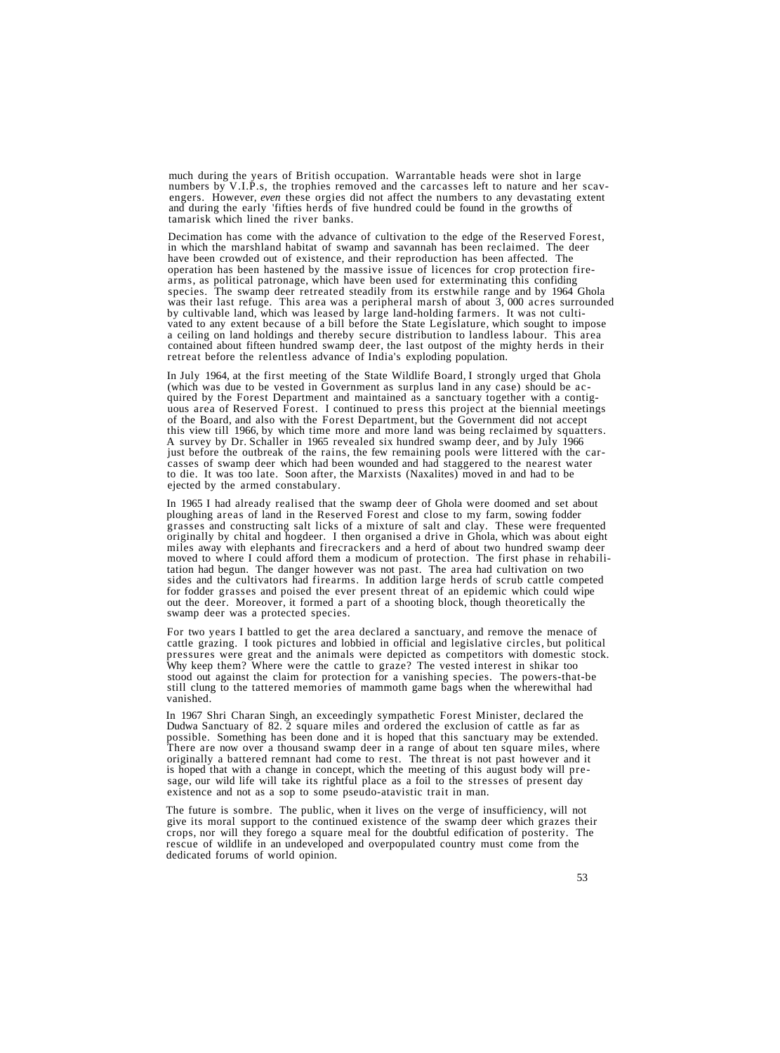much during the years of British occupation. Warrantable heads were shot in large numbers by V.I.P.s, the trophies removed and the carcasses left to nature and her scavengers. However, *even* these orgies did not affect the numbers to any devastating extent and during the early 'fifties herds of five hundred could be found in the growths of tamarisk which lined the river banks.

Decimation has come with the advance of cultivation to the edge of the Reserved Forest, in which the marshland habitat of swamp and savannah has been reclaimed. The deer have been crowded out of existence, and their reproduction has been affected. The operation has been hastened by the massive issue of licences for crop protection firearms, as political patronage, which have been used for exterminating this confiding species. The swamp deer retreated steadily from its erstwhile range and by 1964 Ghola was their last refuge. This area was a peripheral marsh of about 3, 000 acres surrounded by cultivable land, which was leased by large land-holding farmers. It was not cultivated to any extent because of a bill before the State Legislature, which sought to impose a ceiling on land holdings and thereby secure distribution to landless labour. This area contained about fifteen hundred swamp deer, the last outpost of the mighty herds in their retreat before the relentless advance of India's exploding population.

In July 1964, at the first meeting of the State Wildlife Board, I strongly urged that Ghola (which was due to be vested in Government as surplus land in any case) should be acquired by the Forest Department and maintained as a sanctuary together with a contiguous area of Reserved Forest. I continued to press this project at the biennial meetings of the Board, and also with the Forest Department, but the Government did not accept this view till 1966, by which time more and more land was being reclaimed by squatters. A survey by Dr. Schaller in 1965 revealed six hundred swamp deer, and by July 1966 just before the outbreak of the rains, the few remaining pools were littered with the carcasses of swamp deer which had been wounded and had staggered to the nearest water to die. It was too late. Soon after, the Marxists (Naxalites) moved in and had to be ejected by the armed constabulary.

In 1965 I had already realised that the swamp deer of Ghola were doomed and set about ploughing areas of land in the Reserved Forest and close to my farm, sowing fodder grasses and constructing salt licks of a mixture of salt and clay. These were frequented originally by chital and hogdeer. I then organised a drive in Ghola, which was about eight miles away with elephants and firecrackers and a herd of about two hundred swamp deer moved to where I could afford them a modicum of protection. The first phase in rehabilitation had begun. The danger however was not past. The area had cultivation on two sides and the cultivators had firearms. In addition large herds of scrub cattle competed for fodder grasses and poised the ever present threat of an epidemic which could wipe out the deer. Moreover, it formed a part of a shooting block, though theoretically the swamp deer was a protected species.

For two years I battled to get the area declared a sanctuary, and remove the menace of cattle grazing. I took pictures and lobbied in official and legislative circles, but political pressures were great and the animals were depicted as competitors with domestic stock. Why keep them? Where were the cattle to graze? The vested interest in shikar too stood out against the claim for protection for a vanishing species. The powers-that-be still clung to the tattered memories of mammoth game bags when the wherewithal had vanished.

In 1967 Shri Charan Singh, an exceedingly sympathetic Forest Minister, declared the Dudwa Sanctuary of 82. 2 square miles and ordered the exclusion of cattle as far as possible. Something has been done and it is hoped that this sanctuary may be extended. There are now over a thousand swamp deer in a range of about ten square miles, where originally a battered remnant had come to rest. The threat is not past however and it is hoped that with a change in concept, which the meeting of this august body will presage, our wild life will take its rightful place as a foil to the stresses of present day existence and not as a sop to some pseudo-atavistic trait in man.

The future is sombre. The public, when it lives on the verge of insufficiency, will not give its moral support to the continued existence of the swamp deer which grazes their crops, nor will they forego a square meal for the doubtful edification of posterity. The rescue of wildlife in an undeveloped and overpopulated country must come from the dedicated forums of world opinion.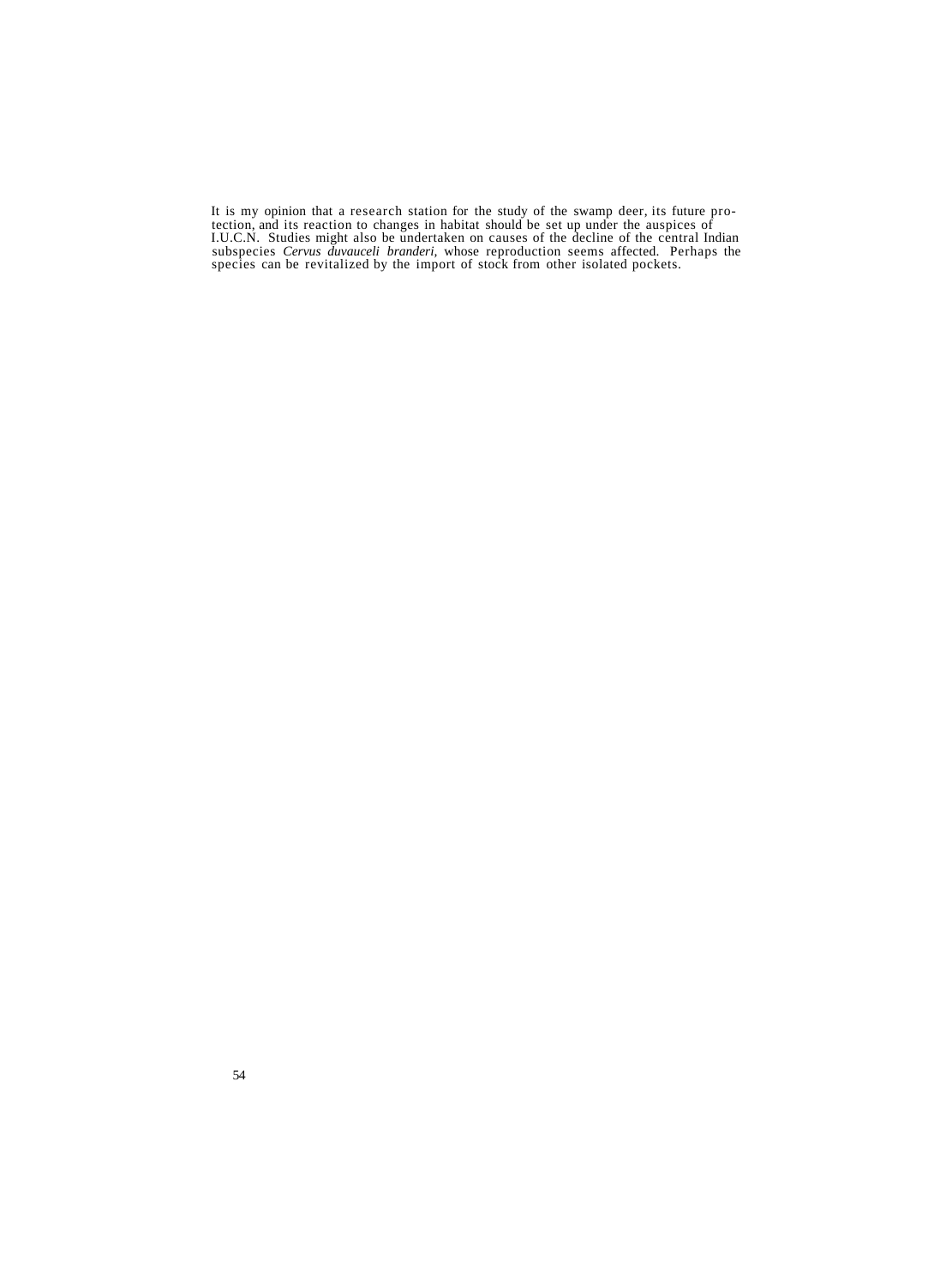It is my opinion that a research station for the study of the swamp deer, its future protection, and its reaction to changes in habitat should be set up under the auspices of I.U.C.N. Studies might also be undertaken on causes of the decline of the central Indian subspecies *Cervus duvauceli branderi,* whose reproduction seems affected. Perhaps the species can be revitalized by the import of stock from other isolated pockets.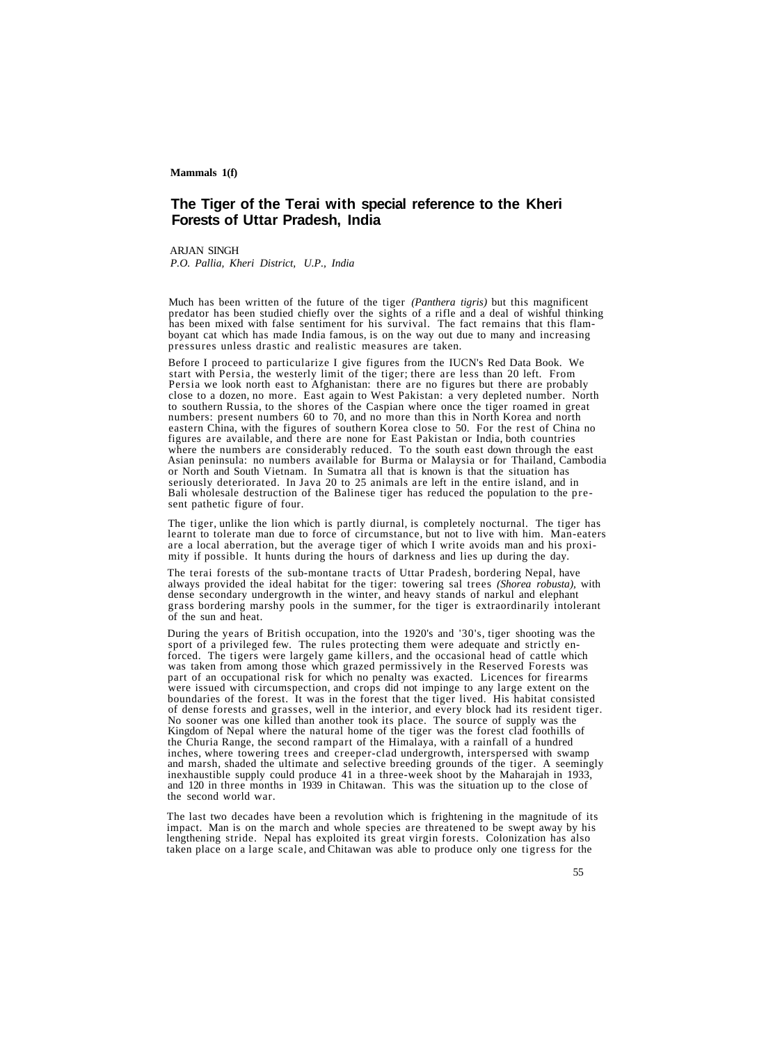**Mammals 1(f)**

# The Tiger of the Terai with special reference to the Kheri Forests of Uttar Pradesh, India

ARJAN SINGH
*P.O. Pallia, Kheri District, U.P., India*

Much has been written of the future of the tiger *(Panthera tigris)* but this magnificent predator has been studied chiefly over the sights of a rifle and a deal of wishful thinking has been mixed with false sentiment for his survival. The fact remains that this flamboyant cat which has made India famous, is on the way out due to many and increasing pressures unless drastic and realistic measures are taken.

Before I proceed to particularize I give figures from the IUCN's Red Data Book. We start with Persia, the westerly limit of the tiger; there are less than 20 left. From Persia we look north east to Afghanistan: there are no figures but there are probably close to a dozen, no more. East again to West Pakistan: a very depleted number. North to southern Russia, to the shores of the Caspian where once the tiger roamed in great numbers: present numbers 60 to 70, and no more than this in North Korea and north eastern China, with the figures of southern Korea close to 50. For the rest of China no figures are available, and there are none for East Pakistan or India, both countries where the numbers are considerably reduced. To the south east down through the east Asian peninsula: no numbers available for Burma or Malaysia or for Thailand, Cambodia or North and South Vietnam. In Sumatra all that is known is that the situation has seriously deteriorated. In Java 20 to 25 animals are left in the entire island, and in Bali wholesale destruction of the Balinese tiger has reduced the population to the present pathetic figure of four.

The tiger, unlike the lion which is partly diurnal, is completely nocturnal. The tiger has learnt to tolerate man due to force of circumstance, but not to live with him. Man-eaters are a local aberration, but the average tiger of which I write avoids man and his proximity if possible. It hunts during the hours of darkness and lies up during the day.

The terai forests of the sub-montane tracts of Uttar Pradesh, bordering Nepal, have always provided the ideal habitat for the tiger: towering sal trees *(Shorea robusta),* with dense secondary undergrowth in the winter, and heavy stands of narkul and elephant grass bordering marshy pools in the summer, for the tiger is extraordinarily intolerant of the sun and heat.

During the years of British occupation, into the 1920's and '30's, tiger shooting was the sport of a privileged few. The rules protecting them were adequate and strictly enforced. The tigers were largely game killers, and the occasional head of cattle which was taken from among those which grazed permissively in the Reserved Forests was part of an occupational risk for which no penalty was exacted. Licences for firearms were issued with circumspection, and crops did not impinge to any large extent on the boundaries of the forest. It was in the forest that the tiger lived. His habitat consisted of dense forests and grasses, well in the interior, and every block had its resident tiger. No sooner was one killed than another took its place. The source of supply was the Kingdom of Nepal where the natural home of the tiger was the forest clad foothills of the Churia Range, the second rampart of the Himalaya, with a rainfall of a hundred inches, where towering trees and creeper-clad undergrowth, interspersed with swamp and marsh, shaded the ultimate and selective breeding grounds of the tiger. A seemingly inexhaustible supply could produce 41 in a three-week shoot by the Maharajah in 1933, and 120 in three months in 1939 in Chitawan. This was the situation up to the close of the second world war.

The last two decades have been a revolution which is frightening in the magnitude of its impact. Man is on the march and whole species are threatened to be swept away by his lengthening stride. Nepal has exploited its great virgin forests. Colonization has also taken place on a large scale, and Chitawan was able to produce only one tigress for the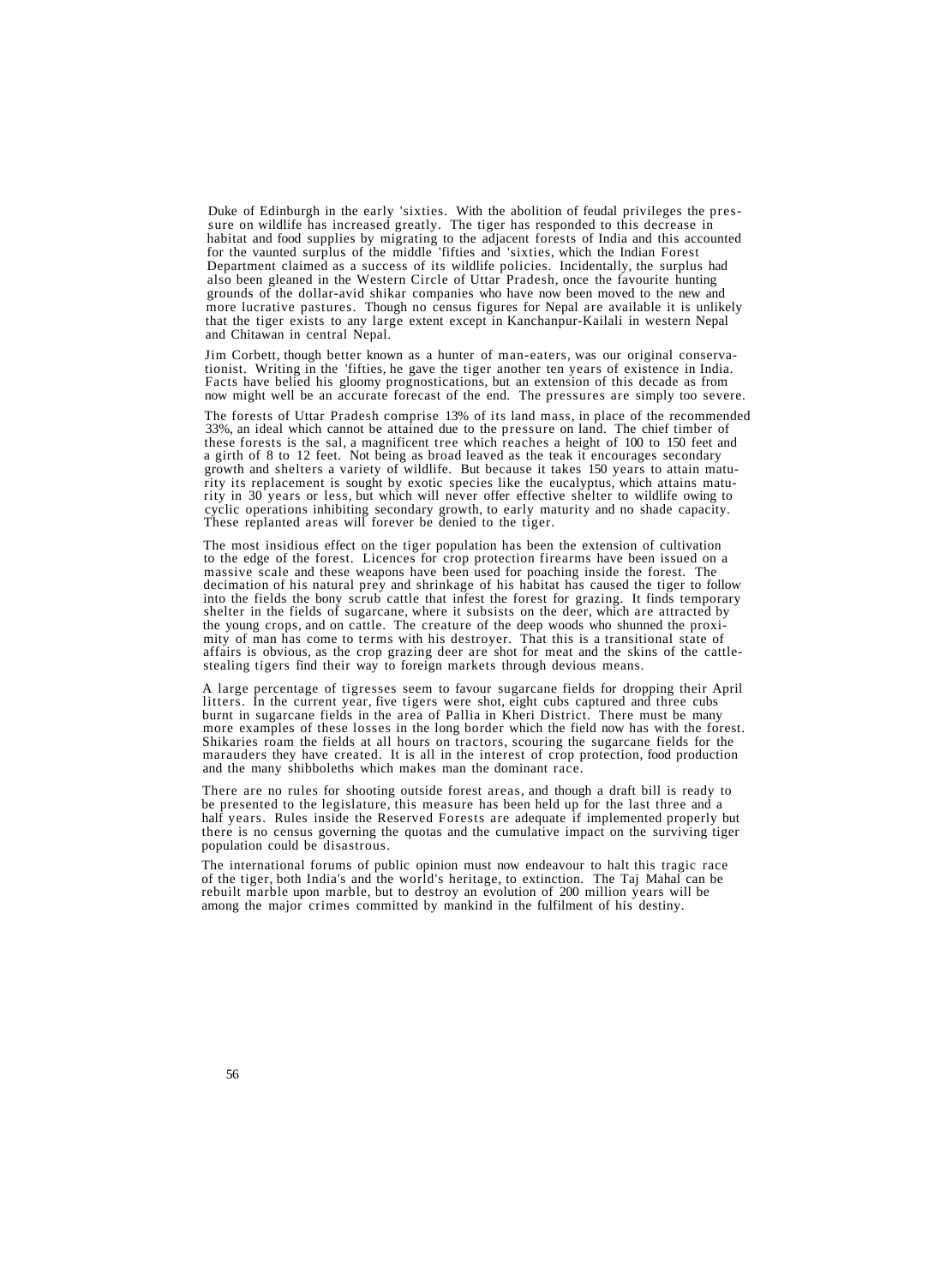Duke of Edinburgh in the early 'sixties. With the abolition of feudal privileges the pressure on wildlife has increased greatly. The tiger has responded to this decrease in habitat and food supplies by migrating to the adjacent forests of India and this accounted for the vaunted surplus of the middle 'fifties and 'sixties, which the Indian Forest Department claimed as a success of its wildlife policies. Incidentally, the surplus had also been gleaned in the Western Circle of Uttar Pradesh, once the favourite hunting grounds of the dollar-avid shikar companies who have now been moved to the new and more lucrative pastures. Though no census figures for Nepal are available it is unlikely that the tiger exists to any large extent except in Kanchanpur-Kailali in western Nepal and Chitawan in central Nepal.

Jim Corbett, though better known as a hunter of man-eaters, was our original conservationist. Writing in the 'fifties, he gave the tiger another ten years of existence in India. Facts have belied his gloomy prognostications, but an extension of this decade as from now might well be an accurate forecast of the end. The pressures are simply too severe.

The forests of Uttar Pradesh comprise 13% of its land mass, in place of the recommended 33%, an ideal which cannot be attained due to the pressure on land. The chief timber of these forests is the sal, a magnificent tree which reaches a height of 100 to 150 feet and a girth of 8 to 12 feet. Not being as broad leaved as the teak it encourages secondary growth and shelters a variety of wildlife. But because it takes 150 years to attain maturity its replacement is sought by exotic species like the eucalyptus, which attains maturity in 30 years or less, but which will never offer effective shelter to wildlife owing to cyclic operations inhibiting secondary growth, to early maturity and no shade capacity. These replanted areas will forever be denied to the tiger.

The most insidious effect on the tiger population has been the extension of cultivation to the edge of the forest. Licences for crop protection firearms have been issued on a massive scale and these weapons have been used for poaching inside the forest. The decimation of his natural prey and shrinkage of his habitat has caused the tiger to follow into the fields the bony scrub cattle that infest the forest for grazing. It finds temporary shelter in the fields of sugarcane, where it subsists on the deer, which are attracted by the young crops, and on cattle. The creature of the deep woods who shunned the proximity of man has come to terms with his destroyer. That this is a transitional state of affairs is obvious, as the crop grazing deer are shot for meat and the skins of the cattle-stealing tigers find their way to foreign markets through devious means.

A large percentage of tigresses seem to favour sugarcane fields for dropping their April litters. In the current year, five tigers were shot, eight cubs captured and three cubs burnt in sugarcane fields in the area of Pallia in Kheri District. There must be many more examples of these losses in the long border which the field now has with the forest. Shikaries roam the fields at all hours on tractors, scouring the sugarcane fields for the marauders they have created. It is all in the interest of crop protection, food production and the many shibboleths which makes man the dominant race.

There are no rules for shooting outside forest areas, and though a draft bill is ready to be presented to the legislature, this measure has been held up for the last three and a half years. Rules inside the Reserved Forests are adequate if implemented properly but there is no census governing the quotas and the cumulative impact on the surviving tiger population could be disastrous.

The international forums of public opinion must now endeavour to halt this tragic race of the tiger, both India's and the world's heritage, to extinction. The Taj Mahal can be rebuilt marble upon marble, but to destroy an evolution of 200 million years will be among the major crimes committed by mankind in the fulfilment of his destiny.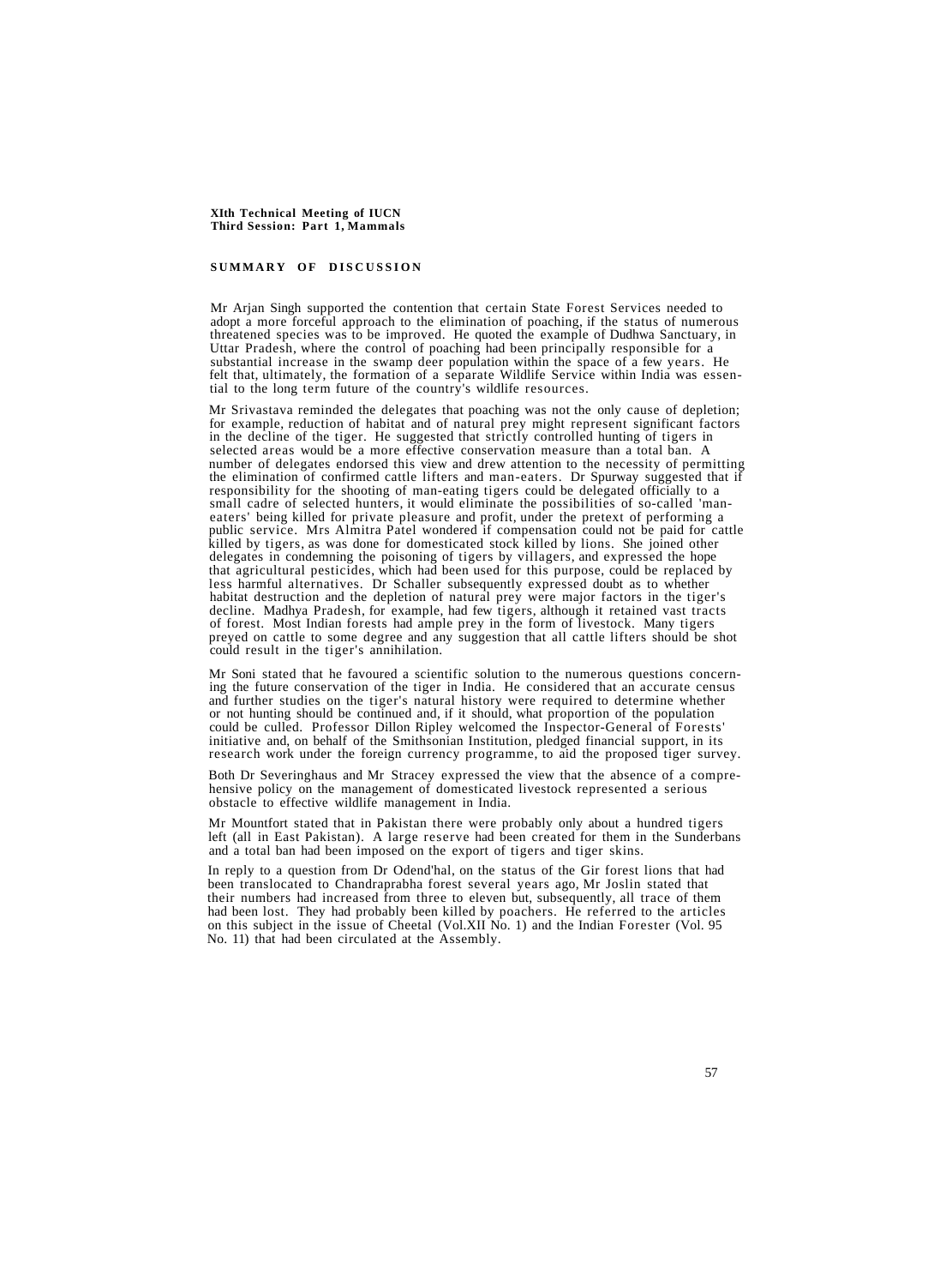**XIth Technical Meeting of IUCN**
**Third Session: Part 1, Mammals**

## SUMMARY OF DISCUSSION

Mr Arjan Singh supported the contention that certain State Forest Services needed to adopt a more forceful approach to the elimination of poaching, if the status of numerous threatened species was to be improved. He quoted the example of Dudhwa Sanctuary, in Uttar Pradesh, where the control of poaching had been principally responsible for a substantial increase in the swamp deer population within the space of a few years. He felt that, ultimately, the formation of a separate Wildlife Service within India was essential to the long term future of the country's wildlife resources.

Mr Srivastava reminded the delegates that poaching was not the only cause of depletion; for example, reduction of habitat and of natural prey might represent significant factors in the decline of the tiger. He suggested that strictly controlled hunting of tigers in selected areas would be a more effective conservation measure than a total ban. A number of delegates endorsed this view and drew attention to the necessity of permitting the elimination of confirmed cattle lifters and man-eaters. Dr Spurway suggested that if responsibility for the shooting of man-eating tigers could be delegated officially to a small cadre of selected hunters, it would eliminate the possibilities of so-called 'man-eaters' being killed for private pleasure and profit, under the pretext of performing a public service. Mrs Almitra Patel wondered if compensation could not be paid for cattle killed by tigers, as was done for domesticated stock killed by lions. She joined other delegates in condemning the poisoning of tigers by villagers, and expressed the hope that agricultural pesticides, which had been used for this purpose, could be replaced by less harmful alternatives. Dr Schaller subsequently expressed doubt as to whether habitat destruction and the depletion of natural prey were major factors in the tiger's decline. Madhya Pradesh, for example, had few tigers, although it retained vast tracts of forest. Most Indian forests had ample prey in the form of livestock. Many tigers preyed on cattle to some degree and any suggestion that all cattle lifters should be shot could result in the tiger's annihilation.

Mr Soni stated that he favoured a scientific solution to the numerous questions concerning the future conservation of the tiger in India. He considered that an accurate census and further studies on the tiger's natural history were required to determine whether or not hunting should be continued and, if it should, what proportion of the population could be culled. Professor Dillon Ripley welcomed the Inspector-General of Forests' initiative and, on behalf of the Smithsonian Institution, pledged financial support, in its research work under the foreign currency programme, to aid the proposed tiger survey.

Both Dr Severinghaus and Mr Stracey expressed the view that the absence of a comprehensive policy on the management of domesticated livestock represented a serious obstacle to effective wildlife management in India.

Mr Mountfort stated that in Pakistan there were probably only about a hundred tigers left (all in East Pakistan). A large reserve had been created for them in the Sunderbans and a total ban had been imposed on the export of tigers and tiger skins.

In reply to a question from Dr Odend'hal, on the status of the Gir forest lions that had been translocated to Chandraprabha forest several years ago, Mr Joslin stated that their numbers had increased from three to eleven but, subsequently, all trace of them had been lost. They had probably been killed by poachers. He referred to the articles on this subject in the issue of Cheetal (Vol.XII No. 1) and the Indian Forester (Vol. 95 No. 11) that had been circulated at the Assembly.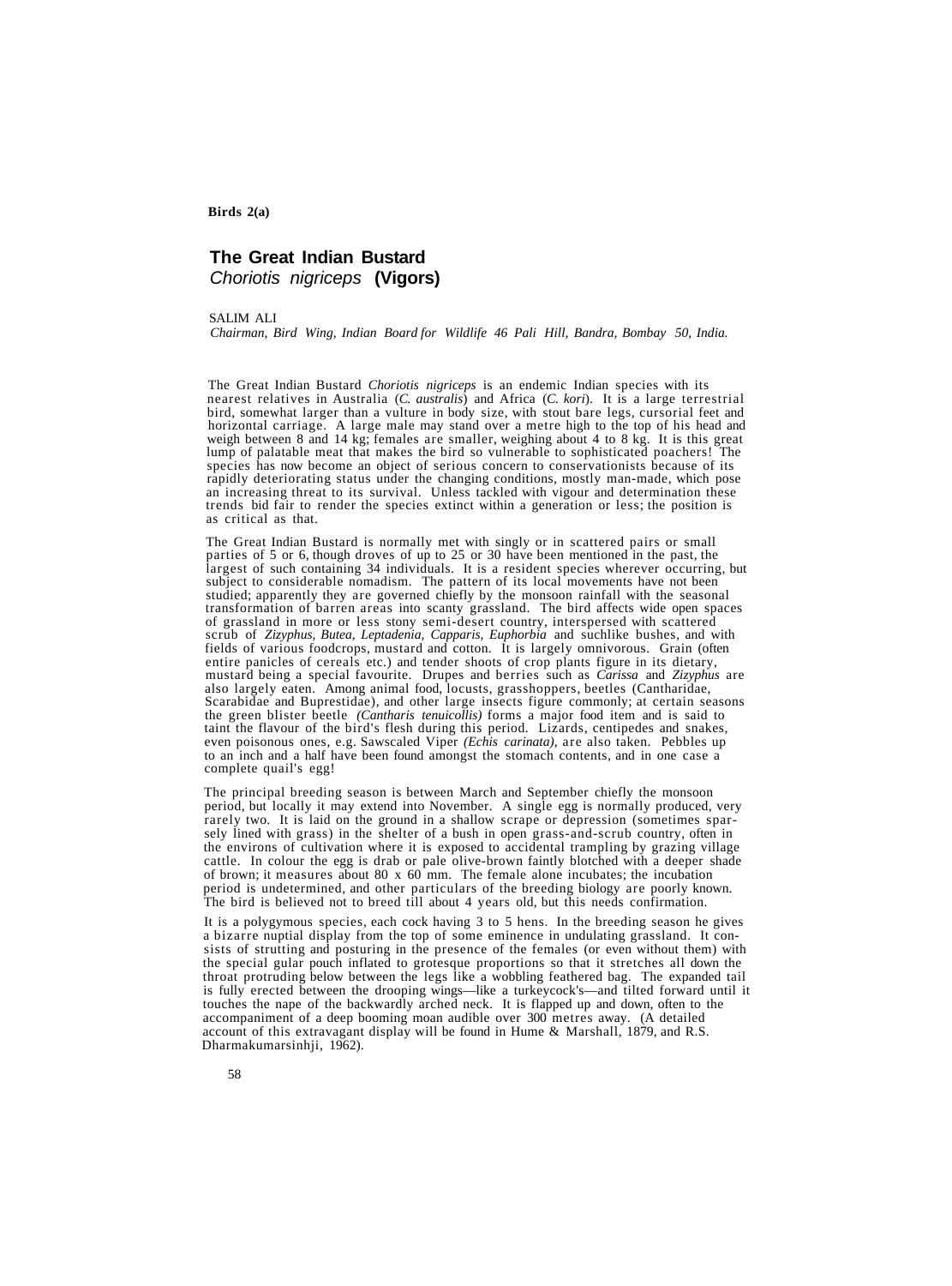**Birds 2(a)**

# The Great Indian Bustard

## *Choriotis nigriceps* (Vigors)

SALIM ALI

*Chairman, Bird Wing, Indian Board for Wildlife 46 Pali Hill, Bandra, Bombay 50, India.*

The Great Indian Bustard *Choriotis nigriceps* is an endemic Indian species with its nearest relatives in Australia (*C. australis*) and Africa (*C. kori*). It is a large terrestrial bird, somewhat larger than a vulture in body size, with stout bare legs, cursorial feet and horizontal carriage. A large male may stand over a metre high to the top of his head and weigh between 8 and 14 kg; females are smaller, weighing about 4 to 8 kg. It is this great lump of palatable meat that makes the bird so vulnerable to sophisticated poachers! The species has now become an object of serious concern to conservationists because of its rapidly deteriorating status under the changing conditions, mostly man-made, which pose an increasing threat to its survival. Unless tackled with vigour and determination these trends bid fair to render the species extinct within a generation or less; the position is as critical as that.

The Great Indian Bustard is normally met with singly or in scattered pairs or small parties of 5 or 6, though droves of up to 25 or 30 have been mentioned in the past, the largest of such containing 34 individuals. It is a resident species wherever occurring, but subject to considerable nomadism. The pattern of its local movements have not been studied; apparently they are governed chiefly by the monsoon rainfall with the seasonal transformation of barren areas into scanty grassland. The bird affects wide open spaces of grassland in more or less stony semi-desert country, interspersed with scattered scrub of *Zizyphus, Butea, Leptadenia, Capparis, Euphorbia* and suchlike bushes, and with fields of various foodcrops, mustard and cotton. It is largely omnivorous. Grain (often entire panicles of cereals etc.) and tender shoots of crop plants figure in its dietary, mustard being a special favourite. Drupes and berries such as *Carissa* and *Zizyphus* are also largely eaten. Among animal food, locusts, grasshoppers, beetles (Cantharidae, Scarabidae and Buprestidae), and other large insects figure commonly; at certain seasons the green blister beetle *(Cantharis tenuicollis)* forms a major food item and is said to taint the flavour of the bird's flesh during this period. Lizards, centipedes and snakes, even poisonous ones, e.g. Sawscaled Viper *(Echis carinata)*, are also taken. Pebbles up to an inch and a half have been found amongst the stomach contents, and in one case a complete quail's egg!

The principal breeding season is between March and September chiefly the monsoon period, but locally it may extend into November. A single egg is normally produced, very rarely two. It is laid on the ground in a shallow scrape or depression (sometimes sparsely lined with grass) in the shelter of a bush in open grass-and-scrub country, often in the environs of cultivation where it is exposed to accidental trampling by grazing village cattle. In colour the egg is drab or pale olive-brown faintly blotched with a deeper shade of brown; it measures about 80 x 60 mm. The female alone incubates; the incubation period is undetermined, and other particulars of the breeding biology are poorly known. The bird is believed not to breed till about 4 years old, but this needs confirmation.

It is a polygymous species, each cock having 3 to 5 hens. In the breeding season he gives a bizarre nuptial display from the top of some eminence in undulating grassland. It consists of strutting and posturing in the presence of the females (or even without them) with the special gular pouch inflated to grotesque proportions so that it stretches all down the throat protruding below between the legs like a wobbling feathered bag. The expanded tail is fully erected between the drooping wings—like a turkeycock's—and tilted forward until it touches the nape of the backwardly arched neck. It is flapped up and down, often to the accompaniment of a deep booming moan audible over 300 metres away. (A detailed account of this extravagant display will be found in Hume & Marshall, 1879, and R.S. Dharmakumarsinhji, 1962).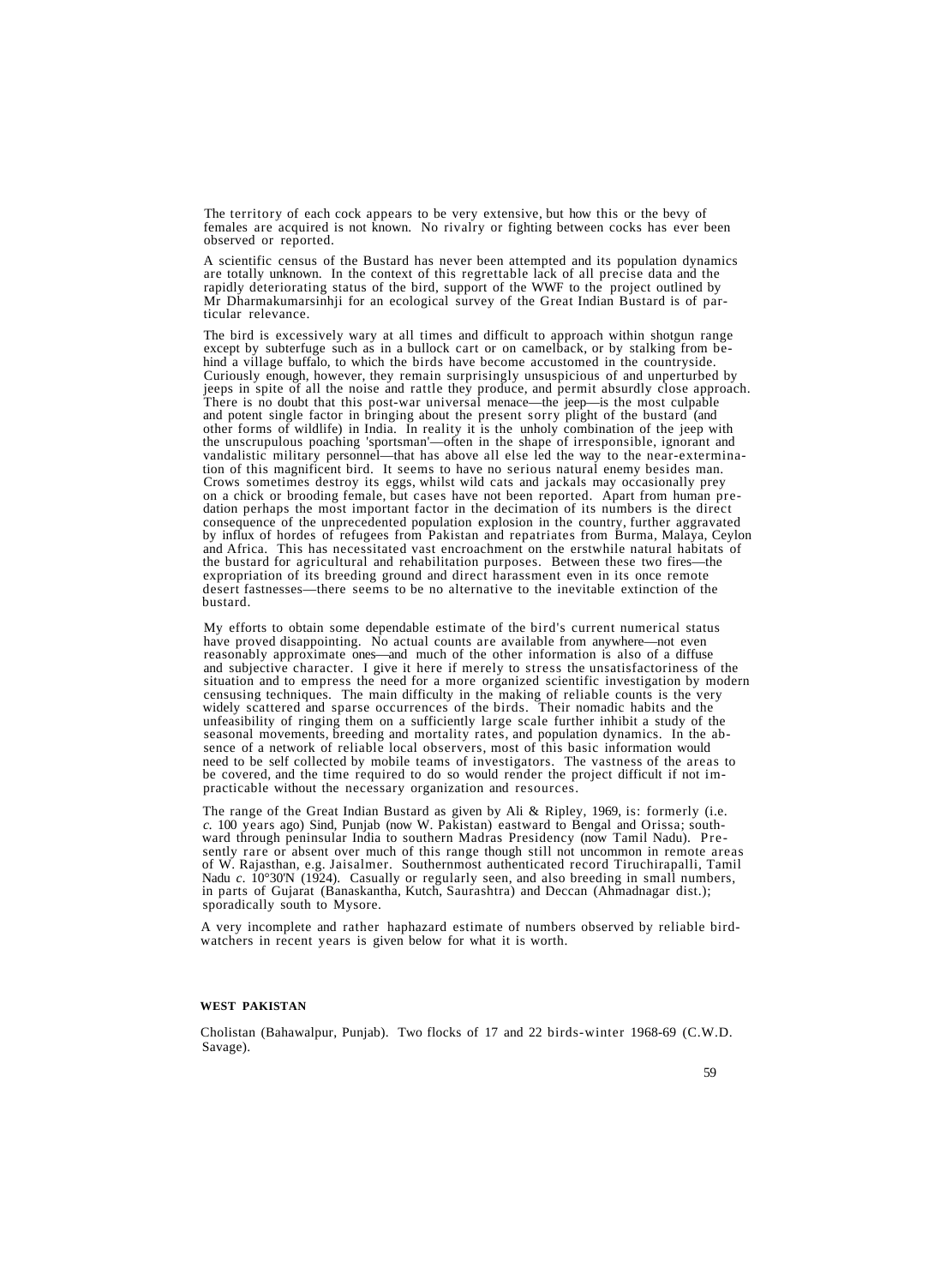The territory of each cock appears to be very extensive, but how this or the bevy of females are acquired is not known. No rivalry or fighting between cocks has ever been observed or reported.

A scientific census of the Bustard has never been attempted and its population dynamics are totally unknown. In the context of this regrettable lack of all precise data and the rapidly deteriorating status of the bird, support of the WWF to the project outlined by Mr Dharmakumarsinhji for an ecological survey of the Great Indian Bustard is of particular relevance.

The bird is excessively wary at all times and difficult to approach within shotgun range except by subterfuge such as in a bullock cart or on camelback, or by stalking from behind a village buffalo, to which the birds have become accustomed in the countryside. Curiously enough, however, they remain surprisingly unsuspicious of and unperturbed by jeeps in spite of all the noise and rattle they produce, and permit absurdly close approach. There is no doubt that this post-war universal menace—the jeep—is the most culpable and potent single factor in bringing about the present sorry plight of the bustard (and other forms of wildlife) in India. In reality it is the unholy combination of the jeep with the unscrupulous poaching 'sportsman'—often in the shape of irresponsible, ignorant and vandalistic military personnel—that has above all else led the way to the near-extermination of this magnificent bird. It seems to have no serious natural enemy besides man. Crows sometimes destroy its eggs, whilst wild cats and jackals may occasionally prey on a chick or brooding female, but cases have not been reported. Apart from human predation perhaps the most important factor in the decimation of its numbers is the direct consequence of the unprecedented population explosion in the country, further aggravated by influx of hordes of refugees from Pakistan and repatriates from Burma, Malaya, Ceylon and Africa. This has necessitated vast encroachment on the erstwhile natural habitats of the bustard for agricultural and rehabilitation purposes. Between these two fires—the expropriation of its breeding ground and direct harassment even in its once remote desert fastnesses—there seems to be no alternative to the inevitable extinction of the bustard.

My efforts to obtain some dependable estimate of the bird's current numerical status have proved disappointing. No actual counts are available from anywhere—not even reasonably approximate ones—and much of the other information is also of a diffuse and subjective character. I give it here if merely to stress the unsatisfactoriness of the situation and to empress the need for a more organized scientific investigation by modern censusing techniques. The main difficulty in the making of reliable counts is the very widely scattered and sparse occurrences of the birds. Their nomadic habits and the unfeasibility of ringing them on a sufficiently large scale further inhibit a study of the seasonal movements, breeding and mortality rates, and population dynamics. In the absence of a network of reliable local observers, most of this basic information would need to be self collected by mobile teams of investigators. The vastness of the areas to be covered, and the time required to do so would render the project difficult if not impracticable without the necessary organization and resources.

The range of the Great Indian Bustard as given by Ali & Ripley, 1969, is: formerly (i.e. *c.* 100 years ago) Sind, Punjab (now W. Pakistan) eastward to Bengal and Orissa; southward through peninsular India to southern Madras Presidency (now Tamil Nadu). Presently rare or absent over much of this range though still not uncommon in remote areas of W. Rajasthan, e.g. Jaisalmer. Southernmost authenticated record Tiruchirapalli, Tamil Nadu *c.* 10°30'N (1924). Casually or regularly seen, and also breeding in small numbers, in parts of Gujarat (Banaskantha, Kutch, Saurashtra) and Deccan (Ahmadnagar dist.); sporadically south to Mysore.

A very incomplete and rather haphazard estimate of numbers observed by reliable bird-watchers in recent years is given below for what it is worth.

**WEST PAKISTAN**

Cholistan (Bahawalpur, Punjab). Two flocks of 17 and 22 birds-winter 1968-69 (C.W.D. Savage).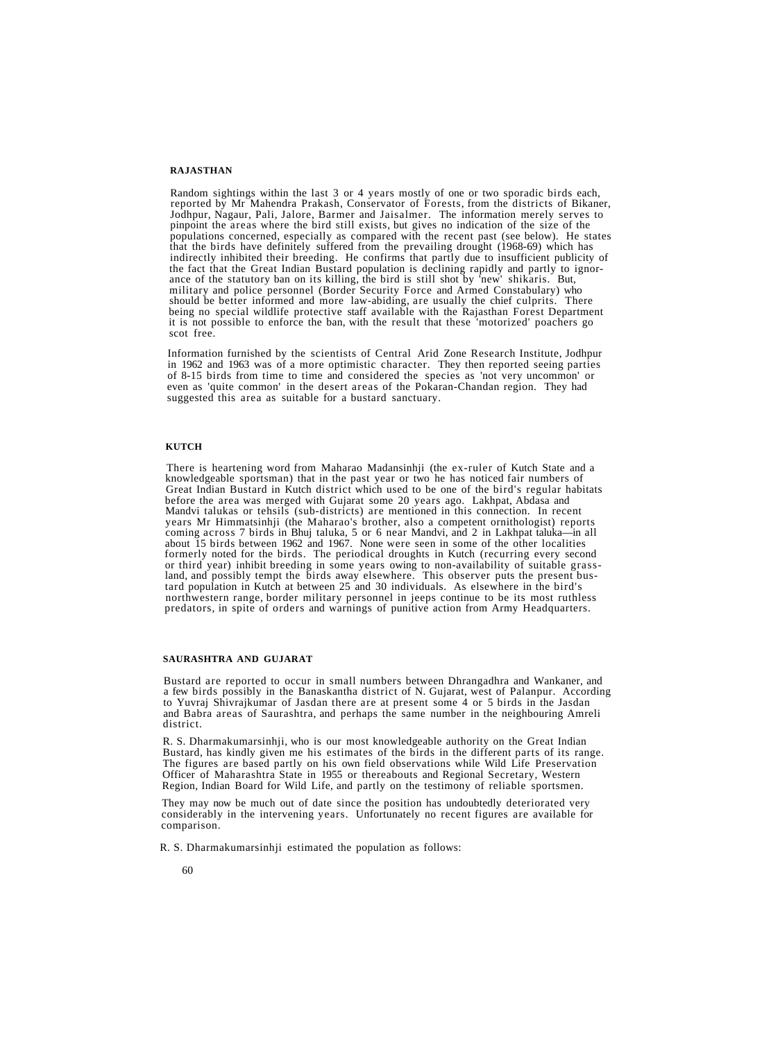## RAJASTHAN

Random sightings within the last 3 or 4 years mostly of one or two sporadic birds each, reported by Mr Mahendra Prakash, Conservator of Forests, from the districts of Bikaner, Jodhpur, Nagaur, Pali, Jalore, Barmer and Jaisalmer. The information merely serves to pinpoint the areas where the bird still exists, but gives no indication of the size of the populations concerned, especially as compared with the recent past (see below). He states that the birds have definitely suffered from the prevailing drought (1968-69) which has indirectly inhibited their breeding. He confirms that partly due to insufficient publicity of the fact that the Great Indian Bustard population is declining rapidly and partly to ignorance of the statutory ban on its killing, the bird is still shot by 'new' shikaris. But, military and police personnel (Border Security Force and Armed Constabulary) who should be better informed and more law-abiding, are usually the chief culprits. There being no special wildlife protective staff available with the Rajasthan Forest Department it is not possible to enforce the ban, with the result that these 'motorized' poachers go scot free.

Information furnished by the scientists of Central Arid Zone Research Institute, Jodhpur in 1962 and 1963 was of a more optimistic character. They then reported seeing parties of 8-15 birds from time to time and considered the species as 'not very uncommon' or even as 'quite common' in the desert areas of the Pokaran-Chandan region. They had suggested this area as suitable for a bustard sanctuary.

## KUTCH

There is heartening word from Maharao Madansinhji (the ex-ruler of Kutch State and a knowledgeable sportsman) that in the past year or two he has noticed fair numbers of Great Indian Bustard in Kutch district which used to be one of the bird's regular habitats before the area was merged with Gujarat some 20 years ago. Lakhpat, Abdasa and Mandvi talukas or tehsils (sub-districts) are mentioned in this connection. In recent years Mr Himmatsinhji (the Maharao's brother, also a competent ornithologist) reports coming across 7 birds in Bhuj taluka, 5 or 6 near Mandvi, and 2 in Lakhpat taluka—in all about 15 birds between 1962 and 1967. None were seen in some of the other localities formerly noted for the birds. The periodical droughts in Kutch (recurring every second or third year) inhibit breeding in some years owing to non-availability of suitable grassland, and possibly tempt the birds away elsewhere. This observer puts the present bustard population in Kutch at between 25 and 30 individuals. As elsewhere in the bird's northwestern range, border military personnel in jeeps continue to be its most ruthless predators, in spite of orders and warnings of punitive action from Army Headquarters.

## SAURASHTRA AND GUJARAT

Bustard are reported to occur in small numbers between Dhrangadhra and Wankaner, and a few birds possibly in the Banaskantha district of N. Gujarat, west of Palanpur. According to Yuvraj Shivrajkumar of Jasdan there are at present some 4 or 5 birds in the Jasdan and Babra areas of Saurashtra, and perhaps the same number in the neighbouring Amreli district.

R. S. Dharmakumarsinhji, who is our most knowledgeable authority on the Great Indian Bustard, has kindly given me his estimates of the birds in the different parts of its range. The figures are based partly on his own field observations while Wild Life Preservation Officer of Maharashtra State in 1955 or thereabouts and Regional Secretary, Western Region, Indian Board for Wild Life, and partly on the testimony of reliable sportsmen.

They may now be much out of date since the position has undoubtedly deteriorated very considerably in the intervening years. Unfortunately no recent figures are available for comparison.

R. S. Dharmakumarsinhji estimated the population as follows: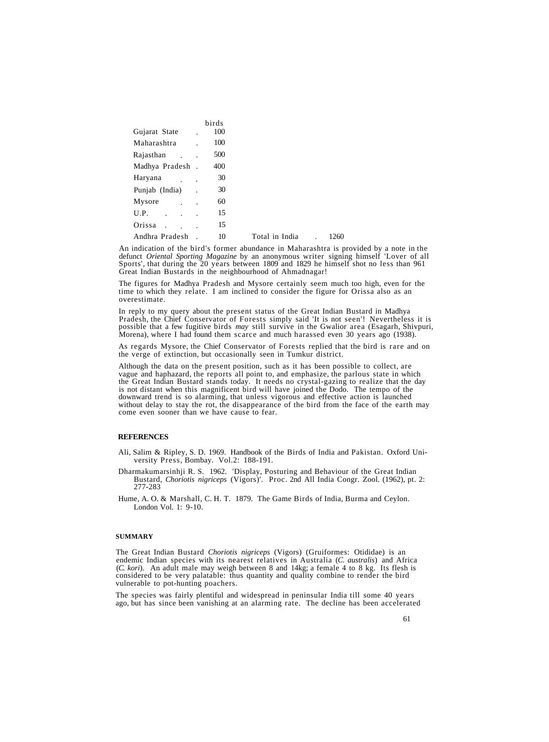| | birds |
|---|---|
| Gujarat State | 100 |
| Maharashtra | 100 |
| Rajasthan | 500 |
| Madhya Pradesh | 400 |
| Haryana | 30 |
| Punjab (India) | 30 |
| Mysore | 60 |
| U.P. | 15 |
| Orissa | 15 |
| Andhra Pradesh | 10 |
| Total in India | 1260 |

An indication of the bird's former abundance in Maharashtra is provided by a note in the defunct *Oriental Sporting Magazine* by an anonymous writer signing himself 'Lover of all Sports', that during the 20 years between 1809 and 1829 he himself shot no less than 961 Great Indian Bustards in the neighbourhood of Ahmadnagar!

The figures for Madhya Pradesh and Mysore certainly seem much too high, even for the time to which they relate. I am inclined to consider the figure for Orissa also as an overestimate.

In reply to my query about the present status of the Great Indian Bustard in Madhya Pradesh, the Chief Conservator of Forests simply said 'It is not seen'! Nevertheless it is possible that a few fugitive birds *may* still survive in the Gwalior area (Esagarh, Shivpuri, Morena), where I had found them scarce and much harassed even 30 years ago (1938).

As regards Mysore, the Chief Conservator of Forests replied that the bird is rare and on the verge of extinction, but occasionally seen in Tumkur district.

Although the data on the present position, such as it has been possible to collect, are vague and haphazard, the reports all point to, and emphasize, the parlous state in which the Great Indian Bustard stands today. It needs no crystal-gazing to realize that the day is not distant when this magnificent bird will have joined the Dodo. The tempo of the downward trend is so alarming, that unless vigorous and effective action is launched without delay to stay the rot, the disappearance of the bird from the face of the earth may come even sooner than we have cause to fear.

## REFERENCES

Ali, Salim & Ripley, S. D. 1969. Handbook of the Birds of India and Pakistan. Oxford University Press, Bombay. Vol.2: 188-191.

Dharmakumarsinhji R. S. 1962. 'Display, Posturing and Behaviour of the Great Indian Bustard, *Choriotis nigriceps* (Vigors)'. Proc. 2nd All India Congr. Zool. (1962), pt. 2: 277-283

Hume, A. O. & Marshall, C. H. T. 1879. The Game Birds of India, Burma and Ceylon. London Vol. 1: 9-10.

## SUMMARY

The Great Indian Bustard *Choriotis nigriceps* (Vigors) (Gruiformes: Otididae) is an endemic Indian species with its nearest relatives in Australia (*C. australis*) and Africa (*C. kori*). An adult male may weigh between 8 and 14kg; a female 4 to 8 kg. Its flesh is considered to be very palatable: thus quantity and quality combine to render the bird vulnerable to pot-hunting poachers.

The species was fairly plentiful and widespread in peninsular India till some 40 years ago, but has since been vanishing at an alarming rate. The decline has been accelerated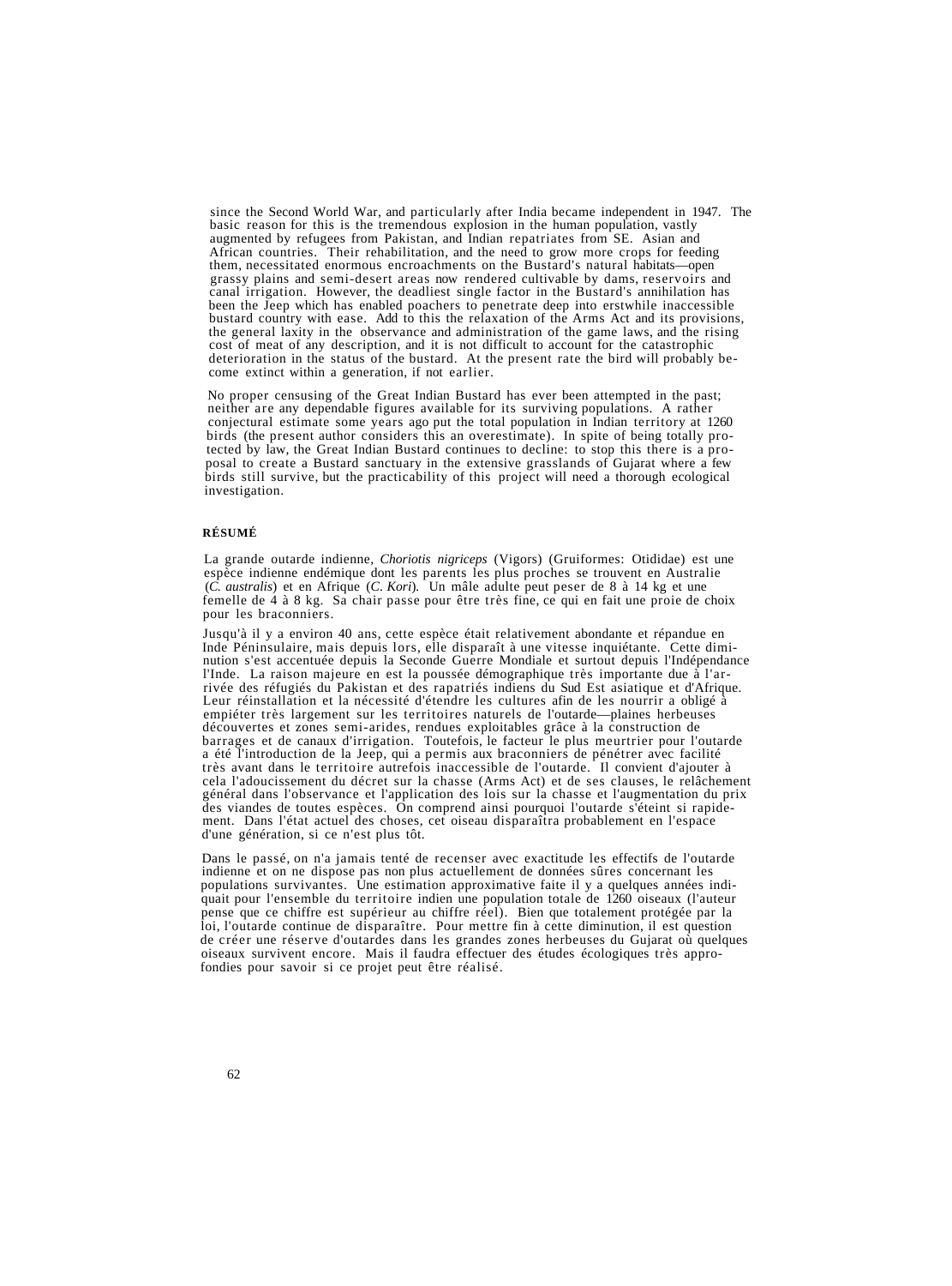since the Second World War, and particularly after India became independent in 1947. The basic reason for this is the tremendous explosion in the human population, vastly augmented by refugees from Pakistan, and Indian repatriates from SE. Asian and African countries. Their rehabilitation, and the need to grow more crops for feeding them, necessitated enormous encroachments on the Bustard's natural habitats—open grassy plains and semi-desert areas now rendered cultivable by dams, reservoirs and canal irrigation. However, the deadliest single factor in the Bustard's annihilation has been the Jeep which has enabled poachers to penetrate deep into erstwhile inaccessible bustard country with ease. Add to this the relaxation of the Arms Act and its provisions, the general laxity in the observance and administration of the game laws, and the rising cost of meat of any description, and it is not difficult to account for the catastrophic deterioration in the status of the bustard. At the present rate the bird will probably become extinct within a generation, if not earlier.

No proper censusing of the Great Indian Bustard has ever been attempted in the past; neither are any dependable figures available for its surviving populations. A rather conjectural estimate some years ago put the total population in Indian territory at 1260 birds (the present author considers this an overestimate). In spite of being totally protected by law, the Great Indian Bustard continues to decline: to stop this there is a proposal to create a Bustard sanctuary in the extensive grasslands of Gujarat where a few birds still survive, but the practicability of this project will need a thorough ecological investigation.

**RÉSUMÉ**

La grande outarde indienne, *Choriotis nigriceps* (Vigors) (Gruiformes: Otididae) est une espèce indienne endémique dont les parents les plus proches se trouvent en Australie (*C. australis*) et en Afrique (*C. Kori*). Un mâle adulte peut peser de 8 à 14 kg et une femelle de 4 à 8 kg. Sa chair passe pour être très fine, ce qui en fait une proie de choix pour les braconniers.

Jusqu'à il y a environ 40 ans, cette espèce était relativement abondante et répandue en Inde Péninsulaire, mais depuis lors, elle disparaît à une vitesse inquiétante. Cette diminution s'est accentuée depuis la Seconde Guerre Mondiale et surtout depuis l'Indépendance l'Inde. La raison majeure en est la poussée démographique très importante due à l'arrivée des réfugiés du Pakistan et des rapatriés indiens du Sud Est asiatique et d'Afrique. Leur réinstallation et la nécessité d'étendre les cultures afin de les nourrir a obligé à empiéter très largement sur les territoires naturels de l'outarde—plaines herbeuses découvertes et zones semi-arides, rendues exploitables grâce à la construction de barrages et de canaux d'irrigation. Toutefois, le facteur le plus meurtrier pour l'outarde a été l'introduction de la Jeep, qui a permis aux braconniers de pénétrer avec facilité très avant dans le territoire autrefois inaccessible de l'outarde. Il convient d'ajouter à cela l'adoucissement du décret sur la chasse (Arms Act) et de ses clauses, le relâchement général dans l'observance et l'application des lois sur la chasse et l'augmentation du prix des viandes de toutes espèces. On comprend ainsi pourquoi l'outarde s'éteint si rapidement. Dans l'état actuel des choses, cet oiseau disparaîtra probablement en l'espace d'une génération, si ce n'est plus tôt.

Dans le passé, on n'a jamais tenté de recenser avec exactitude les effectifs de l'outarde indienne et on ne dispose pas non plus actuellement de données sûres concernant les populations survivantes. Une estimation approximative faite il y a quelques années indiquait pour l'ensemble du territoire indien une population totale de 1260 oiseaux (l'auteur pense que ce chiffre est supérieur au chiffre réel). Bien que totalement protégée par la loi, l'outarde continue de disparaître. Pour mettre fin à cette diminution, il est question de créer une réserve d'outardes dans les grandes zones herbeuses du Gujarat où quelques oiseaux survivent encore. Mais il faudra effectuer des études écologiques très approfondies pour savoir si ce projet peut être réalisé.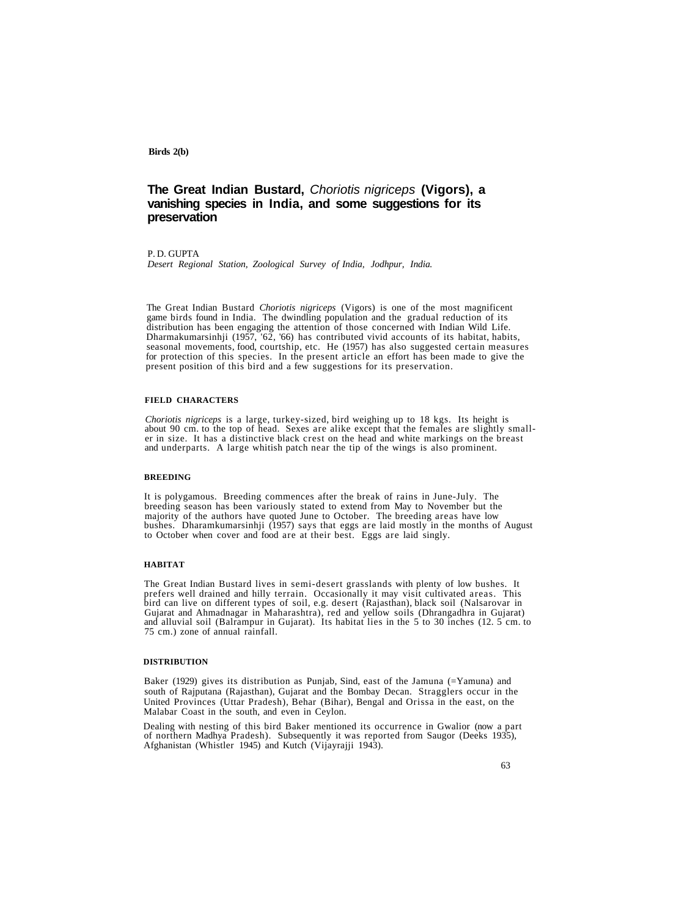Birds 2(b)

# The Great Indian Bustard, *Choriotis nigriceps* (Vigors), a vanishing species in India, and some suggestions for its preservation

P. D. GUPTA
*Desert Regional Station, Zoological Survey of India, Jodhpur, India.*

The Great Indian Bustard *Choriotis nigriceps* (Vigors) is one of the most magnificent game birds found in India. The dwindling population and the gradual reduction of its distribution has been engaging the attention of those concerned with Indian Wild Life. Dharmakumarsinhji (1957, '62, '66) has contributed vivid accounts of its habitat, habits, seasonal movements, food, courtship, etc. He (1957) has also suggested certain measures for protection of this species. In the present article an effort has been made to give the present position of this bird and a few suggestions for its preservation.

## FIELD CHARACTERS

*Choriotis nigriceps* is a large, turkey-sized, bird weighing up to 18 kgs. Its height is about 90 cm. to the top of head. Sexes are alike except that the females are slightly smaller in size. It has a distinctive black crest on the head and white markings on the breast and underparts. A large whitish patch near the tip of the wings is also prominent.

## BREEDING

It is polygamous. Breeding commences after the break of rains in June-July. The breeding season has been variously stated to extend from May to November but the majority of the authors have quoted June to October. The breeding areas have low bushes. Dharamkumarsinhji (1957) says that eggs are laid mostly in the months of August to October when cover and food are at their best. Eggs are laid singly.

## HABITAT

The Great Indian Bustard lives in semi-desert grasslands with plenty of low bushes. It prefers well drained and hilly terrain. Occasionally it may visit cultivated areas. This bird can live on different types of soil, e.g. desert (Rajasthan), black soil (Nalsarovar in Gujarat and Ahmadnagar in Maharashtra), red and yellow soils (Dhrangadhra in Gujarat) and alluvial soil (Balrampur in Gujarat). Its habitat lies in the 5 to 30 inches (12. 5 cm. to 75 cm.) zone of annual rainfall.

## DISTRIBUTION

Baker (1929) gives its distribution as Punjab, Sind, east of the Jamuna (=Yamuna) and south of Rajputana (Rajasthan), Gujarat and the Bombay Decan. Stragglers occur in the United Provinces (Uttar Pradesh), Behar (Bihar), Bengal and Orissa in the east, on the Malabar Coast in the south, and even in Ceylon.

Dealing with nesting of this bird Baker mentioned its occurrence in Gwalior (now a part of northern Madhya Pradesh). Subsequently it was reported from Saugor (Deeks 1935), Afghanistan (Whistler 1945) and Kutch (Vijayrajji 1943).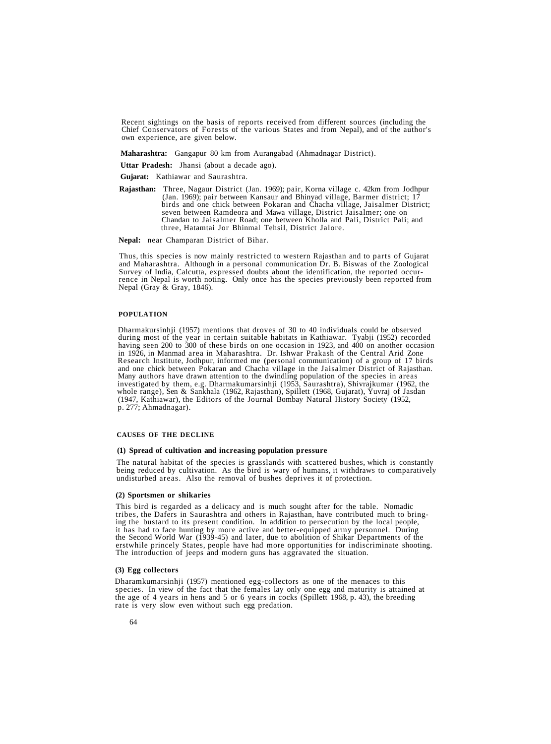Recent sightings on the basis of reports received from different sources (including the Chief Conservators of Forests of the various States and from Nepal), and of the author's own experience, are given below.

**Maharashtra:** Gangapur 80 km from Aurangabad (Ahmadnagar District).

**Uttar Pradesh:** Jhansi (about a decade ago).

**Gujarat:** Kathiawar and Saurashtra.

**Rajasthan:** Three, Nagaur District (Jan. 1969); pair, Korna village c. 42km from Jodhpur (Jan. 1969); pair between Kansaur and Bhinyad village, Barmer district; 17 birds and one chick between Pokaran and Chacha village, Jaisalmer District; seven between Ramdeora and Mawa village, District Jaisalmer; one on Chandan to Jaisalmer Road; one between Kholla and Pali, District Pali; and three, Hatamtai Jor Bhinmal Tehsil, District Jalore.

**Nepal:** near Champaran District of Bihar.

Thus, this species is now mainly restricted to western Rajasthan and to parts of Gujarat and Maharashtra. Although in a personal communication Dr. B. Biswas of the Zoological Survey of India, Calcutta, expressed doubts about the identification, the reported occurrence in Nepal is worth noting. Only once has the species previously been reported from Nepal (Gray & Gray, 1846).

## POPULATION

Dharmakursinhji (1957) mentions that droves of 30 to 40 individuals could be observed during most of the year in certain suitable habitats in Kathiawar. Tyabji (1952) recorded having seen 200 to 300 of these birds on one occasion in 1923, and 400 on another occasion in 1926, in Manmad area in Maharashtra. Dr. Ishwar Prakash of the Central Arid Zone Research Institute, Jodhpur, informed me (personal communication) of a group of 17 birds and one chick between Pokaran and Chacha village in the Jaisalmer District of Rajasthan. Many authors have drawn attention to the dwindling population of the species in areas investigated by them, e.g. Dharmakumarsinhji (1953, Saurashtra), Shivrajkumar (1962, the whole range), Sen & Sankhala (1962, Rajasthan), Spillett (1968, Gujarat), Yuvraj of Jasdan (1947, Kathiawar), the Editors of the Journal Bombay Natural History Society (1952, p. 277; Ahmadnagar).

## CAUSES OF THE DECLINE

### (1) Spread of cultivation and increasing population pressure

The natural habitat of the species is grasslands with scattered bushes, which is constantly being reduced by cultivation. As the bird is wary of humans, it withdraws to comparatively undisturbed areas. Also the removal of bushes deprives it of protection.

### (2) Sportsmen or shikaries

This bird is regarded as a delicacy and is much sought after for the table. Nomadic tribes, the Dafers in Saurashtra and others in Rajasthan, have contributed much to bringing the bustard to its present condition. In addition to persecution by the local people, it has had to face hunting by more active and better-equipped army personnel. During the Second World War (1939-45) and later, due to abolition of Shikar Departments of the erstwhile princely States, people have had more opportunities for indiscriminate shooting. The introduction of jeeps and modern guns has aggravated the situation.

### (3) Egg collectors

Dharamkumarsinhji (1957) mentioned egg-collectors as one of the menaces to this species. In view of the fact that the females lay only one egg and maturity is attained at the age of 4 years in hens and 5 or 6 years in cocks (Spillett 1968, p. 43), the breeding rate is very slow even without such egg predation.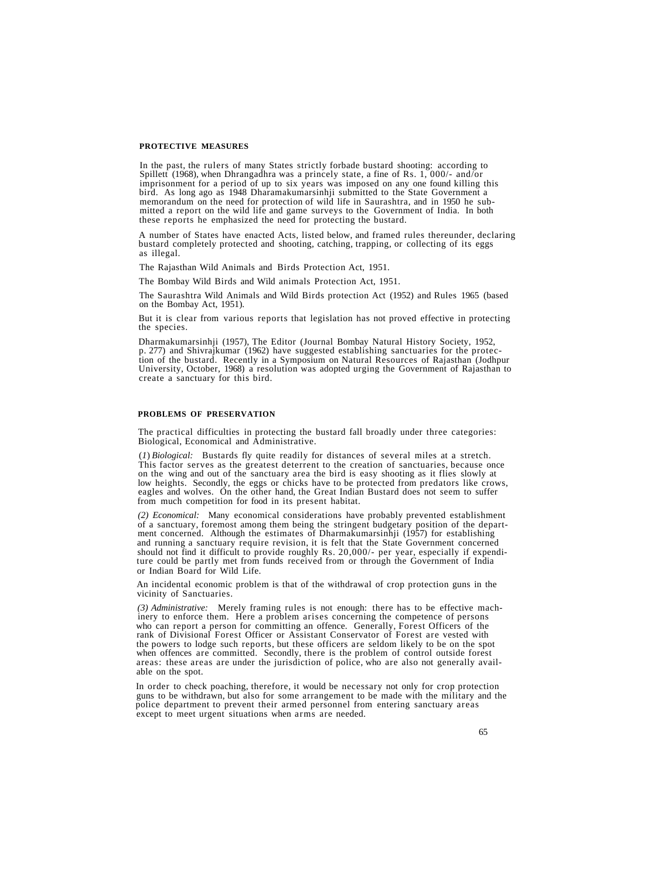## PROTECTIVE MEASURES

In the past, the rulers of many States strictly forbade bustard shooting: according to Spillett (1968), when Dhrangadhra was a princely state, a fine of Rs. 1, 000/- and/or imprisonment for a period of up to six years was imposed on any one found killing this bird. As long ago as 1948 Dharamakumarsinhji submitted to the State Government a memorandum on the need for protection of wild life in Saurashtra, and in 1950 he submitted a report on the wild life and game surveys to the Government of India. In both these reports he emphasized the need for protecting the bustard.

A number of States have enacted Acts, listed below, and framed rules thereunder, declaring bustard completely protected and shooting, catching, trapping, or collecting of its eggs as illegal.

The Rajasthan Wild Animals and Birds Protection Act, 1951.

The Bombay Wild Birds and Wild animals Protection Act, 1951.

The Saurashtra Wild Animals and Wild Birds protection Act (1952) and Rules 1965 (based on the Bombay Act, 1951).

But it is clear from various reports that legislation has not proved effective in protecting the species.

Dharmakumarsinhji (1957), The Editor (Journal Bombay Natural History Society, 1952, p. 277) and Shivrajkumar (1962) have suggested establishing sanctuaries for the protection of the bustard. Recently in a Symposium on Natural Resources of Rajasthan (Jodhpur University, October, 1968) a resolution was adopted urging the Government of Rajasthan to create a sanctuary for this bird.

## PROBLEMS OF PRESERVATION

The practical difficulties in protecting the bustard fall broadly under three categories: Biological, Economical and Administrative.

(*1*) *Biological:* Bustards fly quite readily for distances of several miles at a stretch. This factor serves as the greatest deterrent to the creation of sanctuaries, because once on the wing and out of the sanctuary area the bird is easy shooting as it flies slowly at low heights. Secondly, the eggs or chicks have to be protected from predators like crows, eagles and wolves. On the other hand, the Great Indian Bustard does not seem to suffer from much competition for food in its present habitat.

*(2) Economical:* Many economical considerations have probably prevented establishment of a sanctuary, foremost among them being the stringent budgetary position of the department concerned. Although the estimates of Dharmakumarsinhji (1957) for establishing and running a sanctuary require revision, it is felt that the State Government concerned should not find it difficult to provide roughly Rs. 20,000/- per year, especially if expenditure could be partly met from funds received from or through the Government of India or Indian Board for Wild Life.

An incidental economic problem is that of the withdrawal of crop protection guns in the vicinity of Sanctuaries.

*(3) Administrative:* Merely framing rules is not enough: there has to be effective machinery to enforce them. Here a problem arises concerning the competence of persons who can report a person for committing an offence. Generally, Forest Officers of the rank of Divisional Forest Officer or Assistant Conservator of Forest are vested with the powers to lodge such reports, but these officers are seldom likely to be on the spot when offences are committed. Secondly, there is the problem of control outside forest areas: these areas are under the jurisdiction of police, who are also not generally available on the spot.

In order to check poaching, therefore, it would be necessary not only for crop protection guns to be withdrawn, but also for some arrangement to be made with the military and the police department to prevent their armed personnel from entering sanctuary areas except to meet urgent situations when arms are needed.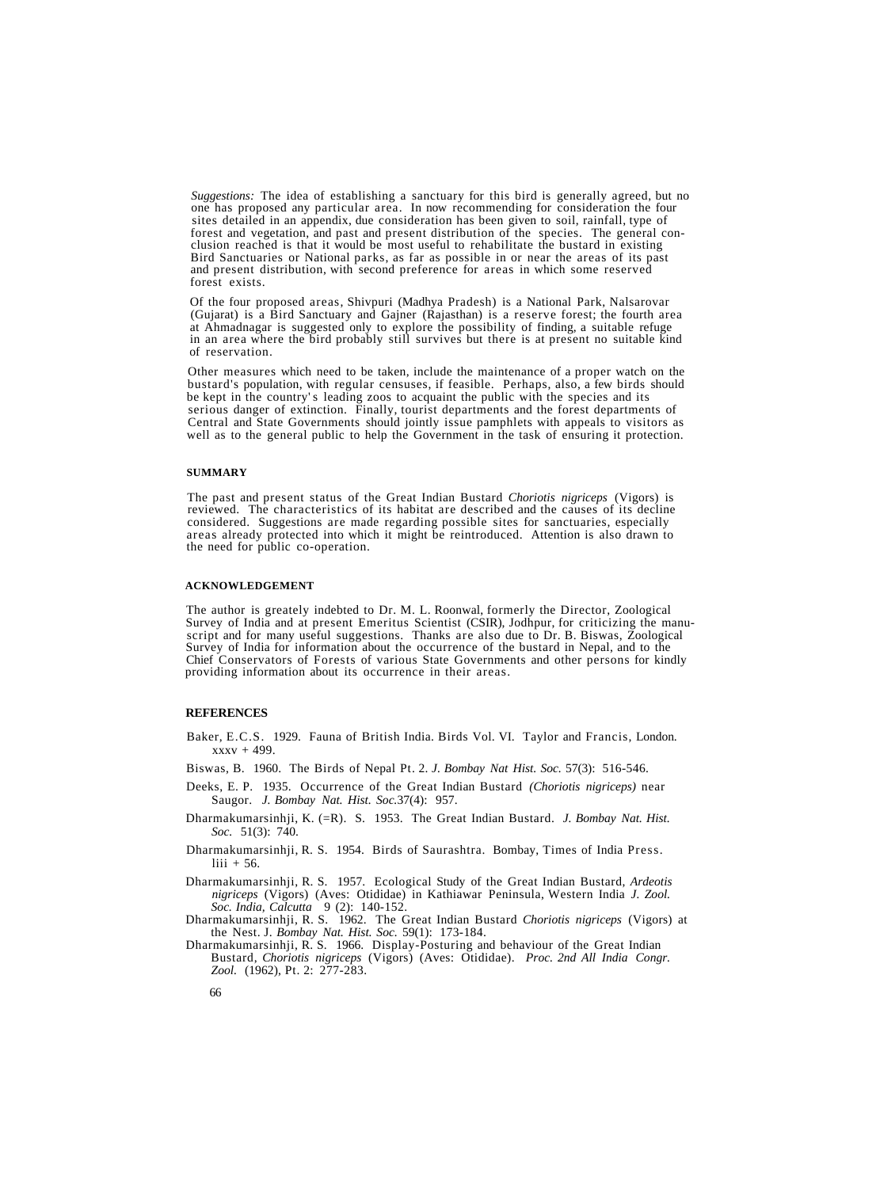*Suggestions:* The idea of establishing a sanctuary for this bird is generally agreed, but no one has proposed any particular area. In now recommending for consideration the four sites detailed in an appendix, due consideration has been given to soil, rainfall, type of forest and vegetation, and past and present distribution of the species. The general conclusion reached is that it would be most useful to rehabilitate the bustard in existing Bird Sanctuaries or National parks, as far as possible in or near the areas of its past and present distribution, with second preference for areas in which some reserved forest exists.

Of the four proposed areas, Shivpuri (Madhya Pradesh) is a National Park, Nalsarovar (Gujarat) is a Bird Sanctuary and Gajner (Rajasthan) is a reserve forest; the fourth area at Ahmadnagar is suggested only to explore the possibility of finding, a suitable refuge in an area where the bird probably still survives but there is at present no suitable kind of reservation.

Other measures which need to be taken, include the maintenance of a proper watch on the bustard's population, with regular censuses, if feasible. Perhaps, also, a few birds should be kept in the country's leading zoos to acquaint the public with the species and its serious danger of extinction. Finally, tourist departments and the forest departments of Central and State Governments should jointly issue pamphlets with appeals to visitors as well as to the general public to help the Government in the task of ensuring it protection.

## SUMMARY

The past and present status of the Great Indian Bustard *Choriotis nigriceps* (Vigors) is reviewed. The characteristics of its habitat are described and the causes of its decline considered. Suggestions are made regarding possible sites for sanctuaries, especially areas already protected into which it might be reintroduced. Attention is also drawn to the need for public co-operation.

## ACKNOWLEDGEMENT

The author is greately indebted to Dr. M. L. Roonwal, formerly the Director, Zoological Survey of India and at present Emeritus Scientist (CSIR), Jodhpur, for criticizing the manuscript and for many useful suggestions. Thanks are also due to Dr. B. Biswas, Zoological Survey of India for information about the occurrence of the bustard in Nepal, and to the Chief Conservators of Forests of various State Governments and other persons for kindly providing information about its occurrence in their areas.

## REFERENCES

Baker, E.C.S. 1929. Fauna of British India. Birds Vol. VI. Taylor and Francis, London. xxxv + 499.

Biswas, B. 1960. The Birds of Nepal Pt. 2. *J. Bombay Nat Hist. Soc.* 57(3): 516-546.

Deeks, E. P. 1935. Occurrence of the Great Indian Bustard *(Choriotis nigriceps)* near Saugor. *J. Bombay Nat. Hist. Soc.*37(4): 957.

Dharmakumarsinhji, K. (=R). S. 1953. The Great Indian Bustard. *J. Bombay Nat. Hist. Soc.* 51(3): 740.

Dharmakumarsinhji, R. S. 1954. Birds of Saurashtra. Bombay, Times of India Press. liii + 56.

Dharmakumarsinhji, R. S. 1957. Ecological Study of the Great Indian Bustard, *Ardeotis nigriceps* (Vigors) (Aves: Otididae) in Kathiawar Peninsula, Western India *J. Zool. Soc. India, Calcutta* 9 (2): 140-152.

Dharmakumarsinhji, R. S. 1962. The Great Indian Bustard *Choriotis nigriceps* (Vigors) at the Nest. J. *Bombay Nat. Hist. Soc.* 59(1): 173-184.

Dharmakumarsinhji, R. S. 1966. Display-Posturing and behaviour of the Great Indian Bustard, *Choriotis nigriceps* (Vigors) (Aves: Otididae). *Proc. 2nd All India Congr. Zool.* (1962), Pt. 2: 277-283.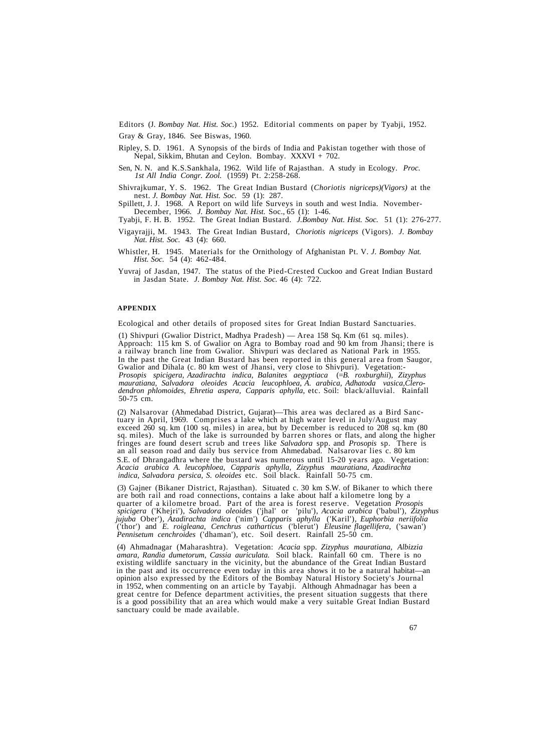Editors (J. *Bombay Nat. Hist. Soc.*) 1952. Editorial comments on paper by Tyabji, 1952.

Gray & Gray, 1846. See Biswas, 1960.

Ripley, S. D. 1961. A Synopsis of the birds of India and Pakistan together with those of Nepal, Sikkim, Bhutan and Ceylon. Bombay. XXXVI + 702.

Sen, N. N. and K.S.Sankhala, 1962. Wild life of Rajasthan. A study in Ecology. *Proc. 1st All India Congr. Zool.* (1959) Pt. 2:258-268.

Shivrajkumar, Y. S. 1962. The Great Indian Bustard (*Choriotis nigriceps)(Vigors)* at the nest. *J. Bombay Nat. Hist. Soc.* 59 (1): 287.

Spillett, J. J. 1968. A Report on wild life Surveys in south and west India. November-December, 1966. *J. Bombay Nat. Hist.* Soc., 65 (1): 1-46.

Tyabji, F. H. B. 1952. The Great Indian Bustard. *J.Bombay Nat. Hist. Soc.* 51 (1): 276-277.

Vigayrajji, M. 1943. The Great Indian Bustard, *Choriotis nigriceps* (Vigors). *J. Bombay Nat. Hist. Soc.* 43 (4): 660.

Whistler, H. 1945. Materials for the Ornithology of Afghanistan Pt. V. *J. Bombay Nat. Hist. Soc.* 54 (4): 462-484.

Yuvraj of Jasdan, 1947. The status of the Pied-Crested Cuckoo and Great Indian Bustard in Jasdan State. *J. Bombay Nat. Hist. Soc.* 46 (4): 722.

## APPENDIX

Ecological and other details of proposed sites for Great Indian Bustard Sanctuaries.

(1) Shivpuri (Gwalior District, Madhya Pradesh) — Area 158 Sq. Km (61 sq. miles). Approach: 115 km S. of Gwalior on Agra to Bombay road and 90 km from Jhansi; there is a railway branch line from Gwalior. Shivpuri was declared as National Park in 1955. In the past the Great Indian Bustard has been reported in this general area from Saugor, Gwalior and Dihala (c. 80 km west of Jhansi, very close to Shivpuri). Vegetation:- *Prosopis spicigera, Azadirachta indica, Balanites aegyptiaca* (=*B. roxburghii*), *Zizyphus mauratiana, Salvadora oleoides Acacia leucophloea, A. arabica, Adhatoda vasica,Clerodendron phlomoides, Ehretia aspera, Capparis aphylla*, etc. Soil: black/alluvial. Rainfall 50-75 cm.

(2) Nalsarovar (Ahmedabad District, Gujarat)—This area was declared as a Bird Sanctuary in April, 1969. Comprises a lake which at high water level in July/August may exceed 260 sq. km (100 sq. miles) in area, but by December is reduced to 208 sq. km (80 sq. miles). Much of the lake is surrounded by barren shores or flats, and along the higher fringes are found desert scrub and trees like *Salvadora* spp. and *Prosopis* sp. There is an all season road and daily bus service from Ahmedabad. Nalsarovar lies c. 80 km S.E. of Dhrangadhra where the bustard was numerous until 15-20 years ago. Vegetation: *Acacia arabica A. leucophloea, Capparis aphylla, Zizyphus mauratiana, Azadirachta indica, Salvadora persica, S. oleoides* etc. Soil black. Rainfall 50-75 cm.

(3) Gajner (Bikaner District, Rajasthan). Situated c. 30 km S.W. of Bikaner to which there are both rail and road connections, contains a lake about half a kilometre long by a quarter of a kilometre broad. Part of the area is forest reserve. Vegetation *Prosopis spicigera* ('Khejri'), *Salvadora oleoides* ('jhal' or 'pilu'), *Acacia arabica* ('babul'), *Zizyphus jujuba* Ober'), *Azadirachta indica* ('nim') *Capparis aphylla* ('Karil'), *Euphorbia neriifolia* ('thor') and *E. roigleana, Cenchrus catharticus* ('blerut') *Eleusine flagellifera,* ('sawan') *Pennisetum cenchroides* ('dhaman'), etc. Soil desert. Rainfall 25-50 cm.

(4) Ahmadnagar (Maharashtra). Vegetation: *Acacia* spp. *Zizyphus mauratiana, Albizzia amara, Randia dumetorum, Cassia auriculata.* Soil black. Rainfall 60 cm. There is no existing wildlife sanctuary in the vicinity, but the abundance of the Great Indian Bustard in the past and its occurrence even today in this area shows it to be a natural habitat—an opinion also expressed by the Editors of the Bombay Natural History Society's Journal in 1952, when commenting on an article by Tayabji. Although Ahmadnagar has been a great centre for Defence department activities, the present situation suggests that there is a good possibility that an area which would make a very suitable Great Indian Bustard sanctuary could be made available.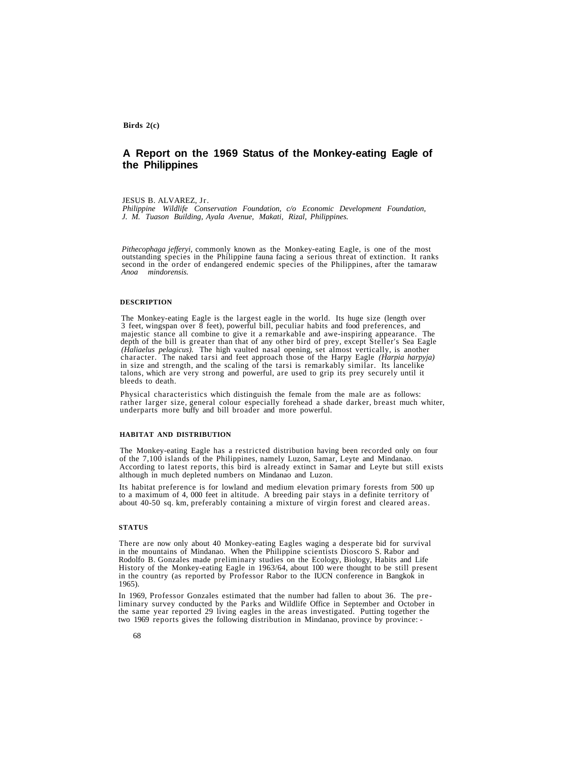**Birds 2(c)**

# A Report on the 1969 Status of the Monkey-eating Eagle of the Philippines

JESUS B. ALVAREZ, Jr.
*Philippine Wildlife Conservation Foundation, c/o Economic Development Foundation, J. M. Tuason Building, Ayala Avenue, Makati, Rizal, Philippines.*

*Pithecophaga jefferyi,* commonly known as the Monkey-eating Eagle, is one of the most outstanding species in the Philippine fauna facing a serious threat of extinction. It ranks second in the order of endangered endemic species of the Philippines, after the tamaraw *Anoa mindorensis.*

## DESCRIPTION

The Monkey-eating Eagle is the largest eagle in the world. Its huge size (length over 3 feet, wingspan over 8 feet), powerful bill, peculiar habits and food preferences, and majestic stance all combine to give it a remarkable and awe-inspiring appearance. The depth of the bill is greater than that of any other bird of prey, except Steller's Sea Eagle *(Haliaelus pelagicus).* The high vaulted nasal opening, set almost vertically, is another character. The naked tarsi and feet approach those of the Harpy Eagle *(Harpia harpyja)* in size and strength, and the scaling of the tarsi is remarkably similar. Its lancelike talons, which are very strong and powerful, are used to grip its prey securely until it bleeds to death.

Physical characteristics which distinguish the female from the male are as follows: rather larger size, general colour especially forehead a shade darker, breast much whiter, underparts more buffy and bill broader and more powerful.

## HABITAT AND DISTRIBUTION

The Monkey-eating Eagle has a restricted distribution having been recorded only on four of the 7,100 islands of the Philippines, namely Luzon, Samar, Leyte and Mindanao. According to latest reports, this bird is already extinct in Samar and Leyte but still exists although in much depleted numbers on Mindanao and Luzon.

Its habitat preference is for lowland and medium elevation primary forests from 500 up to a maximum of 4, 000 feet in altitude. A breeding pair stays in a definite territory of about 40-50 sq. km, preferably containing a mixture of virgin forest and cleared areas.

## STATUS

There are now only about 40 Monkey-eating Eagles waging a desperate bid for survival in the mountains of Mindanao. When the Philippine scientists Dioscoro S. Rabor and Rodolfo B. Gonzales made preliminary studies on the Ecology, Biology, Habits and Life History of the Monkey-eating Eagle in 1963/64, about 100 were thought to be still present in the country (as reported by Professor Rabor to the IUCN conference in Bangkok in 1965).

In 1969, Professor Gonzales estimated that the number had fallen to about 36. The preliminary survey conducted by the Parks and Wildlife Office in September and October in the same year reported 29 living eagles in the areas investigated. Putting together the two 1969 reports gives the following distribution in Mindanao, province by province: -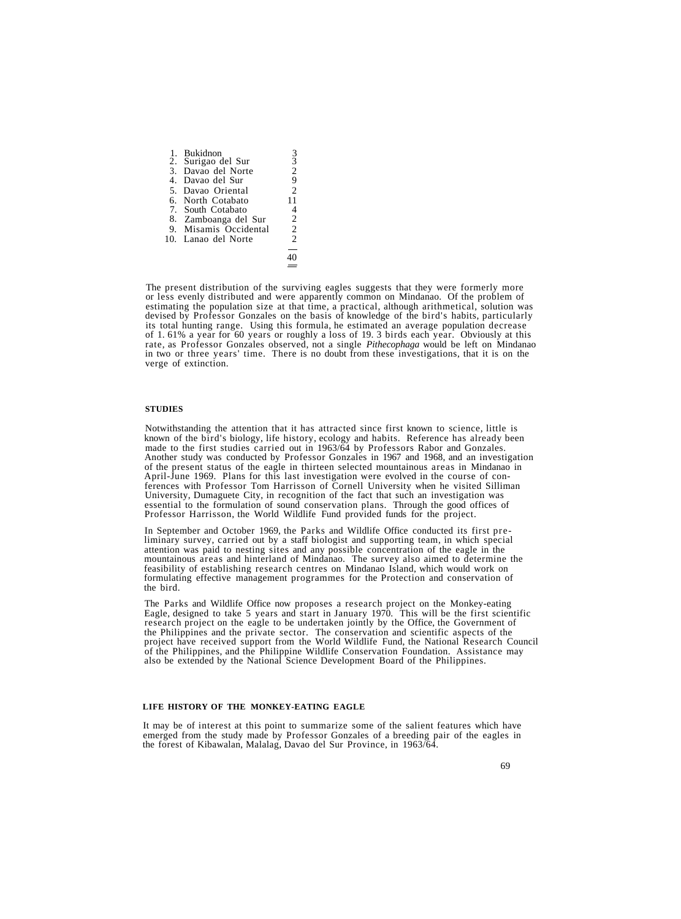| | | |
|---|---|---|
| 1. | Bukidnon | 3 |
| 2. | Surigao del Sur | 3 |
| 3. | Davao del Norte | 2 |
| 4. | Davao del Sur | 9 |
| 5. | Davao Oriental | 2 |
| 6. | North Cotabato | 11 |
| 7. | South Cotabato | 4 |
| 8. | Zamboanga del Sur | 2 |
| 9. | Misamis Occidental | 2 |
| 10. | Lanao del Norte | 2 |
| | | 40 |

The present distribution of the surviving eagles suggests that they were formerly more or less evenly distributed and were apparently common on Mindanao. Of the problem of estimating the population size at that time, a practical, although arithmetical, solution was devised by Professor Gonzales on the basis of knowledge of the bird's habits, particularly its total hunting range. Using this formula, he estimated an average population decrease of 1. 61% a year for 60 years or roughly a loss of 19. 3 birds each year. Obviously at this rate, as Professor Gonzales observed, not a single *Pithecophaga* would be left on Mindanao in two or three years' time. There is no doubt from these investigations, that it is on the verge of extinction.

**STUDIES**

Notwithstanding the attention that it has attracted since first known to science, little is known of the bird's biology, life history, ecology and habits. Reference has already been made to the first studies carried out in 1963/64 by Professors Rabor and Gonzales. Another study was conducted by Professor Gonzales in 1967 and 1968, and an investigation of the present status of the eagle in thirteen selected mountainous areas in Mindanao in April-June 1969. Plans for this last investigation were evolved in the course of conferences with Professor Tom Harrisson of Cornell University when he visited Silliman University, Dumaguete City, in recognition of the fact that such an investigation was essential to the formulation of sound conservation plans. Through the good offices of Professor Harrisson, the World Wildlife Fund provided funds for the project.

In September and October 1969, the Parks and Wildlife Office conducted its first preliminary survey, carried out by a staff biologist and supporting team, in which special attention was paid to nesting sites and any possible concentration of the eagle in the mountainous areas and hinterland of Mindanao. The survey also aimed to determine the feasibility of establishing research centres on Mindanao Island, which would work on formulating effective management programmes for the Protection and conservation of the bird.

The Parks and Wildlife Office now proposes a research project on the Monkey-eating Eagle, designed to take 5 years and start in January 1970. This will be the first scientific research project on the eagle to be undertaken jointly by the Office, the Government of the Philippines and the private sector. The conservation and scientific aspects of the project have received support from the World Wildlife Fund, the National Research Council of the Philippines, and the Philippine Wildlife Conservation Foundation. Assistance may also be extended by the National Science Development Board of the Philippines.

**LIFE HISTORY OF THE MONKEY-EATING EAGLE**

It may be of interest at this point to summarize some of the salient features which have emerged from the study made by Professor Gonzales of a breeding pair of the eagles in the forest of Kibawalan, Malalag, Davao del Sur Province, in 1963/64.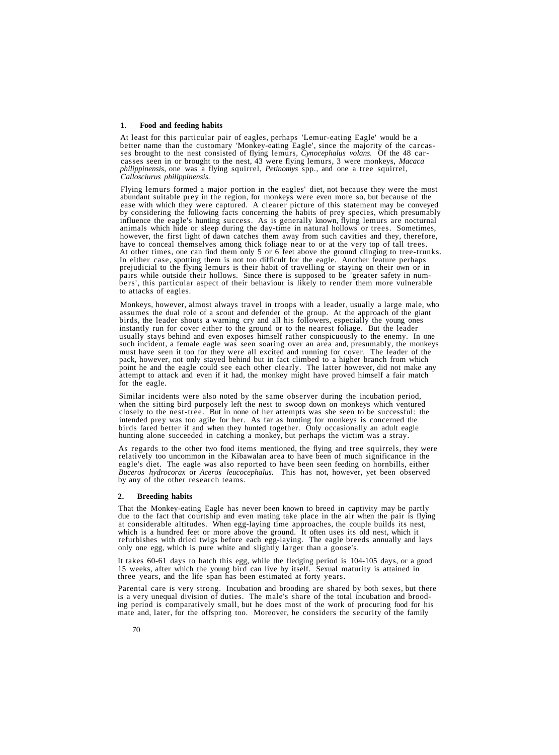## 1. Food and feeding habits

At least for this particular pair of eagles, perhaps 'Lemur-eating Eagle' would be a better name than the customary 'Monkey-eating Eagle', since the majority of the carcasses brought to the nest consisted of flying lemurs, *Cynocephalus volans.* Of the 48 carcasses seen in or brought to the nest, 43 were flying lemurs, 3 were monkeys, *Macaca philippinensis,* one was a flying squirrel, *Petinomys* spp., and one a tree squirrel, *Callosciurus philippinensis.*

Flying lemurs formed a major portion in the eagles' diet, not because they were the most abundant suitable prey in the region, for monkeys were even more so, but because of the ease with which they were captured. A clearer picture of this statement may be conveyed by considering the following facts concerning the habits of prey species, which presumably influence the eagle's hunting success. As is generally known, flying lemurs are nocturnal animals which hide or sleep during the day-time in natural hollows or trees. Sometimes, however, the first light of dawn catches them away from such cavities and they, therefore, have to conceal themselves among thick foliage near to or at the very top of tall trees. At other times, one can find them only 5 or 6 feet above the ground clinging to tree-trunks. In either case, spotting them is not too difficult for the eagle. Another feature perhaps prejudicial to the flying lemurs is their habit of travelling or staying on their own or in pairs while outside their hollows. Since there is supposed to be 'greater safety in numbers', this particular aspect of their behaviour is likely to render them more vulnerable to attacks of eagles.

Monkeys, however, almost always travel in troops with a leader, usually a large male, who assumes the dual role of a scout and defender of the group. At the approach of the giant birds, the leader shouts a warning cry and all his followers, especially the young ones instantly run for cover either to the ground or to the nearest foliage. But the leader usually stays behind and even exposes himself rather conspicuously to the enemy. In one such incident, a female eagle was seen soaring over an area and, presumably, the monkeys must have seen it too for they were all excited and running for cover. The leader of the pack, however, not only stayed behind but in fact climbed to a higher branch from which point he and the eagle could see each other clearly. The latter however, did not make any attempt to attack and even if it had, the monkey might have proved himself a fair match for the eagle.

Similar incidents were also noted by the same observer during the incubation period, when the sitting bird purposely left the nest to swoop down on monkeys which ventured closely to the nest-tree. But in none of her attempts was she seen to be successful: the intended prey was too agile for her. As far as hunting for monkeys is concerned the birds fared better if and when they hunted together. Only occasionally an adult eagle hunting alone succeeded in catching a monkey, but perhaps the victim was a stray.

As regards to the other two food items mentioned, the flying and tree squirrels, they were relatively too uncommon in the Kibawalan area to have been of much significance in the eagle's diet. The eagle was also reported to have been seen feeding on hornbills, either *Buceros hydrocorax* or *Aceros leucocephalus.* This has not, however, yet been observed by any of the other research teams.

## 2. Breeding habits

That the Monkey-eating Eagle has never been known to breed in captivity may be partly due to the fact that courtship and even mating take place in the air when the pair is flying at considerable altitudes. When egg-laying time approaches, the couple builds its nest, which is a hundred feet or more above the ground. It often uses its old nest, which it refurbishes with dried twigs before each egg-laying. The eagle breeds annually and lays only one egg, which is pure white and slightly larger than a goose's.

It takes 60-61 days to hatch this egg, while the fledging period is 104-105 days, or a good 15 weeks, after which the young bird can live by itself. Sexual maturity is attained in three years, and the life span has been estimated at forty years.

Parental care is very strong. Incubation and brooding are shared by both sexes, but there is a very unequal division of duties. The male's share of the total incubation and brooding period is comparatively small, but he does most of the work of procuring food for his mate and, later, for the offspring too. Moreover, he considers the security of the family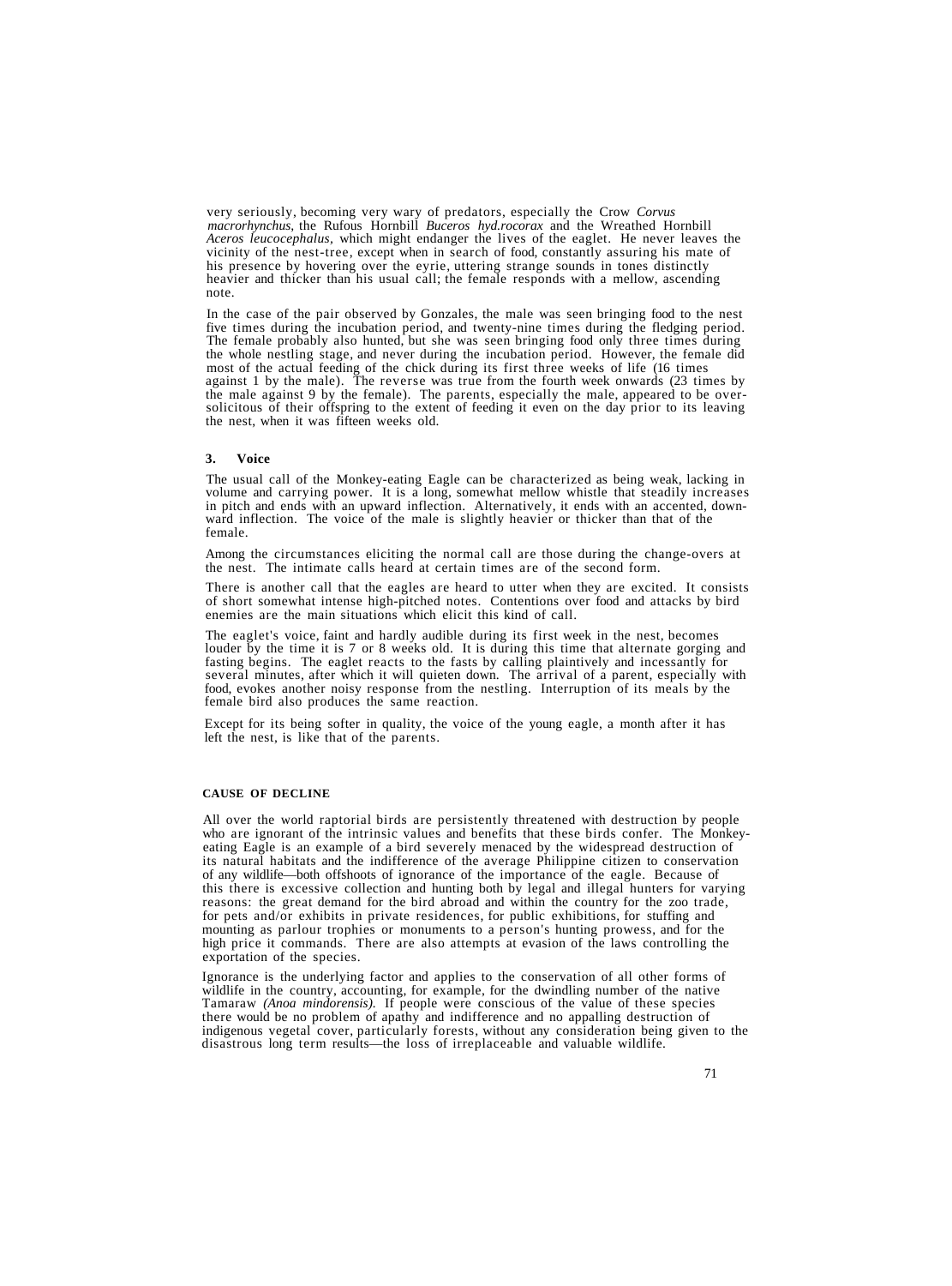very seriously, becoming very wary of predators, especially the Crow *Corvus macrorhynchus*, the Rufous Hornbill *Buceros hyd.rocorax* and the Wreathed Hornbill *Aceros leucocephalus*, which might endanger the lives of the eaglet. He never leaves the vicinity of the nest-tree, except when in search of food, constantly assuring his mate of his presence by hovering over the eyrie, uttering strange sounds in tones distinctly heavier and thicker than his usual call; the female responds with a mellow, ascending note.

In the case of the pair observed by Gonzales, the male was seen bringing food to the nest five times during the incubation period, and twenty-nine times during the fledging period. The female probably also hunted, but she was seen bringing food only three times during the whole nestling stage, and never during the incubation period. However, the female did most of the actual feeding of the chick during its first three weeks of life (16 times against 1 by the male). The reverse was true from the fourth week onwards (23 times by the male against 9 by the female). The parents, especially the male, appeared to be over-solicitous of their offspring to the extent of feeding it even on the day prior to its leaving the nest, when it was fifteen weeks old.

### 3. Voice

The usual call of the Monkey-eating Eagle can be characterized as being weak, lacking in volume and carrying power. It is a long, somewhat mellow whistle that steadily increases in pitch and ends with an upward inflection. Alternatively, it ends with an accented, downward inflection. The voice of the male is slightly heavier or thicker than that of the female.

Among the circumstances eliciting the normal call are those during the change-overs at the nest. The intimate calls heard at certain times are of the second form.

There is another call that the eagles are heard to utter when they are excited. It consists of short somewhat intense high-pitched notes. Contentions over food and attacks by bird enemies are the main situations which elicit this kind of call.

The eaglet's voice, faint and hardly audible during its first week in the nest, becomes louder by the time it is 7 or 8 weeks old. It is during this time that alternate gorging and fasting begins. The eaglet reacts to the fasts by calling plaintively and incessantly for several minutes, after which it will quieten down. The arrival of a parent, especially with food, evokes another noisy response from the nestling. Interruption of its meals by the female bird also produces the same reaction.

Except for its being softer in quality, the voice of the young eagle, a month after it has left the nest, is like that of the parents.

## CAUSE OF DECLINE

All over the world raptorial birds are persistently threatened with destruction by people who are ignorant of the intrinsic values and benefits that these birds confer. The Monkey-eating Eagle is an example of a bird severely menaced by the widespread destruction of its natural habitats and the indifference of the average Philippine citizen to conservation of any wildlife—both offshoots of ignorance of the importance of the eagle. Because of this there is excessive collection and hunting both by legal and illegal hunters for varying reasons: the great demand for the bird abroad and within the country for the zoo trade, for pets and/or exhibits in private residences, for public exhibitions, for stuffing and mounting as parlour trophies or monuments to a person's hunting prowess, and for the high price it commands. There are also attempts at evasion of the laws controlling the exportation of the species.

Ignorance is the underlying factor and applies to the conservation of all other forms of wildlife in the country, accounting, for example, for the dwindling number of the native Tamaraw *(Anoa mindorensis)*. If people were conscious of the value of these species there would be no problem of apathy and indifference and no appalling destruction of indigenous vegetal cover, particularly forests, without any consideration being given to the disastrous long term results—the loss of irreplaceable and valuable wildlife.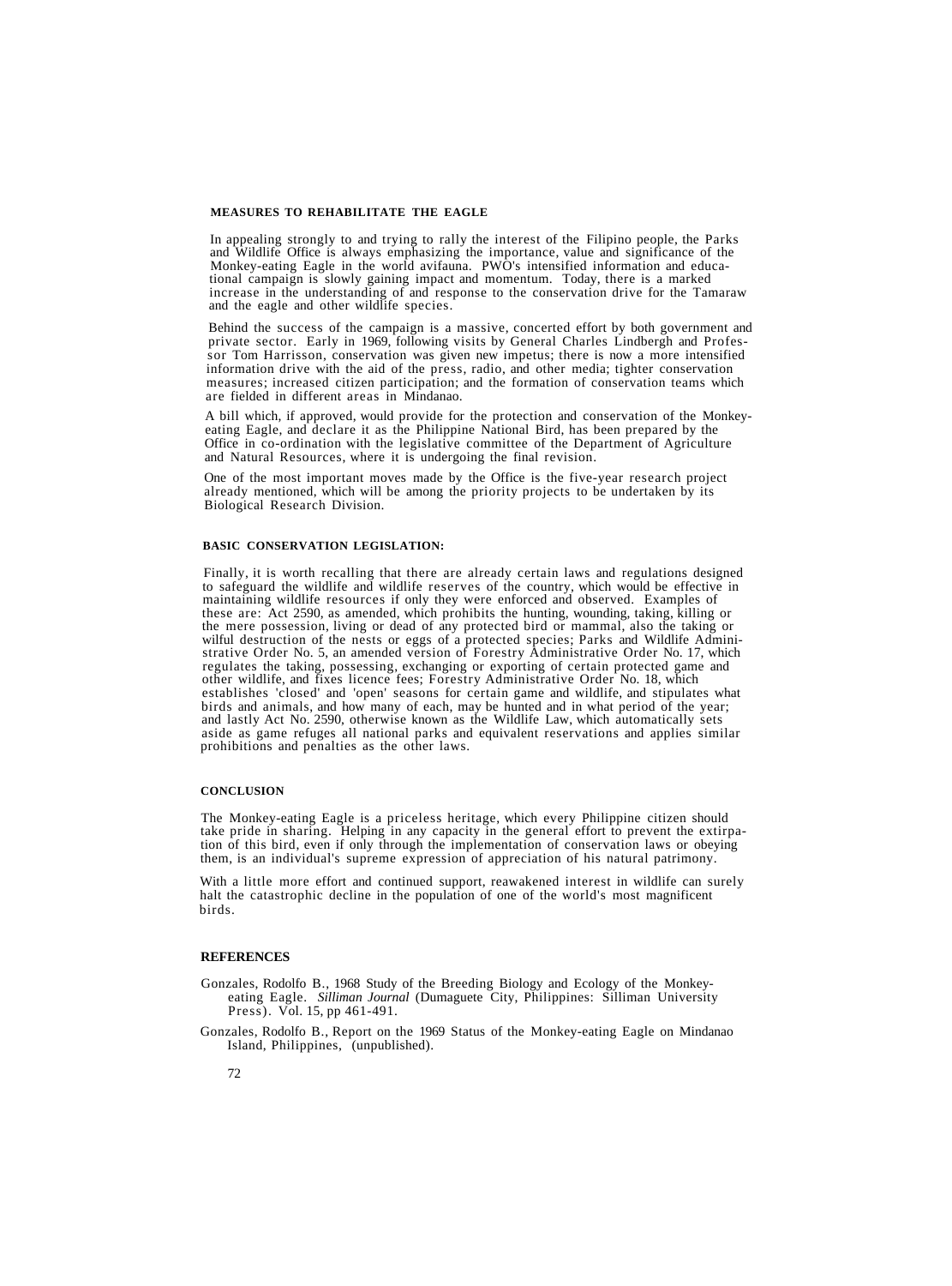## MEASURES TO REHABILITATE THE EAGLE

In appealing strongly to and trying to rally the interest of the Filipino people, the Parks and Wildlife Office is always emphasizing the importance, value and significance of the Monkey-eating Eagle in the world avifauna. PWO's intensified information and educational campaign is slowly gaining impact and momentum. Today, there is a marked increase in the understanding of and response to the conservation drive for the Tamaraw and the eagle and other wildlife species.

Behind the success of the campaign is a massive, concerted effort by both government and private sector. Early in 1969, following visits by General Charles Lindbergh and Professor Tom Harrisson, conservation was given new impetus; there is now a more intensified information drive with the aid of the press, radio, and other media; tighter conservation measures; increased citizen participation; and the formation of conservation teams which are fielded in different areas in Mindanao.

A bill which, if approved, would provide for the protection and conservation of the Monkey-eating Eagle, and declare it as the Philippine National Bird, has been prepared by the Office in co-ordination with the legislative committee of the Department of Agriculture and Natural Resources, where it is undergoing the final revision.

One of the most important moves made by the Office is the five-year research project already mentioned, which will be among the priority projects to be undertaken by its Biological Research Division.

## BASIC CONSERVATION LEGISLATION:

Finally, it is worth recalling that there are already certain laws and regulations designed to safeguard the wildlife and wildlife reserves of the country, which would be effective in maintaining wildlife resources if only they were enforced and observed. Examples of these are: Act 2590, as amended, which prohibits the hunting, wounding, taking, killing or the mere possession, living or dead of any protected bird or mammal, also the taking or wilful destruction of the nests or eggs of a protected species; Parks and Wildlife Administrative Order No. 5, an amended version of Forestry Administrative Order No. 17, which regulates the taking, possessing, exchanging or exporting of certain protected game and other wildlife, and fixes licence fees; Forestry Administrative Order No. 18, which establishes 'closed' and 'open' seasons for certain game and wildlife, and stipulates what birds and animals, and how many of each, may be hunted and in what period of the year; and lastly Act No. 2590, otherwise known as the Wildlife Law, which automatically sets aside as game refuges all national parks and equivalent reservations and applies similar prohibitions and penalties as the other laws.

## CONCLUSION

The Monkey-eating Eagle is a priceless heritage, which every Philippine citizen should take pride in sharing. Helping in any capacity in the general effort to prevent the extirpation of this bird, even if only through the implementation of conservation laws or obeying them, is an individual's supreme expression of appreciation of his natural patrimony.

With a little more effort and continued support, reawakened interest in wildlife can surely halt the catastrophic decline in the population of one of the world's most magnificent birds.

## REFERENCES

Gonzales, Rodolfo B., 1968 Study of the Breeding Biology and Ecology of the Monkey-eating Eagle. *Silliman Journal* (Dumaguete City, Philippines: Silliman University Press). Vol. 15, pp 461-491.

Gonzales, Rodolfo B., Report on the 1969 Status of the Monkey-eating Eagle on Mindanao Island, Philippines, (unpublished).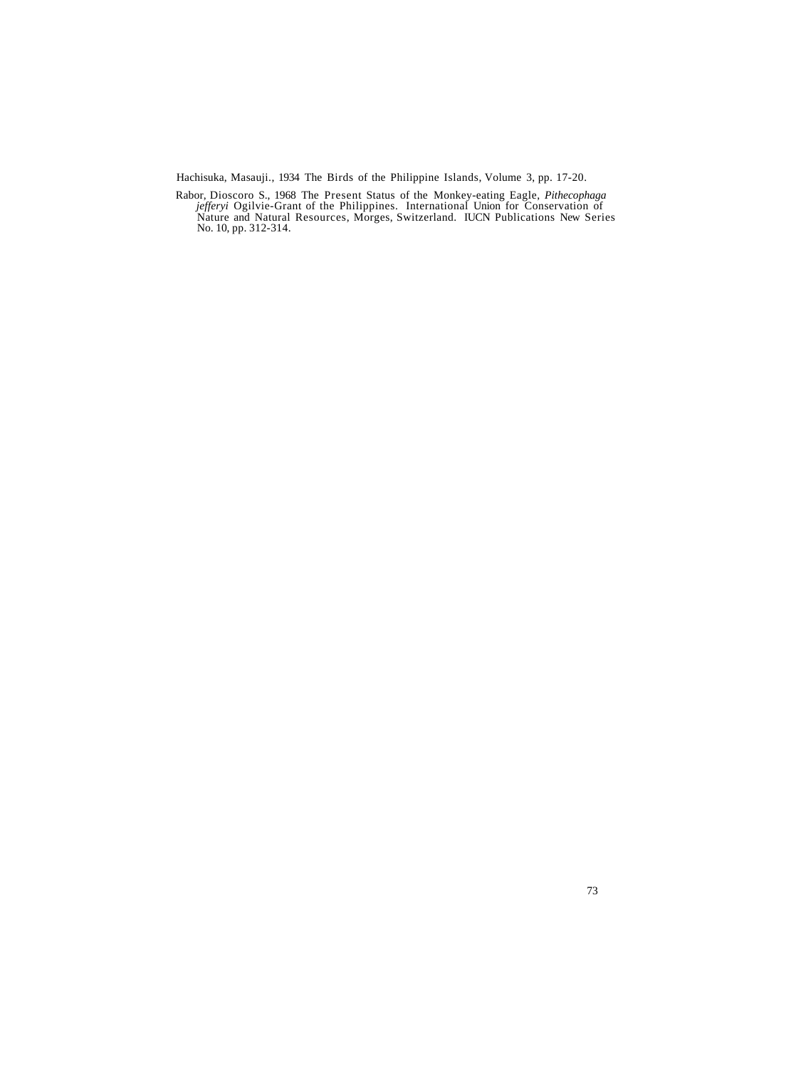Hachisuka, Masauji., 1934 The Birds of the Philippine Islands, Volume 3, pp. 17-20.

Rabor, Dioscoro S., 1968 The Present Status of the Monkey-eating Eagle, *Pithecophaga jefferyi* Ogilvie-Grant of the Philippines. International Union for Conservation of Nature and Natural Resources, Morges, Switzerland. IUCN Publications New Series No. 10, pp. 312-314.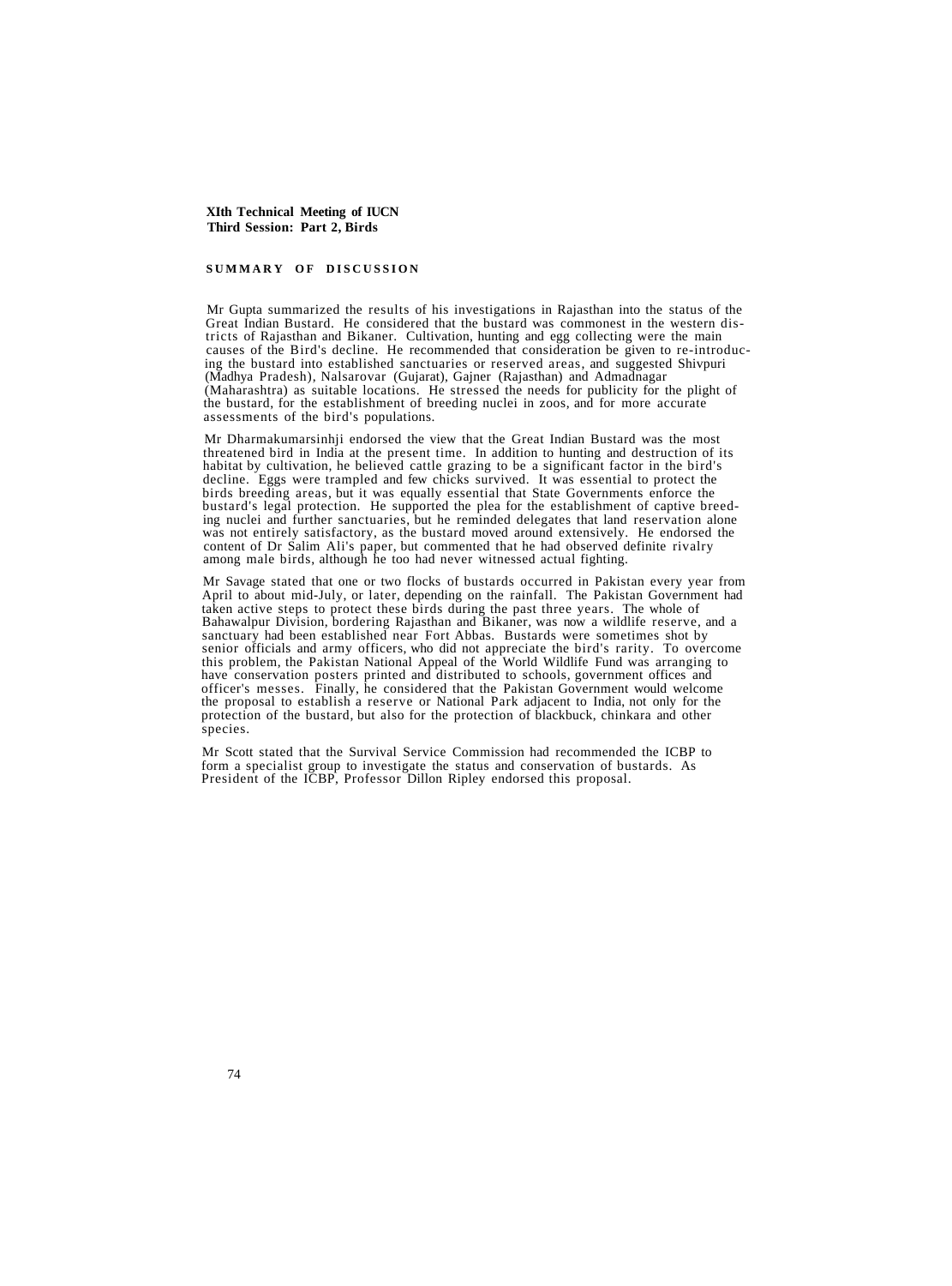**XIth Technical Meeting of IUCN**
**Third Session: Part 2, Birds**

## SUMMARY OF DISCUSSION

Mr Gupta summarized the results of his investigations in Rajasthan into the status of the Great Indian Bustard. He considered that the bustard was commonest in the western districts of Rajasthan and Bikaner. Cultivation, hunting and egg collecting were the main causes of the Bird's decline. He recommended that consideration be given to re-introducing the bustard into established sanctuaries or reserved areas, and suggested Shivpuri (Madhya Pradesh), Nalsarovar (Gujarat), Gajner (Rajasthan) and Admadnagar (Maharashtra) as suitable locations. He stressed the needs for publicity for the plight of the bustard, for the establishment of breeding nuclei in zoos, and for more accurate assessments of the bird's populations.

Mr Dharmakumarsinhji endorsed the view that the Great Indian Bustard was the most threatened bird in India at the present time. In addition to hunting and destruction of its habitat by cultivation, he believed cattle grazing to be a significant factor in the bird's decline. Eggs were trampled and few chicks survived. It was essential to protect the birds breeding areas, but it was equally essential that State Governments enforce the bustard's legal protection. He supported the plea for the establishment of captive breeding nuclei and further sanctuaries, but he reminded delegates that land reservation alone was not entirely satisfactory, as the bustard moved around extensively. He endorsed the content of Dr Salim Ali's paper, but commented that he had observed definite rivalry among male birds, although he too had never witnessed actual fighting.

Mr Savage stated that one or two flocks of bustards occurred in Pakistan every year from April to about mid-July, or later, depending on the rainfall. The Pakistan Government had taken active steps to protect these birds during the past three years. The whole of Bahawalpur Division, bordering Rajasthan and Bikaner, was now a wildlife reserve, and a sanctuary had been established near Fort Abbas. Bustards were sometimes shot by senior officials and army officers, who did not appreciate the bird's rarity. To overcome this problem, the Pakistan National Appeal of the World Wildlife Fund was arranging to have conservation posters printed and distributed to schools, government offices and officer's messes. Finally, he considered that the Pakistan Government would welcome the proposal to establish a reserve or National Park adjacent to India, not only for the protection of the bustard, but also for the protection of blackbuck, chinkara and other species.

Mr Scott stated that the Survival Service Commission had recommended the ICBP to form a specialist group to investigate the status and conservation of bustards. As President of the ICBP, Professor Dillon Ripley endorsed this proposal.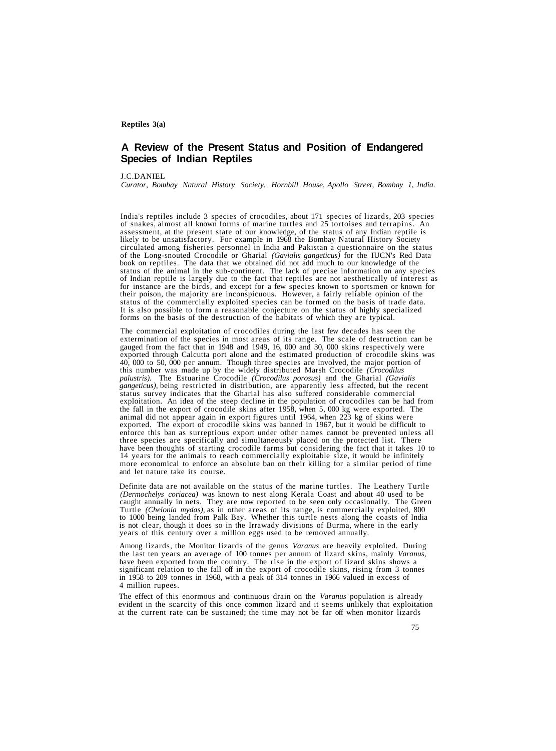**Reptiles 3(a)**

## A Review of the Present Status and Position of Endangered Species of Indian Reptiles

J.C.DANIEL

*Curator, Bombay Natural History Society, Hornbill House, Apollo Street, Bombay 1, India.*

India's reptiles include 3 species of crocodiles, about 171 species of lizards, 203 species of snakes, almost all known forms of marine turtles and 25 tortoises and terrapins. An assessment, at the present state of our knowledge, of the status of any Indian reptile is likely to be unsatisfactory. For example in 1968 the Bombay Natural History Society circulated among fisheries personnel in India and Pakistan a questionnaire on the status of the Long-snouted Crocodile or Gharial *(Gavialis gangeticus)* for the IUCN's Red Data book on reptiles. The data that we obtained did not add much to our knowledge of the status of the animal in the sub-continent. The lack of precise information on any species of Indian reptile is largely due to the fact that reptiles are not aesthetically of interest as for instance are the birds, and except for a few species known to sportsmen or known for their poison, the majority are inconspicuous. However, a fairly reliable opinion of the status of the commercially exploited species can be formed on the basis of trade data. It is also possible to form a reasonable conjecture on the status of highly specialized forms on the basis of the destruction of the habitats of which they are typical.

The commercial exploitation of crocodiles during the last few decades has seen the extermination of the species in most areas of its range. The scale of destruction can be gauged from the fact that in 1948 and 1949, 16, 000 and 30, 000 skins respectively were exported through Calcutta port alone and the estimated production of crocodile skins was 40, 000 to 50, 000 per annum. Though three species are involved, the major portion of this number was made up by the widely distributed Marsh Crocodile *(Crocodilus palustris).* The Estuarine Crocodile *(Crocodilus porosus)* and the Gharial *(Gavialis gangeticus),* being restricted in distribution, are apparently less affected, but the recent status survey indicates that the Gharial has also suffered considerable commercial exploitation. An idea of the steep decline in the population of crocodiles can be had from the fall in the export of crocodile skins after 1958, when 5, 000 kg were exported. The animal did not appear again in export figures until 1964, when 223 kg of skins were exported. The export of crocodile skins was banned in 1967, but it would be difficult to enforce this ban as surreptious export under other names cannot be prevented unless all three species are specifically and simultaneously placed on the protected list. There have been thoughts of starting crocodile farms but considering the fact that it takes 10 to 14 years for the animals to reach commercially exploitable size, it would be infinitely more economical to enforce an absolute ban on their killing for a similar period of time and let nature take its course.

Definite data are not available on the status of the marine turtles. The Leathery Turtle *(Dermochelys coriacea)* was known to nest along Kerala Coast and about 40 used to be caught annually in nets. They are now reported to be seen only occasionally. The Green Turtle *(Chelonia mydas),* as in other areas of its range, is commercially exploited, 800 to 1000 being landed from Palk Bay. Whether this turtle nests along the coasts of India is not clear, though it does so in the Irrawady divisions of Burma, where in the early years of this century over a million eggs used to be removed annually.

Among lizards, the Monitor lizards of the genus *Varanus* are heavily exploited. During the last ten years an average of 100 tonnes per annum of lizard skins, mainly *Varanus,* have been exported from the country. The rise in the export of lizard skins shows a significant relation to the fall off in the export of crocodile skins, rising from 3 tonnes in 1958 to 209 tonnes in 1968, with a peak of 314 tonnes in 1966 valued in excess of 4 million rupees.

The effect of this enormous and continuous drain on the *Varanus* population is already evident in the scarcity of this once common lizard and it seems unlikely that exploitation at the current rate can be sustained; the time may not be far off when monitor lizards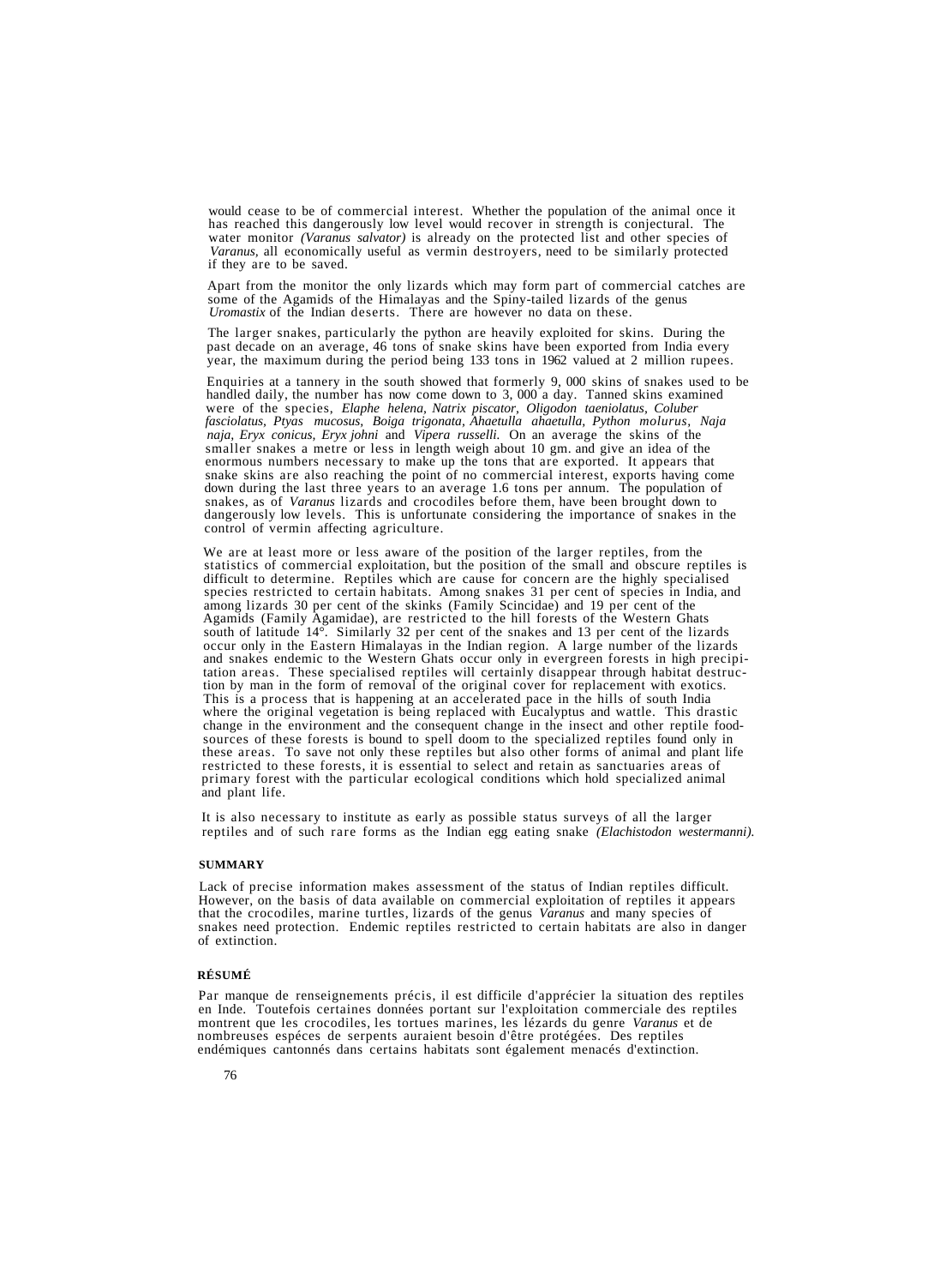would cease to be of commercial interest. Whether the population of the animal once it has reached this dangerously low level would recover in strength is conjectural. The water monitor *(Varanus salvator)* is already on the protected list and other species of *Varanus,* all economically useful as vermin destroyers, need to be similarly protected if they are to be saved.

Apart from the monitor the only lizards which may form part of commercial catches are some of the Agamids of the Himalayas and the Spiny-tailed lizards of the genus *Uromastix* of the Indian deserts. There are however no data on these.

The larger snakes, particularly the python are heavily exploited for skins. During the past decade on an average, 46 tons of snake skins have been exported from India every year, the maximum during the period being 133 tons in 1962 valued at 2 million rupees.

Enquiries at a tannery in the south showed that formerly 9, 000 skins of snakes used to be handled daily, the number has now come down to 3, 000 a day. Tanned skins examined were of the species, *Elaphe helena, Natrix piscator, Oligodon taeniolatus, Coluber fasciolatus, Ptyas mucosus, Boiga trigonata, Ahaetulla ahaetulla, Python molurus, Naja naja, Eryx conicus, Eryx johni* and *Vipera russelli.* On an average the skins of the smaller snakes a metre or less in length weigh about 10 gm. and give an idea of the enormous numbers necessary to make up the tons that are exported. It appears that snake skins are also reaching the point of no commercial interest, exports having come down during the last three years to an average 1.6 tons per annum. The population of snakes, as of *Varanus* lizards and crocodiles before them, have been brought down to dangerously low levels. This is unfortunate considering the importance of snakes in the control of vermin affecting agriculture.

We are at least more or less aware of the position of the larger reptiles, from the statistics of commercial exploitation, but the position of the small and obscure reptiles is difficult to determine. Reptiles which are cause for concern are the highly specialised species restricted to certain habitats. Among snakes 31 per cent of species in India, and among lizards 30 per cent of the skinks (Family Scincidae) and 19 per cent of the Agamids (Family Agamidae), are restricted to the hill forests of the Western Ghats south of latitude 14°. Similarly 32 per cent of the snakes and 13 per cent of the lizards occur only in the Eastern Himalayas in the Indian region. A large number of the lizards and snakes endemic to the Western Ghats occur only in evergreen forests in high precipitation areas. These specialised reptiles will certainly disappear through habitat destruction by man in the form of removal of the original cover for replacement with exotics. This is a process that is happening at an accelerated pace in the hills of south India where the original vegetation is being replaced with Eucalyptus and wattle. This drastic change in the environment and the consequent change in the insect and other reptile food-sources of these forests is bound to spell doom to the specialized reptiles found only in these areas. To save not only these reptiles but also other forms of animal and plant life restricted to these forests, it is essential to select and retain as sanctuaries areas of primary forest with the particular ecological conditions which hold specialized animal and plant life.

It is also necessary to institute as early as possible status surveys of all the larger reptiles and of such rare forms as the Indian egg eating snake *(Elachistodon westermanni).*

## SUMMARY

Lack of precise information makes assessment of the status of Indian reptiles difficult. However, on the basis of data available on commercial exploitation of reptiles it appears that the crocodiles, marine turtles, lizards of the genus *Varanus* and many species of snakes need protection. Endemic reptiles restricted to certain habitats are also in danger of extinction.

## RÉSUMÉ

Par manque de renseignements précis, il est difficile d'apprécier la situation des reptiles en Inde. Toutefois certaines données portant sur l'exploitation commerciale des reptiles montrent que les crocodiles, les tortues marines, les lézards du genre *Varanus* et de nombreuses espéces de serpents auraient besoin d'être protégées. Des reptiles endémiques cantonnés dans certains habitats sont également menacés d'extinction.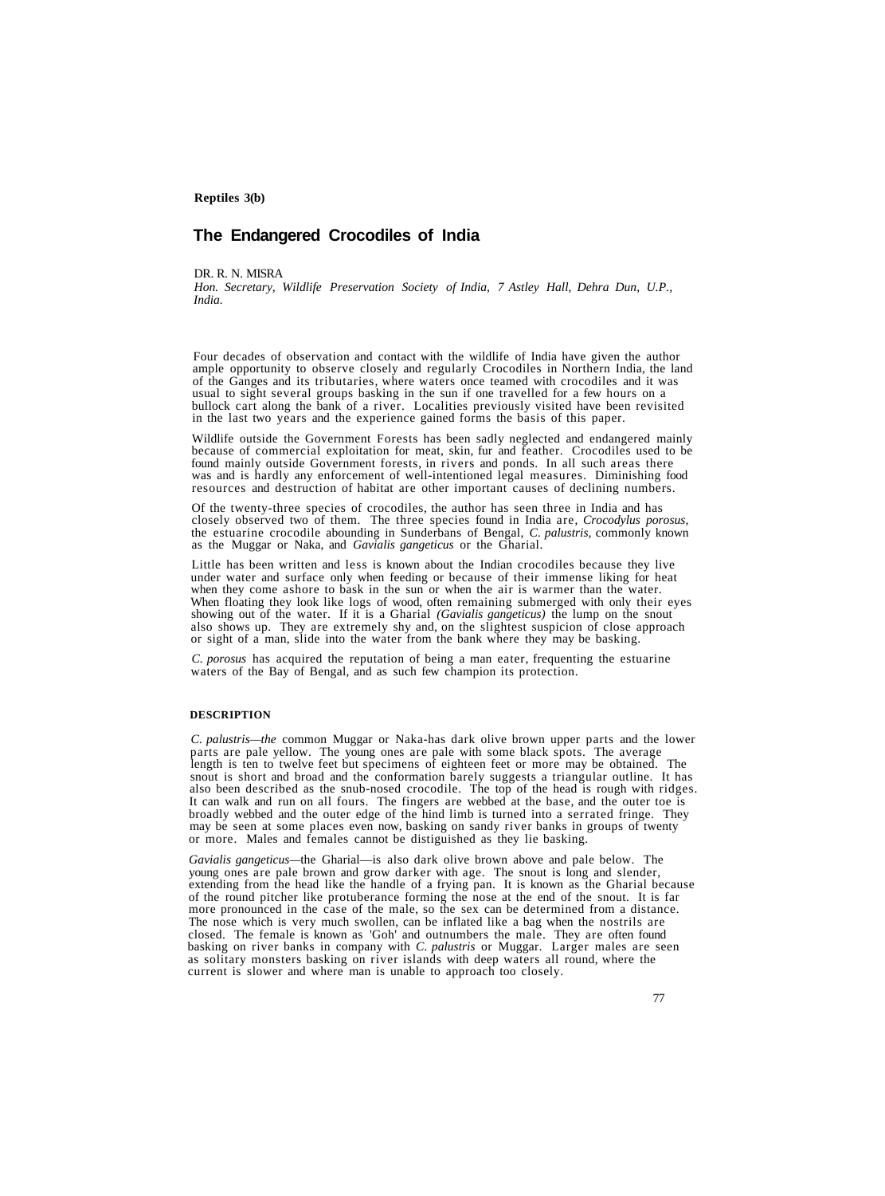**Reptiles 3(b)**

# The Endangered Crocodiles of India

DR. R. N. MISRA

*Hon. Secretary, Wildlife Preservation Society of India, 7 Astley Hall, Dehra Dun, U.P., India.*

Four decades of observation and contact with the wildlife of India have given the author ample opportunity to observe closely and regularly Crocodiles in Northern India, the land of the Ganges and its tributaries, where waters once teamed with crocodiles and it was usual to sight several groups basking in the sun if one travelled for a few hours on a bullock cart along the bank of a river. Localities previously visited have been revisited in the last two years and the experience gained forms the basis of this paper.

Wildlife outside the Government Forests has been sadly neglected and endangered mainly because of commercial exploitation for meat, skin, fur and feather. Crocodiles used to be found mainly outside Government forests, in rivers and ponds. In all such areas there was and is hardly any enforcement of well-intentioned legal measures. Diminishing food resources and destruction of habitat are other important causes of declining numbers.

Of the twenty-three species of crocodiles, the author has seen three in India and has closely observed two of them. The three species found in India are, *Crocodylus porosus,* the estuarine crocodile abounding in Sunderbans of Bengal, *C. palustris*, commonly known as the Muggar or Naka, and *Gavialis gangeticus* or the Gharial.

Little has been written and less is known about the Indian crocodiles because they live under water and surface only when feeding or because of their immense liking for heat when they come ashore to bask in the sun or when the air is warmer than the water. When floating they look like logs of wood, often remaining submerged with only their eyes showing out of the water. If it is a Gharial *(Gavialis gangeticus)* the lump on the snout also shows up. They are extremely shy and, on the slightest suspicion of close approach or sight of a man, slide into the water from the bank where they may be basking.

*C. porosus* has acquired the reputation of being a man eater, frequenting the estuarine waters of the Bay of Bengal, and as such few champion its protection.

## DESCRIPTION

*C. palustris—the* common Muggar or Naka-has dark olive brown upper parts and the lower parts are pale yellow. The young ones are pale with some black spots. The average length is ten to twelve feet but specimens of eighteen feet or more may be obtained. The snout is short and broad and the conformation barely suggests a triangular outline. It has also been described as the snub-nosed crocodile. The top of the head is rough with ridges. It can walk and run on all fours. The fingers are webbed at the base, and the outer toe is broadly webbed and the outer edge of the hind limb is turned into a serrated fringe. They may be seen at some places even now, basking on sandy river banks in groups of twenty or more. Males and females cannot be distiguished as they lie basking.

*Gavialis gangeticus*—the Gharial—is also dark olive brown above and pale below. The young ones are pale brown and grow darker with age. The snout is long and slender, extending from the head like the handle of a frying pan. It is known as the Gharial because of the round pitcher like protuberance forming the nose at the end of the snout. It is far more pronounced in the case of the male, so the sex can be determined from a distance. The nose which is very much swollen, can be inflated like a bag when the nostrils are closed. The female is known as 'Goh' and outnumbers the male. They are often found basking on river banks in company with *C. palustris* or Muggar. Larger males are seen as solitary monsters basking on river islands with deep waters all round, where the current is slower and where man is unable to approach too closely.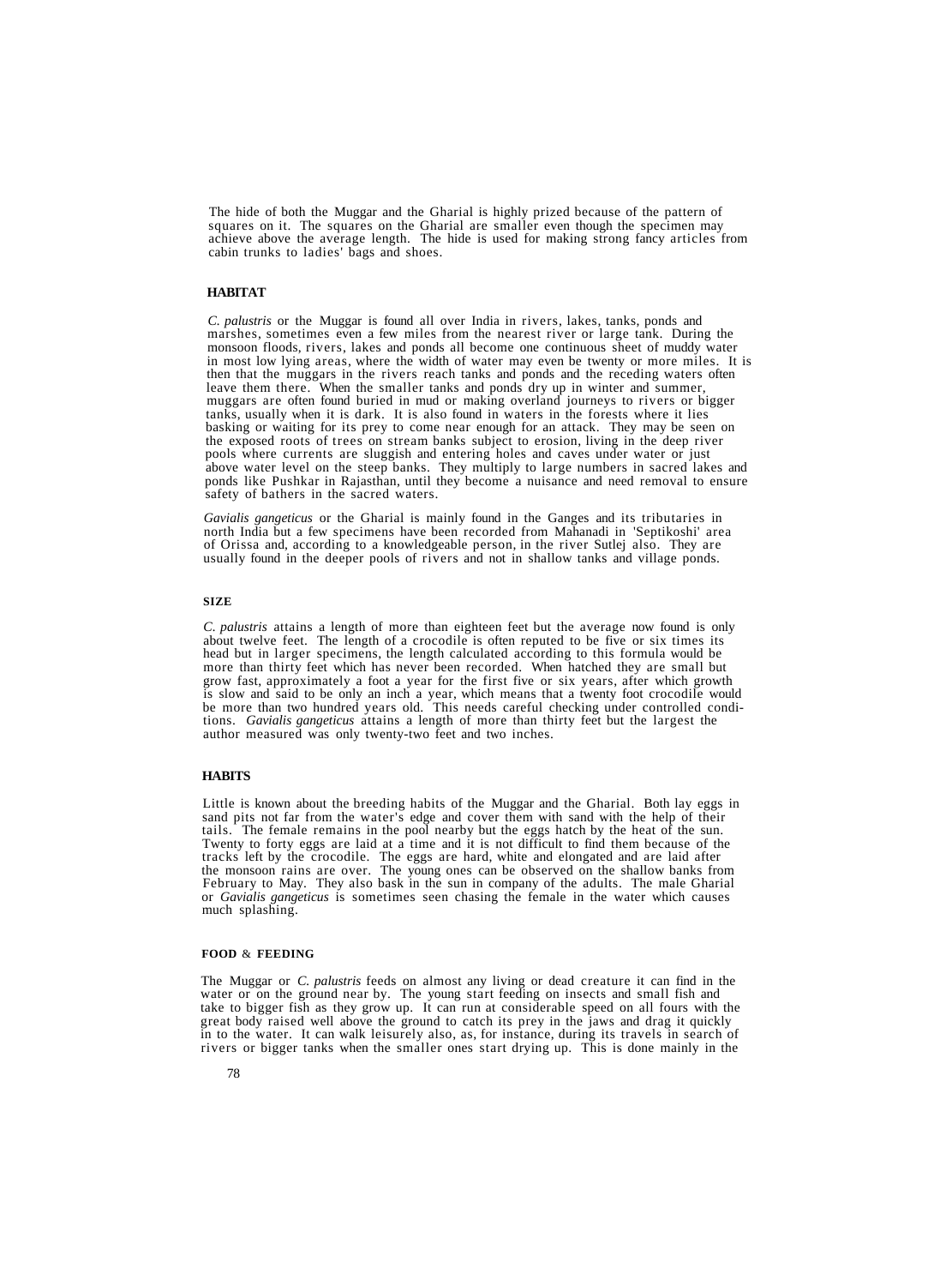The hide of both the Muggar and the Gharial is highly prized because of the pattern of squares on it. The squares on the Gharial are smaller even though the specimen may achieve above the average length. The hide is used for making strong fancy articles from cabin trunks to ladies' bags and shoes.

## HABITAT

*C. palustris* or the Muggar is found all over India in rivers, lakes, tanks, ponds and marshes, sometimes even a few miles from the nearest river or large tank. During the monsoon floods, rivers, lakes and ponds all become one continuous sheet of muddy water in most low lying areas, where the width of water may even be twenty or more miles. It is then that the muggars in the rivers reach tanks and ponds and the receding waters often leave them there. When the smaller tanks and ponds dry up in winter and summer, muggars are often found buried in mud or making overland journeys to rivers or bigger tanks, usually when it is dark. It is also found in waters in the forests where it lies basking or waiting for its prey to come near enough for an attack. They may be seen on the exposed roots of trees on stream banks subject to erosion, living in the deep river pools where currents are sluggish and entering holes and caves under water or just above water level on the steep banks. They multiply to large numbers in sacred lakes and ponds like Pushkar in Rajasthan, until they become a nuisance and need removal to ensure safety of bathers in the sacred waters.

*Gavialis gangeticus* or the Gharial is mainly found in the Ganges and its tributaries in north India but a few specimens have been recorded from Mahanadi in 'Septikoshi' area of Orissa and, according to a knowledgeable person, in the river Sutlej also. They are usually found in the deeper pools of rivers and not in shallow tanks and village ponds.

## SIZE

*C. palustris* attains a length of more than eighteen feet but the average now found is only about twelve feet. The length of a crocodile is often reputed to be five or six times its head but in larger specimens, the length calculated according to this formula would be more than thirty feet which has never been recorded. When hatched they are small but grow fast, approximately a foot a year for the first five or six years, after which growth is slow and said to be only an inch a year, which means that a twenty foot crocodile would be more than two hundred years old. This needs careful checking under controlled conditions. *Gavialis gangeticus* attains a length of more than thirty feet but the largest the author measured was only twenty-two feet and two inches.

## HABITS

Little is known about the breeding habits of the Muggar and the Gharial. Both lay eggs in sand pits not far from the water's edge and cover them with sand with the help of their tails. The female remains in the pool nearby but the eggs hatch by the heat of the sun. Twenty to forty eggs are laid at a time and it is not difficult to find them because of the tracks left by the crocodile. The eggs are hard, white and elongated and are laid after the monsoon rains are over. The young ones can be observed on the shallow banks from February to May. They also bask in the sun in company of the adults. The male Gharial or *Gavialis gangeticus* is sometimes seen chasing the female in the water which causes much splashing.

## FOOD & FEEDING

The Muggar or *C. palustris* feeds on almost any living or dead creature it can find in the water or on the ground near by. The young start feeding on insects and small fish and take to bigger fish as they grow up. It can run at considerable speed on all fours with the great body raised well above the ground to catch its prey in the jaws and drag it quickly in to the water. It can walk leisurely also, as, for instance, during its travels in search of rivers or bigger tanks when the smaller ones start drying up. This is done mainly in the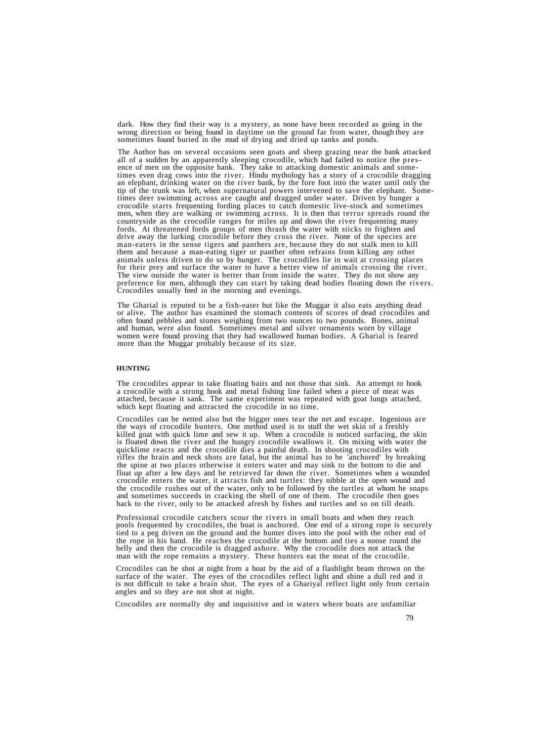dark. How they find their way is a mystery, as none have been recorded as going in the wrong direction or being found in daytime on the ground far from water, though they are sometimes found buried in the mud of drying and dried up tanks and ponds.

The Author has on several occasions seen goats and sheep grazing near the bank attacked all of a sudden by an apparently sleeping crocodile, which had failed to notice the presence of men on the opposite bank. They take to attacking domestic animals and sometimes even drag cows into the river. Hindu mythology has a story of a crocodile dragging an elephant, drinking water on the river bank, by the fore foot into the water until only the tip of the trunk was left, when supernatural powers intervened to save the elephant. Sometimes deer swimming across are caught and dragged under water. Driven by hunger a crocodile starts frequenting fording places to catch domestic live-stock and sometimes men, when they are walking or swimming across. It is then that terror spreads round the countryside as the crocodile ranges for miles up and down the river frequenting many fords. At threatened fords groups of men thrash the water with sticks to frighten and drive away the lurking crocodile before they cross the river. None of the species are man-eaters in the sense tigers and panthers are, because they do not stalk men to kill them and because a man-eating tiger or panther often refrains from killing any other animals unless driven to do so by hunger. The crocodiles lie in wait at crossing places for their prey and surface the water to have a better view of animals crossing the river. The view outside the water is better than from inside the water. They do not show any preference for men, although they can start by taking dead bodies floating down the rivers. Crocodiles usually feed in the morning and evenings.

The Gharial is reputed to be a fish-eater but like the Muggar it also eats anything dead or alive. The author has examined the stomach contents of scores of dead crocodiles and often found pebbles and stones weighing from two ounces to two pounds. Bones, animal and human, were also found. Sometimes metal and silver ornaments worn by village women were found proving that they had swallowed human bodies. A Gharial is feared more than the Muggar probably because of its size.

**HUNTING**

The crocodiles appear to take floating baits and not those that sink. An attempt to hook a crocodile with a strong hook and metal fishing line failed when a piece of meat was attached, because it sank. The same experiment was repeated with goat lungs attached, which kept floating and attracted the crocodile in no time.

Crocodiles can be netted also but the bigger ones tear the net and escape. Ingenious are the ways of crocodile hunters. One method used is to stuff the wet skin of a freshly killed goat with quick lime and sew it up. When a crocodile is noticed surfacing, the skin is floated down the river and the hungry crocodile swallows it. On mixing with water the quicklime reacts and the crocodile dies a painful death. In shooting crocodiles with rifles the brain and neck shots are fatal, but the animal has to be 'anchored' by breaking the spine at two places otherwise it enters water and may sink to the bottom to die and float up after a few days and be retrieved far down the river. Sometimes when a wounded crocodile enters the water, it attracts fish and turtles: they nibble at the open wound and the crocodile rushes out of the water, only to be followed by the turtles at whom he snaps and sometimes succeeds in cracking the shell of one of them. The crocodile then goes back to the river, only to be attacked afresh by fishes and turtles and so on till death.

Professional crocodile catchers scour the rivers in small boats and when they reach pools frequented by crocodiles, the boat is anchored. One end of a strong rope is securely tied to a peg driven on the ground and the hunter dives into the pool with the other end of the rope in his hand. He reaches the crocodile at the bottom and ties a noose round the belly and then the crocodile is dragged ashore. Why the crocodile does not attack the man with the rope remains a mystery. These hunters eat the meat of the crocodile.

Crocodiles can be shot at night from a boat by the aid of a flashlight beam thrown on the surface of the water. The eyes of the crocodiles reflect light and shine a dull red and it is not difficult to take a brain shot. The eyes of a Ghariyal reflect light only from certain angles and so they are not shot at night.

Crocodiles are normally shy and inquisitive and in waters where boats are unfamiliar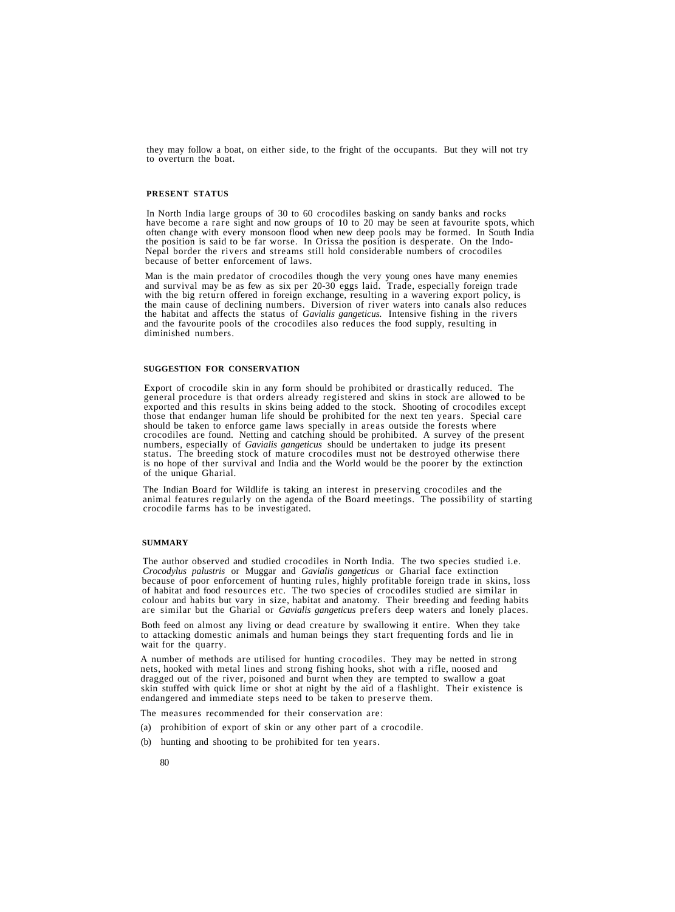they may follow a boat, on either side, to the fright of the occupants. But they will not try to overturn the boat.

## PRESENT STATUS

In North India large groups of 30 to 60 crocodiles basking on sandy banks and rocks have become a rare sight and now groups of 10 to 20 may be seen at favourite spots, which often change with every monsoon flood when new deep pools may be formed. In South India the position is said to be far worse. In Orissa the position is desperate. On the Indo-Nepal border the rivers and streams still hold considerable numbers of crocodiles because of better enforcement of laws.

Man is the main predator of crocodiles though the very young ones have many enemies and survival may be as few as six per 20-30 eggs laid. Trade, especially foreign trade with the big return offered in foreign exchange, resulting in a wavering export policy, is the main cause of declining numbers. Diversion of river waters into canals also reduces the habitat and affects the status of *Gavialis gangeticus.* Intensive fishing in the rivers and the favourite pools of the crocodiles also reduces the food supply, resulting in diminished numbers.

## SUGGESTION FOR CONSERVATION

Export of crocodile skin in any form should be prohibited or drastically reduced. The general procedure is that orders already registered and skins in stock are allowed to be exported and this results in skins being added to the stock. Shooting of crocodiles except those that endanger human life should be prohibited for the next ten years. Special care should be taken to enforce game laws specially in areas outside the forests where crocodiles are found. Netting and catching should be prohibited. A survey of the present numbers, especially of *Gavialis gangeticus* should be undertaken to judge its present status. The breeding stock of mature crocodiles must not be destroyed otherwise there is no hope of ther survival and India and the World would be the poorer by the extinction of the unique Gharial.

The Indian Board for Wildlife is taking an interest in preserving crocodiles and the animal features regularly on the agenda of the Board meetings. The possibility of starting crocodile farms has to be investigated.

## SUMMARY

The author observed and studied crocodiles in North India. The two species studied i.e. *Crocodylus palustris* or Muggar and *Gavialis gangeticus* or Gharial face extinction because of poor enforcement of hunting rules, highly profitable foreign trade in skins, loss of habitat and food resources etc. The two species of crocodiles studied are similar in colour and habits but vary in size, habitat and anatomy. Their breeding and feeding habits are similar but the Gharial or *Gavialis gangeticus* prefers deep waters and lonely places.

Both feed on almost any living or dead creature by swallowing it entire. When they take to attacking domestic animals and human beings they start frequenting fords and lie in wait for the quarry.

A number of methods are utilised for hunting crocodiles. They may be netted in strong nets, hooked with metal lines and strong fishing hooks, shot with a rifle, noosed and dragged out of the river, poisoned and burnt when they are tempted to swallow a goat skin stuffed with quick lime or shot at night by the aid of a flashlight. Their existence is endangered and immediate steps need to be taken to preserve them.

The measures recommended for their conservation are:

(a) prohibition of export of skin or any other part of a crocodile.

(b) hunting and shooting to be prohibited for ten years.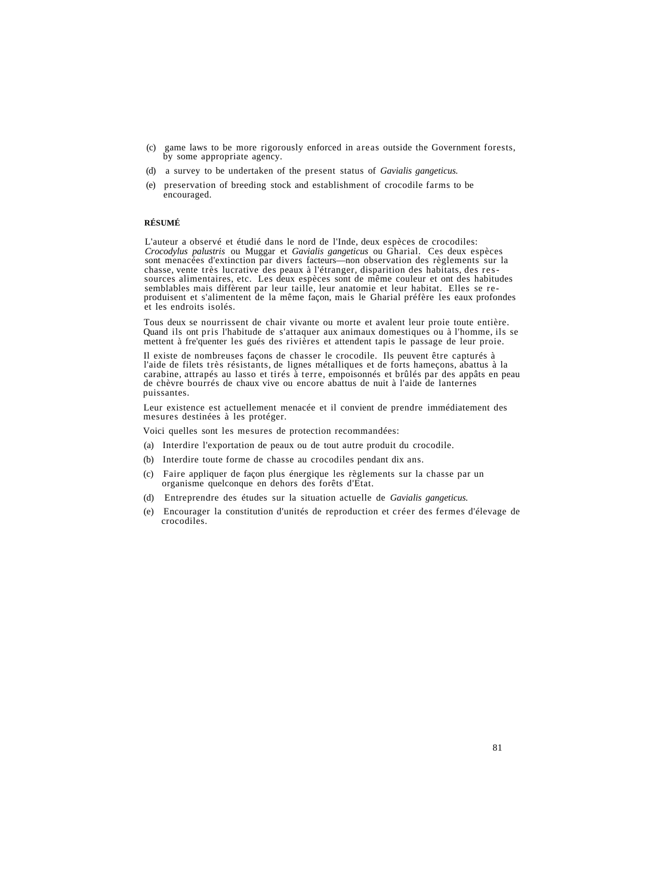(c) game laws to be more rigorously enforced in areas outside the Government forests, by some appropriate agency.

(d) a survey to be undertaken of the present status of *Gavialis gangeticus.*

(e) preservation of breeding stock and establishment of crocodile farms to be encouraged.

**RÉSUMÉ**

L'auteur a observé et étudié dans le nord de l'Inde, deux espèces de crocodiles: *Crocodylus palustris* ou Muggar et *Gavialis gangeticus* ou Gharial. Ces deux espèces sont menacées d'extinction par divers facteurs—non observation des règlements sur la chasse, vente très lucrative des peaux à l'étranger, disparition des habitats, des ressources alimentaires, etc. Les deux espèces sont de même couleur et ont des habitudes semblables mais diffèrent par leur taille, leur anatomie et leur habitat. Elles se reproduisent et s'alimentent de la même façon, mais le Gharial préfère les eaux profondes et les endroits isolés.

Tous deux se nourrissent de chair vivante ou morte et avalent leur proie toute entière. Quand ils ont pris l'habitude de s'attaquer aux animaux domestiques ou à l'homme, ils se mettent à fre'quenter les gués des rivières et attendent tapis le passage de leur proie.

Il existe de nombreuses façons de chasser le crocodile. Ils peuvent être capturés à l'aide de filets très résistants, de lignes métalliques et de forts hameçons, abattus à la carabine, attrapés au lasso et tirés à terre, empoisonnés et brûlés par des appâts en peau de chèvre bourrés de chaux vive ou encore abattus de nuit à l'aide de lanternes puissantes.

Leur existence est actuellement menacée et il convient de prendre immédiatement des mesures destinées à les protéger.

Voici quelles sont les mesures de protection recommandées:

(a) Interdire l'exportation de peaux ou de tout autre produit du crocodile.

(b) Interdire toute forme de chasse au crocodiles pendant dix ans.

(c) Faire appliquer de façon plus énergique les règlements sur la chasse par un organisme quelconque en dehors des forêts d'Etat.

(d) Entreprendre des études sur la situation actuelle de *Gavialis gangeticus.*

(e) Encourager la constitution d'unités de reproduction et créer des fermes d'élevage de crocodiles.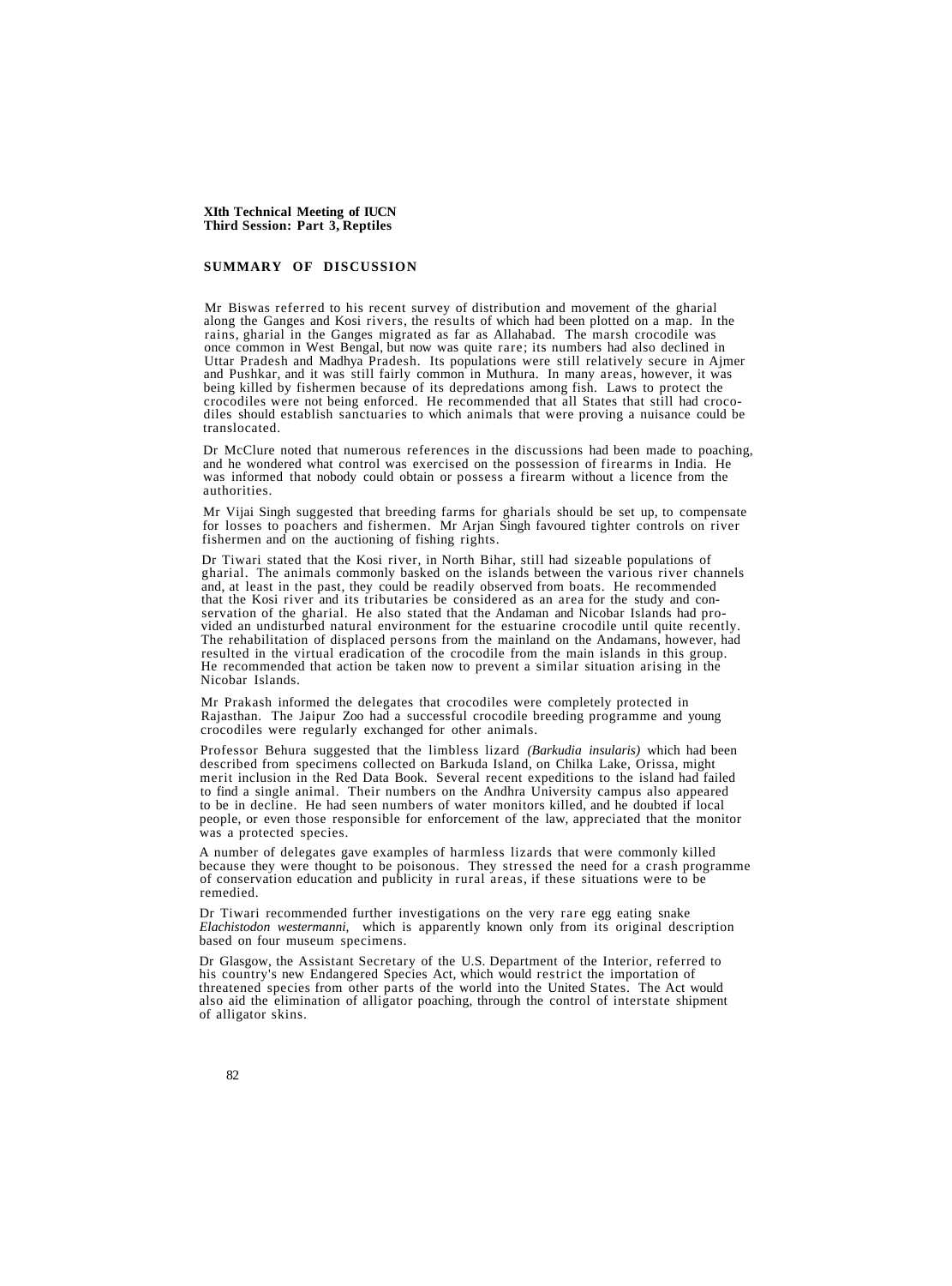**XIth Technical Meeting of IUCN**
**Third Session: Part 3, Reptiles**

## SUMMARY OF DISCUSSION

Mr Biswas referred to his recent survey of distribution and movement of the gharial along the Ganges and Kosi rivers, the results of which had been plotted on a map. In the rains, gharial in the Ganges migrated as far as Allahabad. The marsh crocodile was once common in West Bengal, but now was quite rare; its numbers had also declined in Uttar Pradesh and Madhya Pradesh. Its populations were still relatively secure in Ajmer and Pushkar, and it was still fairly common in Muthura. In many areas, however, it was being killed by fishermen because of its depredations among fish. Laws to protect the crocodiles were not being enforced. He recommended that all States that still had crocodiles should establish sanctuaries to which animals that were proving a nuisance could be translocated.

Dr McClure noted that numerous references in the discussions had been made to poaching, and he wondered what control was exercised on the possession of firearms in India. He was informed that nobody could obtain or possess a firearm without a licence from the authorities.

Mr Vijai Singh suggested that breeding farms for gharials should be set up, to compensate for losses to poachers and fishermen. Mr Arjan Singh favoured tighter controls on river fishermen and on the auctioning of fishing rights.

Dr Tiwari stated that the Kosi river, in North Bihar, still had sizeable populations of gharial. The animals commonly basked on the islands between the various river channels and, at least in the past, they could be readily observed from boats. He recommended that the Kosi river and its tributaries be considered as an area for the study and conservation of the gharial. He also stated that the Andaman and Nicobar Islands had provided an undisturbed natural environment for the estuarine crocodile until quite recently. The rehabilitation of displaced persons from the mainland on the Andamans, however, had resulted in the virtual eradication of the crocodile from the main islands in this group. He recommended that action be taken now to prevent a similar situation arising in the Nicobar Islands.

Mr Prakash informed the delegates that crocodiles were completely protected in Rajasthan. The Jaipur Zoo had a successful crocodile breeding programme and young crocodiles were regularly exchanged for other animals.

Professor Behura suggested that the limbless lizard *(Barkudia insularis)* which had been described from specimens collected on Barkuda Island, on Chilka Lake, Orissa, might merit inclusion in the Red Data Book. Several recent expeditions to the island had failed to find a single animal. Their numbers on the Andhra University campus also appeared to be in decline. He had seen numbers of water monitors killed, and he doubted if local people, or even those responsible for enforcement of the law, appreciated that the monitor was a protected species.

A number of delegates gave examples of harmless lizards that were commonly killed because they were thought to be poisonous. They stressed the need for a crash programme of conservation education and publicity in rural areas, if these situations were to be remedied.

Dr Tiwari recommended further investigations on the very rare egg eating snake *Elachistodon westermanni,* which is apparently known only from its original description based on four museum specimens.

Dr Glasgow, the Assistant Secretary of the U.S. Department of the Interior, referred to his country's new Endangered Species Act, which would restrict the importation of threatened species from other parts of the world into the United States. The Act would also aid the elimination of alligator poaching, through the control of interstate shipment of alligator skins.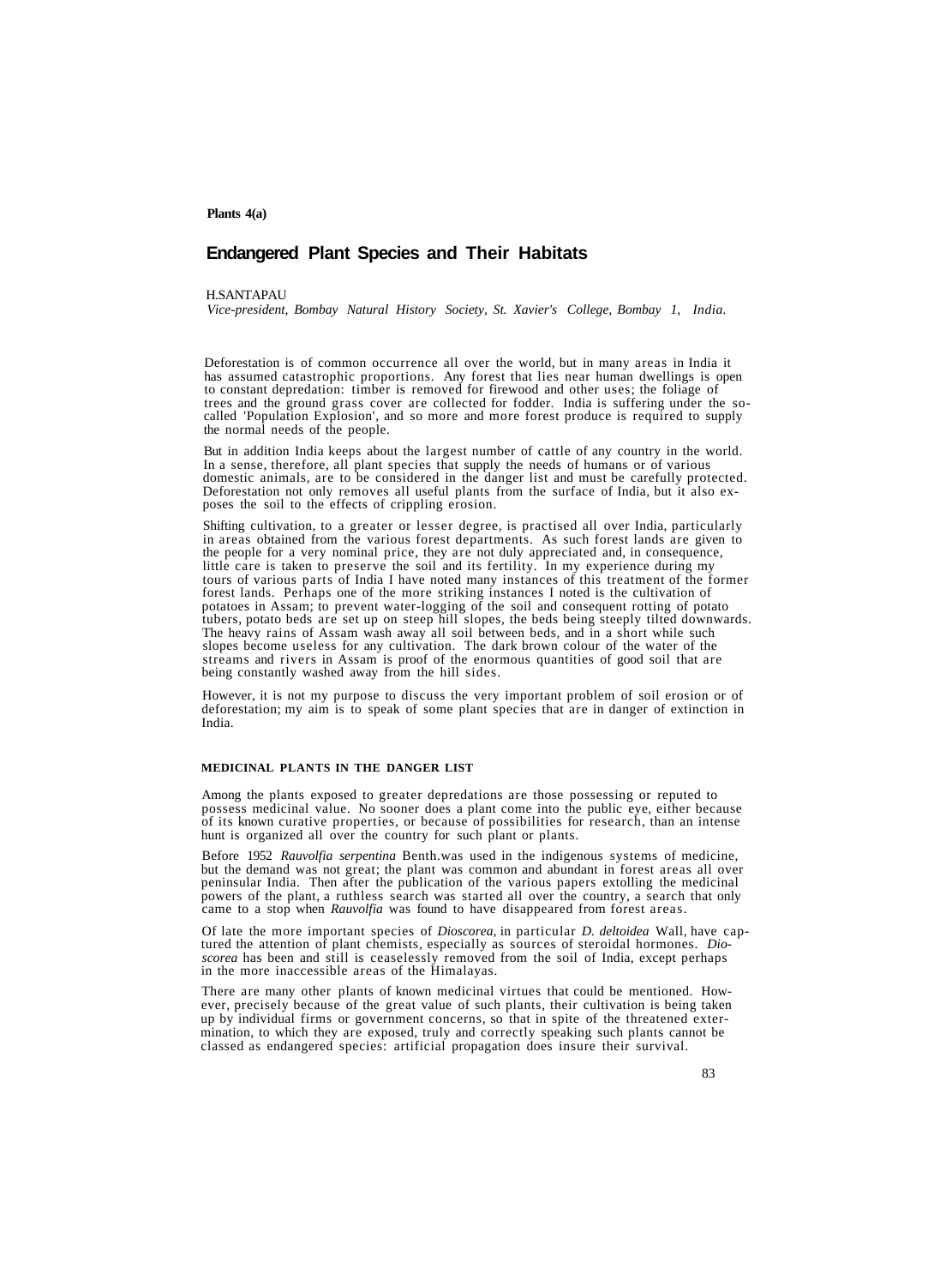Plants 4(a)

# Endangered Plant Species and Their Habitats

H.SANTAPAU
*Vice-president, Bombay Natural History Society, St. Xavier's College, Bombay 1, India.*

Deforestation is of common occurrence all over the world, but in many areas in India it has assumed catastrophic proportions. Any forest that lies near human dwellings is open to constant depredation: timber is removed for firewood and other uses; the foliage of trees and the ground grass cover are collected for fodder. India is suffering under the so-called 'Population Explosion', and so more and more forest produce is required to supply the normal needs of the people.

But in addition India keeps about the largest number of cattle of any country in the world. In a sense, therefore, all plant species that supply the needs of humans or of various domestic animals, are to be considered in the danger list and must be carefully protected. Deforestation not only removes all useful plants from the surface of India, but it also exposes the soil to the effects of crippling erosion.

Shifting cultivation, to a greater or lesser degree, is practised all over India, particularly in areas obtained from the various forest departments. As such forest lands are given to the people for a very nominal price, they are not duly appreciated and, in consequence, little care is taken to preserve the soil and its fertility. In my experience during my tours of various parts of India I have noted many instances of this treatment of the former forest lands. Perhaps one of the more striking instances I noted is the cultivation of potatoes in Assam; to prevent water-logging of the soil and consequent rotting of potato tubers, potato beds are set up on steep hill slopes, the beds being steeply tilted downwards. The heavy rains of Assam wash away all soil between beds, and in a short while such slopes become useless for any cultivation. The dark brown colour of the water of the streams and rivers in Assam is proof of the enormous quantities of good soil that are being constantly washed away from the hill sides.

However, it is not my purpose to discuss the very important problem of soil erosion or of deforestation; my aim is to speak of some plant species that are in danger of extinction in India.

## MEDICINAL PLANTS IN THE DANGER LIST

Among the plants exposed to greater depredations are those possessing or reputed to possess medicinal value. No sooner does a plant come into the public eye, either because of its known curative properties, or because of possibilities for research, than an intense hunt is organized all over the country for such plant or plants.

Before 1952 *Rauvolfia serpentina* Benth.was used in the indigenous systems of medicine, but the demand was not great; the plant was common and abundant in forest areas all over peninsular India. Then after the publication of the various papers extolling the medicinal powers of the plant, a ruthless search was started all over the country, a search that only came to a stop when *Rauvolfia* was found to have disappeared from forest areas.

Of late the more important species of *Dioscorea,* in particular *D. deltoidea* Wall, have captured the attention of plant chemists, especially as sources of steroidal hormones. *Dioscorea* has been and still is ceaselessly removed from the soil of India, except perhaps in the more inaccessible areas of the Himalayas.

There are many other plants of known medicinal virtues that could be mentioned. However, precisely because of the great value of such plants, their cultivation is being taken up by individual firms or government concerns, so that in spite of the threatened extermination, to which they are exposed, truly and correctly speaking such plants cannot be classed as endangered species: artificial propagation does insure their survival.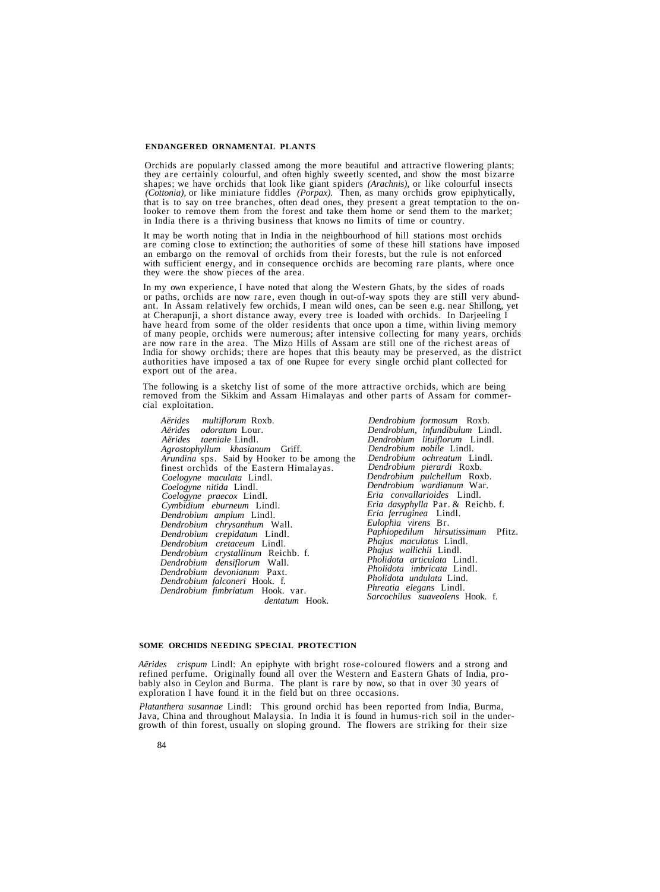## ENDANGERED ORNAMENTAL PLANTS

Orchids are popularly classed among the more beautiful and attractive flowering plants; they are certainly colourful, and often highly sweetly scented, and show the most bizarre shapes; we have orchids that look like giant spiders *(Arachnis),* or like colourful insects *(Cottonia),* or like miniature fiddles *(Porpax).* Then, as many orchids grow epiphytically, that is to say on tree branches, often dead ones, they present a great temptation to the on-looker to remove them from the forest and take them home or send them to the market; in India there is a thriving business that knows no limits of time or country.

It may be worth noting that in India in the neighbourhood of hill stations most orchids are coming close to extinction; the authorities of some of these hill stations have imposed an embargo on the removal of orchids from their forests, but the rule is not enforced with sufficient energy, and in consequence orchids are becoming rare plants, where once they were the show pieces of the area.

In my own experience, I have noted that along the Western Ghats, by the sides of roads or paths, orchids are now rare, even though in out-of-way spots they are still very abundant. In Assam relatively few orchids, I mean wild ones, can be seen e.g. near Shillong, yet at Cherapunji, a short distance away, every tree is loaded with orchids. In Darjeeling I have heard from some of the older residents that once upon a time, within living memory of many people, orchids were numerous; after intensive collecting for many years, orchids are now rare in the area. The Mizo Hills of Assam are still one of the richest areas of India for showy orchids; there are hopes that this beauty may be preserved, as the district authorities have imposed a tax of one Rupee for every single orchid plant collected for export out of the area.

The following is a sketchy list of some of the more attractive orchids, which are being removed from the Sikkim and Assam Himalayas and other parts of Assam for commercial exploitation.

*Aërides multiflorum* Roxb.
*Aërides odoratum* Lour.
*Aërides taeniale* Lindl.
*Agrostophyllum khasianum* Griff.
*Arundina* sps. Said by Hooker to be among the finest orchids of the Eastern Himalayas.
*Coelogyne maculata* Lindl.
*Coelogyne nitida* Lindl.
*Coelogyne praecox* Lindl.
*Cymbidium eburneum* Lindl.
*Dendrobium amplum* Lindl.
*Dendrobium chrysanthum* Wall.
*Dendrobium crepidatum* Lindl.
*Dendrobium cretaceum* Lindl.
*Dendrobium crystallinum* Reichb. f.
*Dendrobium densiflorum* Wall.
*Dendrobium devonianum* Paxt.
*Dendrobium falconeri* Hook. f.
*Dendrobium fimbriatum* Hook. var. *dentatum* Hook.
*Dendrobium formosum* Roxb.
*Dendrobium, infundibulum* Lindl.
*Dendrobium lituiflorum* Lindl.
*Dendrobium nobile* Lindl.
*Dendrobium ochreatum* Lindl.
*Dendrobium pierardi* Roxb.
*Dendrobium pulchellum* Roxb.
*Dendrobium wardianum* War.
*Eria convallarioides* Lindl.
*Eria dasyphylla* Par. & Reichb. f.
*Eria ferruginea* Lindl.
*Eulophia virens* Br.
*Paphiopedilum hirsutissimum* Pfitz.
*Phajus maculatus* Lindl.
*Phajus wallichii* Lindl.
*Pholidota articulata* Lindl.
*Pholidota imbricata* Lindl.
*Pholidota undulata* Lind.
*Phreatia elegans* Lindl.
*Sarcochilus suaveolens* Hook. f.

## SOME ORCHIDS NEEDING SPECIAL PROTECTION

*Aërides crispum* Lindl: An epiphyte with bright rose-coloured flowers and a strong and refined perfume. Originally found all over the Western and Eastern Ghats of India, probably also in Ceylon and Burma. The plant is rare by now, so that in over 30 years of exploration I have found it in the field but on three occasions.

*Platanthera susannae* Lindl: This ground orchid has been reported from India, Burma, Java, China and throughout Malaysia. In India it is found in humus-rich soil in the undergrowth of thin forest, usually on sloping ground. The flowers are striking for their size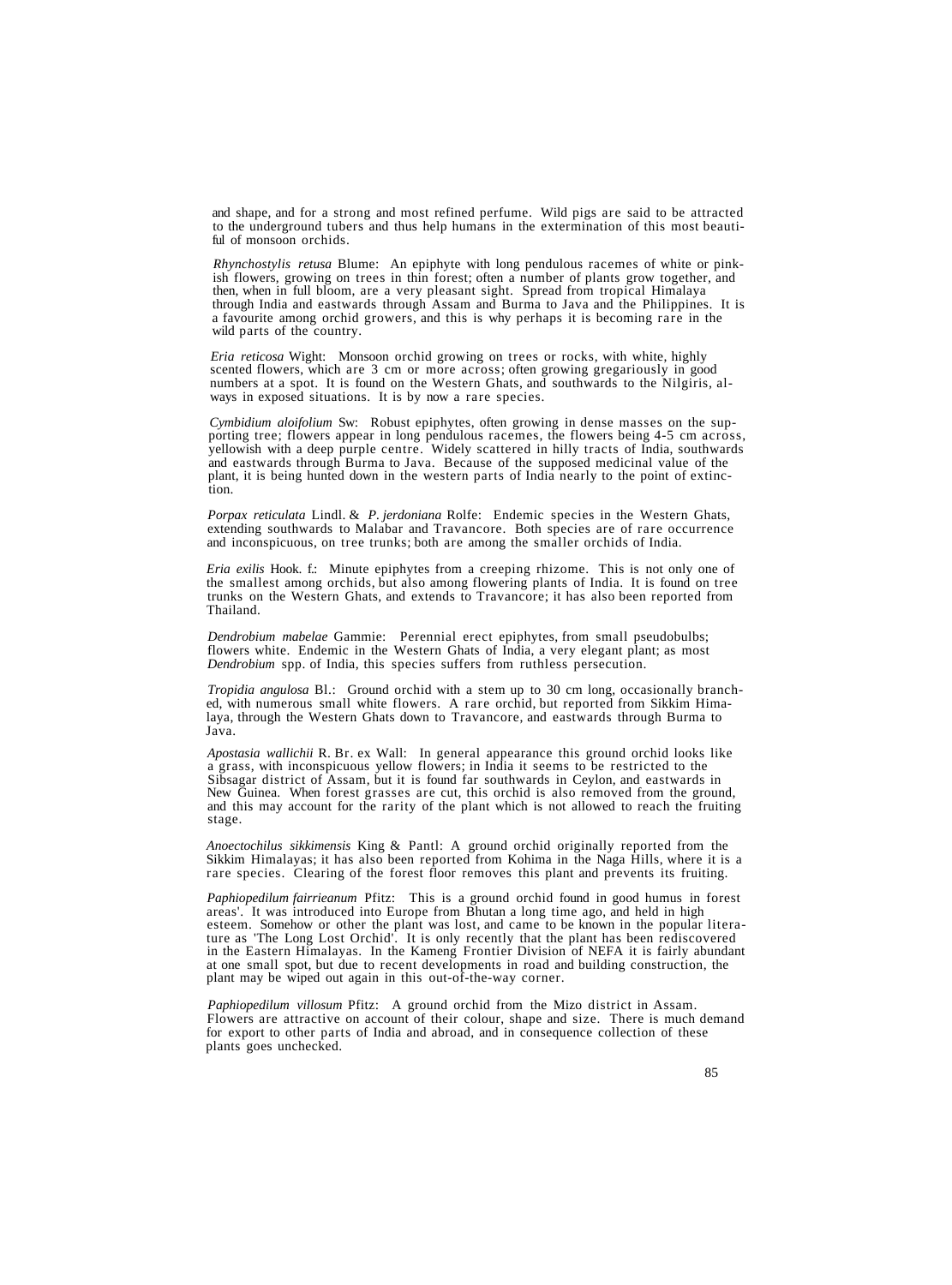and shape, and for a strong and most refined perfume. Wild pigs are said to be attracted to the underground tubers and thus help humans in the extermination of this most beautiful of monsoon orchids.

*Rhynchostylis retusa* Blume: An epiphyte with long pendulous racemes of white or pinkish flowers, growing on trees in thin forest; often a number of plants grow together, and then, when in full bloom, are a very pleasant sight. Spread from tropical Himalaya through India and eastwards through Assam and Burma to Java and the Philippines. It is a favourite among orchid growers, and this is why perhaps it is becoming rare in the wild parts of the country.

*Eria reticosa* Wight: Monsoon orchid growing on trees or rocks, with white, highly scented flowers, which are 3 cm or more across; often growing gregariously in good numbers at a spot. It is found on the Western Ghats, and southwards to the Nilgiris, always in exposed situations. It is by now a rare species.

*Cymbidium aloifolium* Sw: Robust epiphytes, often growing in dense masses on the supporting tree; flowers appear in long pendulous racemes, the flowers being 4-5 cm across, yellowish with a deep purple centre. Widely scattered in hilly tracts of India, southwards and eastwards through Burma to Java. Because of the supposed medicinal value of the plant, it is being hunted down in the western parts of India nearly to the point of extinction.

*Porpax reticulata* Lindl. & *P. jerdoniana* Rolfe: Endemic species in the Western Ghats, extending southwards to Malabar and Travancore. Both species are of rare occurrence and inconspicuous, on tree trunks; both are among the smaller orchids of India.

*Eria exilis* Hook. f.: Minute epiphytes from a creeping rhizome. This is not only one of the smallest among orchids, but also among flowering plants of India. It is found on tree trunks on the Western Ghats, and extends to Travancore; it has also been reported from Thailand.

*Dendrobium mabelae* Gammie: Perennial erect epiphytes, from small pseudobulbs; flowers white. Endemic in the Western Ghats of India, a very elegant plant; as most *Dendrobium* spp. of India, this species suffers from ruthless persecution.

*Tropidia angulosa* Bl.: Ground orchid with a stem up to 30 cm long, occasionally branched, with numerous small white flowers. A rare orchid, but reported from Sikkim Himalaya, through the Western Ghats down to Travancore, and eastwards through Burma to Java.

*Apostasia wallichii* R. Br. ex Wall: In general appearance this ground orchid looks like a grass, with inconspicuous yellow flowers; in India it seems to be restricted to the Sibsagar district of Assam, but it is found far southwards in Ceylon, and eastwards in New Guinea. When forest grasses are cut, this orchid is also removed from the ground, and this may account for the rarity of the plant which is not allowed to reach the fruiting stage.

*Anoectochilus sikkimensis* King & Pantl: A ground orchid originally reported from the Sikkim Himalayas; it has also been reported from Kohima in the Naga Hills, where it is a rare species. Clearing of the forest floor removes this plant and prevents its fruiting.

*Paphiopedilum fairrieanum* Pfitz: This is a ground orchid found in good humus in forest areas'. It was introduced into Europe from Bhutan a long time ago, and held in high esteem. Somehow or other the plant was lost, and came to be known in the popular literature as 'The Long Lost Orchid'. It is only recently that the plant has been rediscovered in the Eastern Himalayas. In the Kameng Frontier Division of NEFA it is fairly abundant at one small spot, but due to recent developments in road and building construction, the plant may be wiped out again in this out-of-the-way corner.

*Paphiopedilum villosum* Pfitz: A ground orchid from the Mizo district in Assam. Flowers are attractive on account of their colour, shape and size. There is much demand for export to other parts of India and abroad, and in consequence collection of these plants goes unchecked.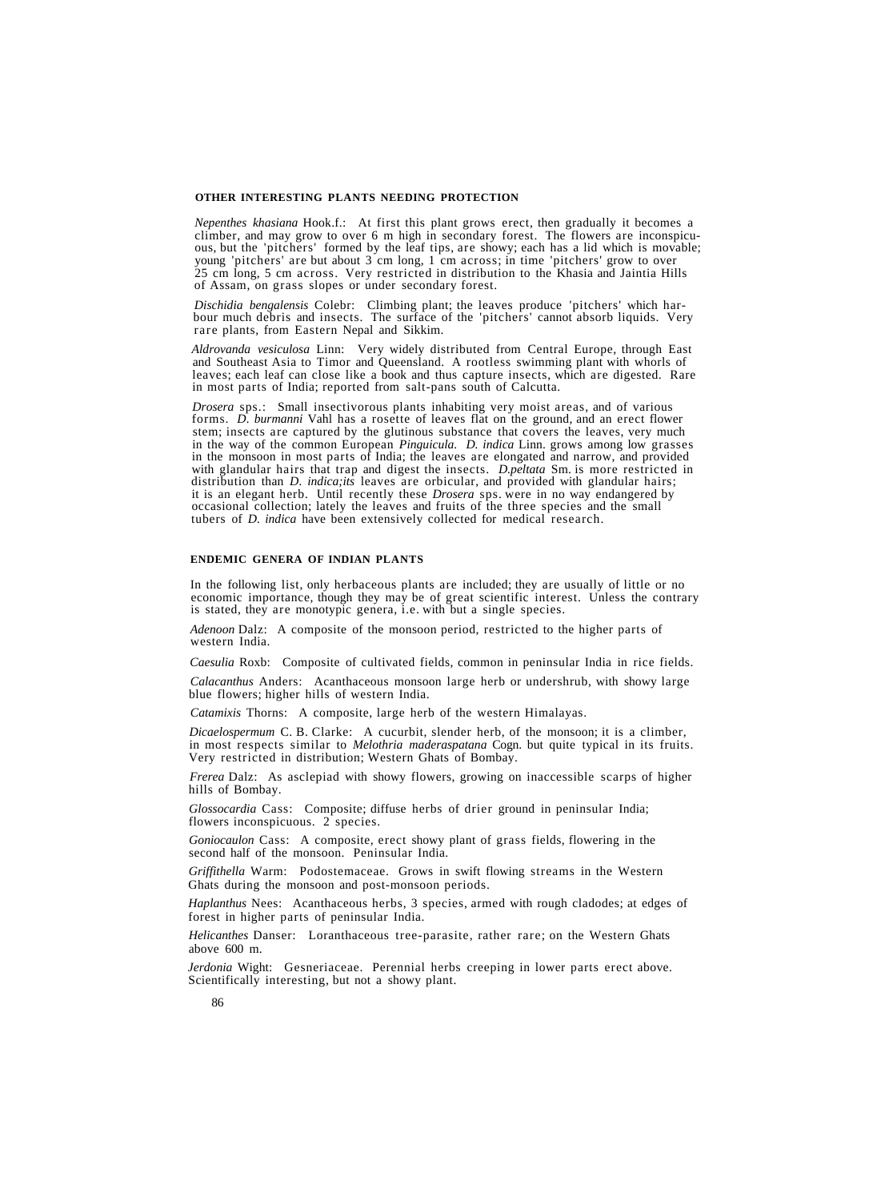## OTHER INTERESTING PLANTS NEEDING PROTECTION

*Nepenthes khasiana* Hook.f.: At first this plant grows erect, then gradually it becomes a climber, and may grow to over 6 m high in secondary forest. The flowers are inconspicuous, but the 'pitchers' formed by the leaf tips, are showy; each has a lid which is movable; young 'pitchers' are but about 3 cm long, 1 cm across; in time 'pitchers' grow to over 25 cm long, 5 cm across. Very restricted in distribution to the Khasia and Jaintia Hills of Assam, on grass slopes or under secondary forest.

*Dischidia bengalensis* Colebr: Climbing plant; the leaves produce 'pitchers' which harbour much debris and insects. The surface of the 'pitchers' cannot absorb liquids. Very rare plants, from Eastern Nepal and Sikkim.

*Aldrovanda vesiculosa* Linn: Very widely distributed from Central Europe, through East and Southeast Asia to Timor and Queensland. A rootless swimming plant with whorls of leaves; each leaf can close like a book and thus capture insects, which are digested. Rare in most parts of India; reported from salt-pans south of Calcutta.

*Drosera* sps.: Small insectivorous plants inhabiting very moist areas, and of various forms. *D. burmanni* Vahl has a rosette of leaves flat on the ground, and an erect flower stem; insects are captured by the glutinous substance that covers the leaves, very much in the way of the common European *Pinguicula. D. indica* Linn. grows among low grasses in the monsoon in most parts of India; the leaves are elongated and narrow, and provided with glandular hairs that trap and digest the insects. *D.peltata* Sm. is more restricted in distribution than *D. indica;its* leaves are orbicular, and provided with glandular hairs; it is an elegant herb. Until recently these *Drosera* sps. were in no way endangered by occasional collection; lately the leaves and fruits of the three species and the small tubers of *D. indica* have been extensively collected for medical research.

## ENDEMIC GENERA OF INDIAN PLANTS

In the following list, only herbaceous plants are included; they are usually of little or no economic importance, though they may be of great scientific interest. Unless the contrary is stated, they are monotypic genera, i.e. with but a single species.

*Adenoon* Dalz: A composite of the monsoon period, restricted to the higher parts of western India.

*Caesulia* Roxb: Composite of cultivated fields, common in peninsular India in rice fields.

*Calacanthus* Anders: Acanthaceous monsoon large herb or undershrub, with showy large blue flowers; higher hills of western India.

*Catamixis* Thorns: A composite, large herb of the western Himalayas.

*Dicaelospermum* C. B. Clarke: A cucurbit, slender herb, of the monsoon; it is a climber, in most respects similar to *Melothria maderaspatana* Cogn. but quite typical in its fruits. Very restricted in distribution; Western Ghats of Bombay.

*Frerea* Dalz: As asclepiad with showy flowers, growing on inaccessible scarps of higher hills of Bombay.

*Glossocardia* Cass: Composite; diffuse herbs of drier ground in peninsular India; flowers inconspicuous. 2 species.

*Goniocaulon* Cass: A composite, erect showy plant of grass fields, flowering in the second half of the monsoon. Peninsular India.

*Griffithella* Warm: Podostemaceae. Grows in swift flowing streams in the Western Ghats during the monsoon and post-monsoon periods.

*Haplanthus* Nees: Acanthaceous herbs, 3 species, armed with rough cladodes; at edges of forest in higher parts of peninsular India.

*Helicanthes* Danser: Loranthaceous tree-parasite, rather rare; on the Western Ghats above 600 m.

*Jerdonia* Wight: Gesneriaceae. Perennial herbs creeping in lower parts erect above. Scientifically interesting, but not a showy plant.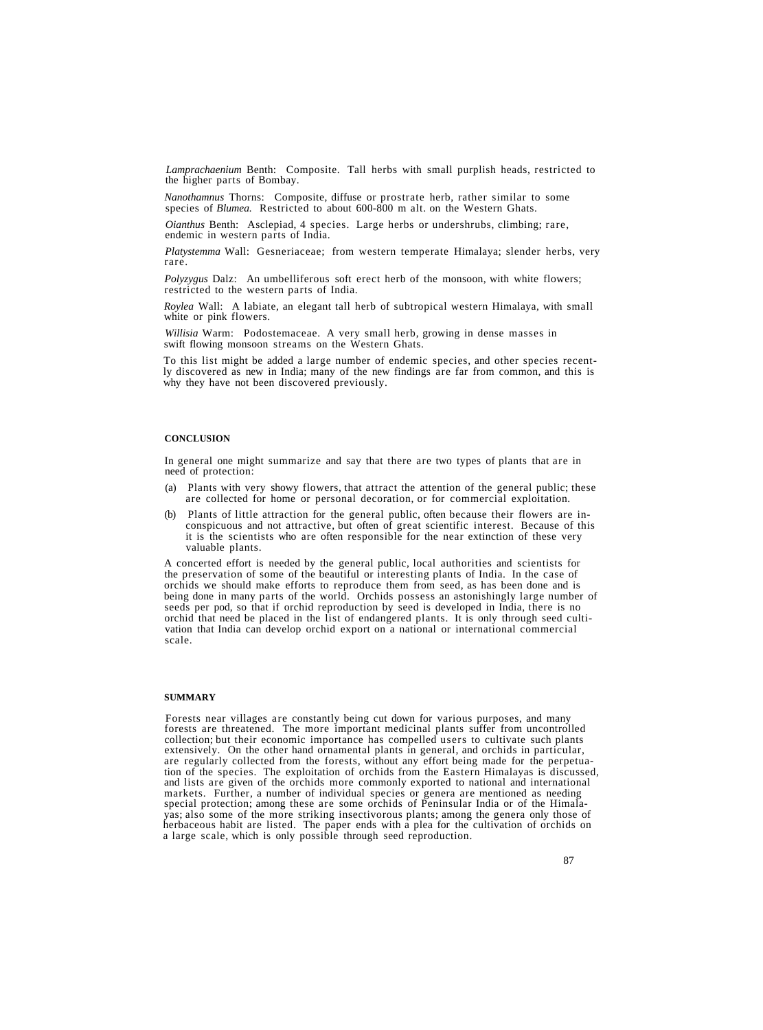*Lamprachaenium* Benth: Composite. Tall herbs with small purplish heads, restricted to the higher parts of Bombay.

*Nanothamnus* Thorns: Composite, diffuse or prostrate herb, rather similar to some species of *Blumea.* Restricted to about 600-800 m alt. on the Western Ghats.

*Oianthus* Benth: Asclepiad, 4 species. Large herbs or undershrubs, climbing; rare, endemic in western parts of India.

*Platystemma* Wall: Gesneriaceae; from western temperate Himalaya; slender herbs, very rare.

*Polyzygus* Dalz: An umbelliferous soft erect herb of the monsoon, with white flowers; restricted to the western parts of India.

*Roylea* Wall: A labiate, an elegant tall herb of subtropical western Himalaya, with small white or pink flowers.

*Willisia* Warm: Podostemaceae. A very small herb, growing in dense masses in swift flowing monsoon streams on the Western Ghats.

To this list might be added a large number of endemic species, and other species recently discovered as new in India; many of the new findings are far from common, and this is why they have not been discovered previously.

## CONCLUSION

In general one might summarize and say that there are two types of plants that are in need of protection:

(a) Plants with very showy flowers, that attract the attention of the general public; these are collected for home or personal decoration, or for commercial exploitation.

(b) Plants of little attraction for the general public, often because their flowers are inconspicuous and not attractive, but often of great scientific interest. Because of this it is the scientists who are often responsible for the near extinction of these very valuable plants.

A concerted effort is needed by the general public, local authorities and scientists for the preservation of some of the beautiful or interesting plants of India. In the case of orchids we should make efforts to reproduce them from seed, as has been done and is being done in many parts of the world. Orchids possess an astonishingly large number of seeds per pod, so that if orchid reproduction by seed is developed in India, there is no orchid that need be placed in the list of endangered plants. It is only through seed cultivation that India can develop orchid export on a national or international commercial scale.

## SUMMARY

Forests near villages are constantly being cut down for various purposes, and many forests are threatened. The more important medicinal plants suffer from uncontrolled collection; but their economic importance has compelled users to cultivate such plants extensively. On the other hand ornamental plants in general, and orchids in particular, are regularly collected from the forests, without any effort being made for the perpetuation of the species. The exploitation of orchids from the Eastern Himalayas is discussed, and lists are given of the orchids more commonly exported to national and international markets. Further, a number of individual species or genera are mentioned as needing special protection; among these are some orchids of Peninsular India or of the Himalayas; also some of the more striking insectivorous plants; among the genera only those of herbaceous habit are listed. The paper ends with a plea for the cultivation of orchids on a large scale, which is only possible through seed reproduction.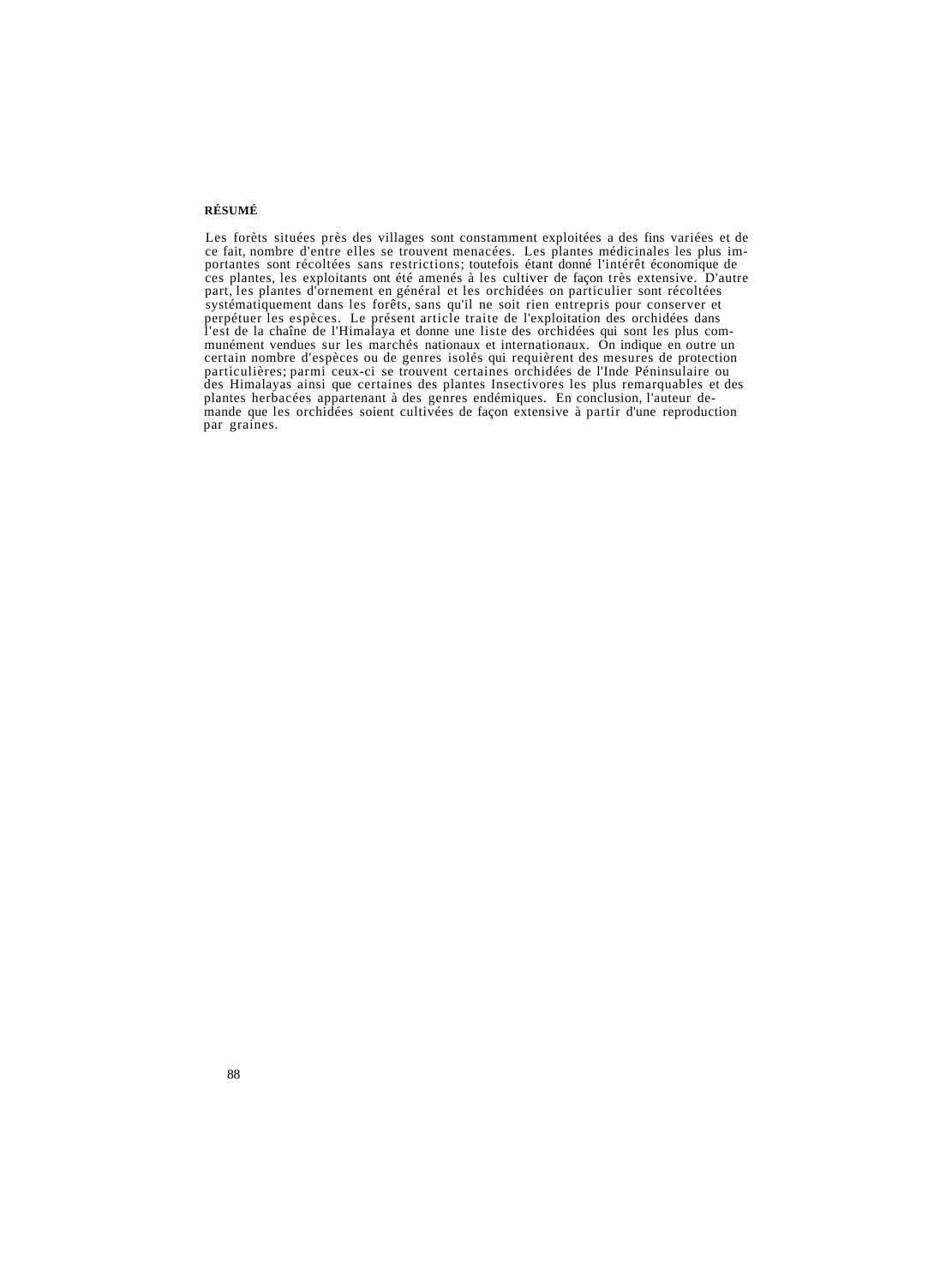**RÉSUMÉ**

Les forèts situées près des villages sont constamment exploitées a des fins variées et de ce fait, nombre d'entre elles se trouvent menacées. Les plantes médicinales les plus importantes sont récoltées sans restrictions; toutefois étant donné l'intérêt économique de ces plantes, les exploitants ont été amenés à les cultiver de façon très extensive. D'autre part, les plantes d'ornement en général et les orchidées on particulier sont récoltées systématiquement dans les forêts, sans qu'il ne soit rien entrepris pour conserver et perpétuer les espèces. Le présent article traite de l'exploitation des orchidées dans l'est de la chaîne de l'Himalaya et donne une liste des orchidées qui sont les plus communément vendues sur les marchés nationaux et internationaux. On indique en outre un certain nombre d'espèces ou de genres isolés qui requièrent des mesures de protection particulières; parmi ceux-ci se trouvent certaines orchidées de l'Inde Péninsulaire ou des Himalayas ainsi que certaines des plantes Insectivores les plus remarquables et des plantes herbacées appartenant à des genres endémiques. En conclusion, l'auteur demande que les orchidées soient cultivées de façon extensive à partir d'une reproduction par graines.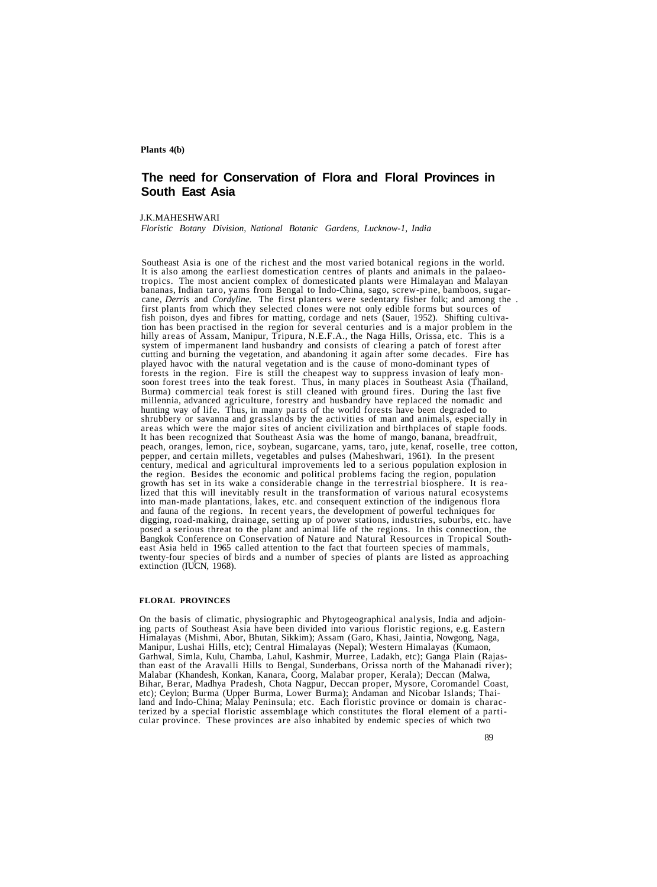**Plants 4(b)**

# The need for Conservation of Flora and Floral Provinces in South East Asia

J.K.MAHESHWARI

*Floristic Botany Division, National Botanic Gardens, Lucknow-1, India*

Southeast Asia is one of the richest and the most varied botanical regions in the world. It is also among the earliest domestication centres of plants and animals in the palaeotropics. The most ancient complex of domesticated plants were Himalayan and Malayan bananas, Indian taro, yams from Bengal to Indo-China, sago, screw-pine, bamboos, sugarcane, *Derris* and *Cordyline.* The first planters were sedentary fisher folk; and among the first plants from which they selected clones were not only edible forms but sources of fish poison, dyes and fibres for matting, cordage and nets (Sauer, 1952). Shifting cultivation has been practised in the region for several centuries and is a major problem in the hilly areas of Assam, Manipur, Tripura, N.E.F.A., the Naga Hills, Orissa, etc. This is a system of impermanent land husbandry and consists of clearing a patch of forest after cutting and burning the vegetation, and abandoning it again after some decades. Fire has played havoc with the natural vegetation and is the cause of mono-dominant types of forests in the region. Fire is still the cheapest way to suppress invasion of leafy monsoon forest trees into the teak forest. Thus, in many places in Southeast Asia (Thailand, Burma) commercial teak forest is still cleaned with ground fires. During the last five millennia, advanced agriculture, forestry and husbandry have replaced the nomadic and hunting way of life. Thus, in many parts of the world forests have been degraded to shrubbery or savanna and grasslands by the activities of man and animals, especially in areas which were the major sites of ancient civilization and birthplaces of staple foods. It has been recognized that Southeast Asia was the home of mango, banana, breadfruit, peach, oranges, lemon, rice, soybean, sugarcane, yams, taro, jute, kenaf, roselle, tree cotton, pepper, and certain millets, vegetables and pulses (Maheshwari, 1961). In the present century, medical and agricultural improvements led to a serious population explosion in the region. Besides the economic and political problems facing the region, population growth has set in its wake a considerable change in the terrestrial biosphere. It is realized that this will inevitably result in the transformation of various natural ecosystems into man-made plantations, lakes, etc. and consequent extinction of the indigenous flora and fauna of the regions. In recent years, the development of powerful techniques for digging, road-making, drainage, setting up of power stations, industries, suburbs, etc. have posed a serious threat to the plant and animal life of the regions. In this connection, the Bangkok Conference on Conservation of Nature and Natural Resources in Tropical Southeast Asia held in 1965 called attention to the fact that fourteen species of mammals, twenty-four species of birds and a number of species of plants are listed as approaching extinction (IUCN, 1968).

## FLORAL PROVINCES

On the basis of climatic, physiographic and Phytogeographical analysis, India and adjoining parts of Southeast Asia have been divided into various floristic regions, e.g. Eastern Himalayas (Mishmi, Abor, Bhutan, Sikkim); Assam (Garo, Khasi, Jaintia, Nowgong, Naga, Manipur, Lushai Hills, etc); Central Himalayas (Nepal); Western Himalayas (Kumaon, Garhwal, Simla, Kulu, Chamba, Lahul, Kashmir, Murree, Ladakh, etc); Ganga Plain (Rajasthan east of the Aravalli Hills to Bengal, Sunderbans, Orissa north of the Mahanadi river); Malabar (Khandesh, Konkan, Kanara, Coorg, Malabar proper, Kerala); Deccan (Malwa, Bihar, Berar, Madhya Pradesh, Chota Nagpur, Deccan proper, Mysore, Coromandel Coast, etc); Ceylon; Burma (Upper Burma, Lower Burma); Andaman and Nicobar Islands; Thailand and Indo-China; Malay Peninsula; etc. Each floristic province or domain is characterized by a special floristic assemblage which constitutes the floral element of a particular province. These provinces are also inhabited by endemic species of which two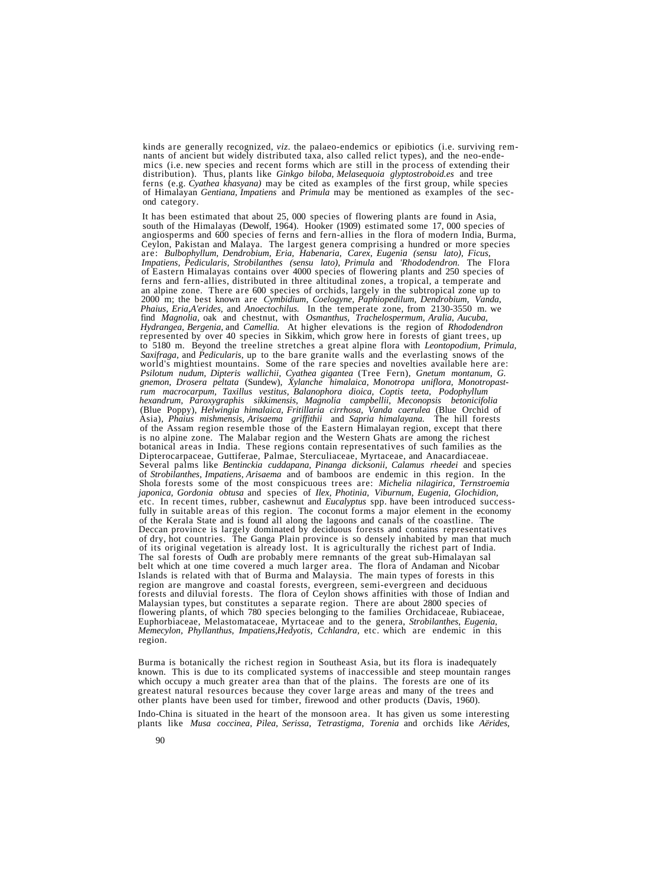kinds are generally recognized, *viz*. the palaeo-endemics or epibiotics (i.e. surviving remnants of ancient but widely distributed taxa, also called relict types), and the neo-endemics (i.e. new species and recent forms which are still in the process of extending their distribution). Thus, plants like *Ginkgo biloba, Melasequoia glyptostroboid.es* and tree ferns (e.g. *Cyathea khasyana)* may be cited as examples of the first group, while species of Himalayan *Gentiana, Impatiens* and *Primula* may be mentioned as examples of the second category.

It has been estimated that about 25, 000 species of flowering plants are found in Asia, south of the Himalayas (Dewolf, 1964). Hooker (1909) estimated some 17, 000 species of angiosperms and 600 species of ferns and fern-allies in the flora of modern India, Burma, Ceylon, Pakistan and Malaya. The largest genera comprising a hundred or more species are: *Bulbophyllum, Dendrobium, Eria, Habenaria, Carex, Eugenia (sensu lato), Ficus, Impatiens, Pedicularis, Strobilanthes (sensu lato), Primula* and *'Rhododendron.* The Flora of Eastern Himalayas contains over 4000 species of flowering plants and 250 species of ferns and fern-allies, distributed in three altitudinal zones, a tropical, a temperate and an alpine zone. There are 600 species of orchids, largely in the subtropical zone up to 2000 m; the best known are *Cymbidium, Coelogyne, Paphiopedilum, Dendrobium, Vanda, Phaius, Eria,A'erides,* and *Anoectochilus.* In the temperate zone, from 2130-3550 m. we find *Magnolia,* oak and chestnut, with *Osmanthus, Trachelospermum, Aralia, Aucuba, Hydrangea, Bergenia,* and *Camellia.* At higher elevations is the region of *Rhododendron* represented by over 40 species in Sikkim, which grow here in forests of giant trees, up to 5180 m. Beyond the treeline stretches a great alpine flora with *Leontopodium, Primula, Saxifraga,* and *Pedicularis,* up to the bare granite walls and the everlasting snows of the world's mightiest mountains. Some of the rare species and novelties available here are: *Psilotum nudum, Dipteris wallichii, Cyathea gigantea* (Tree Fern), *Gnetum montanum, G. gnemon, Drosera peltata* (Sundew), *Xylanche himalaica, Monotropa uniflora, Monotropastrum macrocarpum, Taxillus vestitus, Balanophora dioica, Coptis teeta, Podophyllum hexandrum, Paroxygraphis sikkimensis, Magnolia campbellii, Meconopsis betonicifolia* (Blue Poppy), *Helwingia himalaica, Fritillaria cirrhosa, Vanda caerulea* (Blue Orchid of Asia), *Phaius mishmensis, Arisaema griffithii* and *Sapria himalayana.* The hill forests of the Assam region resemble those of the Eastern Himalayan region, except that there is no alpine zone. The Malabar region and the Western Ghats are among the richest botanical areas in India. These regions contain representatives of such families as the Dipterocarpaceae, Guttiferae, Palmae, Sterculiaceae, Myrtaceae, and Anacardiaceae. Several palms like *Bentinckia cuddapana, Pinanga dicksonii, Calamus rheedei* and species of *Strobilanthes, Impatiens, Arisaema* and of bamboos are endemic in this region. In the Shola forests some of the most conspicuous trees are: *Michelia nilagirica, Ternstroemia japonica, Gordonia obtusa* and species of *Ilex, Photinia, Viburnum, Eugenia, Glochidion,* etc. In recent times, rubber, cashewnut and *Eucalyptus* spp. have been introduced successfully in suitable areas of this region. The coconut forms a major element in the economy of the Kerala State and is found all along the lagoons and canals of the coastline. The Deccan province is largely dominated by deciduous forests and contains representatives of dry, hot countries. The Ganga Plain province is so densely inhabited by man that much of its original vegetation is already lost. It is agriculturally the richest part of India. The sal forests of Oudh are probably mere remnants of the great sub-Himalayan sal belt which at one time covered a much larger area. The flora of Andaman and Nicobar Islands is related with that of Burma and Malaysia. The main types of forests in this region are mangrove and coastal forests, evergreen, semi-evergreen and deciduous forests and diluvial forests. The flora of Ceylon shows affinities with those of Indian and Malaysian types, but constitutes a separate region. There are about 2800 species of flowering plants, of which 780 species belonging to the families Orchidaceae, Rubiaceae, Euphorbiaceae, Melastomataceae, Myrtaceae and to the genera, *Strobilanthes, Eugenia, Memecylon, Phyllanthus, Impatiens,Hedyotis, Cchlandra,* etc. which are endemic in this region.

Burma is botanically the richest region in Southeast Asia, but its flora is inadequately known. This is due to its complicated systems of inaccessible and steep mountain ranges which occupy a much greater area than that of the plains. The forests are one of its greatest natural resources because they cover large areas and many of the trees and other plants have been used for timber, firewood and other products (Davis, 1960).

Indo-China is situated in the heart of the monsoon area. It has given us some interesting plants like *Musa coccinea, Pilea, Serissa, Tetrastigma, Torenia* and orchids like *Aërides,*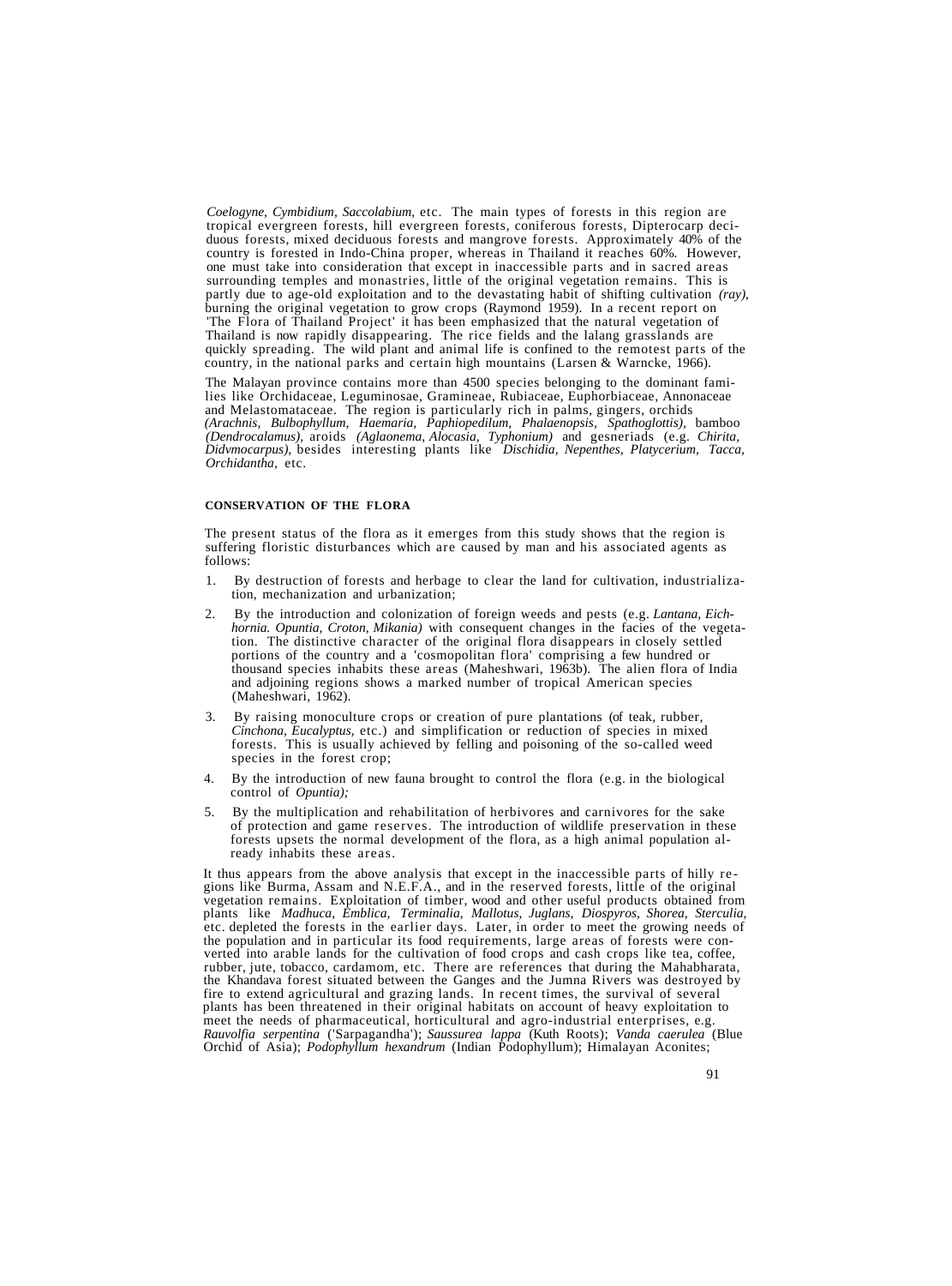*Coelogyne, Cymbidium, Saccolabium,* etc. The main types of forests in this region are tropical evergreen forests, hill evergreen forests, coniferous forests, Dipterocarp deciduous forests, mixed deciduous forests and mangrove forests. Approximately 40% of the country is forested in Indo-China proper, whereas in Thailand it reaches 60%. However, one must take into consideration that except in inaccessible parts and in sacred areas surrounding temples and monastries, little of the original vegetation remains. This is partly due to age-old exploitation and to the devastating habit of shifting cultivation *(ray)*, burning the original vegetation to grow crops (Raymond 1959). In a recent report on 'The Flora of Thailand Project' it has been emphasized that the natural vegetation of Thailand is now rapidly disappearing. The rice fields and the lalang grasslands are quickly spreading. The wild plant and animal life is confined to the remotest parts of the country, in the national parks and certain high mountains (Larsen & Warncke, 1966).

The Malayan province contains more than 4500 species belonging to the dominant families like Orchidaceae, Leguminosae, Gramineae, Rubiaceae, Euphorbiaceae, Annonaceae and Melastomataceae. The region is particularly rich in palms, gingers, orchids *(Arachnis, Bulbophyllum, Haemaria, Paphiopedilum, Phalaenopsis, Spathoglottis)*, bamboo *(Dendrocalamus)*, aroids *(Aglaonema, Alocasia, Typhonium)* and gesneriads (e.g. *Chirita, Didvmocarpus)*, besides interesting plants like *Dischidia, Nepenthes, Platycerium, Tacca, Orchidantha*, etc.

## CONSERVATION OF THE FLORA

The present status of the flora as it emerges from this study shows that the region is suffering floristic disturbances which are caused by man and his associated agents as follows:

1. By destruction of forests and herbage to clear the land for cultivation, industrialization, mechanization and urbanization;
2. By the introduction and colonization of foreign weeds and pests (e.g. *Lantana, Eichhornia. Opuntia, Croton, Mikania)* with consequent changes in the facies of the vegetation. The distinctive character of the original flora disappears in closely settled portions of the country and a 'cosmopolitan flora' comprising a few hundred or thousand species inhabits these areas (Maheshwari, 1963b). The alien flora of India and adjoining regions shows a marked number of tropical American species (Maheshwari, 1962).
3. By raising monoculture crops or creation of pure plantations (of teak, rubber, *Cinchona, Eucalyptus*, etc.) and simplification or reduction of species in mixed forests. This is usually achieved by felling and poisoning of the so-called weed species in the forest crop;
4. By the introduction of new fauna brought to control the flora (e.g. in the biological control of *Opuntia);*
5. By the multiplication and rehabilitation of herbivores and carnivores for the sake of protection and game reserves. The introduction of wildlife preservation in these forests upsets the normal development of the flora, as a high animal population already inhabits these areas.

It thus appears from the above analysis that except in the inaccessible parts of hilly regions like Burma, Assam and N.E.F.A., and in the reserved forests, little of the original vegetation remains. Exploitation of timber, wood and other useful products obtained from plants like *Madhuca, Emblica, Terminalia, Mallotus, Juglans, Diospyros, Shorea, Sterculia,* etc. depleted the forests in the earlier days. Later, in order to meet the growing needs of the population and in particular its food requirements, large areas of forests were converted into arable lands for the cultivation of food crops and cash crops like tea, coffee, rubber, jute, tobacco, cardamom, etc. There are references that during the Mahabharata, the Khandava forest situated between the Ganges and the Jumna Rivers was destroyed by fire to extend agricultural and grazing lands. In recent times, the survival of several plants has been threatened in their original habitats on account of heavy exploitation to meet the needs of pharmaceutical, horticultural and agro-industrial enterprises, e.g. *Rauvolfia serpentina* ('Sarpagandha'); *Saussurea lappa* (Kuth Roots); *Vanda caerulea* (Blue Orchid of Asia); *Podophyllum hexandrum* (Indian Podophyllum); Himalayan Aconites;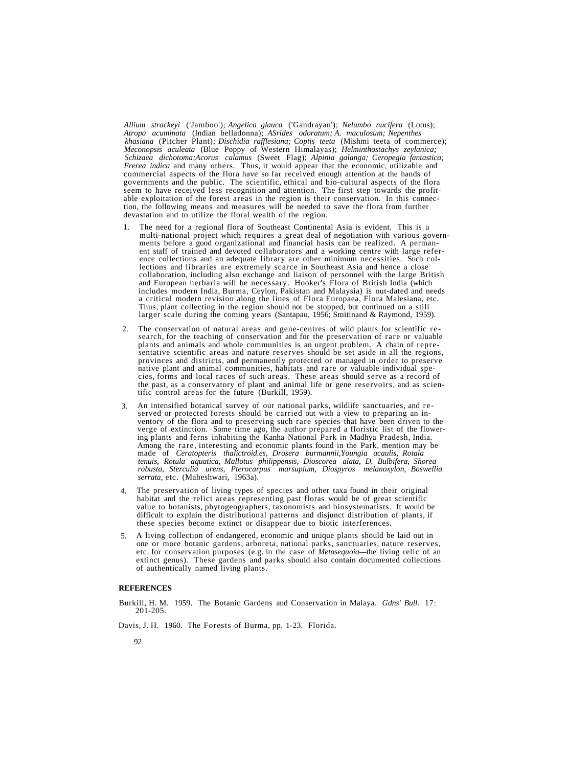*Allium strackeyi* ('Jamboo'); *Angelica glauca* ('Gandrayan'); *Nelumbo nucifera* (Lotus); *Atropa acuminata* (Indian belladonna); *ASrides odoratum; A. maculosum; Nepenthes khasiana* (Pitcher Plant); *Dischidia rafflesiana; Coptis teeta* (Mishmi teeta of commerce); *Meconopsis aculeata* (Blue Poppy of Western Himalayas); *Helminthostachys zeylanica; Schizaea dichotoma;Acorus calamus* (Sweet Flag); *Alpinia galanga; Ceropegia fantastica; Frerea indica* and many others. Thus, it would appear that the economic, utilizable and commercial aspects of the flora have so far received enough attention at the hands of governments and the public. The scientific, ethical and bio-cultural aspects of the flora seem to have received less recognition and attention. The first step towards the profitable exploitation of the forest areas in the region is their conservation. In this connection, the following means and measures will be needed to save the flora from further devastation and to utilize the floral wealth of the region.

1. The need for a regional flora of Southeast Continental Asia is evident. This is a multi-national project which requires a great deal of negotiation with various governments before a good organizational and financial basis can be realized. A permanent staff of trained and devoted collaborators and a working centre with large reference collections and an adequate library are other minimum necessities. Such collections and libraries are extremely scarce in Southeast Asia and hence a close collaboration, including also exchange and liaison of personnel with the large British and European herbaria will be necessary. Hooker's Flora of British India (which includes modern India, Burma, Ceylon, Pakistan and Malaysia) is out-dated and needs a critical modern revision along the lines of Flora Europaea, Flora Malesiana, etc. Thus, plant collecting in the region should not be stopped, but continued on a still larger scale during the coming years (Santapau, 1956; Smitinand & Raymond, 1959).

2. The conservation of natural areas and gene-centres of wild plants for scientific research, for the teaching of conservation and for the preservation of rare or valuable plants and animals and whole communities is an urgent problem. A chain of representative scientific areas and nature reserves should be set aside in all the regions, provinces and districts, and permanently protected or managed in order to preserve native plant and animal communities, habitats and rare or valuable individual species, forms and local races of such areas. These areas should serve as a record of the past, as a conservatory of plant and animal life or gene reservoirs, and as scientific control areas for the future (Burkill, 1959).

3. An intensified botanical survey of our national parks, wildlife sanctuaries, and reserved or protected forests should be carried out with a view to preparing an inventory of the flora and to preserving such rare species that have been driven to the verge of extinction. Some time ago, the author prepared a floristic list of the flowering plants and ferns inhabiting the Kanha National Park in Madhya Pradesh, India. Among the rare, interesting and economic plants found in the Park, mention may be made of *Ceratopteris thalictroid.es, Drosera burmannii,Youngia acaulis, Rotala tenuis, Rotula aquatica, Mallotus philippensis, Dioscorea alata, D. Bulbifera, Shorea robusta, Sterculia urens, Pterocarpus marsupium, Diospyros melanoxylon, Boswellia serrata,* etc. (Maheshwari, 1963a).

4. The preservation of living types of species and other taxa found in their original habitat and the relict areas representing past floras would be of great scientific value to botanists, phytogeographers, taxonomists and biosystematists. It would be difficult to explain the distributional patterns and disjunct distribution of plants, if these species become extinct or disappear due to biotic interferences.

5. A living collection of endangered, economic and unique plants should be laid out in one or more botanic gardens, arboreta, national parks, sanctuaries, nature reserves, etc. for conservation purposes (e.g. in the case of *Metasequoia*—the living relic of an extinct genus). These gardens and parks should also contain documented collections of authentically named living plants.

**REFERENCES**

Burkill, H. M. 1959. The Botanic Gardens and Conservation in Malaya. *Gdns' Bull.* 17: 201-205.

Davis, J. H. 1960. The Forests of Burma, pp. 1-23. Florida.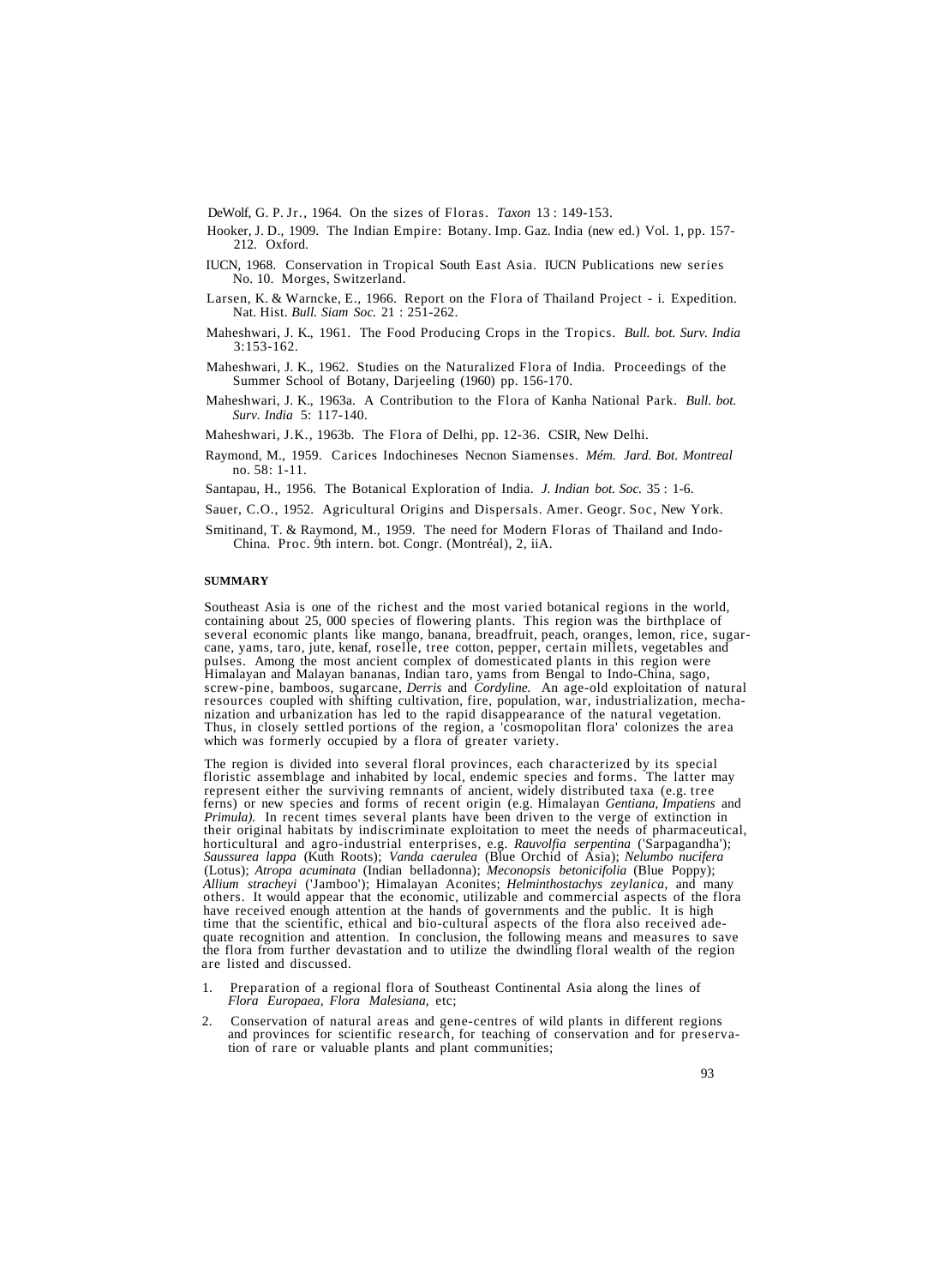DeWolf, G. P. Jr., 1964. On the sizes of Floras. *Taxon* 13 : 149-153.

Hooker, J. D., 1909. The Indian Empire: Botany. Imp. Gaz. India (new ed.) Vol. 1, pp. 157-212. Oxford.

IUCN, 1968. Conservation in Tropical South East Asia. IUCN Publications new series No. 10. Morges, Switzerland.

Larsen, K. & Warncke, E., 1966. Report on the Flora of Thailand Project - i. Expedition. Nat. Hist. *Bull. Siam Soc.* 21 : 251-262.

Maheshwari, J. K., 1961. The Food Producing Crops in the Tropics. *Bull. bot. Surv. India* 3:153-162.

Maheshwari, J. K., 1962. Studies on the Naturalized Flora of India. Proceedings of the Summer School of Botany, Darjeeling (1960) pp. 156-170.

Maheshwari, J. K., 1963a. A Contribution to the Flora of Kanha National Park. *Bull. bot. Surv. India* 5: 117-140.

Maheshwari, J.K., 1963b. The Flora of Delhi, pp. 12-36. CSIR, New Delhi.

Raymond, M., 1959. Carices Indochineses Necnon Siamenses. *Mém. Jard. Bot. Montreal* no. 58: 1-11.

Santapau, H., 1956. The Botanical Exploration of India. *J. Indian bot. Soc.* 35 : 1-6.

Sauer, C.O., 1952. Agricultural Origins and Dispersals. Amer. Geogr. Soc, New York.

Smitinand, T. & Raymond, M., 1959. The need for Modern Floras of Thailand and Indo-China. Proc. 9th intern. bot. Congr. (Montréal), 2, iiA.

**SUMMARY**

Southeast Asia is one of the richest and the most varied botanical regions in the world, containing about 25, 000 species of flowering plants. This region was the birthplace of several economic plants like mango, banana, breadfruit, peach, oranges, lemon, rice, sugar-cane, yams, taro, jute, kenaf, roselle, tree cotton, pepper, certain millets, vegetables and pulses. Among the most ancient complex of domesticated plants in this region were Himalayan and Malayan bananas, Indian taro, yams from Bengal to Indo-China, sago, screw-pine, bamboos, sugarcane, *Derris* and *Cordyline.* An age-old exploitation of natural resources coupled with shifting cultivation, fire, population, war, industrialization, mechanization and urbanization has led to the rapid disappearance of the natural vegetation. Thus, in closely settled portions of the region, a 'cosmopolitan flora' colonizes the area which was formerly occupied by a flora of greater variety.

The region is divided into several floral provinces, each characterized by its special floristic assemblage and inhabited by local, endemic species and forms. The latter may represent either the surviving remnants of ancient, widely distributed taxa (e.g. tree ferns) or new species and forms of recent origin (e.g. Himalayan *Gentiana, Impatiens* and *Primula).* In recent times several plants have been driven to the verge of extinction in their original habitats by indiscriminate exploitation to meet the needs of pharmaceutical, horticultural and agro-industrial enterprises, e.g. *Rauvolfia serpentina* ('Sarpagandha'); *Saussurea lappa* (Kuth Roots); *Vanda caerulea* (Blue Orchid of Asia); *Nelumbo nucifera* (Lotus); *Atropa acuminata* (Indian belladonna); *Meconopsis betonicifolia* (Blue Poppy); *Allium stracheyi* ('Jamboo'); Himalayan Aconites; *Helminthostachys zeylanica,* and many others. It would appear that the economic, utilizable and commercial aspects of the flora have received enough attention at the hands of governments and the public. It is high time that the scientific, ethical and bio-cultural aspects of the flora also received adequate recognition and attention. In conclusion, the following means and measures to save the flora from further devastation and to utilize the dwindling floral wealth of the region are listed and discussed.

1. Preparation of a regional flora of Southeast Continental Asia along the lines of *Flora Europaea, Flora Malesiana,* etc;
2. Conservation of natural areas and gene-centres of wild plants in different regions and provinces for scientific research, for teaching of conservation and for preservation of rare or valuable plants and plant communities;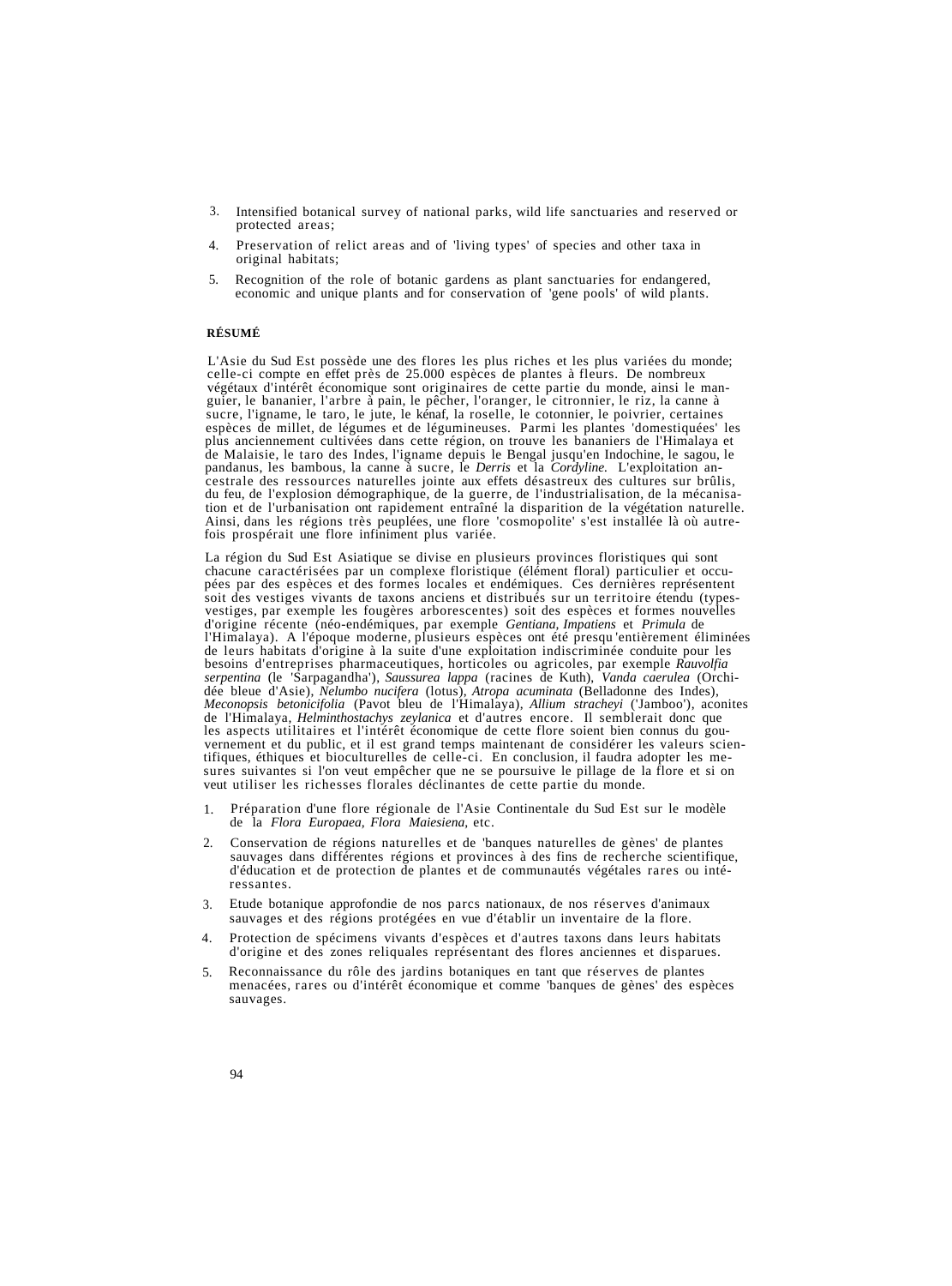3. Intensified botanical survey of national parks, wild life sanctuaries and reserved or protected areas;

4. Preservation of relict areas and of 'living types' of species and other taxa in original habitats;

5. Recognition of the role of botanic gardens as plant sanctuaries for endangered, economic and unique plants and for conservation of 'gene pools' of wild plants.

**RÉSUMÉ**

L'Asie du Sud Est possède une des flores les plus riches et les plus variées du monde; celle-ci compte en effet près de 25.000 espèces de plantes à fleurs. De nombreux végétaux d'intérêt économique sont originaires de cette partie du monde, ainsi le manguier, le bananier, l'arbre à pain, le pêcher, l'oranger, le citronnier, le riz, la canne à sucre, l'igname, le taro, le jute, le kénaf, la roselle, le cotonnier, le poivrier, certaines espèces de millet, de légumes et de légumineuses. Parmi les plantes 'domestiquées' les plus anciennement cultivées dans cette région, on trouve les bananiers de l'Himalaya et de Malaisie, le taro des Indes, l'igname depuis le Bengal jusqu'en Indochine, le sagou, le pandanus, les bambous, la canne à sucre, le *Derris* et la *Cordyline.* L'exploitation ancestrale des ressources naturelles jointe aux effets désastreux des cultures sur brûlis, du feu, de l'explosion démographique, de la guerre, de l'industrialisation, de la mécanisation et de l'urbanisation ont rapidement entraîné la disparition de la végétation naturelle. Ainsi, dans les régions très peuplées, une flore 'cosmopolite' s'est installée là où autrefois prospérait une flore infiniment plus variée.

La région du Sud Est Asiatique se divise en plusieurs provinces floristiques qui sont chacune caractérisées par un complexe floristique (élément floral) particulier et occupées par des espèces et des formes locales et endémiques. Ces dernières représentent soit des vestiges vivants de taxons anciens et distribués sur un territoire étendu (types-vestiges, par exemple les fougères arborescentes) soit des espèces et formes nouvelles d'origine récente (néo-endémiques, par exemple *Gentiana, Impatiens* et *Primula* de l'Himalaya). A l'époque moderne, plusieurs espèces ont été presqu'entièrement éliminées de leurs habitats d'origine à la suite d'une exploitation indiscriminée conduite pour les besoins d'entreprises pharmaceutiques, horticoles ou agricoles, par exemple *Rauvolfia serpentina* (le 'Sarpagandha'), *Saussurea lappa* (racines de Kuth), *Vanda caerulea* (Orchidée bleue d'Asie), *Nelumbo nucifera* (lotus), *Atropa acuminata* (Belladonne des Indes), *Meconopsis betonicifolia* (Pavot bleu de l'Himalaya), *Allium stracheyi* ('Jamboo'), aconites de l'Himalaya, *Helminthostachys zeylanica* et d'autres encore. Il semblerait donc que les aspects utilitaires et l'intérêt économique de cette flore soient bien connus du gouvernement et du public, et il est grand temps maintenant de considérer les valeurs scientifiques, éthiques et bioculturelles de celle-ci. En conclusion, il faudra adopter les mesures suivantes si l'on veut empêcher que ne se poursuive le pillage de la flore et si on veut utiliser les richesses florales déclinantes de cette partie du monde.

1. Préparation d'une flore régionale de l'Asie Continentale du Sud Est sur le modèle de la *Flora Europaea, Flora Maiesiena,* etc.

2. Conservation de régions naturelles et de 'banques naturelles de gènes' de plantes sauvages dans différentes régions et provinces à des fins de recherche scientifique, d'éducation et de protection de plantes et de communautés végétales rares ou intéressantes.

3. Etude botanique approfondie de nos parcs nationaux, de nos réserves d'animaux sauvages et des régions protégées en vue d'établir un inventaire de la flore.

4. Protection de spécimens vivants d'espèces et d'autres taxons dans leurs habitats d'origine et des zones reliquales représentant des flores anciennes et disparues.

5. Reconnaissance du rôle des jardins botaniques en tant que réserves de plantes menacées, rares ou d'intérêt économique et comme 'banques de gènes' des espèces sauvages.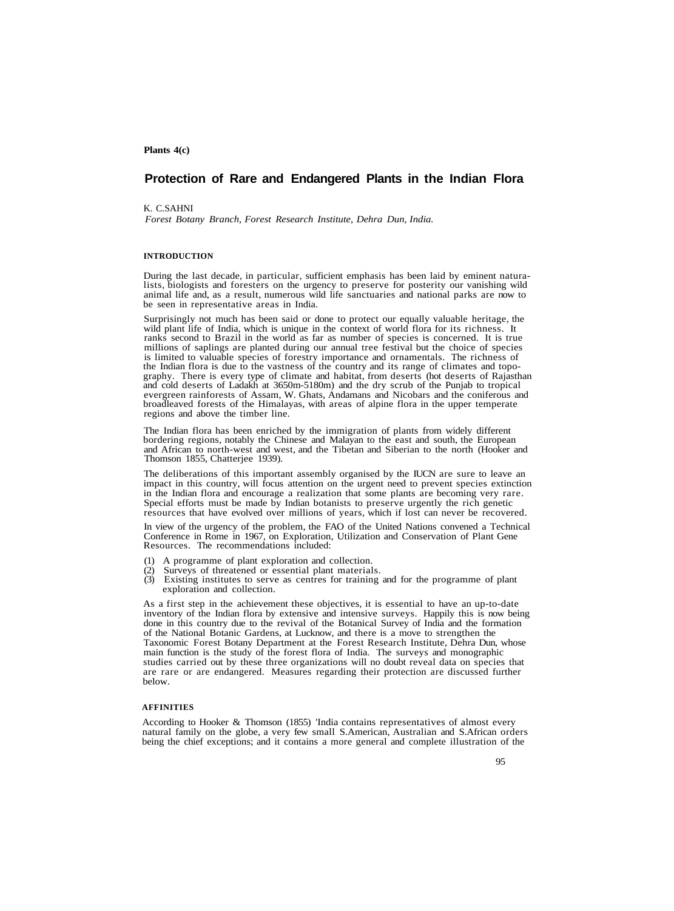Plants 4(c)

# Protection of Rare and Endangered Plants in the Indian Flora

K. C.SAHNI

*Forest Botany Branch, Forest Research Institute, Dehra Dun, India.*

## INTRODUCTION

During the last decade, in particular, sufficient emphasis has been laid by eminent naturalists, biologists and foresters on the urgency to preserve for posterity our vanishing wild animal life and, as a result, numerous wild life sanctuaries and national parks are now to be seen in representative areas in India.

Surprisingly not much has been said or done to protect our equally valuable heritage, the wild plant life of India, which is unique in the context of world flora for its richness. It ranks second to Brazil in the world as far as number of species is concerned. It is true millions of saplings are planted during our annual tree festival but the choice of species is limited to valuable species of forestry importance and ornamentals. The richness of the Indian flora is due to the vastness of the country and its range of climates and topography. There is every type of climate and habitat, from deserts (hot deserts of Rajasthan and cold deserts of Ladakh at 3650m-5180m) and the dry scrub of the Punjab to tropical evergreen rainforests of Assam, W. Ghats, Andamans and Nicobars and the coniferous and broadleaved forests of the Himalayas, with areas of alpine flora in the upper temperate regions and above the timber line.

The Indian flora has been enriched by the immigration of plants from widely different bordering regions, notably the Chinese and Malayan to the east and south, the European and African to north-west and west, and the Tibetan and Siberian to the north (Hooker and Thomson 1855, Chatterjee 1939).

The deliberations of this important assembly organised by the IUCN are sure to leave an impact in this country, will focus attention on the urgent need to prevent species extinction in the Indian flora and encourage a realization that some plants are becoming very rare. Special efforts must be made by Indian botanists to preserve urgently the rich genetic resources that have evolved over millions of years, which if lost can never be recovered.

In view of the urgency of the problem, the FAO of the United Nations convened a Technical Conference in Rome in 1967, on Exploration, Utilization and Conservation of Plant Gene Resources. The recommendations included:

(1) A programme of plant exploration and collection.
(2) Surveys of threatened or essential plant materials.
(3) Existing institutes to serve as centres for training and for the programme of plant exploration and collection.

As a first step in the achievement these objectives, it is essential to have an up-to-date inventory of the Indian flora by extensive and intensive surveys. Happily this is now being done in this country due to the revival of the Botanical Survey of India and the formation of the National Botanic Gardens, at Lucknow, and there is a move to strengthen the Taxonomic Forest Botany Department at the Forest Research Institute, Dehra Dun, whose main function is the study of the forest flora of India. The surveys and monographic studies carried out by these three organizations will no doubt reveal data on species that are rare or are endangered. Measures regarding their protection are discussed further below.

## AFFINITIES

According to Hooker & Thomson (1855) 'India contains representatives of almost every natural family on the globe, a very few small S.American, Australian and S.African orders being the chief exceptions; and it contains a more general and complete illustration of the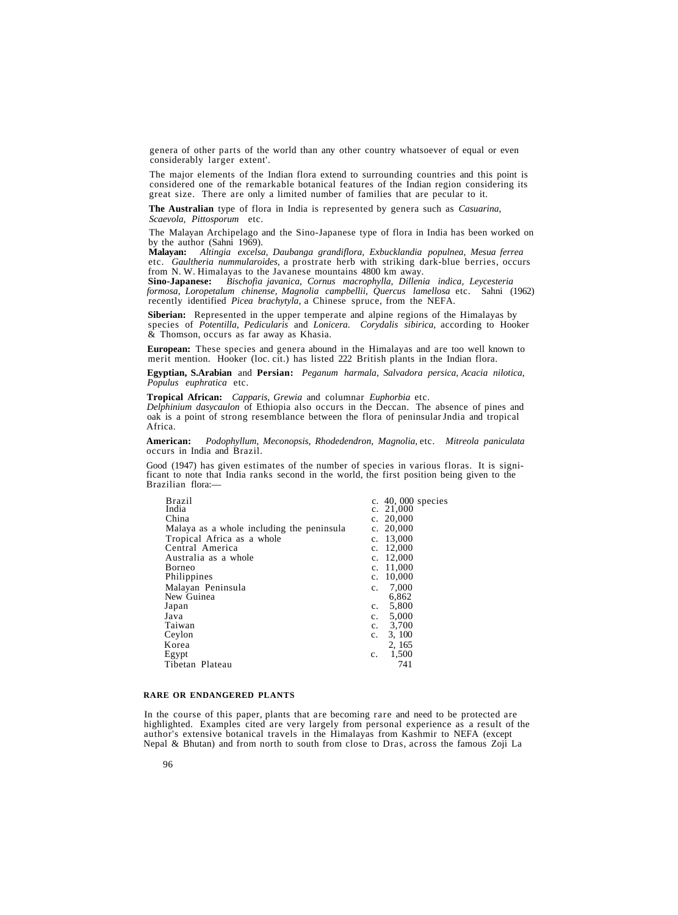genera of other parts of the world than any other country whatsoever of equal or even considerably larger extent'.

The major elements of the Indian flora extend to surrounding countries and this point is considered one of the remarkable botanical features of the Indian region considering its great size. There are only a limited number of families that are pecular to it.

**The Australian** type of flora in India is represented by genera such as *Casuarina, Scaevola, Pittosporum* etc.

The Malayan Archipelago and the Sino-Japanese type of flora in India has been worked on by the author (Sahni 1969).
**Malayan:** *Altingia excelsa, Daubanga grandiflora, Exbucklandia populnea, Mesua ferrea* etc. *Gaultheria nummularoides,* a prostrate herb with striking dark-blue berries, occurs from N. W. Himalayas to the Javanese mountains 4800 km away.
**Sino-Japanese:** *Bischofia javanica, Cornus macrophylla, Dillenia indica, Leycesteria formosa, Loropetalum chinense, Magnolia campbellii, Quercus lamellosa* etc. Sahni (1962) recently identified *Picea brachytyla,* a Chinese spruce, from the NEFA.

**Siberian:** Represented in the upper temperate and alpine regions of the Himalayas by species of *Potentilla, Pedicularis* and *Lonicera. Corydalis sibirica,* according to Hooker & Thomson, occurs as far away as Khasia.

**European:** These species and genera abound in the Himalayas and are too well known to merit mention. Hooker (loc. cit.) has listed 222 British plants in the Indian flora.

**Egyptian, S.Arabian** and **Persian:** *Peganum harmala, Salvadora persica, Acacia nilotica, Populus euphratica* etc.

**Tropical African:** *Capparis, Grewia* and columnar *Euphorbia* etc.
*Delphinium dasycaulon* of Ethiopia also occurs in the Deccan. The absence of pines and oak is a point of strong resemblance between the flora of peninsular Jndia and tropical Africa.

**American:** *Podophyllum, Meconopsis, Rhodedendron, Magnolia,* etc. *Mitreola paniculata* occurs in India and Brazil.

Good (1947) has given estimates of the number of species in various floras. It is significant to note that India ranks second in the world, the first position being given to the Brazilian flora:—

| | |
|---|---|
| Brazil | c. 40, 000 species |
| India | c. 21,000 |
| China | c. 20,000 |
| Malaya as a whole including the peninsula | c. 20,000 |
| Tropical Africa as a whole | c. 13,000 |
| Central America | c. 12,000 |
| Australia as a whole | c. 12,000 |
| Borneo | c. 11,000 |
| Philippines | c. 10,000 |
| Malayan Peninsula | c. 7,000 |
| New Guinea | 6,862 |
| Japan | c. 5,800 |
| Java | c. 5,000 |
| Taiwan | c. 3,700 |
| Ceylon | c. 3, 100 |
| Korea | 2, 165 |
| Egypt | c. 1,500 |
| Tibetan Plateau | 741 |

## RARE OR ENDANGERED PLANTS

In the course of this paper, plants that are becoming rare and need to be protected are highlighted. Examples cited are very largely from personal experience as a result of the author's extensive botanical travels in the Himalayas from Kashmir to NEFA (except Nepal & Bhutan) and from north to south from close to Dras, across the famous Zoji La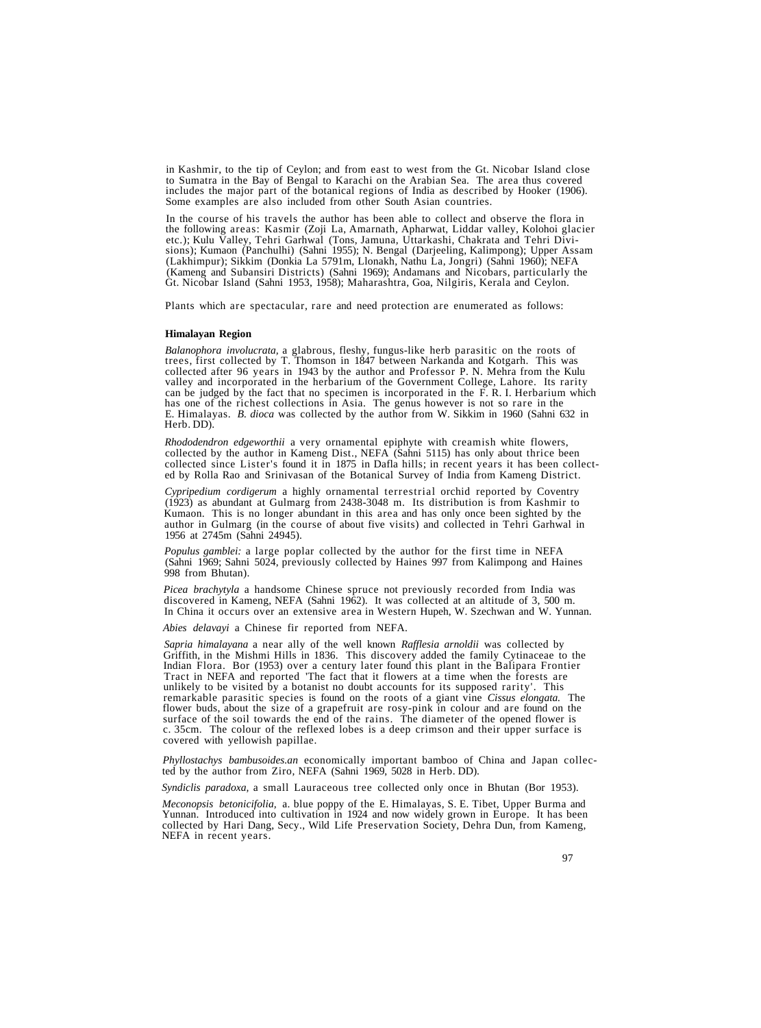in Kashmir, to the tip of Ceylon; and from east to west from the Gt. Nicobar Island close to Sumatra in the Bay of Bengal to Karachi on the Arabian Sea. The area thus covered includes the major part of the botanical regions of India as described by Hooker (1906). Some examples are also included from other South Asian countries.

In the course of his travels the author has been able to collect and observe the flora in the following areas: Kasmir (Zoji La, Amarnath, Apharwat, Liddar valley, Kolohoi glacier etc.); Kulu Valley, Tehri Garhwal (Tons, Jamuna, Uttarkashi, Chakrata and Tehri Divisions); Kumaon (Panchulhi) (Sahni 1955); N. Bengal (Darjeeling, Kalimpong); Upper Assam (Lakhimpur); Sikkim (Donkia La 5791m, Llonakh, Nathu La, Jongri) (Sahni 1960); NEFA (Kameng and Subansiri Districts) (Sahni 1969); Andamans and Nicobars, particularly the Gt. Nicobar Island (Sahni 1953, 1958); Maharashtra, Goa, Nilgiris, Kerala and Ceylon.

Plants which are spectacular, rare and need protection are enumerated as follows:

**Himalayan Region**

*Balanophora involucrata*, a glabrous, fleshy, fungus-like herb parasitic on the roots of trees, first collected by T. Thomson in 1847 between Narkanda and Kotgarh. This was collected after 96 years in 1943 by the author and Professor P. N. Mehra from the Kulu valley and incorporated in the herbarium of the Government College, Lahore. Its rarity can be judged by the fact that no specimen is incorporated in the F. R. I. Herbarium which has one of the richest collections in Asia. The genus however is not so rare in the E. Himalayas. *B. dioca* was collected by the author from W. Sikkim in 1960 (Sahni 632 in Herb. DD).

*Rhododendron edgeworthii* a very ornamental epiphyte with creamish white flowers, collected by the author in Kameng Dist., NEFA (Sahni 5115) has only about thrice been collected since Lister's found it in 1875 in Dafla hills; in recent years it has been collected by Rolla Rao and Srinivasan of the Botanical Survey of India from Kameng District.

*Cypripedium cordigerum* a highly ornamental terrestrial orchid reported by Coventry (1923) as abundant at Gulmarg from 2438-3048 m. Its distribution is from Kashmir to Kumaon. This is no longer abundant in this area and has only once been sighted by the author in Gulmarg (in the course of about five visits) and collected in Tehri Garhwal in 1956 at 2745m (Sahni 24945).

*Populus gamblei:* a large poplar collected by the author for the first time in NEFA (Sahni 1969; Sahni 5024, previously collected by Haines 997 from Kalimpong and Haines 998 from Bhutan).

*Picea brachytyla* a handsome Chinese spruce not previously recorded from India was discovered in Kameng, NEFA (Sahni 1962). It was collected at an altitude of 3, 500 m. In China it occurs over an extensive area in Western Hupeh, W. Szechwan and W. Yunnan.

*Abies delavayi* a Chinese fir reported from NEFA.

*Sapria himalayana* a near ally of the well known *Rafflesia arnoldii* was collected by Griffith, in the Mishmi Hills in 1836. This discovery added the family Cytinaceae to the Indian Flora. Bor (1953) over a century later found this plant in the Balipara Frontier Tract in NEFA and reported 'The fact that it flowers at a time when the forests are unlikely to be visited by a botanist no doubt accounts for its supposed rarity'. This remarkable parasitic species is found on the roots of a giant vine *Cissus elongata.* The flower buds, about the size of a grapefruit are rosy-pink in colour and are found on the surface of the soil towards the end of the rains. The diameter of the opened flower is c. 35cm. The colour of the reflexed lobes is a deep crimson and their upper surface is covered with yellowish papillae.

*Phyllostachys bambusoides.an* economically important bamboo of China and Japan collected by the author from Ziro, NEFA (Sahni 1969, 5028 in Herb. DD).

*Syndiclis paradoxa*, a small Lauraceous tree collected only once in Bhutan (Bor 1953).

*Meconopsis betonicifolia*, a. blue poppy of the E. Himalayas, S. E. Tibet, Upper Burma and Yunnan. Introduced into cultivation in 1924 and now widely grown in Europe. It has been collected by Hari Dang, Secy., Wild Life Preservation Society, Dehra Dun, from Kameng, NEFA in recent years.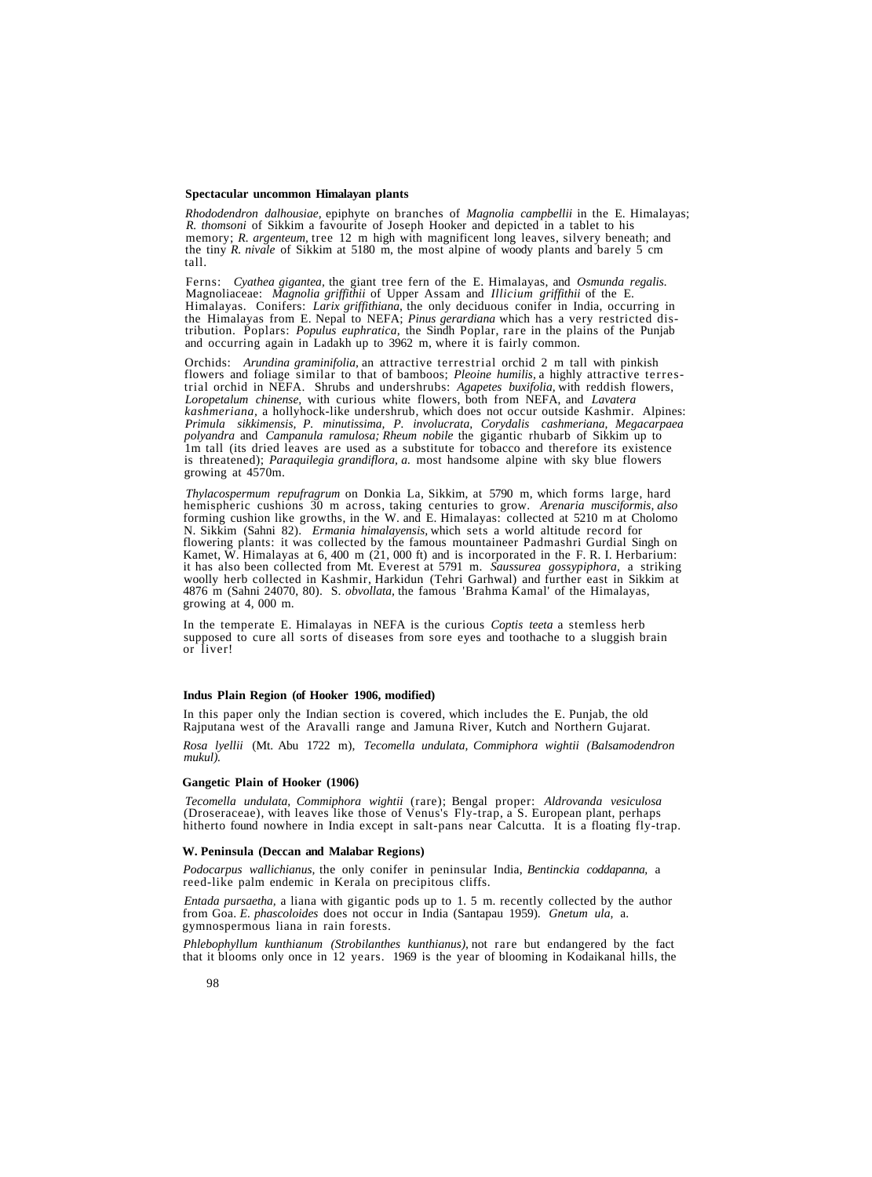**Spectacular uncommon Himalayan plants**

*Rhododendron dalhousiae,* epiphyte on branches of *Magnolia campbellii* in the E. Himalayas; *R. thomsoni* of Sikkim a favourite of Joseph Hooker and depicted in a tablet to his memory; *R. argenteum,* tree 12 m high with magnificent long leaves, silvery beneath; and the tiny *R. nivale* of Sikkim at 5180 m, the most alpine of woody plants and barely 5 cm tall.

Ferns: *Cyathea gigantea,* the giant tree fern of the E. Himalayas, and *Osmunda regalis.* Magnoliaceae: *Magnolia griffithii* of Upper Assam and *Illicium griffithii* of the E. Himalayas. Conifers: *Larix griffithiana,* the only deciduous conifer in India, occurring in the Himalayas from E. Nepal to NEFA; *Pinus gerardiana* which has a very restricted distribution. Poplars: *Populus euphratica,* the Sindh Poplar, rare in the plains of the Punjab and occurring again in Ladakh up to 3962 m, where it is fairly common.

Orchids: *Arundina graminifolia,* an attractive terrestrial orchid 2 m tall with pinkish flowers and foliage similar to that of bamboos; *Pleoine humilis,* a highly attractive terrestrial orchid in NEFA. Shrubs and undershrubs: *Agapetes buxifolia,* with reddish flowers, *Loropetalum chinense,* with curious white flowers, both from NEFA, and *Lavatera kashmeriana,* a hollyhock-like undershrub, which does not occur outside Kashmir. Alpines: *Primula sikkimensis, P. minutissima, P. involucrata, Corydalis cashmeriana, Megacarpaea polyandra* and *Campanula ramulosa; Rheum nobile* the gigantic rhubarb of Sikkim up to 1m tall (its dried leaves are used as a substitute for tobacco and therefore its existence is threatened); *Paraquilegia grandiflora, a.* most handsome alpine with sky blue flowers growing at 4570m.

*Thylacospermum repufragrum* on Donkia La, Sikkim, at 5790 m, which forms large, hard hemispheric cushions 30 m across, taking centuries to grow. *Arenaria musciformis, also* forming cushion like growths, in the W. and E. Himalayas: collected at 5210 m at Cholomo N. Sikkim (Sahni 82). *Ermania himalayensis,* which sets a world altitude record for flowering plants: it was collected by the famous mountaineer Padmashri Gurdial Singh on Kamet, W. Himalayas at 6, 400 m (21, 000 ft) and is incorporated in the F. R. I. Herbarium: it has also been collected from Mt. Everest at 5791 m. *Saussurea gossypiphora,* a striking woolly herb collected in Kashmir, Harkidun (Tehri Garhwal) and further east in Sikkim at 4876 m (Sahni 24070, 80). S. *obvollata,* the famous 'Brahma Kamal' of the Himalayas, growing at 4, 000 m.

In the temperate E. Himalayas in NEFA is the curious *Coptis teeta* a stemless herb supposed to cure all sorts of diseases from sore eyes and toothache to a sluggish brain or liver!

**Indus Plain Region (of Hooker 1906, modified)**

In this paper only the Indian section is covered, which includes the E. Punjab, the old Rajputana west of the Aravalli range and Jamuna River, Kutch and Northern Gujarat.

*Rosa lyellii* (Mt. Abu 1722 m), *Tecomella undulata, Commiphora wightii (Balsamodendron mukul).*

**Gangetic Plain of Hooker (1906)**

*Tecomella undulata, Commiphora wightii* (rare); Bengal proper: *Aldrovanda vesiculosa* (Droseraceae), with leaves like those of Venus's Fly-trap, a S. European plant, perhaps hitherto found nowhere in India except in salt-pans near Calcutta. It is a floating fly-trap.

**W. Peninsula (Deccan and Malabar Regions)**

*Podocarpus wallichianus,* the only conifer in peninsular India, *Bentinckia coddapanna,* a reed-like palm endemic in Kerala on precipitous cliffs.

*Entada pursaetha,* a liana with gigantic pods up to 1. 5 m. recently collected by the author from Goa. *E. phascoloides* does not occur in India (Santapau 1959). *Gnetum ula,* a. gymnospermous liana in rain forests.

*Phlebophyllum kunthianum (Strobilanthes kunthianus),* not rare but endangered by the fact that it blooms only once in 12 years. 1969 is the year of blooming in Kodaikanal hills, the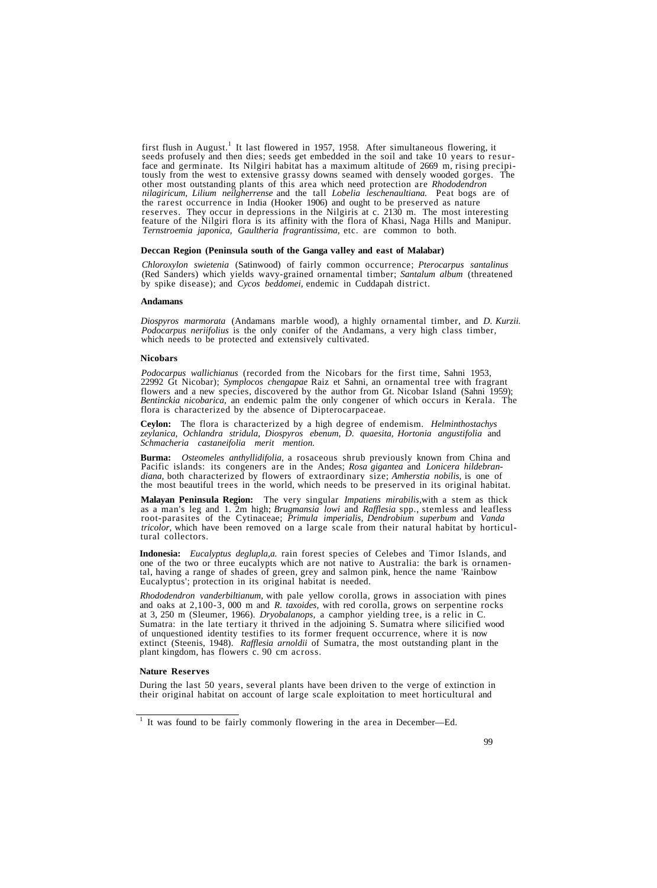first flush in August.[1] It last flowered in 1957, 1958. After simultaneous flowering, it seeds profusely and then dies; seeds get embedded in the soil and take 10 years to resurface and germinate. Its Nilgiri habitat has a maximum altitude of 2669 m, rising precipitously from the west to extensive grassy downs seamed with densely wooded gorges. The other most outstanding plants of this area which need protection are *Rhododendron nilagiricum, Lilium neilgherrense* and the tall *Lobelia leschenaultiana.* Peat bogs are of the rarest occurrence in India (Hooker 1906) and ought to be preserved as nature reserves. They occur in depressions in the Nilgiris at c. 2130 m. The most interesting feature of the Nilgiri flora is its affinity with the flora of Khasi, Naga Hills and Manipur. *Ternstroemia japonica, Gaultheria fragrantissima,* etc. are common to both.

**Deccan Region (Peninsula south of the Ganga valley and east of Malabar)**

*Chloroxylon swietenia* (Satinwood) of fairly common occurrence; *Pterocarpus santalinus* (Red Sanders) which yields wavy-grained ornamental timber; *Santalum album* (threatened by spike disease); and *Cycos beddomei,* endemic in Cuddapah district.

**Andamans**

*Diospyros marmorata* (Andamans marble wood), a highly ornamental timber, and *D. Kurzii. Podocarpus neriifolius* is the only conifer of the Andamans, a very high class timber, which needs to be protected and extensively cultivated.

**Nicobars**

*Podocarpus wallichianus* (recorded from the Nicobars for the first time, Sahni 1953, 22992 Gt Nicobar); *Symplocos chengapae* Raiz et Sahni, an ornamental tree with fragrant flowers and a new species, discovered by the author from Gt. Nicobar Island (Sahni 1959); *Bentinckia nicobarica,* an endemic palm the only congener of which occurs in Kerala. The flora is characterized by the absence of Dipterocarpaceae.

**Ceylon:** The flora is characterized by a high degree of endemism. *Helminthostachys zeylanica, Ochlandra stridula, Diospyros ebenum, D. quaesita, Hortonia angustifolia* and *Schmacheria castaneifolia merit mention.*

**Burma:** *Osteomeles anthyllidifolia,* a rosaceous shrub previously known from China and Pacific islands: its congeners are in the Andes; *Rosa gigantea* and *Lonicera hildebrandiana,* both characterized by flowers of extraordinary size; *Amherstia nobilis,* is one of the most beautiful trees in the world, which needs to be preserved in its original habitat.

**Malayan Peninsula Region:** The very singular *Impatiens mirabilis,*with a stem as thick as a man's leg and 1. 2m high; *Brugmansia lowi* and *Rafflesia* spp., stemless and leafless root-parasites of the Cytinaceae; *Primula imperialis, Dendrobium superbum* and *Vanda tricolor,* which have been removed on a large scale from their natural habitat by horticultural collectors.

**Indonesia:** *Eucalyptus deglupla,a.* rain forest species of Celebes and Timor Islands, and one of the two or three eucalypts which are not native to Australia: the bark is ornamental, having a range of shades of green, grey and salmon pink, hence the name 'Rainbow Eucalyptus'; protection in its original habitat is needed.

*Rhododendron vanderbiltianum,* with pale yellow corolla, grows in association with pines and oaks at 2,100-3, 000 m and *R. taxoides,* with red corolla, grows on serpentine rocks at 3, 250 m (Sleumer, 1966). *Dryobalanops,* a camphor yielding tree, is a relic in C. Sumatra: in the late tertiary it thrived in the adjoining S. Sumatra where silicified wood of unquestioned identity testifies to its former frequent occurrence, where it is now extinct (Steenis, 1948). *Rafflesia arnoldii* of Sumatra, the most outstanding plant in the plant kingdom, has flowers c. 90 cm across.

**Nature Reserves**

During the last 50 years, several plants have been driven to the verge of extinction in their original habitat on account of large scale exploitation to meet horticultural and

[1] It was found to be fairly commonly flowering in the area in December—Ed.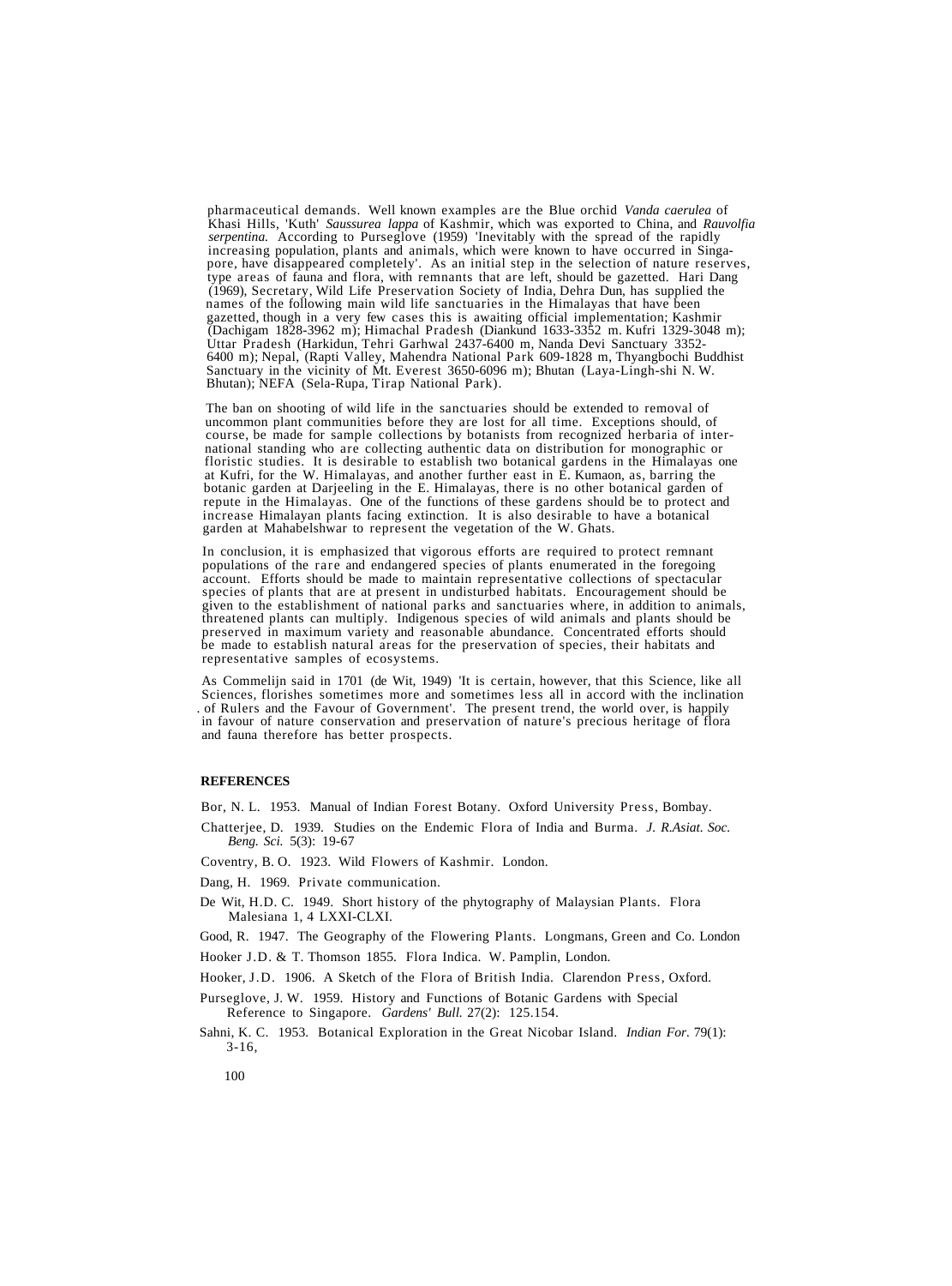pharmaceutical demands. Well known examples are the Blue orchid *Vanda caerulea* of Khasi Hills, 'Kuth' *Saussurea lappa* of Kashmir, which was exported to China, and *Rauvolfia serpentina.* According to Purseglove (1959) 'Inevitably with the spread of the rapidly increasing population, plants and animals, which were known to have occurred in Singapore, have disappeared completely'. As an initial step in the selection of nature reserves, type areas of fauna and flora, with remnants that are left, should be gazetted. Hari Dang (1969), Secretary, Wild Life Preservation Society of India, Dehra Dun, has supplied the names of the following main wild life sanctuaries in the Himalayas that have been gazetted, though in a very few cases this is awaiting official implementation; Kashmir (Dachigam 1828-3962 m); Himachal Pradesh (Diankund 1633-3352 m. Kufri 1329-3048 m); Uttar Pradesh (Harkidun, Tehri Garhwal 2437-6400 m, Nanda Devi Sanctuary 3352-6400 m); Nepal, (Rapti Valley, Mahendra National Park 609-1828 m, Thyangbochi Buddhist Sanctuary in the vicinity of Mt. Everest 3650-6096 m); Bhutan (Laya-Lingh-shi N. W. Bhutan); NEFA (Sela-Rupa, Tirap National Park).

The ban on shooting of wild life in the sanctuaries should be extended to removal of uncommon plant communities before they are lost for all time. Exceptions should, of course, be made for sample collections by botanists from recognized herbaria of international standing who are collecting authentic data on distribution for monographic or floristic studies. It is desirable to establish two botanical gardens in the Himalayas one at Kufri, for the W. Himalayas, and another further east in E. Kumaon, as, barring the botanic garden at Darjeeling in the E. Himalayas, there is no other botanical garden of repute in the Himalayas. One of the functions of these gardens should be to protect and increase Himalayan plants facing extinction. It is also desirable to have a botanical garden at Mahabelshwar to represent the vegetation of the W. Ghats.

In conclusion, it is emphasized that vigorous efforts are required to protect remnant populations of the rare and endangered species of plants enumerated in the foregoing account. Efforts should be made to maintain representative collections of spectacular species of plants that are at present in undisturbed habitats. Encouragement should be given to the establishment of national parks and sanctuaries where, in addition to animals, threatened plants can multiply. Indigenous species of wild animals and plants should be preserved in maximum variety and reasonable abundance. Concentrated efforts should be made to establish natural areas for the preservation of species, their habitats and representative samples of ecosystems.

As Commelijn said in 1701 (de Wit, 1949) 'It is certain, however, that this Science, like all Sciences, florishes sometimes more and sometimes less all in accord with the inclination of Rulers and the Favour of Government'. The present trend, the world over, is happily in favour of nature conservation and preservation of nature's precious heritage of flora and fauna therefore has better prospects.

## REFERENCES

Bor, N. L. 1953. Manual of Indian Forest Botany. Oxford University Press, Bombay.

Chatterjee, D. 1939. Studies on the Endemic Flora of India and Burma. *J. R.Asiat. Soc. Beng. Sci.* 5(3): 19-67

Coventry, B. O. 1923. Wild Flowers of Kashmir. London.

Dang, H. 1969. Private communication.

De Wit, H.D. C. 1949. Short history of the phytography of Malaysian Plants. Flora Malesiana 1, 4 LXXI-CLXI.

Good, R. 1947. The Geography of the Flowering Plants. Longmans, Green and Co. London

Hooker J.D. & T. Thomson 1855. Flora Indica. W. Pamplin, London.

Hooker, J.D. 1906. A Sketch of the Flora of British India. Clarendon Press, Oxford.

Purseglove, J. W. 1959. History and Functions of Botanic Gardens with Special Reference to Singapore. *Gardens' Bull.* 27(2): 125.154.

Sahni, K. C. 1953. Botanical Exploration in the Great Nicobar Island. *Indian For.* 79(1): 3-16,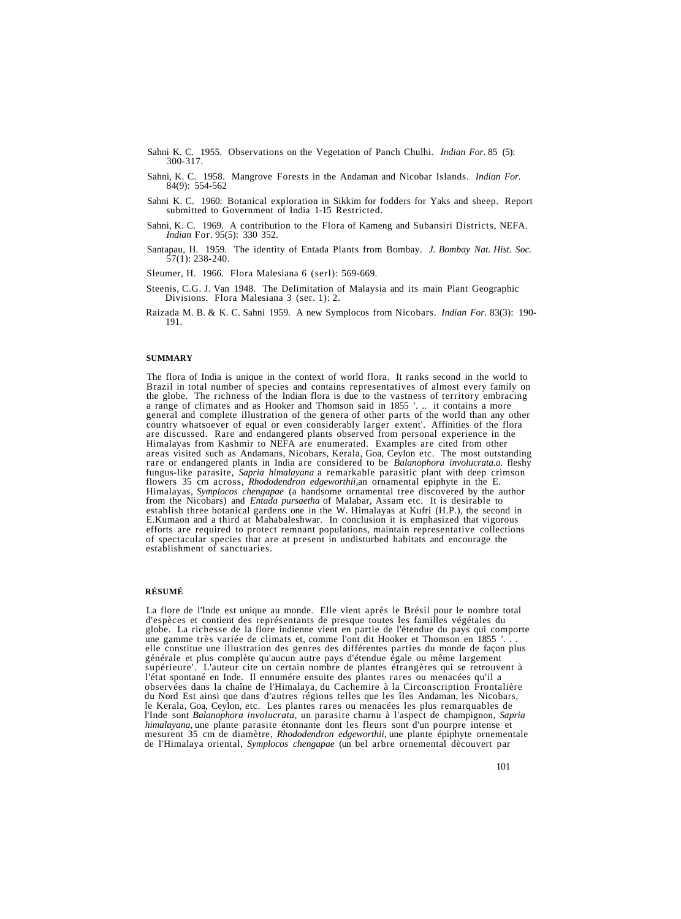Sahni K. C. 1955. Observations on the Vegetation of Panch Chulhi. *Indian For.* 85 (5): 300-317.

Sahni, K. C. 1958. Mangrove Forests in the Andaman and Nicobar Islands. *Indian For.* 84(9): 554-562

Sahni K. C. 1960: Botanical exploration in Sikkim for fodders for Yaks and sheep. Report submitted to Government of India 1-15 Restricted.

Sahni, K. C. 1969. A contribution to the Flora of Kameng and Subansiri Districts, NEFA. *Indian* For. 95(5): 330 352.

Santapau, H. 1959. The identity of Entada Plants from Bombay. *J. Bombay Nat. Hist. Soc.* 57(1): 238-240.

Sleumer, H. 1966. Flora Malesiana 6 (serl): 569-669.

Steenis, C.G. J. Van 1948. The Delimitation of Malaysia and its main Plant Geographic Divisions. Flora Malesiana 3 (ser. 1): 2.

Raizada M. B. & K. C. Sahni 1959. A new Symplocos from Nicobars. *Indian For.* 83(3): 190-191.

**SUMMARY**

The flora of India is unique in the context of world flora. It ranks second in the world to Brazil in total number of species and contains representatives of almost every family on the globe. The richness of the Indian flora is due to the vastness of territory embracing a range of climates and as Hooker and Thomson said in 1855 '. .. it contains a more general and complete illustration of the genera of other parts of the world than any other country whatsoever of equal or even considerably larger extent'. Affinities of the flora are discussed. Rare and endangered plants observed from personal experience in the Himalayas from Kashmir to NEFA are enumerated. Examples are cited from other areas visited such as Andamans, Nicobars, Kerala, Goa, Ceylon etc. The most outstanding rare or endangered plants in India are considered to be *Balanophora involucrata.a.* fleshy fungus-like parasite, *Sapria himalayana* a remarkable parasitic plant with deep crimson flowers 35 cm across, *Rhododendron edgeworthii,*an ornamental epiphyte in the E. Himalayas, *Symplocos chengapae* (a handsome ornamental tree discovered by the author from the Nicobars) and *Entada pursaetha* of Malabar, Assam etc. It is desirable to establish three botanical gardens one in the W. Himalayas at Kufri (H.P.), the second in E.Kumaon and a third at Mahabaleshwar. In conclusion it is emphasized that vigorous efforts are required to protect remnant populations, maintain representative collections of spectacular species that are at present in undisturbed habitats and encourage the establishment of sanctuaries.

**RÉSUMÉ**

La flore de l'Inde est unique au monde. Elle vient aprés le Brésil pour le nombre total d'espèces et contient des représentants de presque toutes les familles végétales du globe. La richesse de la flore indienne vient en partie de l'étendue du pays qui comporte une gamme très variée de climats et, comme l'ont dit Hooker et Thomson en 1855 '. . . elle constitue une illustration des genres des différentes parties du monde de façon plus générale et plus complète qu'aucun autre pays d'étendue égale ou même largement supérieure'. L'auteur cite un certain nombre de plantes étrangères qui se retrouvent à l'état spontané en Inde. Il ennumére ensuite des plantes rares ou menacées qu'il a observées dans la chaîne de l'Himalaya, du Cachemire à la Circonscription Frontalière du Nord Est ainsi que dans d'autres régions telles que les îles Andaman, les Nicobars, le Kerala, Goa, Ceylon, etc. Les plantes rares ou menacées les plus remarquables de l'Inde sont *Balanophora involucrata,* un parasite charnu à l'aspect de champignon, *Sapria himalayana,* une plante parasite étonnante dont les fleurs sont d'un pourpre intense et mesurent 35 cm de diamètre, *Rhododendron edgeworthii,* une plante épiphyte ornementale de l'Himalaya oriental, *Symplocos chengapae* (un bel arbre ornemental dècouvert par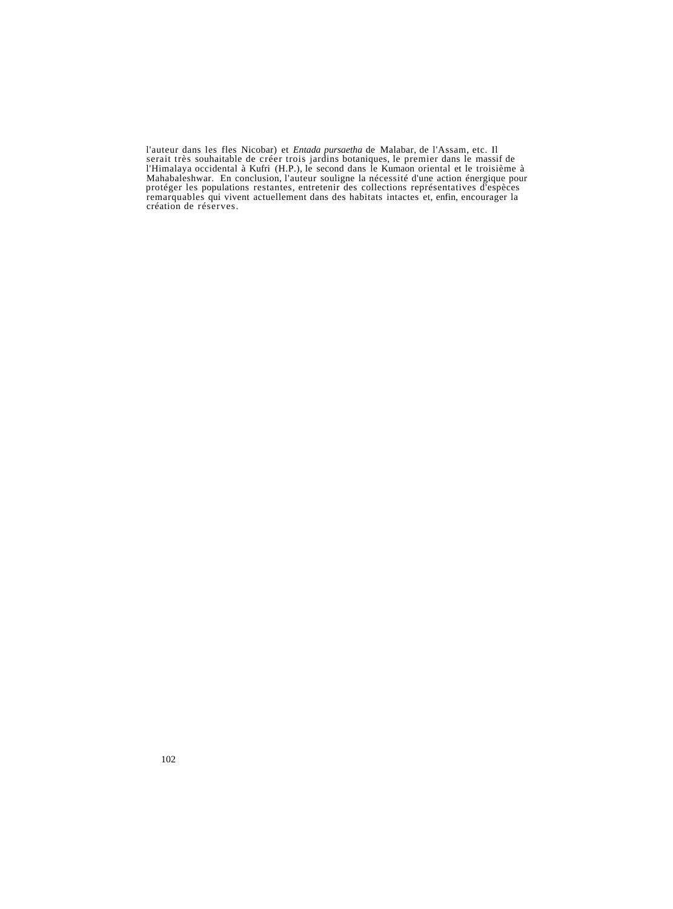l'auteur dans les fles Nicobar) et *Entada pursaetha* de Malabar, de l'Assam, etc. Il serait très souhaitable de créer trois jardins botaniques, le premier dans le massif de l'Himalaya occidental à Kufri (H.P.), le second dans le Kumaon oriental et le troisième à Mahabaleshwar. En conclusion, l'auteur souligne la nécessité d'une action énergique pour protéger les populations restantes, entretenir des collections représentatives d'espèces remarquables qui vivent actuellement dans des habitats intactes et, enfin, encourager la création de réserves.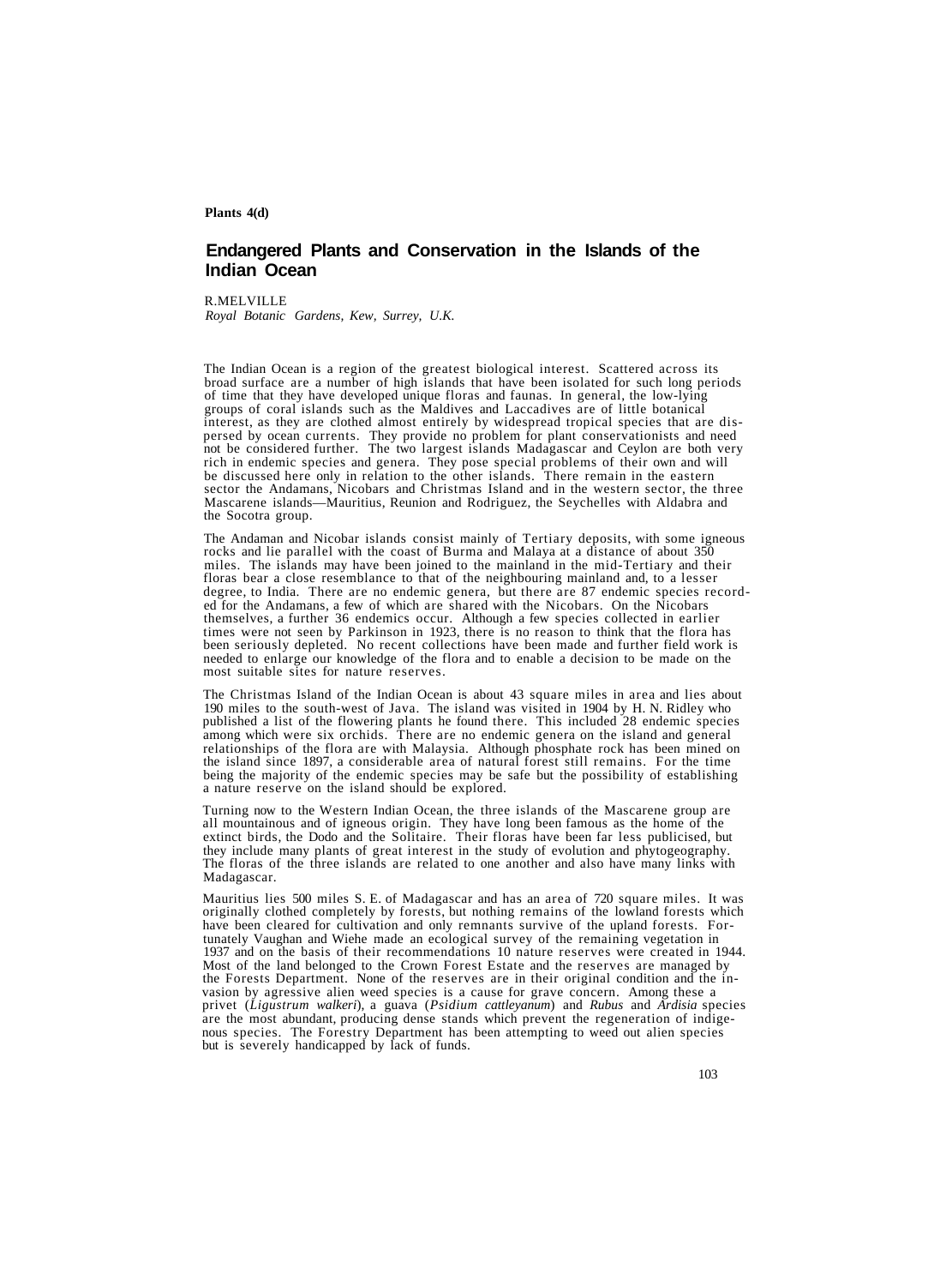Plants 4(d)

# Endangered Plants and Conservation in the Islands of the Indian Ocean

R.MELVILLE
*Royal Botanic Gardens, Kew, Surrey, U.K.*

The Indian Ocean is a region of the greatest biological interest. Scattered across its broad surface are a number of high islands that have been isolated for such long periods of time that they have developed unique floras and faunas. In general, the low-lying groups of coral islands such as the Maldives and Laccadives are of little botanical interest, as they are clothed almost entirely by widespread tropical species that are dispersed by ocean currents. They provide no problem for plant conservationists and need not be considered further. The two largest islands Madagascar and Ceylon are both very rich in endemic species and genera. They pose special problems of their own and will be discussed here only in relation to the other islands. There remain in the eastern sector the Andamans, Nicobars and Christmas Island and in the western sector, the three Mascarene islands—Mauritius, Reunion and Rodriguez, the Seychelles with Aldabra and the Socotra group.

The Andaman and Nicobar islands consist mainly of Tertiary deposits, with some igneous rocks and lie parallel with the coast of Burma and Malaya at a distance of about 350 miles. The islands may have been joined to the mainland in the mid-Tertiary and their floras bear a close resemblance to that of the neighbouring mainland and, to a lesser degree, to India. There are no endemic genera, but there are 87 endemic species recorded for the Andamans, a few of which are shared with the Nicobars. On the Nicobars themselves, a further 36 endemics occur. Although a few species collected in earlier times were not seen by Parkinson in 1923, there is no reason to think that the flora has been seriously depleted. No recent collections have been made and further field work is needed to enlarge our knowledge of the flora and to enable a decision to be made on the most suitable sites for nature reserves.

The Christmas Island of the Indian Ocean is about 43 square miles in area and lies about 190 miles to the south-west of Java. The island was visited in 1904 by H. N. Ridley who published a list of the flowering plants he found there. This included 28 endemic species among which were six orchids. There are no endemic genera on the island and general relationships of the flora are with Malaysia. Although phosphate rock has been mined on the island since 1897, a considerable area of natural forest still remains. For the time being the majority of the endemic species may be safe but the possibility of establishing a nature reserve on the island should be explored.

Turning now to the Western Indian Ocean, the three islands of the Mascarene group are all mountainous and of igneous origin. They have long been famous as the home of the extinct birds, the Dodo and the Solitaire. Their floras have been far less publicised, but they include many plants of great interest in the study of evolution and phytogeography. The floras of the three islands are related to one another and also have many links with Madagascar.

Mauritius lies 500 miles S. E. of Madagascar and has an area of 720 square miles. It was originally clothed completely by forests, but nothing remains of the lowland forests which have been cleared for cultivation and only remnants survive of the upland forests. Fortunately Vaughan and Wiehe made an ecological survey of the remaining vegetation in 1937 and on the basis of their recommendations 10 nature reserves were created in 1944. Most of the land belonged to the Crown Forest Estate and the reserves are managed by the Forests Department. None of the reserves are in their original condition and the invasion by agressive alien weed species is a cause for grave concern. Among these a privet (*Ligustrum walkeri*), a guava (*Psidium cattleyanum*) and *Rubus* and *Ardisia* species are the most abundant, producing dense stands which prevent the regeneration of indigenous species. The Forestry Department has been attempting to weed out alien species but is severely handicapped by lack of funds.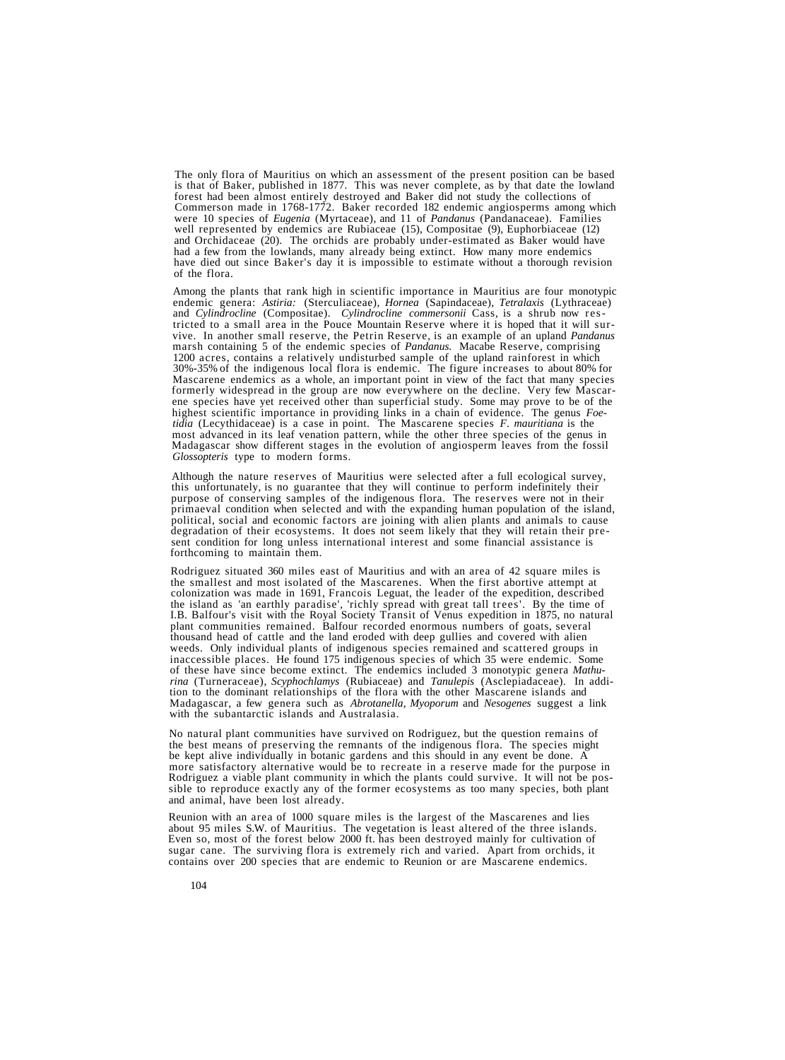The only flora of Mauritius on which an assessment of the present position can be based is that of Baker, published in 1877. This was never complete, as by that date the lowland forest had been almost entirely destroyed and Baker did not study the collections of Commerson made in 1768-1772. Baker recorded 182 endemic angiosperms among which were 10 species of *Eugenia* (Myrtaceae), and 11 of *Pandanus* (Pandanaceae). Families well represented by endemics are Rubiaceae (15), Compositae (9), Euphorbiaceae (12) and Orchidaceae (20). The orchids are probably under-estimated as Baker would have had a few from the lowlands, many already being extinct. How many more endemics have died out since Baker's day it is impossible to estimate without a thorough revision of the flora.

Among the plants that rank high in scientific importance in Mauritius are four monotypic endemic genera: *Astiria:* (Sterculiaceae), *Hornea* (Sapindaceae), *Tetralaxis* (Lythraceae) and *Cylindrocline* (Compositae). *Cylindrocline commersonii* Cass, is a shrub now restricted to a small area in the Pouce Mountain Reserve where it is hoped that it will survive. In another small reserve, the Petrin Reserve, is an example of an upland *Pandanus* marsh containing 5 of the endemic species of *Pandanus.* Macabe Reserve, comprising 1200 acres, contains a relatively undisturbed sample of the upland rainforest in which 30%-35% of the indigenous local flora is endemic. The figure increases to about 80% for Mascarene endemics as a whole, an important point in view of the fact that many species formerly widespread in the group are now everywhere on the decline. Very few Mascarene species have yet received other than superficial study. Some may prove to be of the highest scientific importance in providing links in a chain of evidence. The genus *Foetidia* (Lecythidaceae) is a case in point. The Mascarene species *F. mauritiana* is the most advanced in its leaf venation pattern, while the other three species of the genus in Madagascar show different stages in the evolution of angiosperm leaves from the fossil *Glossopteris* type to modern forms.

Although the nature reserves of Mauritius were selected after a full ecological survey, this unfortunately, is no guarantee that they will continue to perform indefinitely their purpose of conserving samples of the indigenous flora. The reserves were not in their primaeval condition when selected and with the expanding human population of the island, political, social and economic factors are joining with alien plants and animals to cause degradation of their ecosystems. It does not seem likely that they will retain their present condition for long unless international interest and some financial assistance is forthcoming to maintain them.

Rodriguez situated 360 miles east of Mauritius and with an area of 42 square miles is the smallest and most isolated of the Mascarenes. When the first abortive attempt at colonization was made in 1691, Francois Leguat, the leader of the expedition, described the island as 'an earthly paradise', 'richly spread with great tall trees'. By the time of I.B. Balfour's visit with the Royal Society Transit of Venus expedition in 1875, no natural plant communities remained. Balfour recorded enormous numbers of goats, several thousand head of cattle and the land eroded with deep gullies and covered with alien weeds. Only individual plants of indigenous species remained and scattered groups in inaccessible places. He found 175 indigenous species of which 35 were endemic. Some of these have since become extinct. The endemics included 3 monotypic genera *Mathurina* (Turneraceae), *Scyphochlamys* (Rubiaceae) and *Tanulepis* (Asclepiadaceae). In addition to the dominant relationships of the flora with the other Mascarene islands and Madagascar, a few genera such as *Abrotanella, Myoporum* and *Nesogenes* suggest a link with the subantarctic islands and Australasia.

No natural plant communities have survived on Rodriguez, but the question remains of the best means of preserving the remnants of the indigenous flora. The species might be kept alive individually in botanic gardens and this should in any event be done. A more satisfactory alternative would be to recreate in a reserve made for the purpose in Rodriguez a viable plant community in which the plants could survive. It will not be possible to reproduce exactly any of the former ecosystems as too many species, both plant and animal, have been lost already.

Reunion with an area of 1000 square miles is the largest of the Mascarenes and lies about 95 miles S.W. of Mauritius. The vegetation is least altered of the three islands. Even so, most of the forest below 2000 ft. has been destroyed mainly for cultivation of sugar cane. The surviving flora is extremely rich and varied. Apart from orchids, it contains over 200 species that are endemic to Reunion or are Mascarene endemics.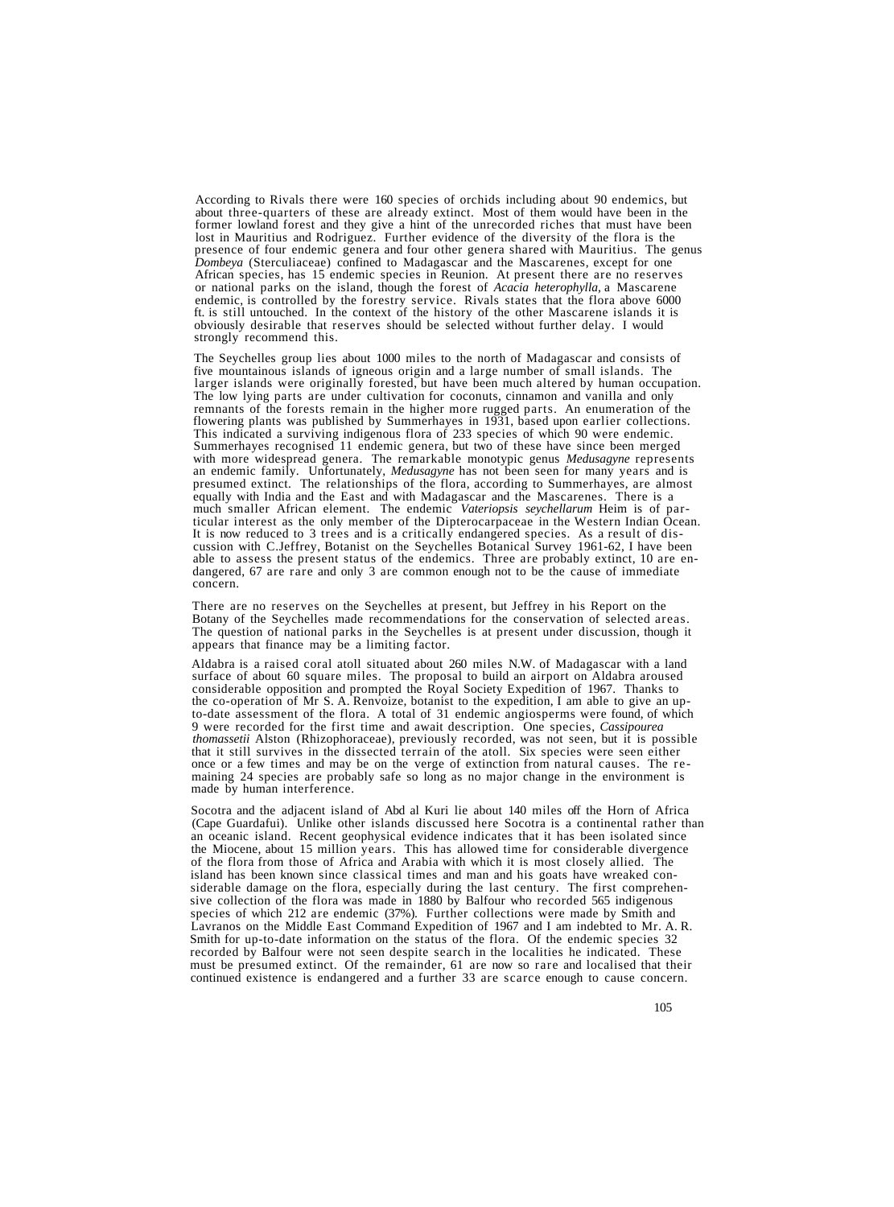According to Rivals there were 160 species of orchids including about 90 endemics, but about three-quarters of these are already extinct. Most of them would have been in the former lowland forest and they give a hint of the unrecorded riches that must have been lost in Mauritius and Rodriguez. Further evidence of the diversity of the flora is the presence of four endemic genera and four other genera shared with Mauritius. The genus *Dombeya* (Sterculiaceae) confined to Madagascar and the Mascarenes, except for one African species, has 15 endemic species in Reunion. At present there are no reserves or national parks on the island, though the forest of *Acacia heterophylla*, a Mascarene endemic, is controlled by the forestry service. Rivals states that the flora above 6000 ft. is still untouched. In the context of the history of the other Mascarene islands it is obviously desirable that reserves should be selected without further delay. I would strongly recommend this.

The Seychelles group lies about 1000 miles to the north of Madagascar and consists of five mountainous islands of igneous origin and a large number of small islands. The larger islands were originally forested, but have been much altered by human occupation. The low lying parts are under cultivation for coconuts, cinnamon and vanilla and only remnants of the forests remain in the higher more rugged parts. An enumeration of the flowering plants was published by Summerhayes in 1931, based upon earlier collections. This indicated a surviving indigenous flora of 233 species of which 90 were endemic. Summerhayes recognised 11 endemic genera, but two of these have since been merged with more widespread genera. The remarkable monotypic genus *Medusagyne* represents an endemic family. Unfortunately, *Medusagyne* has not been seen for many years and is presumed extinct. The relationships of the flora, according to Summerhayes, are almost equally with India and the East and with Madagascar and the Mascarenes. There is a much smaller African element. The endemic *Vateriopsis seychellarum* Heim is of particular interest as the only member of the Dipterocarpaceae in the Western Indian Ocean. It is now reduced to 3 trees and is a critically endangered species. As a result of discussion with C.Jeffrey, Botanist on the Seychelles Botanical Survey 1961-62, I have been able to assess the present status of the endemics. Three are probably extinct, 10 are endangered, 67 are rare and only 3 are common enough not to be the cause of immediate concern.

There are no reserves on the Seychelles at present, but Jeffrey in his Report on the Botany of the Seychelles made recommendations for the conservation of selected areas. The question of national parks in the Seychelles is at present under discussion, though it appears that finance may be a limiting factor.

Aldabra is a raised coral atoll situated about 260 miles N.W. of Madagascar with a land surface of about 60 square miles. The proposal to build an airport on Aldabra aroused considerable opposition and prompted the Royal Society Expedition of 1967. Thanks to the co-operation of Mr S. A. Renvoize, botanist to the expedition, I am able to give an up-to-date assessment of the flora. A total of 31 endemic angiosperms were found, of which 9 were recorded for the first time and await description. One species, *Cassipourea thomassetii* Alston (Rhizophoraceae), previously recorded, was not seen, but it is possible that it still survives in the dissected terrain of the atoll. Six species were seen either once or a few times and may be on the verge of extinction from natural causes. The remaining 24 species are probably safe so long as no major change in the environment is made by human interference.

Socotra and the adjacent island of Abd al Kuri lie about 140 miles off the Horn of Africa (Cape Guardafui). Unlike other islands discussed here Socotra is a continental rather than an oceanic island. Recent geophysical evidence indicates that it has been isolated since the Miocene, about 15 million years. This has allowed time for considerable divergence of the flora from those of Africa and Arabia with which it is most closely allied. The island has been known since classical times and man and his goats have wreaked considerable damage on the flora, especially during the last century. The first comprehensive collection of the flora was made in 1880 by Balfour who recorded 565 indigenous species of which 212 are endemic (37%). Further collections were made by Smith and Lavranos on the Middle East Command Expedition of 1967 and I am indebted to Mr. A. R. Smith for up-to-date information on the status of the flora. Of the endemic species 32 recorded by Balfour were not seen despite search in the localities he indicated. These must be presumed extinct. Of the remainder, 61 are now so rare and localised that their continued existence is endangered and a further 33 are scarce enough to cause concern.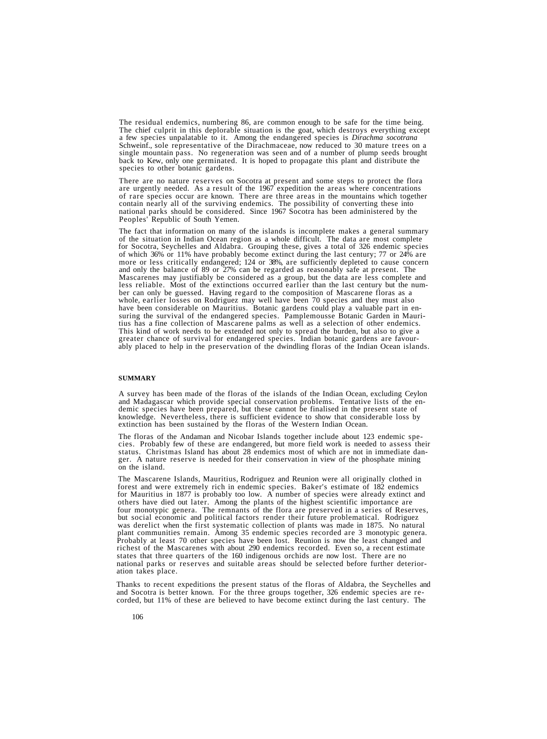The residual endemics, numbering 86, are common enough to be safe for the time being. The chief culprit in this deplorable situation is the goat, which destroys everything except a few species unpalatable to it. Among the endangered species is *Dirachma socotrana* Schweinf., sole representative of the Dirachmaceae, now reduced to 30 mature trees on a single mountain pass. No regeneration was seen and of a number of plump seeds brought back to Kew, only one germinated. It is hoped to propagate this plant and distribute the species to other botanic gardens.

There are no nature reserves on Socotra at present and some steps to protect the flora are urgently needed. As a result of the 1967 expedition the areas where concentrations of rare species occur are known. There are three areas in the mountains which together contain nearly all of the surviving endemics. The possibility of converting these into national parks should be considered. Since 1967 Socotra has been administered by the Peoples' Republic of South Yemen.

The fact that information on many of the islands is incomplete makes a general summary of the situation in Indian Ocean region as a whole difficult. The data are most complete for Socotra, Seychelles and Aldabra. Grouping these, gives a total of 326 endemic species of which 36% or 11% have probably become extinct during the last century; 77 or 24% are more or less critically endangered; 124 or 38%, are sufficiently depleted to cause concern and only the balance of 89 or 27% can be regarded as reasonably safe at present. The Mascarenes may justifiably be considered as a group, but the data are less complete and less reliable. Most of the extinctions occurred earlier than the last century but the number can only be guessed. Having regard to the composition of Mascarene floras as a whole, earlier losses on Rodriguez may well have been 70 species and they must also have been considerable on Mauritius. Botanic gardens could play a valuable part in ensuring the survival of the endangered species. Pamplemousse Botanic Garden in Mauritius has a fine collection of Mascarene palms as well as a selection of other endemics. This kind of work needs to be extended not only to spread the burden, but also to give a greater chance of survival for endangered species. Indian botanic gardens are favourably placed to help in the preservation of the dwindling floras of the Indian Ocean islands.

## SUMMARY

A survey has been made of the floras of the islands of the Indian Ocean, excluding Ceylon and Madagascar which provide special conservation problems. Tentative lists of the endemic species have been prepared, but these cannot be finalised in the present state of knowledge. Nevertheless, there is sufficient evidence to show that considerable loss by extinction has been sustained by the floras of the Western Indian Ocean.

The floras of the Andaman and Nicobar Islands together include about 123 endemic species. Probably few of these are endangered, but more field work is needed to assess their status. Christmas Island has about 28 endemics most of which are not in immediate danger. A nature reserve is needed for their conservation in view of the phosphate mining on the island.

The Mascarene Islands, Mauritius, Rodriguez and Reunion were all originally clothed in forest and were extremely rich in endemic species. Baker's estimate of 182 endemics for Mauritius in 1877 is probably too low. A number of species were already extinct and others have died out later. Among the plants of the highest scientific importance are four monotypic genera. The remnants of the flora are preserved in a series of Reserves, but social economic and political factors render their future problematical. Rodriguez was derelict when the first systematic collection of plants was made in 1875. No natural plant communities remain. Among 35 endemic species recorded are 3 monotypic genera. Probably at least 70 other species have been lost. Reunion is now the least changed and richest of the Mascarenes with about 290 endemics recorded. Even so, a recent estimate states that three quarters of the 160 indigenous orchids are now lost. There are no national parks or reserves and suitable areas should be selected before further deterioration takes place.

Thanks to recent expeditions the present status of the floras of Aldabra, the Seychelles and and Socotra is better known. For the three groups together, 326 endemic species are recorded, but 11% of these are believed to have become extinct during the last century. The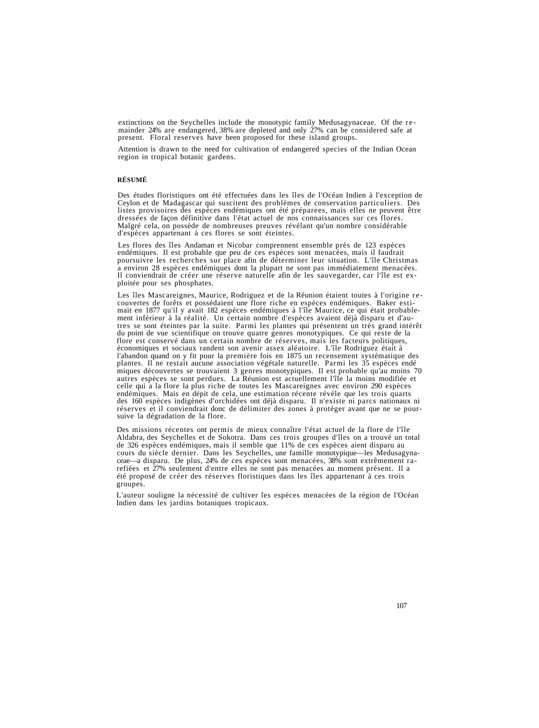extinctions on the Seychelles include the monotypic family Medusagynaceae. Of the remainder 24% are endangered, 38% are depleted and only 27% can be considered safe at present. Floral reserves have been proposed for these island groups.

Attention is drawn to the need for cultivation of endangered species of the Indian Ocean region in tropical botanic gardens.

**RÉSUMÉ**

Des études floristiques ont été effectuées dans les îles de l'Océan Indien à l'exception de Ceylon et de Madagascar qui suscitent des problèmes de conservation particuliers. Des listes provisoires des espèces endémiques ont été préparees, mais elles ne peuvent être dressées de façon définitive dans l'état actuel de nos connaissances sur ces flores. Malgré cela, on possède de nombreuses preuves révélant qu'un nombre considérable d'espèces appartenant à ces flores se sont éteintes.

Les flores des îles Andaman et Nicobar comprennent ensemble près de 123 espèces endémiques. Il est probable que peu de ces espèces sont menacées, mais il faudrait poursuivre les recherches sur place afin de déterminer leur situation. L'île Christmas a environ 28 espèces endémiques dont la plupart ne sont pas immédiatement menacées. Il conviendrait de créer une réserve naturelle afin de les sauvegarder, car l'île est exploitée pour ses phosphates.

Les îles Mascareignes, Maurice, Rodriguez et de la Réunion étaient toutes à l'origine recouvertes de forêts et possédaient une flore riche en espèces endémiques. Baker estimait en 1877 qu'il y avait 182 espèces endémiques à l'île Maurice, ce qui était probablement inférieur à la réalité. Un certain nombre d'espèces avaient déjà disparu et d'autres se sont éteintes par la suite. Parmi les plantes qui présentent un très grand intérêt du point de vue scientifique on trouve quatre genres monotypiques. Ce qui reste de la flore est conservé dans un certain nombre de réserves, mais les facteurs politiques, économiques et sociaux randent son avenir assex aléatoire. L'île Rodriguez était à l'abandon quand on y fit pour la première fois en 1875 un recensement systématique des plantes. Il ne restait aucune association végétale naturelle. Parmi les 35 espèces endémiques découvertes se trouvaient 3 genres monotypiques. Il est probable qu'au moins 70 autres espèces se sont perdues. La Réunion est actuellement l'île la moins modifiée et celle qui a la flore la plus riche de toutes les Mascareignes avec environ 290 espèces endémiques. Mais en dépit de cela, une estimation récente révéle que les trois quarts des 160 espèces indigènes d'orchidées ont déjà disparu. Il n'existe ni parcs nationaux ni réserves et il conviendrait donc de délimiter des zones à protéger avant que ne se poursuive la dégradation de la flore.

Des missions récentes ont permis de mieux connaître l'état actuel de la flore de l'île Aldabra, des Seychelles et de Sokotra. Dans ces trois groupes d'îles on a trouvé un total de 326 espèces endémiques, mais il semble que 11% de ces espèces aient disparu au cours du siècle dernier. Dans les Seychelles, une famille monotypique—les Medusagynaceae—a disparu. De plus, 24% de ces espèces sont menacées, 38% sont extrêmement rarefiées et 27% seulement d'entre elles ne sont pas menacées au moment présent. Il a été proposé de créer des réserves floristiques dans les îles appartenant à ces trois groupes.

L'auteur souligne la nécessité de cultiver les espèces menacées de la région de l'Océan Indien dans les jardins botaniques tropicaux.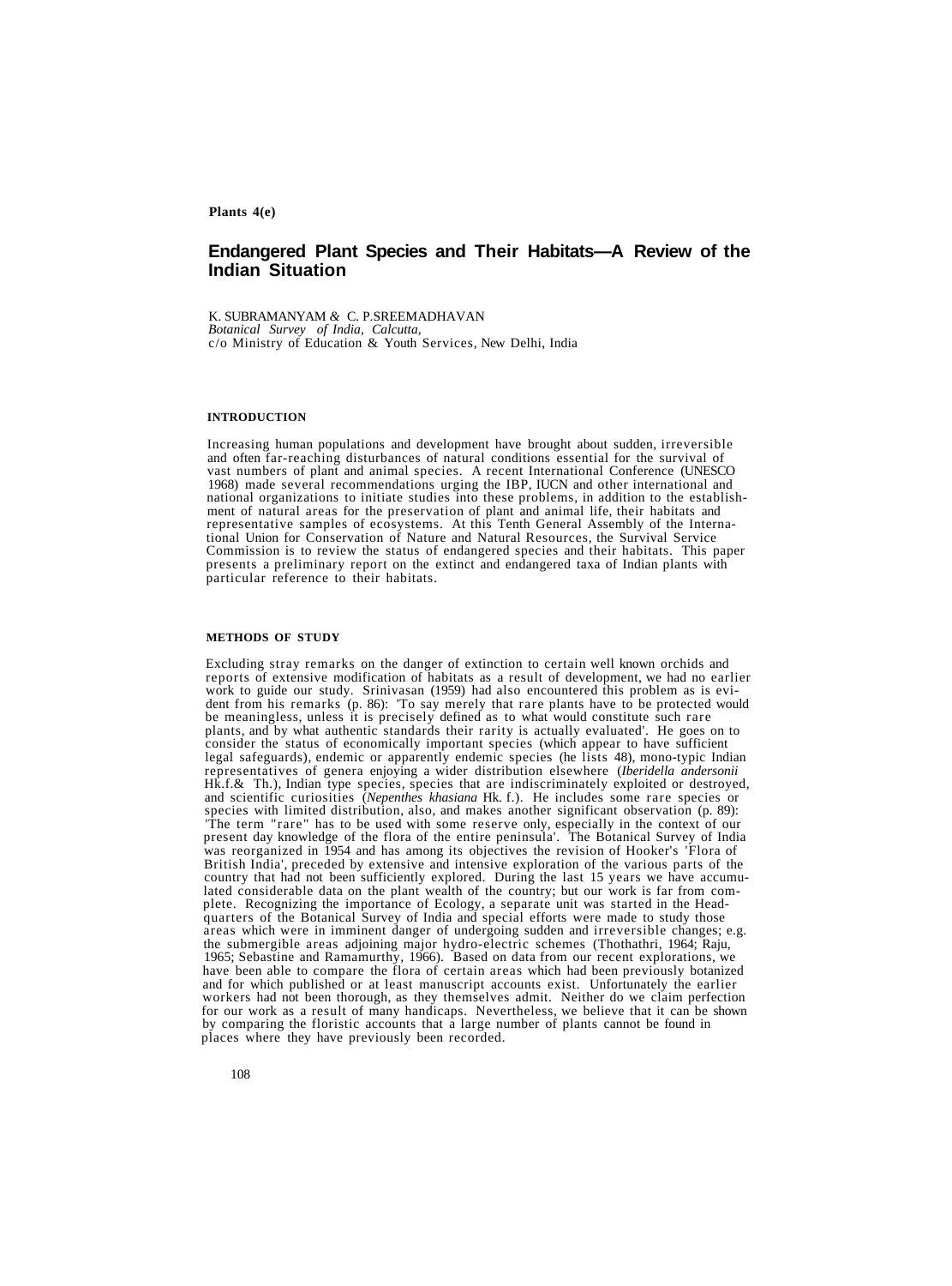**Plants 4(e)**

# Endangered Plant Species and Their Habitats—A Review of the Indian Situation

K. SUBRAMANYAM & C. P.SREEMADHAVAN
*Botanical Survey of India, Calcutta,*
c/o Ministry of Education & Youth Services, New Delhi, India

## INTRODUCTION

Increasing human populations and development have brought about sudden, irreversible and often far-reaching disturbances of natural conditions essential for the survival of vast numbers of plant and animal species. A recent International Conference (UNESCO 1968) made several recommendations urging the IBP, IUCN and other international and national organizations to initiate studies into these problems, in addition to the establishment of natural areas for the preservation of plant and animal life, their habitats and representative samples of ecosystems. At this Tenth General Assembly of the International Union for Conservation of Nature and Natural Resources, the Survival Service Commission is to review the status of endangered species and their habitats. This paper presents a preliminary report on the extinct and endangered taxa of Indian plants with particular reference to their habitats.

## METHODS OF STUDY

Excluding stray remarks on the danger of extinction to certain well known orchids and reports of extensive modification of habitats as a result of development, we had no earlier work to guide our study. Srinivasan (1959) had also encountered this problem as is evident from his remarks (p. 86): 'To say merely that rare plants have to be protected would be meaningless, unless it is precisely defined as to what would constitute such rare plants, and by what authentic standards their rarity is actually evaluated'. He goes on to consider the status of economically important species (which appear to have sufficient legal safeguards), endemic or apparently endemic species (he lists 48), mono-typic Indian representatives of genera enjoying a wider distribution elsewhere (*Iberidella andersonii* Hk.f.& Th.), Indian type species, species that are indiscriminately exploited or destroyed, and scientific curiosities (*Nepenthes khasiana* Hk. f.). He includes some rare species or species with limited distribution, also, and makes another significant observation (p. 89): 'The term "rare" has to be used with some reserve only, especially in the context of our present day knowledge of the flora of the entire peninsula'. The Botanical Survey of India was reorganized in 1954 and has among its objectives the revision of Hooker's 'Flora of British India', preceded by extensive and intensive exploration of the various parts of the country that had not been sufficiently explored. During the last 15 years we have accumulated considerable data on the plant wealth of the country; but our work is far from complete. Recognizing the importance of Ecology, a separate unit was started in the Headquarters of the Botanical Survey of India and special efforts were made to study those areas which were in imminent danger of undergoing sudden and irreversible changes; e.g. the submergible areas adjoining major hydro-electric schemes (Thothathri, 1964; Raju, 1965; Sebastine and Ramamurthy, 1966). Based on data from our recent explorations, we have been able to compare the flora of certain areas which had been previously botanized and for which published or at least manuscript accounts exist. Unfortunately the earlier workers had not been thorough, as they themselves admit. Neither do we claim perfection for our work as a result of many handicaps. Nevertheless, we believe that it can be shown by comparing the floristic accounts that a large number of plants cannot be found in places where they have previously been recorded.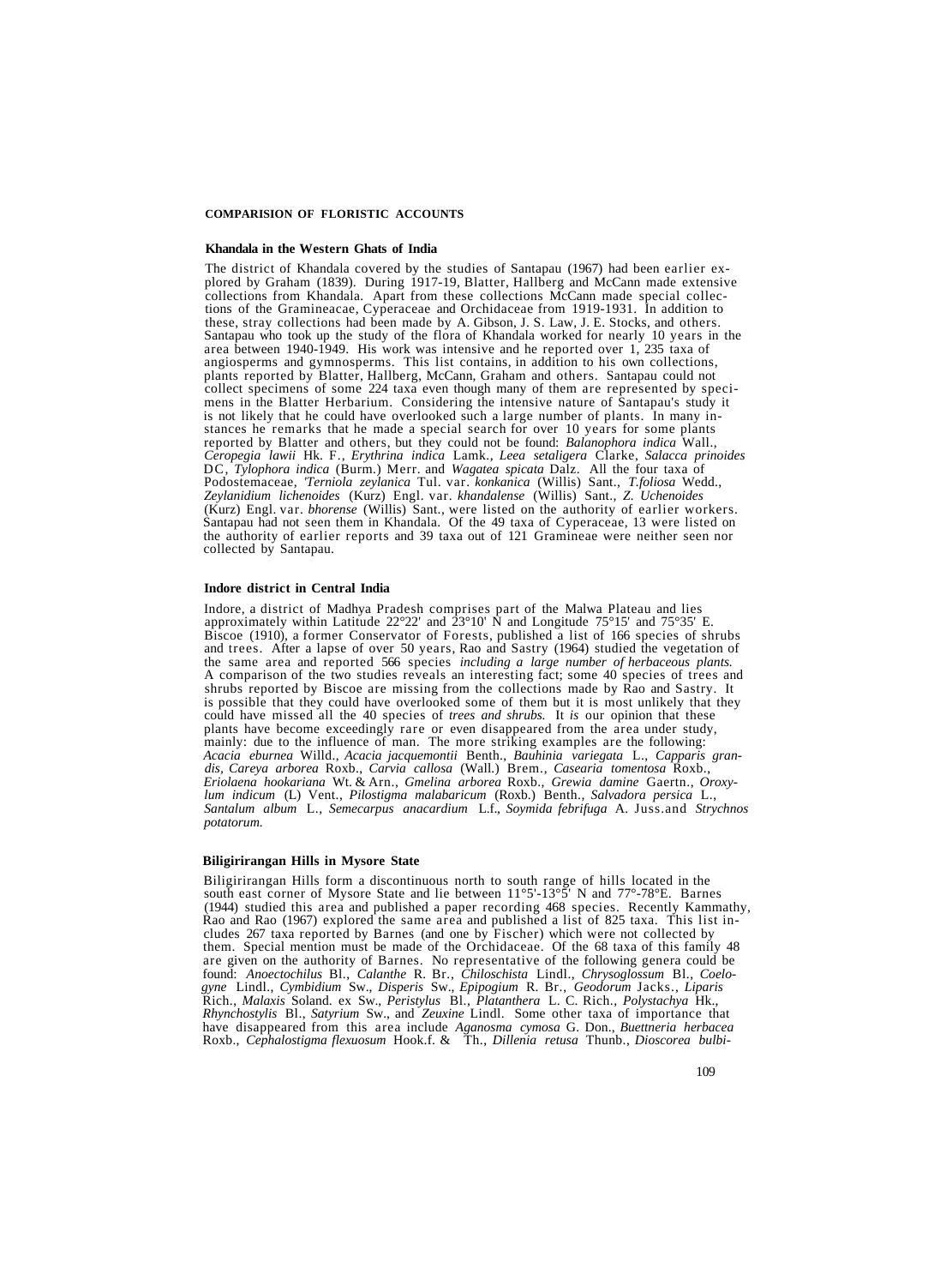## COMPARISION OF FLORISTIC ACCOUNTS

### Khandala in the Western Ghats of India

The district of Khandala covered by the studies of Santapau (1967) had been earlier explored by Graham (1839). During 1917-19, Blatter, Hallberg and McCann made extensive collections from Khandala. Apart from these collections McCann made special collections of the Gramineacae, Cyperaceae and Orchidaceae from 1919-1931. In addition to these, stray collections had been made by A. Gibson, J. S. Law, J. E. Stocks, and others. Santapau who took up the study of the flora of Khandala worked for nearly 10 years in the area between 1940-1949. His work was intensive and he reported over 1, 235 taxa of angiosperms and gymnosperms. This list contains, in addition to his own collections, plants reported by Blatter, Hallberg, McCann, Graham and others. Santapau could not collect specimens of some 224 taxa even though many of them are represented by specimens in the Blatter Herbarium. Considering the intensive nature of Santapau's study it is not likely that he could have overlooked such a large number of plants. In many instances he remarks that he made a special search for over 10 years for some plants reported by Blatter and others, but they could not be found: *Balanophora indica* Wall., *Ceropegia lawii* Hk. F., *Erythrina indica* Lamk., *Leea setaligera* Clarke, *Salacca prinoides* DC, *Tylophora indica* (Burm.) Merr. and *Wagatea spicata* Dalz. All the four taxa of Podostemaceae, *'Terniola zeylanica* Tul. var. *konkanica* (Willis) Sant., *T.foliosa* Wedd., *Zeylanidium lichenoides* (Kurz) Engl. var. *khandalense* (Willis) Sant., *Z. Uchenoides* (Kurz) Engl. var. *bhorense* (Willis) Sant., were listed on the authority of earlier workers. Santapau had not seen them in Khandala. Of the 49 taxa of Cyperaceae, 13 were listed on the authority of earlier reports and 39 taxa out of 121 Gramineae were neither seen nor collected by Santapau.

### Indore district in Central India

Indore, a district of Madhya Pradesh comprises part of the Malwa Plateau and lies approximately within Latitude 22°22' and 23°10' N and Longitude 75°15' and 75°35' E. Biscoe (1910), a former Conservator of Forests, published a list of 166 species of shrubs and trees. After a lapse of over 50 years, Rao and Sastry (1964) studied the vegetation of the same area and reported 566 species *including a large number of herbaceous plants.* A comparison of the two studies reveals an interesting fact; some 40 species of trees and shrubs reported by Biscoe are missing from the collections made by Rao and Sastry. It is possible that they could have overlooked some of them but it is most unlikely that they could have missed all the 40 species of *trees and shrubs.* It *is* our opinion that these plants have become exceedingly rare or even disappeared from the area under study, mainly: due to the influence of man. The more striking examples are the following: *Acacia eburnea* Willd., *Acacia jacquemontii* Benth., *Bauhinia variegata* L., *Capparis grandis, Careya arborea* Roxb., *Carvia callosa* (Wall.) Brem., *Casearia tomentosa* Roxb., *Eriolaena hookariana* Wt. & Arn., *Gmelina arborea* Roxb., *Grewia damine* Gaertn., *Oroxylum indicum* (L) Vent., *Pilostigma malabaricum* (Roxb.) Benth., *Salvadora persica* L., *Santalum album* L., *Semecarpus anacardium* L.f., *Soymida febrifuga* A. Juss.and *Strychnos potatorum.*

### Biligirirangan Hills in Mysore State

Biligirirangan Hills form a discontinuous north to south range of hills located in the south east corner of Mysore State and lie between 11°5'-13°5' N and 77°-78°E. Barnes (1944) studied this area and published a paper recording 468 species. Recently Kammathy, Rao and Rao (1967) explored the same area and published a list of 825 taxa. This list includes 267 taxa reported by Barnes (and one by Fischer) which were not collected by them. Special mention must be made of the Orchidaceae. Of the 68 taxa of this family 48 are given on the authority of Barnes. No representative of the following genera could be found: *Anoectochilus* Bl., *Calanthe* R. Br., *Chiloschista* Lindl., *Chrysoglossum* Bl., *Coelogyne* Lindl., *Cymbidium* Sw., *Disperis* Sw., *Epipogium* R. Br., *Geodorum* Jacks., *Liparis* Rich., *Malaxis* Soland. ex Sw., *Peristylus* Bl., *Platanthera* L. C. Rich., *Polystachya* Hk., *Rhynchostylis* Bl., *Satyrium* Sw., and *Zeuxine* Lindl. Some other taxa of importance that have disappeared from this area include *Aganosma cymosa* G. Don., *Buettneria herbacea* Roxb., *Cephalostigma flexuosum* Hook.f. & Th., *Dillenia retusa* Thunb., *Dioscorea bulbi-*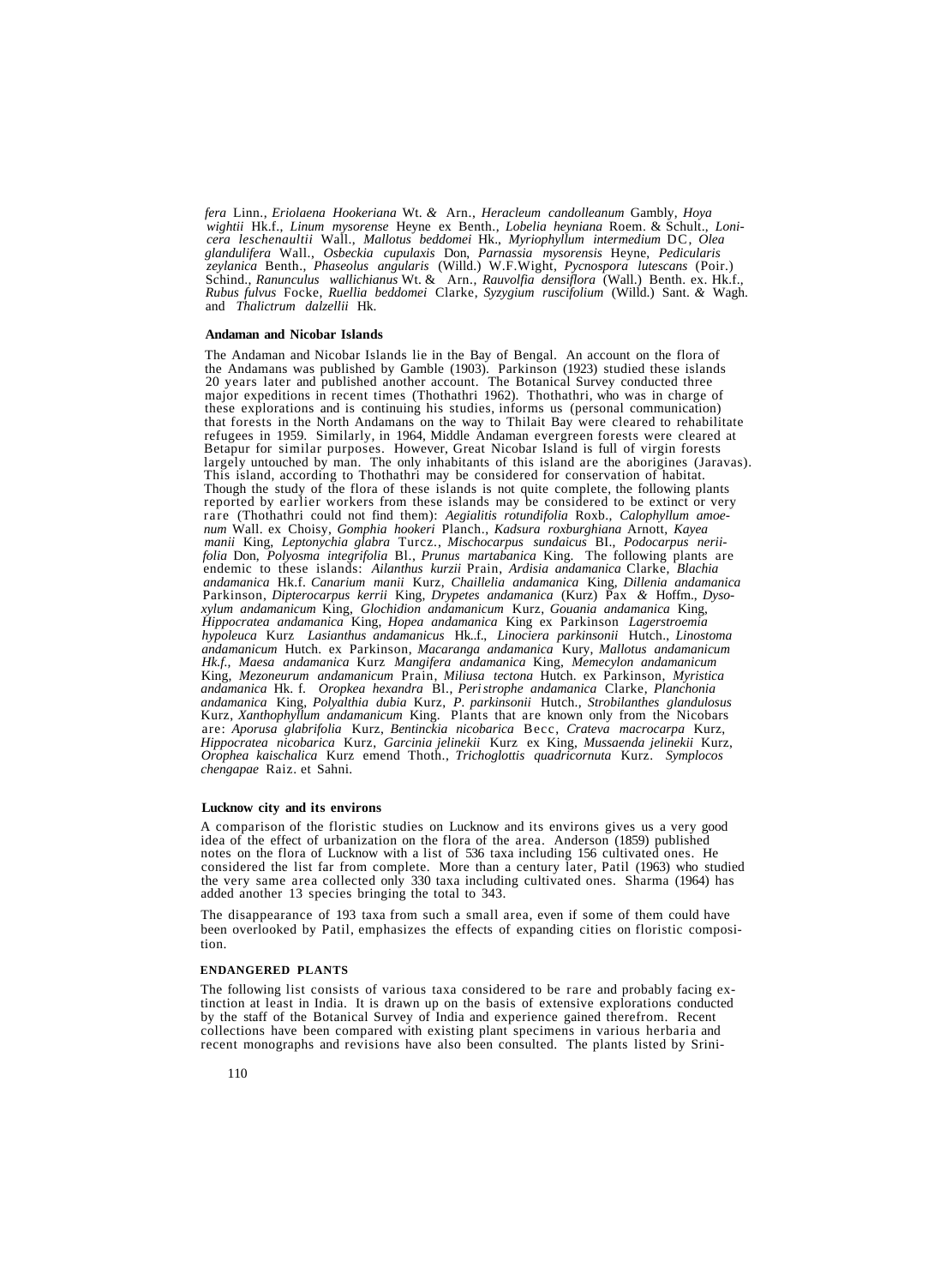*fera* Linn., *Eriolaena Hookeriana* Wt. & Arn., *Heracleum candolleanum* Gambly, *Hoya wightii* Hk.f., *Linum mysorense* Heyne ex Benth., *Lobelia heyniana* Roem. & Schult., *Lonicera leschenaultii* Wall., *Mallotus beddomei* Hk., *Myriophyllum intermedium* DC, *Olea glandulifera* Wall., *Osbeckia cupulaxis* Don, *Parnassia mysorensis* Heyne, *Pedicularis zeylanica* Benth., *Phaseolus angularis* (Willd.) W.F.Wight, *Pycnospora lutescans* (Poir.) Schind., *Ranunculus wallichianus* Wt. & Arn., *Rauvolfia densiflora* (Wall.) Benth. ex. Hk.f., *Rubus fulvus* Focke, *Ruellia beddomei* Clarke, *Syzygium ruscifolium* (Willd.) Sant. & Wagh. and *Thalictrum dalzellii* Hk.

**Andaman and Nicobar Islands**

The Andaman and Nicobar Islands lie in the Bay of Bengal. An account on the flora of the Andamans was published by Gamble (1903). Parkinson (1923) studied these islands 20 years later and published another account. The Botanical Survey conducted three major expeditions in recent times (Thothathri 1962). Thothathri, who was in charge of these explorations and is continuing his studies, informs us (personal communication) that forests in the North Andamans on the way to Thilait Bay were cleared to rehabilitate refugees in 1959. Similarly, in 1964, Middle Andaman evergreen forests were cleared at Betapur for similar purposes. However, Great Nicobar Island is full of virgin forests largely untouched by man. The only inhabitants of this island are the aborigines (Jaravas). This island, according to Thothathri may be considered for conservation of habitat. Though the study of the flora of these islands is not quite complete, the following plants reported by earlier workers from these islands may be considered to be extinct or very rare (Thothathri could not find them): *Aegialitis rotundifolia* Roxb., *Calophyllum amoenum* Wall. ex Choisy, *Gomphia hookeri* Planch., *Kadsura roxburghiana* Arnott, *Kayea manii* King, *Leptonychia glabra* Turcz., *Mischocarpus sundaicus* BI., *Podocarpus neriifolia* Don, *Polyosma integrifolia* Bl., *Prunus martabanica* King. The following plants are endemic to these islands: *Ailanthus kurzii* Prain, *Ardisia andamanica* Clarke, *Blachia andamanica* Hk.f. *Canarium manii* Kurz, *Chaillelia andamanica* King, *Dillenia andamanica* Parkinson, *Dipterocarpus kerrii* King, *Drypetes andamanica* (Kurz) Pax & Hoffm., *Dysoxylum andamanicum* King, *Glochidion andamanicum* Kurz, *Gouania andamanica* King, *Hippocratea andamanica* King, *Hopea andamanica* King ex Parkinson *Lagerstroemia hypoleuca* Kurz *Lasianthus andamanicus* Hk..f., *Linociera parkinsonii* Hutch., *Linostoma andamanicum* Hutch. ex Parkinson, *Macaranga andamanica* Kury, *Mallotus andamanicum Hk.f., Maesa andamanica* Kurz *Mangifera andamanica* King, *Memecylon andamanicum* King, *Mezoneurum andamanicum* Prain, *Miliusa tectona* Hutch. ex Parkinson, *Myristica andamanica* Hk. f. *Oropkea hexandra* Bl., *Peristrophe andamanica* Clarke, *Planchonia andamanica* King, *Polyalthia dubia* Kurz, *P. parkinsonii* Hutch., *Strobilanthes glandulosus* Kurz, *Xanthophyllum andamanicum* King. Plants that are known only from the Nicobars are: *Aporusa glabrifolia* Kurz, *Bentinckia nicobarica* Becc, *Crateva macrocarpa* Kurz, *Hippocratea nicobarica* Kurz, *Garcinia jelinekii* Kurz ex King, *Mussaenda jelinekii* Kurz, *Orophea kaischalica* Kurz emend Thoth., *Trichoglottis quadricornuta* Kurz. *Symplocos chengapae* Raiz. et Sahni.

**Lucknow city and its environs**

A comparison of the floristic studies on Lucknow and its environs gives us a very good idea of the effect of urbanization on the flora of the area. Anderson (1859) published notes on the flora of Lucknow with a list of 536 taxa including 156 cultivated ones. He considered the list far from complete. More than a century later, Patil (1963) who studied the very same area collected only 330 taxa including cultivated ones. Sharma (1964) has added another 13 species bringing the total to 343.

The disappearance of 193 taxa from such a small area, even if some of them could have been overlooked by Patil, emphasizes the effects of expanding cities on floristic composition.

**ENDANGERED PLANTS**

The following list consists of various taxa considered to be rare and probably facing extinction at least in India. It is drawn up on the basis of extensive explorations conducted by the staff of the Botanical Survey of India and experience gained therefrom. Recent collections have been compared with existing plant specimens in various herbaria and recent monographs and revisions have also been consulted. The plants listed by Srini-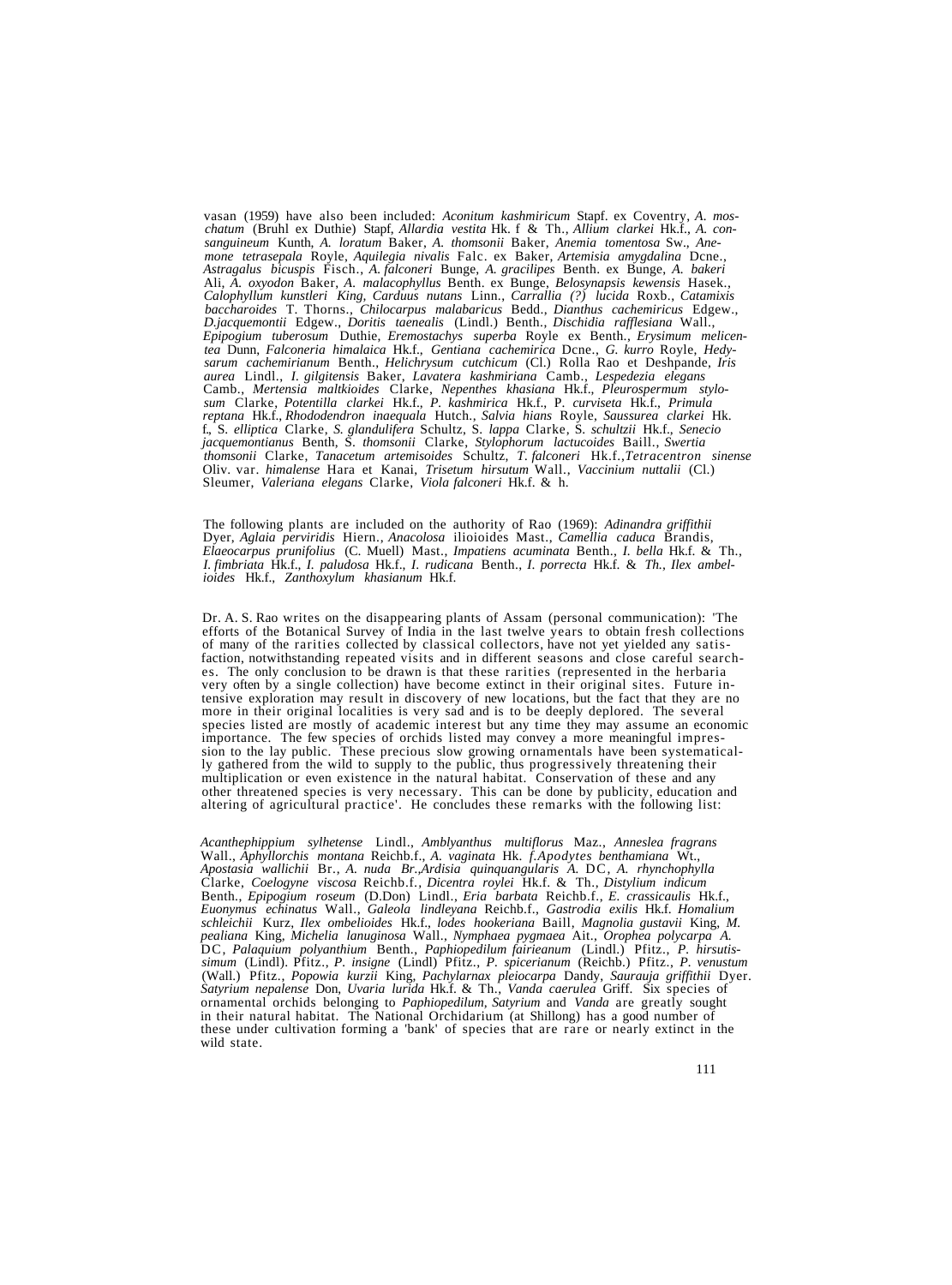vasan (1959) have also been included: *Aconitum kashmiricum* Stapf. ex Coventry, *A. moschatum* (Bruhl ex Duthie) Stapf, *Allardia vestita* Hk. f & Th., *Allium clarkei* Hk.f., *A. consanguineum* Kunth, *A. loratum* Baker, *A. thomsonii* Baker, *Anemia tomentosa* Sw., *Anemone tetrasepala* Royle, *Aquilegia nivalis* Falc. ex Baker, *Artemisia amygdalina* Dcne., *Astragalus bicuspis* Fisch., *A. falconeri* Bunge, *A. gracilipes* Benth. ex Bunge, *A. bakeri* Ali, *A. oxyodon* Baker, *A. malacophyllus* Benth. ex Bunge, *Belosynapsis kewensis* Hasek., *Calophyllum kunstleri King, Carduus nutans* Linn., *Carrallia (?) lucida* Roxb., *Catamixis baccharoides* T. Thorns., *Chilocarpus malabaricus* Bedd., *Dianthus cachemiricus* Edgew., *D.jacquemontii* Edgew., *Doritis taenealis* (Lindl.) Benth., *Dischidia rafflesiana* Wall., *Epipogium tuberosum* Duthie, *Eremostachys superba* Royle ex Benth., *Erysimum melicentea* Dunn, *Falconeria himalaica* Hk.f., *Gentiana cachemirica* Dcne., *G. kurro* Royle, *Hedysarum cachemirianum* Benth., *Helichrysum cutchicum* (Cl.) Rolla Rao et Deshpande, *Iris aurea* Lindl., *I. gilgitensis* Baker, *Lavatera kashmiriana* Camb., *Lespedezia elegans* Camb., *Mertensia maltkioides* Clarke, *Nepenthes khasiana* Hk.f., *Pleurospermum stylosum* Clarke, *Potentilla clarkei* Hk.f., *P. kashmirica* Hk.f., P. *curviseta* Hk.f., *Primula reptana* Hk.f., *Rhododendron inaequala* Hutch., *Salvia hians* Royle, *Saussurea clarkei* Hk. f., S. *elliptica* Clarke, *S. glandulifera* Schultz, S. *lappa* Clarke, S. *schultzii* Hk.f., *Senecio jacquemontianus* Benth, S. *thomsonii* Clarke, *Stylophorum lactucoides* Baill., *Swertia thomsonii* Clarke, *Tanacetum artemisoides* Schultz, *T. falconeri* Hk.f.,*Tetracentron sinense* Oliv. var. *himalense* Hara et Kanai, *Trisetum hirsutum* Wall., *Vaccinium nuttalii* (Cl.) Sleumer, *Valeriana elegans* Clarke, *Viola falconeri* Hk.f. & h.

The following plants are included on the authority of Rao (1969): *Adinandra griffithii* Dyer, *Aglaia perviridis* Hiern., *Anacolosa* ilioioides Mast., *Camellia caduca* Brandis, *Elaeocarpus prunifolius* (C. Muell) Mast., *Impatiens acuminata* Benth., *I. bella* Hk.f. & Th., *I. fimbriata* Hk.f., *I. paludosa* Hk.f., *I. rudicana* Benth., *I. porrecta* Hk.f. & *Th., Ilex ambelioides* Hk.f., *Zanthoxylum khasianum* Hk.f.

Dr. A. S. Rao writes on the disappearing plants of Assam (personal communication): 'The efforts of the Botanical Survey of India in the last twelve years to obtain fresh collections of many of the rarities collected by classical collectors, have not yet yielded any satisfaction, notwithstanding repeated visits and in different seasons and close careful searches. The only conclusion to be drawn is that these rarities (represented in the herbaria very often by a single collection) have become extinct in their original sites. Future intensive exploration may result in discovery of new locations, but the fact that they are no more in their original localities is very sad and is to be deeply deplored. The several species listed are mostly of academic interest but any time they may assume an economic importance. The few species of orchids listed may convey a more meaningful impression to the lay public. These precious slow growing ornamentals have been systematically gathered from the wild to supply to the public, thus progressively threatening their multiplication or even existence in the natural habitat. Conservation of these and any other threatened species is very necessary. This can be done by publicity, education and altering of agricultural practice'. He concludes these remarks with the following list:

*Acanthephippium sylhetense* Lindl., *Amblyanthus multiflorus* Maz., *Anneslea fragrans* Wall., *Aphyllorchis montana* Reichb.f., *A. vaginata* Hk. *f.Apodytes benthamiana* Wt., *Apostasia wallichii* Br., *A. nuda Br.,Ardisia quinquangularis A.* DC, *A. rhynchophylla* Clarke, *Coelogyne viscosa* Reichb.f., *Dicentra roylei* Hk.f. & Th., *Distylium indicum* Benth., *Epipogium roseum* (D.Don) Lindl., *Eria barbata* Reichb.f., *E. crassicaulis* Hk.f., *Euonymus echinatus* Wall., *Galeola lindleyana* Reichb.f., *Gastrodia exilis* Hk.f. *Homalium schleichii* Kurz, *Ilex ombelioides* Hk.f., *lodes hookeriana* Baill, *Magnolia gustavii* King, *M. pealiana* King, *Michelia lanuginosa* Wall., *Nymphaea pygmaea* Ait., *Orophea polycarpa A.* DC, *Palaquium polyanthium* Benth., *Paphiopedilum fairieanum* (Lindl.) Pfitz., *P. hirsutissimum* (Lindl). Pfitz., *P. insigne* (Lindl) Pfitz., *P. spicerianum* (Reichb.) Pfitz., *P. venustum* (Wall.) Pfitz., *Popowia kurzii* King, *Pachylarnax pleiocarpa* Dandy, *Saurauja griffithii* Dyer. *Satyrium nepalense* Don, *Uvaria lurida* Hk.f. & Th., *Vanda caerulea* Griff. Six species of ornamental orchids belonging to *Paphiopedilum, Satyrium* and *Vanda* are greatly sought in their natural habitat. The National Orchidarium (at Shillong) has a good number of these under cultivation forming a 'bank' of species that are rare or nearly extinct in the wild state.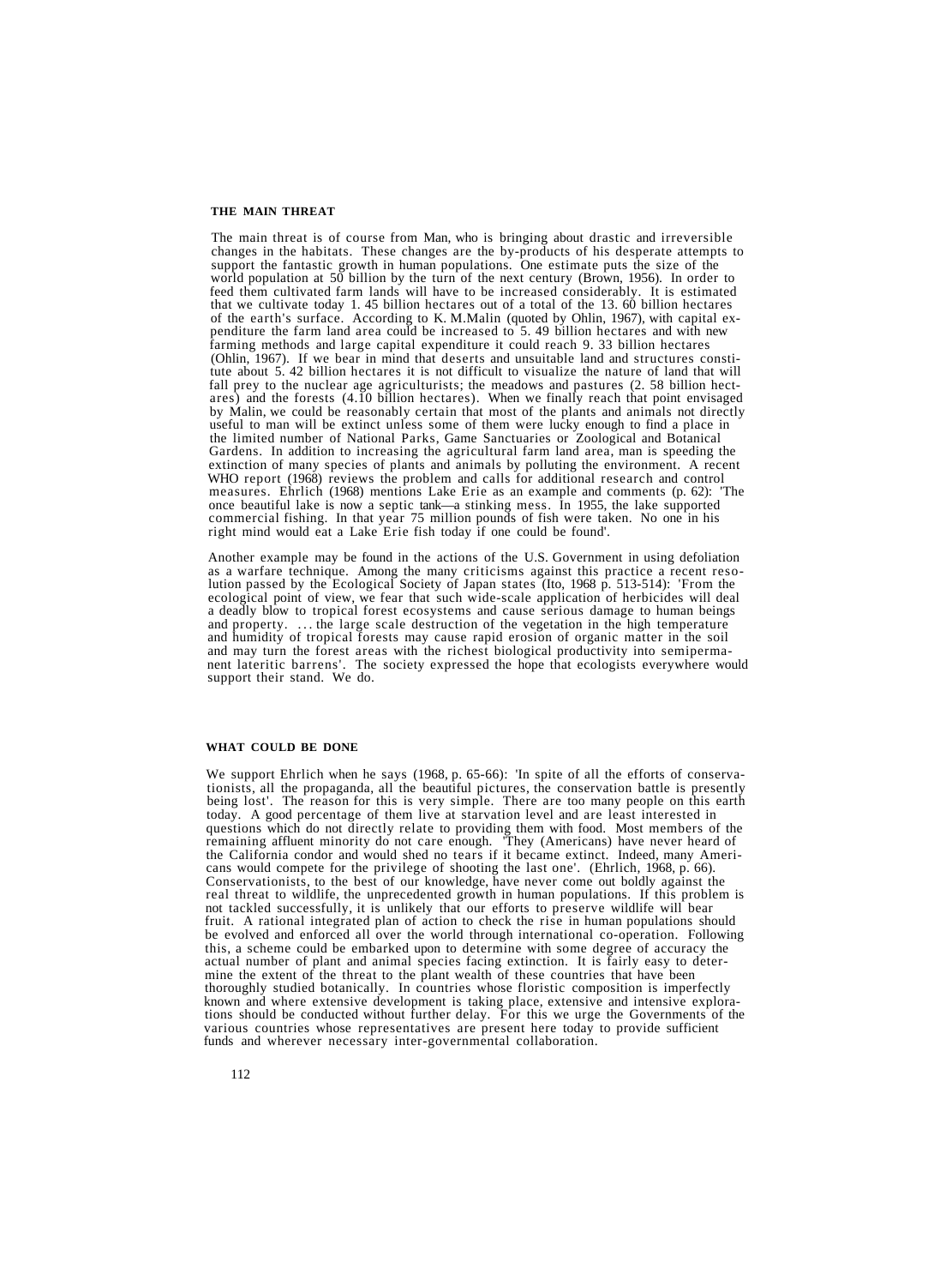## THE MAIN THREAT

The main threat is of course from Man, who is bringing about drastic and irreversible changes in the habitats. These changes are the by-products of his desperate attempts to support the fantastic growth in human populations. One estimate puts the size of the world population at 50 billion by the turn of the next century (Brown, 1956). In order to feed them cultivated farm lands will have to be increased considerably. It is estimated that we cultivate today 1. 45 billion hectares out of a total of the 13. 60 billion hectares of the earth's surface. According to K. M.Malin (quoted by Ohlin, 1967), with capital expenditure the farm land area could be increased to 5. 49 billion hectares and with new farming methods and large capital expenditure it could reach 9. 33 billion hectares (Ohlin, 1967). If we bear in mind that deserts and unsuitable land and structures constitute about 5. 42 billion hectares it is not difficult to visualize the nature of land that will fall prey to the nuclear age agriculturists; the meadows and pastures (2. 58 billion hectares) and the forests (4.10 billion hectares). When we finally reach that point envisaged by Malin, we could be reasonably certain that most of the plants and animals not directly useful to man will be extinct unless some of them were lucky enough to find a place in the limited number of National Parks, Game Sanctuaries or Zoological and Botanical Gardens. In addition to increasing the agricultural farm land area, man is speeding the extinction of many species of plants and animals by polluting the environment. A recent WHO report (1968) reviews the problem and calls for additional research and control measures. Ehrlich (1968) mentions Lake Erie as an example and comments (p. 62): 'The once beautiful lake is now a septic tank—a stinking mess. In 1955, the lake supported commercial fishing. In that year 75 million pounds of fish were taken. No one in his right mind would eat a Lake Erie fish today if one could be found'.

Another example may be found in the actions of the U.S. Government in using defoliation as a warfare technique. Among the many criticisms against this practice a recent resolution passed by the Ecological Society of Japan states (Ito, 1968 p. 513-514): 'From the ecological point of view, we fear that such wide-scale application of herbicides will deal a deadly blow to tropical forest ecosystems and cause serious damage to human beings and property. ... the large scale destruction of the vegetation in the high temperature and humidity of tropical forests may cause rapid erosion of organic matter in the soil and may turn the forest areas with the richest biological productivity into semipermanent lateritic barrens'. The society expressed the hope that ecologists everywhere would support their stand. We do.

## WHAT COULD BE DONE

We support Ehrlich when he says (1968, p. 65-66): 'In spite of all the efforts of conservationists, all the propaganda, all the beautiful pictures, the conservation battle is presently being lost'. The reason for this is very simple. There are too many people on this earth today. A good percentage of them live at starvation level and are least interested in questions which do not directly relate to providing them with food. Most members of the remaining affluent minority do not care enough. 'They (Americans) have never heard of the California condor and would shed no tears if it became extinct. Indeed, many Americans would compete for the privilege of shooting the last one'. (Ehrlich, 1968, p. 66). Conservationists, to the best of our knowledge, have never come out boldly against the real threat to wildlife, the unprecedented growth in human populations. If this problem is not tackled successfully, it is unlikely that our efforts to preserve wildlife will bear fruit. A rational integrated plan of action to check the rise in human populations should be evolved and enforced all over the world through international co-operation. Following this, a scheme could be embarked upon to determine with some degree of accuracy the actual number of plant and animal species facing extinction. It is fairly easy to determine the extent of the threat to the plant wealth of these countries that have been thoroughly studied botanically. In countries whose floristic composition is imperfectly known and where extensive development is taking place, extensive and intensive explorations should be conducted without further delay. For this we urge the Governments of the various countries whose representatives are present here today to provide sufficient funds and wherever necessary inter-governmental collaboration.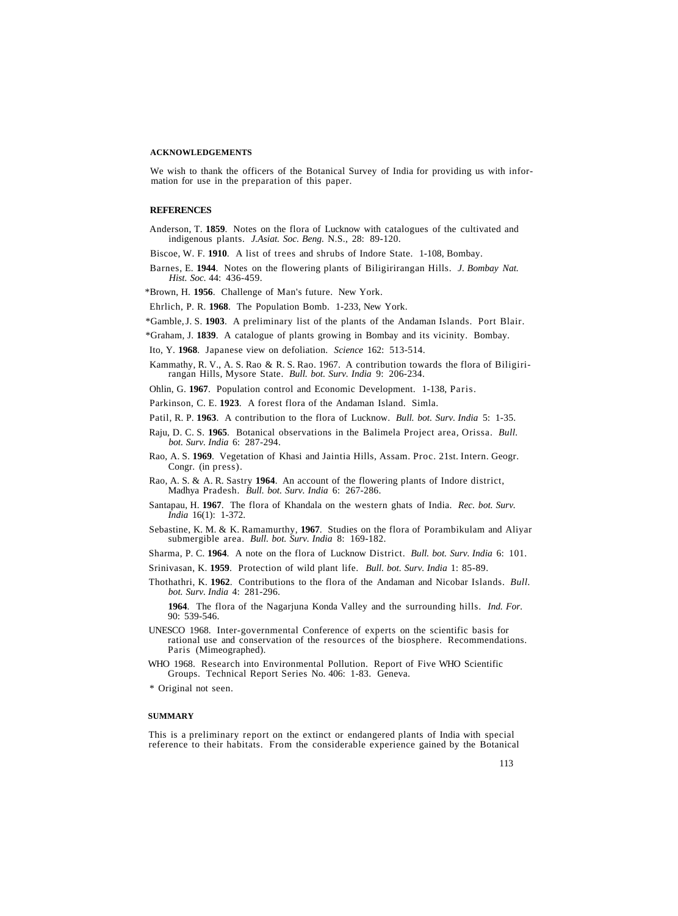## ACKNOWLEDGEMENTS

We wish to thank the officers of the Botanical Survey of India for providing us with information for use in the preparation of this paper.

## REFERENCES

Anderson, T. **1859**. Notes on the flora of Lucknow with catalogues of the cultivated and indigenous plants. *J.Asiat. Soc. Beng.* N.S., 28: 89-120.

Biscoe, W. F. **1910**. A list of trees and shrubs of Indore State. 1-108, Bombay.

Barnes, E. **1944**. Notes on the flowering plants of Biligirirangan Hills. *J. Bombay Nat. Hist. Soc.* 44: 436-459.

*Brown, H. **1956**. Challenge of Man's future. New York.

Ehrlich, P. R. **1968**. The Population Bomb. 1-233, New York.

*Gamble, J. S. **1903**. A preliminary list of the plants of the Andaman Islands. Port Blair.

*Graham, J. **1839**. A catalogue of plants growing in Bombay and its vicinity. Bombay.

Ito, Y. **1968**. Japanese view on defoliation. *Science* 162: 513-514.

Kammathy, R. V., A. S. Rao & R. S. Rao. 1967. A contribution towards the flora of Biligirirangan Hills, Mysore State. *Bull. bot. Surv. India* 9: 206-234.

Ohlin, G. **1967**. Population control and Economic Development. 1-138, Paris.

Parkinson, C. E. **1923**. A forest flora of the Andaman Island. Simla.

Patil, R. P. **1963**. A contribution to the flora of Lucknow. *Bull. bot. Surv. India* 5: 1-35.

Raju, D. C. S. **1965**. Botanical observations in the Balimela Project area, Orissa. *Bull. bot. Surv. India* 6: 287-294.

Rao, A. S. **1969**. Vegetation of Khasi and Jaintia Hills, Assam. Proc. 21st. Intern. Geogr. Congr. (in press).

Rao, A. S. & A. R. Sastry **1964**. An account of the flowering plants of Indore district, Madhya Pradesh. *Bull. bot. Surv. India* 6: 267-286.

Santapau, H. **1967**. The flora of Khandala on the western ghats of India. *Rec. bot. Surv. India* 16(1): 1-372.

Sebastine, K. M. & K. Ramamurthy, **1967**. Studies on the flora of Porambikulam and Aliyar submergible area. *Bull. bot. Surv. India* 8: 169-182.

Sharma, P. C. **1964**. A note on the flora of Lucknow District. *Bull. bot. Surv. India* 6: 101.

Srinivasan, K. **1959**. Protection of wild plant life. *Bull. bot. Surv. India* 1: 85-89.

Thothathri, K. **1962**. Contributions to the flora of the Andaman and Nicobar Islands. *Bull. bot. Surv. India* 4: 281-296.

**1964**. The flora of the Nagarjuna Konda Valley and the surrounding hills. *Ind. For.* 90: 539-546.

UNESCO 1968. Inter-governmental Conference of experts on the scientific basis for rational use and conservation of the resources of the biosphere. Recommendations. Paris (Mimeographed).

WHO 1968. Research into Environmental Pollution. Report of Five WHO Scientific Groups. Technical Report Series No. 406: 1-83. Geneva.

\* Original not seen.

## SUMMARY

This is a preliminary report on the extinct or endangered plants of India with special reference to their habitats. From the considerable experience gained by the Botanical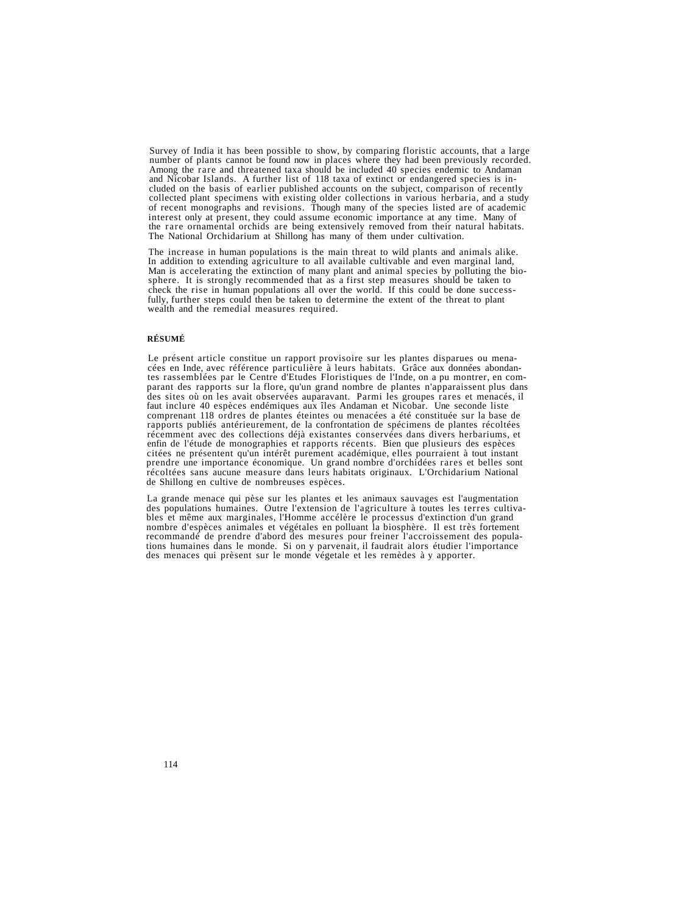Survey of India it has been possible to show, by comparing floristic accounts, that a large number of plants cannot be found now in places where they had been previously recorded. Among the rare and threatened taxa should be included 40 species endemic to Andaman and Nicobar Islands. A further list of 118 taxa of extinct or endangered species is included on the basis of earlier published accounts on the subject, comparison of recently collected plant specimens with existing older collections in various herbaria, and a study of recent monographs and revisions. Though many of the species listed are of academic interest only at present, they could assume economic importance at any time. Many of the rare ornamental orchids are being extensively removed from their natural habitats. The National Orchidarium at Shillong has many of them under cultivation.

The increase in human populations is the main threat to wild plants and animals alike. In addition to extending agriculture to all available cultivable and even marginal land, Man is accelerating the extinction of many plant and animal species by polluting the biosphere. It is strongly recommended that as a first step measures should be taken to check the rise in human populations all over the world. If this could be done successfully, further steps could then be taken to determine the extent of the threat to plant wealth and the remedial measures required.

**RÉSUMÉ**

Le présent article constitue un rapport provisoire sur les plantes disparues ou menacées en Inde, avec référence particulière à leurs habitats. Grâce aux données abondantes rassemblées par le Centre d'Etudes Floristiques de l'Inde, on a pu montrer, en comparant des rapports sur la flore, qu'un grand nombre de plantes n'apparaissent plus dans des sites où on les avait observées auparavant. Parmi les groupes rares et menacés, il faut inclure 40 espèces endémiques aux îles Andaman et Nicobar. Une seconde liste comprenant 118 ordres de plantes éteintes ou menacées a été constituée sur la base de rapports publiés antérieurement, de la confrontation de spécimens de plantes récoltées récemment avec des collections déjà existantes conservées dans divers herbariums, et enfin de l'étude de monographies et rapports récents. Bien que plusieurs des espèces citées ne présentent qu'un intérêt purement académique, elles pourraient à tout instant prendre une importance économique. Un grand nombre d'orchidées rares et belles sont récoltées sans aucune measure dans leurs habitats originaux. L'Orchidarium National de Shillong en cultive de nombreuses espèces.

La grande menace qui pèse sur les plantes et les animaux sauvages est l'augmentation des populations humaines. Outre l'extension de l'agriculture à toutes les terres cultivables et même aux marginales, l'Homme accélère le processus d'extinction d'un grand nombre d'espèces animales et végétales en polluant la biosphère. Il est très fortement recommandé de prendre d'abord des mesures pour freiner l'accroissement des populations humaines dans le monde. Si on y parvenait, il faudrait alors étudier l'importance des menaces qui prèsent sur le monde végetale et les remèdes à y apporter.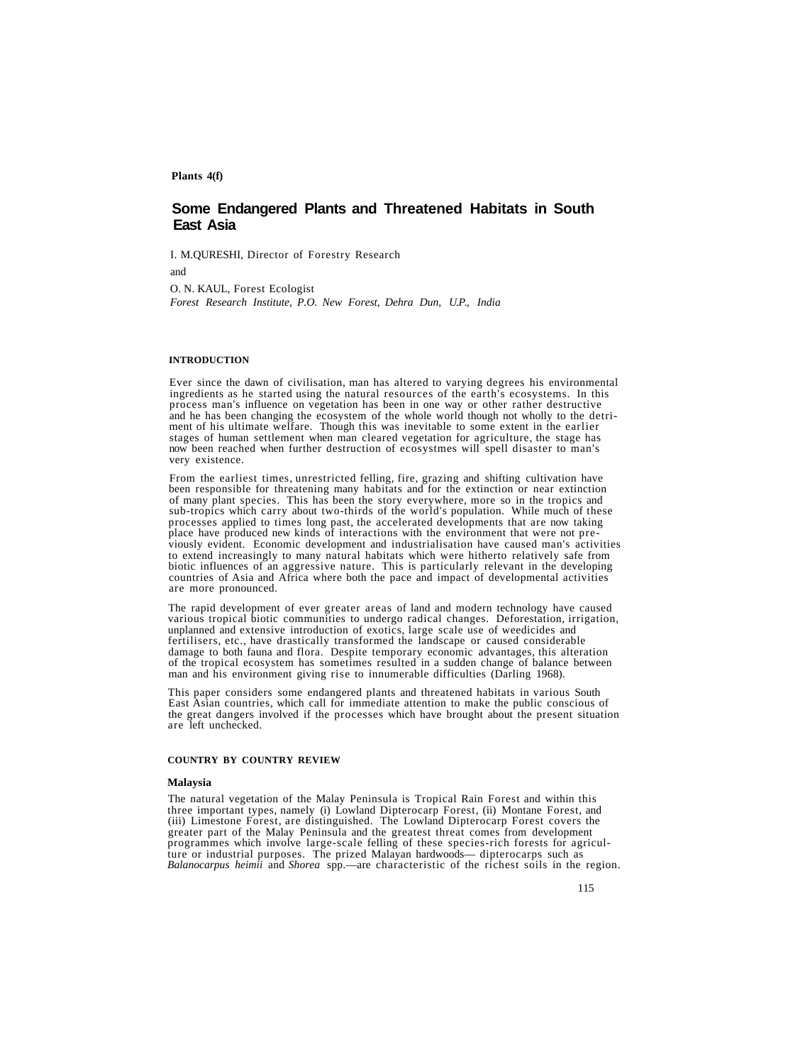**Plants 4(f)**

# Some Endangered Plants and Threatened Habitats in South East Asia

I. M.QURESHI, Director of Forestry Research

and

O. N. KAUL, Forest Ecologist
*Forest Research Institute, P.O. New Forest, Dehra Dun, U.P., India*

## INTRODUCTION

Ever since the dawn of civilisation, man has altered to varying degrees his environmental ingredients as he started using the natural resources of the earth's ecosystems. In this process man's influence on vegetation has been in one way or other rather destructive and he has been changing the ecosystem of the whole world though not wholly to the detriment of his ultimate welfare. Though this was inevitable to some extent in the earlier stages of human settlement when man cleared vegetation for agriculture, the stage has now been reached when further destruction of ecosystmes will spell disaster to man's very existence.

From the earliest times, unrestricted felling, fire, grazing and shifting cultivation have been responsible for threatening many habitats and for the extinction or near extinction of many plant species. This has been the story everywhere, more so in the tropics and sub-tropics which carry about two-thirds of the world's population. While much of these processes applied to times long past, the accelerated developments that are now taking place have produced new kinds of interactions with the environment that were not previously evident. Economic development and industrialisation have caused man's activities to extend increasingly to many natural habitats which were hitherto relatively safe from biotic influences of an aggressive nature. This is particularly relevant in the developing countries of Asia and Africa where both the pace and impact of developmental activities are more pronounced.

The rapid development of ever greater areas of land and modern technology have caused various tropical biotic communities to undergo radical changes. Deforestation, irrigation, unplanned and extensive introduction of exotics, large scale use of weedicides and fertilisers, etc., have drastically transformed the landscape or caused considerable damage to both fauna and flora. Despite temporary economic advantages, this alteration of the tropical ecosystem has sometimes resulted in a sudden change of balance between man and his environment giving rise to innumerable difficulties (Darling 1968).

This paper considers some endangered plants and threatened habitats in various South East Asian countries, which call for immediate attention to make the public conscious of the great dangers involved if the processes which have brought about the present situation are left unchecked.

## COUNTRY BY COUNTRY REVIEW

### Malaysia

The natural vegetation of the Malay Peninsula is Tropical Rain Forest and within this three important types, namely (i) Lowland Dipterocarp Forest, (ii) Montane Forest, and (iii) Limestone Forest, are distinguished. The Lowland Dipterocarp Forest covers the greater part of the Malay Peninsula and the greatest threat comes from development programmes which involve large-scale felling of these species-rich forests for agriculture or industrial purposes. The prized Malayan hardwoods— dipterocarps such as *Balanocarpus heimii* and *Shorea* spp.—are characteristic of the richest soils in the region.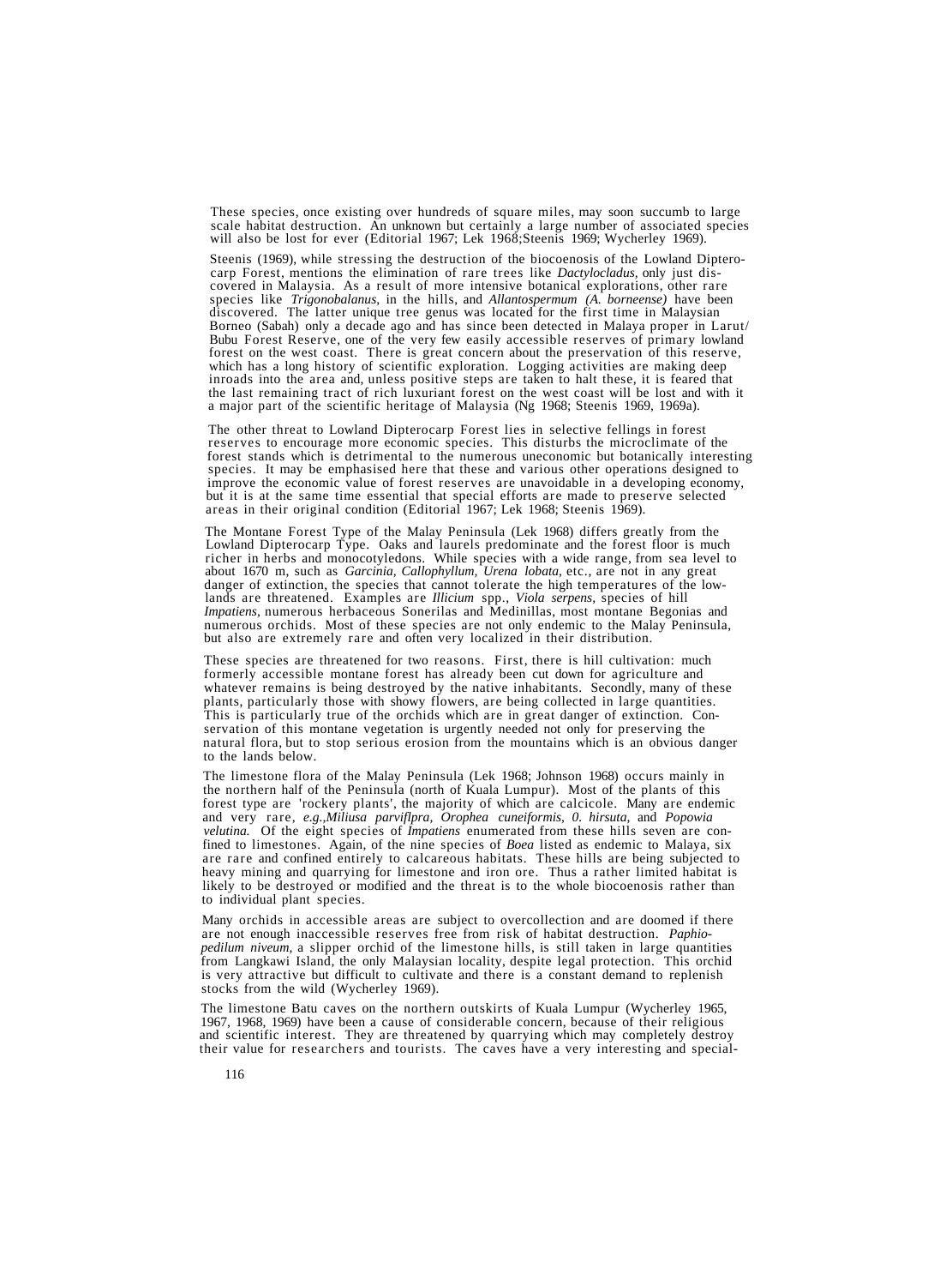These species, once existing over hundreds of square miles, may soon succumb to large scale habitat destruction. An unknown but certainly a large number of associated species will also be lost for ever (Editorial 1967; Lek 1968;Steenis 1969; Wycherley 1969).

Steenis (1969), while stressing the destruction of the biocoenosis of the Lowland Dipterocarp Forest, mentions the elimination of rare trees like *Dactylocladus*, only just discovered in Malaysia. As a result of more intensive botanical explorations, other rare species like *Trigonobalanus*, in the hills, and *Allantospermum (A. borneense)* have been discovered. The latter unique tree genus was located for the first time in Malaysian Borneo (Sabah) only a decade ago and has since been detected in Malaya proper in Larut/Bubu Forest Reserve, one of the very few easily accessible reserves of primary lowland forest on the west coast. There is great concern about the preservation of this reserve, which has a long history of scientific exploration. Logging activities are making deep inroads into the area and, unless positive steps are taken to halt these, it is feared that the last remaining tract of rich luxuriant forest on the west coast will be lost and with it a major part of the scientific heritage of Malaysia (Ng 1968; Steenis 1969, 1969a).

The other threat to Lowland Dipterocarp Forest lies in selective fellings in forest reserves to encourage more economic species. This disturbs the microclimate of the forest stands which is detrimental to the numerous uneconomic but botanically interesting species. It may be emphasised here that these and various other operations designed to improve the economic value of forest reserves are unavoidable in a developing economy, but it is at the same time essential that special efforts are made to preserve selected areas in their original condition (Editorial 1967; Lek 1968; Steenis 1969).

The Montane Forest Type of the Malay Peninsula (Lek 1968) differs greatly from the Lowland Dipterocarp Type. Oaks and laurels predominate and the forest floor is much richer in herbs and monocotyledons. While species with a wide range, from sea level to about 1670 m, such as *Garcinia, Callophyllum, Urena lobata*, etc., are not in any great danger of extinction, the species that cannot tolerate the high temperatures of the lowlands are threatened. Examples are *Illicium* spp., *Viola serpens*, species of hill *Impatiens*, numerous herbaceous Sonerilas and Medinillas, most montane Begonias and numerous orchids. Most of these species are not only endemic to the Malay Peninsula, but also are extremely rare and often very localized in their distribution.

These species are threatened for two reasons. First, there is hill cultivation: much formerly accessible montane forest has already been cut down for agriculture and whatever remains is being destroyed by the native inhabitants. Secondly, many of these plants, particularly those with showy flowers, are being collected in large quantities. This is particularly true of the orchids which are in great danger of extinction. Conservation of this montane vegetation is urgently needed not only for preserving the natural flora, but to stop serious erosion from the mountains which is an obvious danger to the lands below.

The limestone flora of the Malay Peninsula (Lek 1968; Johnson 1968) occurs mainly in the northern half of the Peninsula (north of Kuala Lumpur). Most of the plants of this forest type are 'rockery plants', the majority of which are calcicole. Many are endemic and very rare, *e.g.,Miliusa parviflpra, Orophea cuneiformis, 0. hirsuta*, and *Popowia velutina.* Of the eight species of *Impatiens* enumerated from these hills seven are confined to limestones. Again, of the nine species of *Boea* listed as endemic to Malaya, six are rare and confined entirely to calcareous habitats. These hills are being subjected to heavy mining and quarrying for limestone and iron ore. Thus a rather limited habitat is likely to be destroyed or modified and the threat is to the whole biocoenosis rather than to individual plant species.

Many orchids in accessible areas are subject to overcollection and are doomed if there are not enough inaccessible reserves free from risk of habitat destruction. *Paphiopedilum niveum*, a slipper orchid of the limestone hills, is still taken in large quantities from Langkawi Island, the only Malaysian locality, despite legal protection. This orchid is very attractive but difficult to cultivate and there is a constant demand to replenish stocks from the wild (Wycherley 1969).

The limestone Batu caves on the northern outskirts of Kuala Lumpur (Wycherley 1965, 1967, 1968, 1969) have been a cause of considerable concern, because of their religious and scientific interest. They are threatened by quarrying which may completely destroy their value for researchers and tourists. The caves have a very interesting and special-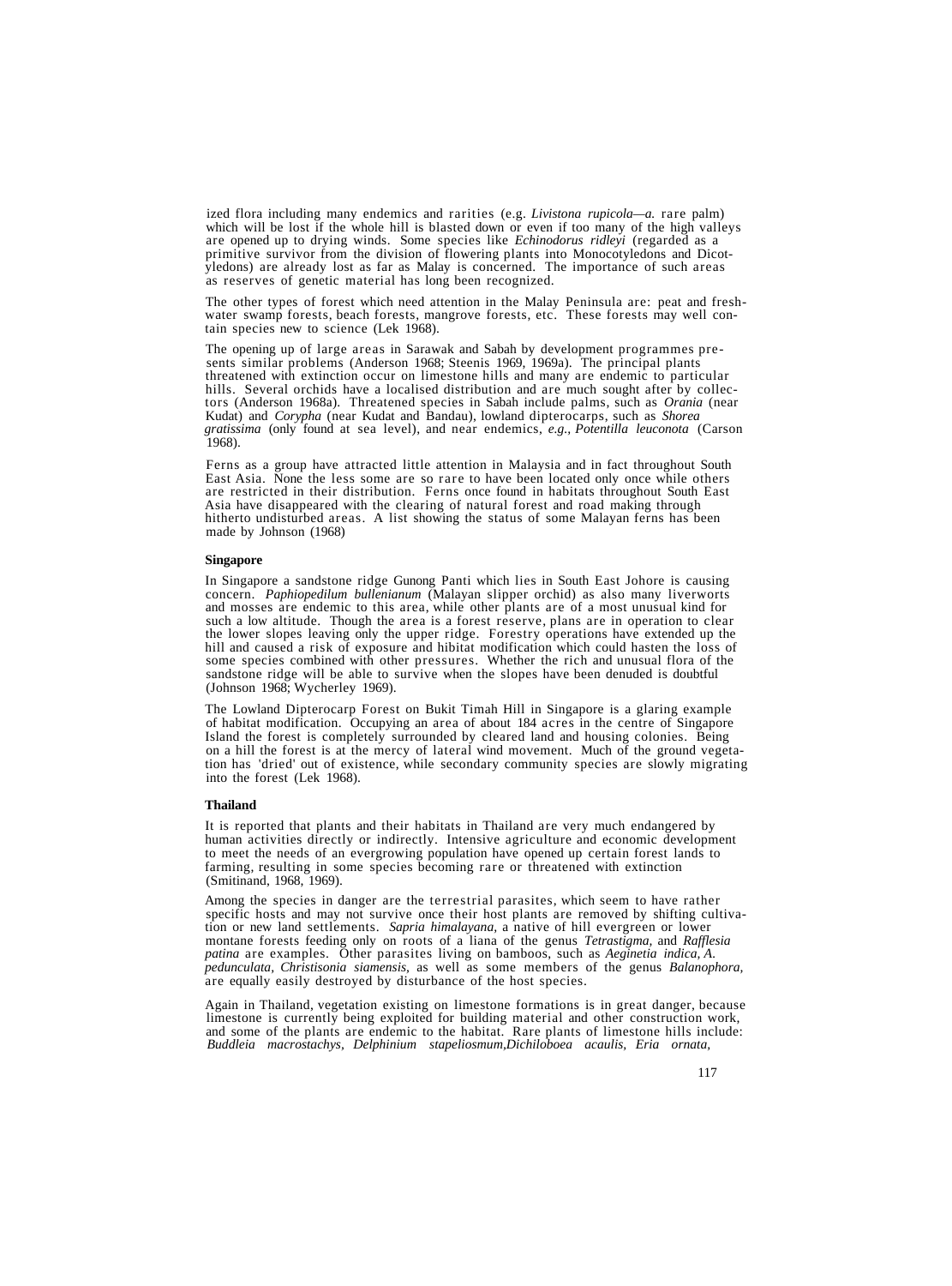ized flora including many endemics and rarities (e.g. *Livistona rupicola—a.* rare palm) which will be lost if the whole hill is blasted down or even if too many of the high valleys are opened up to drying winds. Some species like *Echinodorus ridleyi* (regarded as a primitive survivor from the division of flowering plants into Monocotyledons and Dicotyledons) are already lost as far as Malay is concerned. The importance of such areas as reserves of genetic material has long been recognized.

The other types of forest which need attention in the Malay Peninsula are: peat and freshwater swamp forests, beach forests, mangrove forests, etc. These forests may well contain species new to science (Lek 1968).

The opening up of large areas in Sarawak and Sabah by development programmes presents similar problems (Anderson 1968; Steenis 1969, 1969a). The principal plants threatened with extinction occur on limestone hills and many are endemic to particular hills. Several orchids have a localised distribution and are much sought after by collectors (Anderson 1968a). Threatened species in Sabah include palms, such as *Orania* (near Kudat) and *Corypha* (near Kudat and Bandau), lowland dipterocarps, such as *Shorea gratissima* (only found at sea level), and near endemics, *e.g., Potentilla leuconota* (Carson 1968).

Ferns as a group have attracted little attention in Malaysia and in fact throughout South East Asia. None the less some are so rare to have been located only once while others are restricted in their distribution. Ferns once found in habitats throughout South East Asia have disappeared with the clearing of natural forest and road making through hitherto undisturbed areas. A list showing the status of some Malayan ferns has been made by Johnson (1968)

**Singapore**

In Singapore a sandstone ridge Gunong Panti which lies in South East Johore is causing concern. *Paphiopedilum bullenianum* (Malayan slipper orchid) as also many liverworts and mosses are endemic to this area, while other plants are of a most unusual kind for such a low altitude. Though the area is a forest reserve, plans are in operation to clear the lower slopes leaving only the upper ridge. Forestry operations have extended up the hill and caused a risk of exposure and hibitat modification which could hasten the loss of some species combined with other pressures. Whether the rich and unusual flora of the sandstone ridge will be able to survive when the slopes have been denuded is doubtful (Johnson 1968; Wycherley 1969).

The Lowland Dipterocarp Forest on Bukit Timah Hill in Singapore is a glaring example of habitat modification. Occupying an area of about 184 acres in the centre of Singapore Island the forest is completely surrounded by cleared land and housing colonies. Being on a hill the forest is at the mercy of lateral wind movement. Much of the ground vegetation has 'dried' out of existence, while secondary community species are slowly migrating into the forest (Lek 1968).

**Thailand**

It is reported that plants and their habitats in Thailand are very much endangered by human activities directly or indirectly. Intensive agriculture and economic development to meet the needs of an evergrowing population have opened up certain forest lands to farming, resulting in some species becoming rare or threatened with extinction (Smitinand, 1968, 1969).

Among the species in danger are the terrestrial parasites, which seem to have rather specific hosts and may not survive once their host plants are removed by shifting cultivation or new land settlements. *Sapria himalayana,* a native of hill evergreen or lower montane forests feeding only on roots of a liana of the genus *Tetrastigma,* and *Rafflesia patina* are examples. Other parasites living on bamboos, such as *Aeginetia indica, A. pedunculata, Christisonia siamensis,* as well as some members of the genus *Balanophora,* are equally easily destroyed by disturbance of the host species.

Again in Thailand, vegetation existing on limestone formations is in great danger, because limestone is currently being exploited for building material and other construction work, and some of the plants are endemic to the habitat. Rare plants of limestone hills include: *Buddleia macrostachys, Delphinium stapeliosmum,Dichiloboea acaulis, Eria ornata,*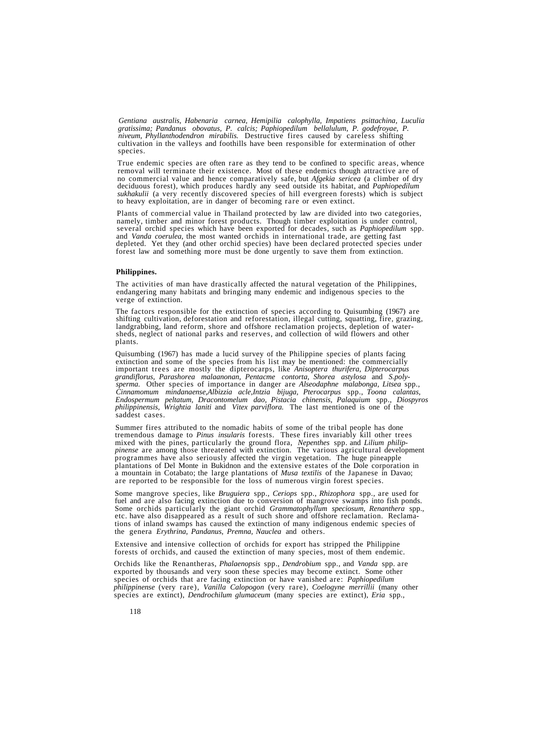*Gentiana australis, Habenaria carnea, Hemipilia calophylla, Impatiens psittachina, Luculia gratissima; Pandanus obovatus, P. calcis; Paphiopedilum bellalulum, P. godefroyae, P. niveum, Phyllanthodendron mirabilis.* Destructive fires caused by careless shifting cultivation in the valleys and foothills have been responsible for extermination of other species.

True endemic species are often rare as they tend to be confined to specific areas, whence removal will terminate their existence. Most of these endemics though attractive are of no commercial value and hence comparatively safe, but *Afgekia sericea* (a climber of dry deciduous forest), which produces hardly any seed outside its habitat, and *Paphiopedilum sukhakulii* (a very recently discovered species of hill evergreen forests) which is subject to heavy exploitation, are in danger of becoming rare or even extinct.

Plants of commercial value in Thailand protected by law are divided into two categories, namely, timber and minor forest products. Though timber exploitation is under control, several orchid species which have been exported for decades, such as *Paphiopedilum* spp. and *Vanda coerulea,* the most wanted orchids in international trade, are getting fast depleted. Yet they (and other orchid species) have been declared protected species under forest law and something more must be done urgently to save them from extinction.

**Philippines.**

The activities of man have drastically affected the natural vegetation of the Philippines, endangering many habitats and bringing many endemic and indigenous species to the verge of extinction.

The factors responsible for the extinction of species according to Quisumbing (1967) are shifting cultivation, deforestation and reforestation, illegal cutting, squatting, fire, grazing, landgrabbing, land reform, shore and offshore reclamation projects, depletion of watersheds, neglect of national parks and reserves, and collection of wild flowers and other plants.

Quisumbing (1967) has made a lucid survey of the Philippine species of plants facing extinction and some of the species from his list may be mentioned: the commercially important trees are mostly the dipterocarps, like *Anisoptera thurifera, Dipterocarpus grandiflorus, Parashorea malaanonan, Pentacme contorta, Shorea astylosa* and *S.polysperma.* Other species of importance in danger are *Alseodaphne malabonga, Litsea* spp., *Cinnamomum mindanaense,Albizzia acle,Intzia bijuga, Pterocarpus* spp., *Toona calantas, Endospermum peltatum, Dracontomelum dao, Pistacia chinensis, Palaquium* spp., *Diospyros philippinensis, Wrightia laniti* and *Vitex parviflora.* The last mentioned is one of the saddest cases.

Summer fires attributed to the nomadic habits of some of the tribal people has done tremendous damage to *Pinus insularis* forests. These fires invariably kill other trees mixed with the pines, particularly the ground flora, *Nepenthes* spp. and *Lilium philippinense* are among those threatened with extinction. The various agricultural development programmes have also seriously affected the virgin vegetation. The huge pineapple plantations of Del Monte in Bukidnon and the extensive estates of the Dole corporation in a mountain in Cotabato; the large plantations of *Musa textilis* of the Japanese in Davao; are reported to be responsible for the loss of numerous virgin forest species.

Some mangrove species, like *Bruguiera* spp., *Ceriops* spp., *Rhizophora* spp., are used for fuel and are also facing extinction due to conversion of mangrove swamps into fish ponds. Some orchids particularly the giant orchid *Grammatophyllum speciosum, Renanthera* spp., etc. have also disappeared as a result of such shore and offshore reclamation. Reclamations of inland swamps has caused the extinction of many indigenous endemic species of the genera *Erythrina, Pandanus, Premna, Nauclea* and others.

Extensive and intensive collection of orchids for export has stripped the Philippine forests of orchids, and caused the extinction of many species, most of them endemic.

Orchids like the Renantheras, *Phalaenopsis* spp., *Dendrobium* spp., and *Vanda* spp. are exported by thousands and very soon these species may become extinct. Some other species of orchids that are facing extinction or have vanished are: *Paphiopedilum philippinense* (very rare), *Vanilla Calopogon* (very rare), *Coelogyne merrillii* (many other species are extinct), *Dendrochilum glumaceum* (many species are extinct), *Eria* spp.,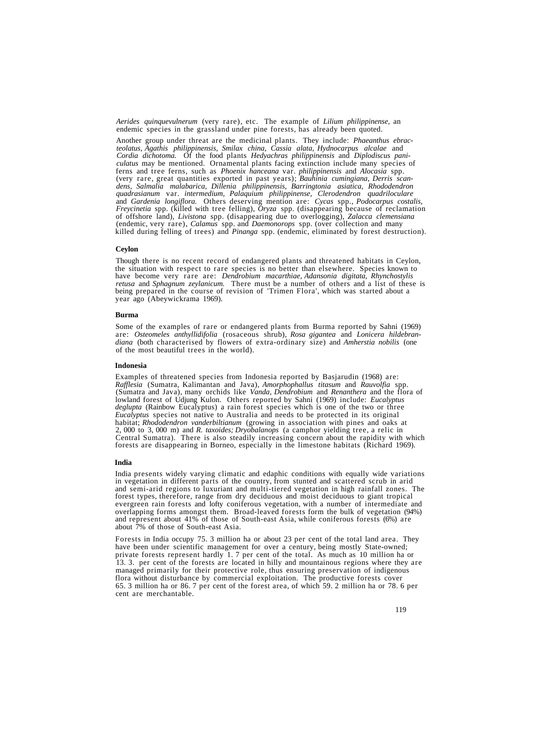*Aerides quinquevulnerum* (very rare), etc. The example of *Lilium philippinense*, an endemic species in the grassland under pine forests, has already been quoted.

Another group under threat are the medicinal plants. They include: *Phaeanthus ebracteolatus, Agathis philippinensis, Smilax china, Cassia alata, Hydnocarpus alcalae* and *Cordia dichotoma.* Of the food plants *Hedyachras philippinensis* and *Diplodiscus paniculatus* may be mentioned. Ornamental plants facing extinction include many species of ferns and tree ferns, such as *Phoenix hanceana* var. *philippinensis* and *Alocasia* spp. (very rare, great quantities exported in past years); *Bauhinia cumingiana, Derris scandens, Salmalia malabarica, Dillenia philippinensis, Barringtonia asiatica, Rhododendron quadrasianum* var. *intermedium, Palaquium philippinense, Clerodendron quadriloculare* and *Gardenia longiflora.* Others deserving mention are: *Cycas* spp., *Podocarpus costalis, Freycinetia* spp. (killed with tree felling), *Oryza* spp. (disappearing because of reclamation of offshore land), *Livistona* spp. (disappearing due to overlogging), *Zalacca clemensiana* (endemic, very rare), *Calamus* spp. and *Daemonorops* spp. (over collection and many killed during felling of trees) and *Pinanga* spp. (endemic, eliminated by forest destruction).

**Ceylon**

Though there is no recent record of endangered plants and threatened habitats in Ceylon, the situation with respect to rare species is no better than elsewhere. Species known to have become very rare are: *Dendrobium macarthiae, Adansonia digitata, Rhynchostylis retusa* and *Sphagnum zeylanicum.* There must be a number of others and a list of these is being prepared in the course of revision of 'Trimen Flora', which was started about a year ago (Abeywickrama 1969).

**Burma**

Some of the examples of rare or endangered plants from Burma reported by Sahni (1969) are: *Osteomeles anthyllidifolia* (rosaceous shrub), *Rosa gigantea* and *Lonicera hildebrandiana* (both characterised by flowers of extra-ordinary size) and *Amherstia nobilis* (one of the most beautiful trees in the world).

**Indonesia**

Examples of threatened species from Indonesia reported by Basjarudin (1968) are: *Rafflesia* (Sumatra, Kalimantan and Java), *Amorphophallus titasum* and *Rauvolfia* spp. (Sumatra and Java), many orchids like *Vanda, Dendrobium* and *Renanthera* and the flora of lowland forest of Udjung Kulon. Others reported by Sahni (1969) include: *Eucalyptus deglupta* (Rainbow Eucalyptus) a rain forest species which is one of the two or three *Eucalyptus* species not native to Australia and needs to be protected in its original habitat; *Rhododendron vanderbiltianum* (growing in association with pines and oaks at 2, 000 to 3, 000 m) and *R. taxoides; Dryobalanops* (a camphor yielding tree, a relic in Central Sumatra). There is also steadily increasing concern about the rapidity with which forests are disappearing in Borneo, especially in the limestone habitats (Richard 1969).

**India**

India presents widely varying climatic and edaphic conditions with equally wide variations in vegetation in different parts of the country, from stunted and scattered scrub in arid and semi-arid regions to luxuriant and multi-tiered vegetation in high rainfall zones. The forest types, therefore, range from dry deciduous and moist deciduous to giant tropical evergreen rain forests and lofty coniferous vegetation, with a number of intermediate and overlapping forms amongst them. Broad-leaved forests form the bulk of vegetation (94%) and represent about 41% of those of South-east Asia, while coniferous forests (6%) are about 7% of those of South-east Asia.

Forests in India occupy 75. 3 million ha or about 23 per cent of the total land area. They have been under scientific management for over a century, being mostly State-owned; private forests represent hardly 1. 7 per cent of the total. As much as 10 million ha or 13. 3. per cent of the forests are located in hilly and mountainous regions where they are managed primarily for their protective role, thus ensuring preservation of indigenous flora without disturbance by commercial exploitation. The productive forests cover 65. 3 million ha or 86. 7 per cent of the forest area, of which 59. 2 million ha or 78. 6 per cent are merchantable.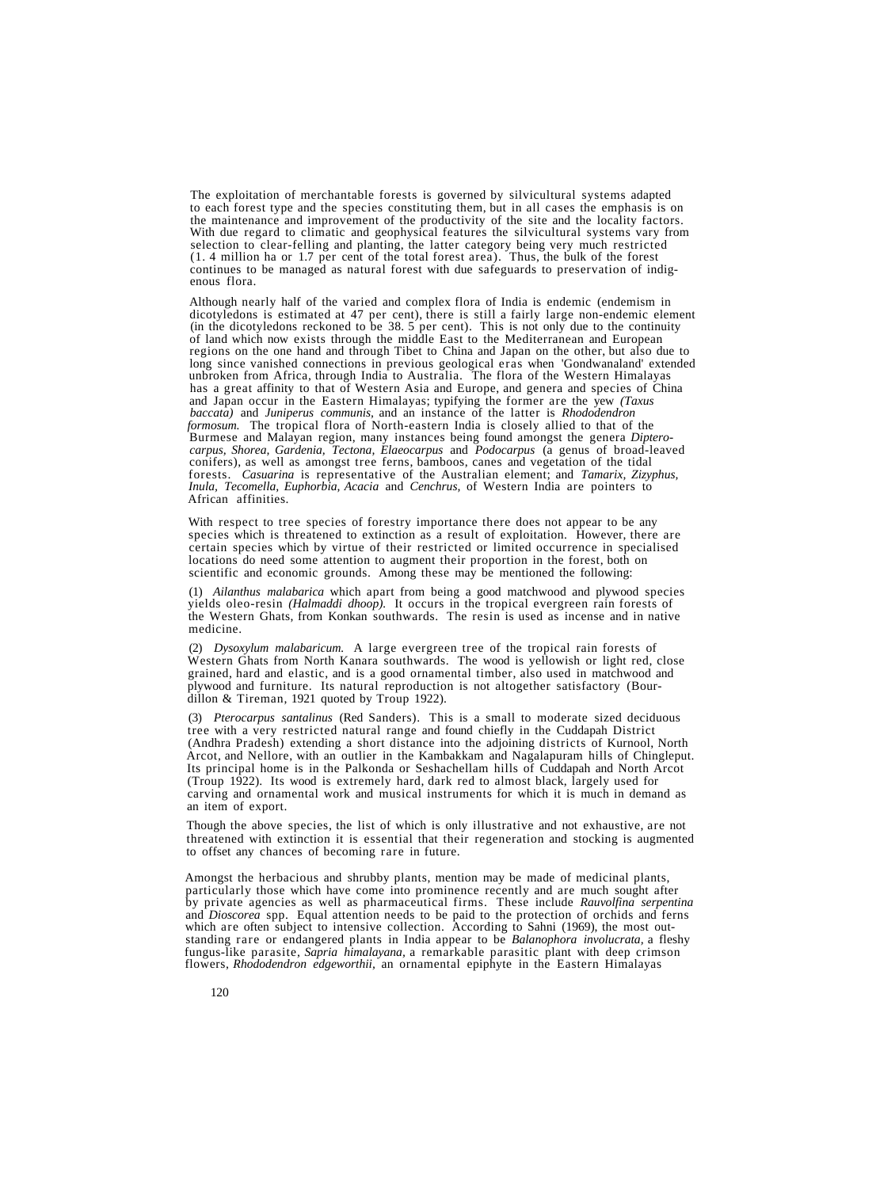The exploitation of merchantable forests is governed by silvicultural systems adapted to each forest type and the species constituting them, but in all cases the emphasis is on the maintenance and improvement of the productivity of the site and the locality factors. With due regard to climatic and geophysical features the silvicultural systems vary from selection to clear-felling and planting, the latter category being very much restricted (1. 4 million ha or 1.7 per cent of the total forest area). Thus, the bulk of the forest continues to be managed as natural forest with due safeguards to preservation of indigenous flora.

Although nearly half of the varied and complex flora of India is endemic (endemism in dicotyledons is estimated at 47 per cent), there is still a fairly large non-endemic element (in the dicotyledons reckoned to be 38. 5 per cent). This is not only due to the continuity of land which now exists through the middle East to the Mediterranean and European regions on the one hand and through Tibet to China and Japan on the other, but also due to long since vanished connections in previous geological eras when 'Gondwanaland' extended unbroken from Africa, through India to Australia. The flora of the Western Himalayas has a great affinity to that of Western Asia and Europe, and genera and species of China and Japan occur in the Eastern Himalayas; typifying the former are the yew *(Taxus baccata)* and *Juniperus communis,* and an instance of the latter is *Rhododendron formosum.* The tropical flora of North-eastern India is closely allied to that of the Burmese and Malayan region, many instances being found amongst the genera *Dipterocarpus, Shorea, Gardenia, Tectona, Elaeocarpus* and *Podocarpus* (a genus of broad-leaved conifers), as well as amongst tree ferns, bamboos, canes and vegetation of the tidal forests. *Casuarina* is representative of the Australian element; and *Tamarix, Zizyphus, Inula, Tecomella, Euphorbia, Acacia* and *Cenchrus,* of Western India are pointers to African affinities.

With respect to tree species of forestry importance there does not appear to be any species which is threatened to extinction as a result of exploitation. However, there are certain species which by virtue of their restricted or limited occurrence in specialised locations do need some attention to augment their proportion in the forest, both on scientific and economic grounds. Among these may be mentioned the following:

(1) *Ailanthus malabarica* which apart from being a good matchwood and plywood species yields oleo-resin *(Halmaddi dhoop).* It occurs in the tropical evergreen rain forests of the Western Ghats, from Konkan southwards. The resin is used as incense and in native medicine.

(2) *Dysoxylum malabaricum.* A large evergreen tree of the tropical rain forests of Western Ghats from North Kanara southwards. The wood is yellowish or light red, close grained, hard and elastic, and is a good ornamental timber, also used in matchwood and plywood and furniture. Its natural reproduction is not altogether satisfactory (Bourdillon & Tireman, 1921 quoted by Troup 1922).

(3) *Pterocarpus santalinus* (Red Sanders). This is a small to moderate sized deciduous tree with a very restricted natural range and found chiefly in the Cuddapah District (Andhra Pradesh) extending a short distance into the adjoining districts of Kurnool, North Arcot, and Nellore, with an outlier in the Kambakkam and Nagalapuram hills of Chingleput. Its principal home is in the Palkonda or Seshachellam hills of Cuddapah and North Arcot (Troup 1922). Its wood is extremely hard, dark red to almost black, largely used for carving and ornamental work and musical instruments for which it is much in demand as an item of export.

Though the above species, the list of which is only illustrative and not exhaustive, are not threatened with extinction it is essential that their regeneration and stocking is augmented to offset any chances of becoming rare in future.

Amongst the herbacious and shrubby plants, mention may be made of medicinal plants, particularly those which have come into prominence recently and are much sought after by private agencies as well as pharmaceutical firms. These include *Rauvolfina serpentina* and *Dioscorea* spp. Equal attention needs to be paid to the protection of orchids and ferns which are often subject to intensive collection. According to Sahni (1969), the most outstanding rare or endangered plants in India appear to be *Balanophora involucrata,* a fleshy fungus-like parasite, *Sapria himalayana,* a remarkable parasitic plant with deep crimson flowers, *Rhododendron edgeworthii,* an ornamental epiphyte in the Eastern Himalayas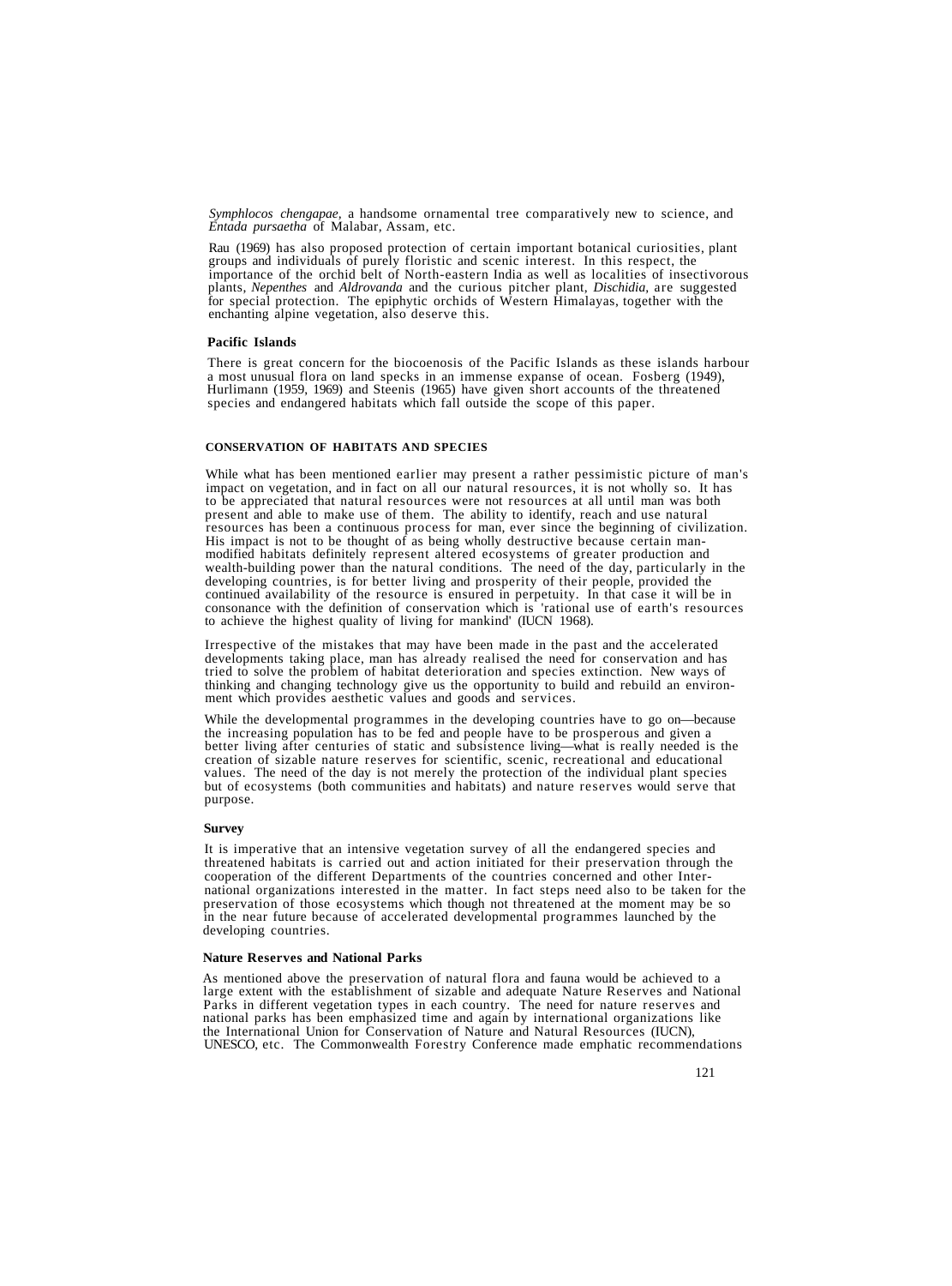*Symphlocos chengapae,* a handsome ornamental tree comparatively new to science, and *Entada pursaetha* of Malabar, Assam, etc.

Rau (1969) has also proposed protection of certain important botanical curiosities, plant groups and individuals of purely floristic and scenic interest. In this respect, the importance of the orchid belt of North-eastern India as well as localities of insectivorous plants, *Nepenthes* and *Aldrovanda* and the curious pitcher plant, *Dischidia,* are suggested for special protection. The epiphytic orchids of Western Himalayas, together with the enchanting alpine vegetation, also deserve this.

### Pacific Islands

There is great concern for the biocoenosis of the Pacific Islands as these islands harbour a most unusual flora on land specks in an immense expanse of ocean. Fosberg (1949), Hurlimann (1959, 1969) and Steenis (1965) have given short accounts of the threatened species and endangered habitats which fall outside the scope of this paper.

## CONSERVATION OF HABITATS AND SPECIES

While what has been mentioned earlier may present a rather pessimistic picture of man's impact on vegetation, and in fact on all our natural resources, it is not wholly so. It has to be appreciated that natural resources were not resources at all until man was both present and able to make use of them. The ability to identify, reach and use natural resources has been a continuous process for man, ever since the beginning of civilization. His impact is not to be thought of as being wholly destructive because certain man-modified habitats definitely represent altered ecosystems of greater production and wealth-building power than the natural conditions. The need of the day, particularly in the developing countries, is for better living and prosperity of their people, provided the continued availability of the resource is ensured in perpetuity. In that case it will be in consonance with the definition of conservation which is 'rational use of earth's resources to achieve the highest quality of living for mankind' (IUCN 1968).

Irrespective of the mistakes that may have been made in the past and the accelerated developments taking place, man has already realised the need for conservation and has tried to solve the problem of habitat deterioration and species extinction. New ways of thinking and changing technology give us the opportunity to build and rebuild an environment which provides aesthetic values and goods and services.

While the developmental programmes in the developing countries have to go on—because the increasing population has to be fed and people have to be prosperous and given a better living after centuries of static and subsistence living—what is really needed is the creation of sizable nature reserves for scientific, scenic, recreational and educational values. The need of the day is not merely the protection of the individual plant species but of ecosystems (both communities and habitats) and nature reserves would serve that purpose.

### Survey

It is imperative that an intensive vegetation survey of all the endangered species and threatened habitats is carried out and action initiated for their preservation through the cooperation of the different Departments of the countries concerned and other International organizations interested in the matter. In fact steps need also to be taken for the preservation of those ecosystems which though not threatened at the moment may be so in the near future because of accelerated developmental programmes launched by the developing countries.

### Nature Reserves and National Parks

As mentioned above the preservation of natural flora and fauna would be achieved to a large extent with the establishment of sizable and adequate Nature Reserves and National Parks in different vegetation types in each country. The need for nature reserves and national parks has been emphasized time and again by international organizations like the International Union for Conservation of Nature and Natural Resources (IUCN), UNESCO, etc. The Commonwealth Forestry Conference made emphatic recommendations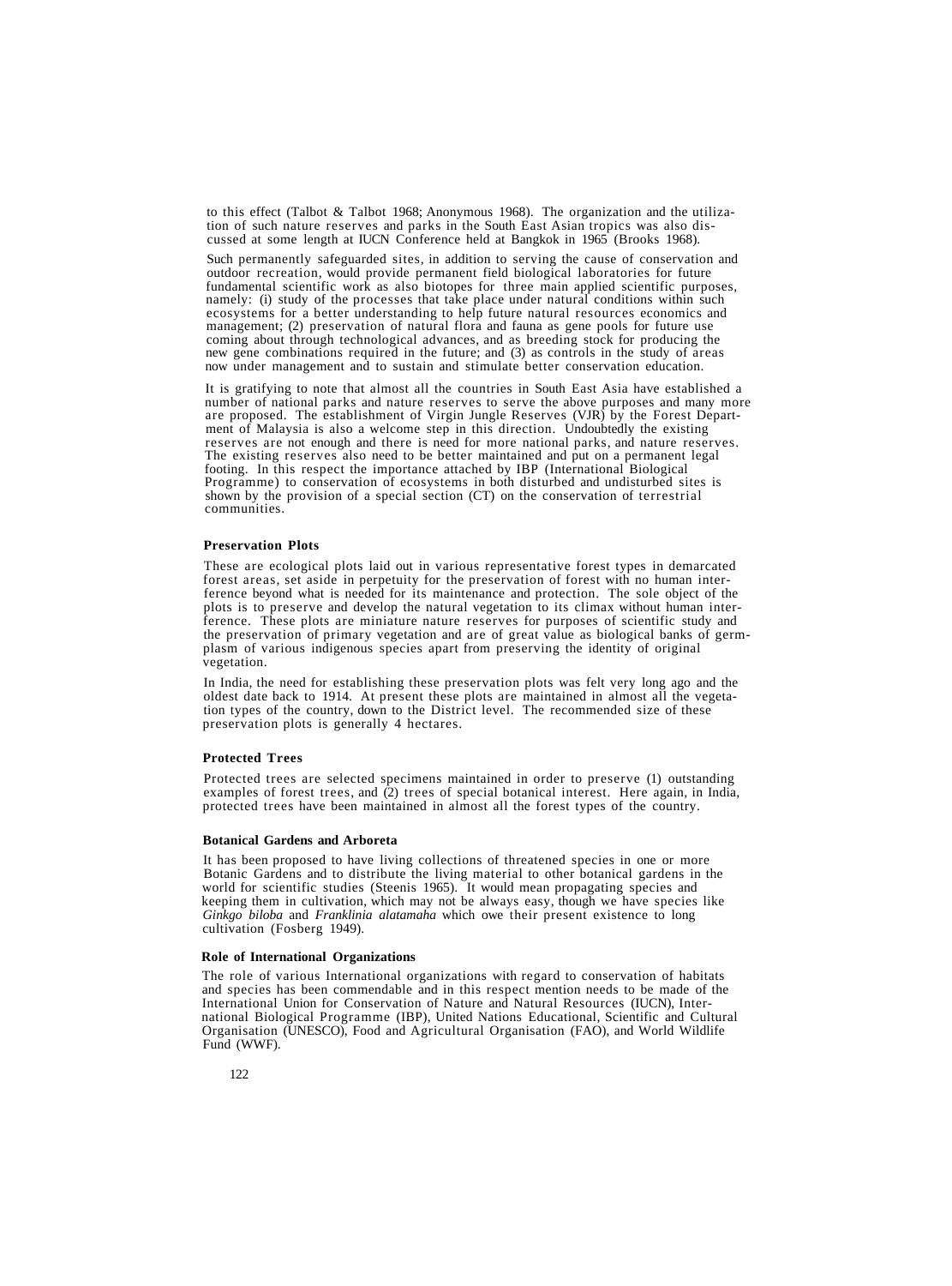to this effect (Talbot & Talbot 1968; Anonymous 1968). The organization and the utilization of such nature reserves and parks in the South East Asian tropics was also discussed at some length at IUCN Conference held at Bangkok in 1965 (Brooks 1968).

Such permanently safeguarded sites, in addition to serving the cause of conservation and outdoor recreation, would provide permanent field biological laboratories for future fundamental scientific work as also biotopes for three main applied scientific purposes, namely: (i) study of the processes that take place under natural conditions within such ecosystems for a better understanding to help future natural resources economics and management; (2) preservation of natural flora and fauna as gene pools for future use coming about through technological advances, and as breeding stock for producing the new gene combinations required in the future; and (3) as controls in the study of areas now under management and to sustain and stimulate better conservation education.

It is gratifying to note that almost all the countries in South East Asia have established a number of national parks and nature reserves to serve the above purposes and many more are proposed. The establishment of Virgin Jungle Reserves (VJR) by the Forest Department of Malaysia is also a welcome step in this direction. Undoubtedly the existing reserves are not enough and there is need for more national parks, and nature reserves. The existing reserves also need to be better maintained and put on a permanent legal footing. In this respect the importance attached by IBP (International Biological Programme) to conservation of ecosystems in both disturbed and undisturbed sites is shown by the provision of a special section (CT) on the conservation of terrestrial communities.

**Preservation Plots**

These are ecological plots laid out in various representative forest types in demarcated forest areas, set aside in perpetuity for the preservation of forest with no human interference beyond what is needed for its maintenance and protection. The sole object of the plots is to preserve and develop the natural vegetation to its climax without human interference. These plots are miniature nature reserves for purposes of scientific study and the preservation of primary vegetation and are of great value as biological banks of germplasm of various indigenous species apart from preserving the identity of original vegetation.

In India, the need for establishing these preservation plots was felt very long ago and the oldest date back to 1914. At present these plots are maintained in almost all the vegetation types of the country, down to the District level. The recommended size of these preservation plots is generally 4 hectares.

**Protected Trees**

Protected trees are selected specimens maintained in order to preserve (1) outstanding examples of forest trees, and (2) trees of special botanical interest. Here again, in India, protected trees have been maintained in almost all the forest types of the country.

**Botanical Gardens and Arboreta**

It has been proposed to have living collections of threatened species in one or more Botanic Gardens and to distribute the living material to other botanical gardens in the world for scientific studies (Steenis 1965). It would mean propagating species and keeping them in cultivation, which may not be always easy, though we have species like *Ginkgo biloba* and *Franklinia alatamaha* which owe their present existence to long cultivation (Fosberg 1949).

**Role of International Organizations**

The role of various International organizations with regard to conservation of habitats and species has been commendable and in this respect mention needs to be made of the International Union for Conservation of Nature and Natural Resources (IUCN), International Biological Programme (IBP), United Nations Educational, Scientific and Cultural Organisation (UNESCO), Food and Agricultural Organisation (FAO), and World Wildlife Fund (WWF).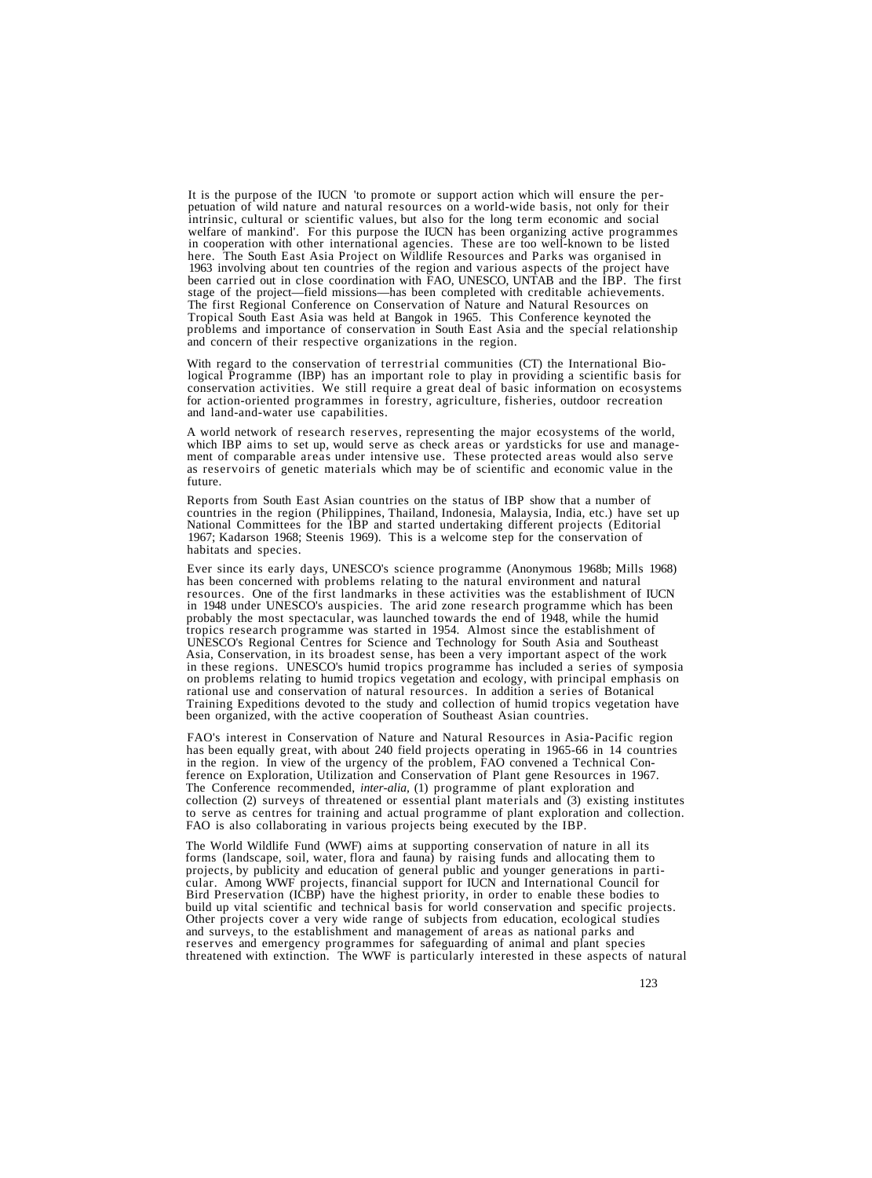It is the purpose of the IUCN 'to promote or support action which will ensure the perpetuation of wild nature and natural resources on a world-wide basis, not only for their intrinsic, cultural or scientific values, but also for the long term economic and social welfare of mankind'. For this purpose the IUCN has been organizing active programmes in cooperation with other international agencies. These are too well-known to be listed here. The South East Asia Project on Wildlife Resources and Parks was organised in 1963 involving about ten countries of the region and various aspects of the project have been carried out in close coordination with FAO, UNESCO, UNTAB and the IBP. The first stage of the project—field missions—has been completed with creditable achievements. The first Regional Conference on Conservation of Nature and Natural Resources on Tropical South East Asia was held at Bangok in 1965. This Conference keynoted the problems and importance of conservation in South East Asia and the special relationship and concern of their respective organizations in the region.

With regard to the conservation of terrestrial communities (CT) the International Biological Programme (IBP) has an important role to play in providing a scientific basis for conservation activities. We still require a great deal of basic information on ecosystems for action-oriented programmes in forestry, agriculture, fisheries, outdoor recreation and land-and-water use capabilities.

A world network of research reserves, representing the major ecosystems of the world, which IBP aims to set up, would serve as check areas or yardsticks for use and management of comparable areas under intensive use. These protected areas would also serve as reservoirs of genetic materials which may be of scientific and economic value in the future.

Reports from South East Asian countries on the status of IBP show that a number of countries in the region (Philippines, Thailand, Indonesia, Malaysia, India, etc.) have set up National Committees for the IBP and started undertaking different projects (Editorial 1967; Kadarson 1968; Steenis 1969). This is a welcome step for the conservation of habitats and species.

Ever since its early days, UNESCO's science programme (Anonymous 1968b; Mills 1968) has been concerned with problems relating to the natural environment and natural resources. One of the first landmarks in these activities was the establishment of IUCN in 1948 under UNESCO's auspicies. The arid zone research programme which has been probably the most spectacular, was launched towards the end of 1948, while the humid tropics research programme was started in 1954. Almost since the establishment of UNESCO's Regional Centres for Science and Technology for South Asia and Southeast Asia, Conservation, in its broadest sense, has been a very important aspect of the work in these regions. UNESCO's humid tropics programme has included a series of symposia on problems relating to humid tropics vegetation and ecology, with principal emphasis on rational use and conservation of natural resources. In addition a series of Botanical Training Expeditions devoted to the study and collection of humid tropics vegetation have been organized, with the active cooperation of Southeast Asian countries.

FAO's interest in Conservation of Nature and Natural Resources in Asia-Pacific region has been equally great, with about 240 field projects operating in 1965-66 in 14 countries in the region. In view of the urgency of the problem, FAO convened a Technical Conference on Exploration, Utilization and Conservation of Plant gene Resources in 1967. The Conference recommended, *inter-alia*, (1) programme of plant exploration and collection (2) surveys of threatened or essential plant materials and (3) existing institutes to serve as centres for training and actual programme of plant exploration and collection. FAO is also collaborating in various projects being executed by the IBP.

The World Wildlife Fund (WWF) aims at supporting conservation of nature in all its forms (landscape, soil, water, flora and fauna) by raising funds and allocating them to projects, by publicity and education of general public and younger generations in particular. Among WWF projects, financial support for IUCN and International Council for Bird Preservation (ICBP) have the highest priority, in order to enable these bodies to build up vital scientific and technical basis for world conservation and specific projects. Other projects cover a very wide range of subjects from education, ecological studies and surveys, to the establishment and management of areas as national parks and reserves and emergency programmes for safeguarding of animal and plant species threatened with extinction. The WWF is particularly interested in these aspects of natural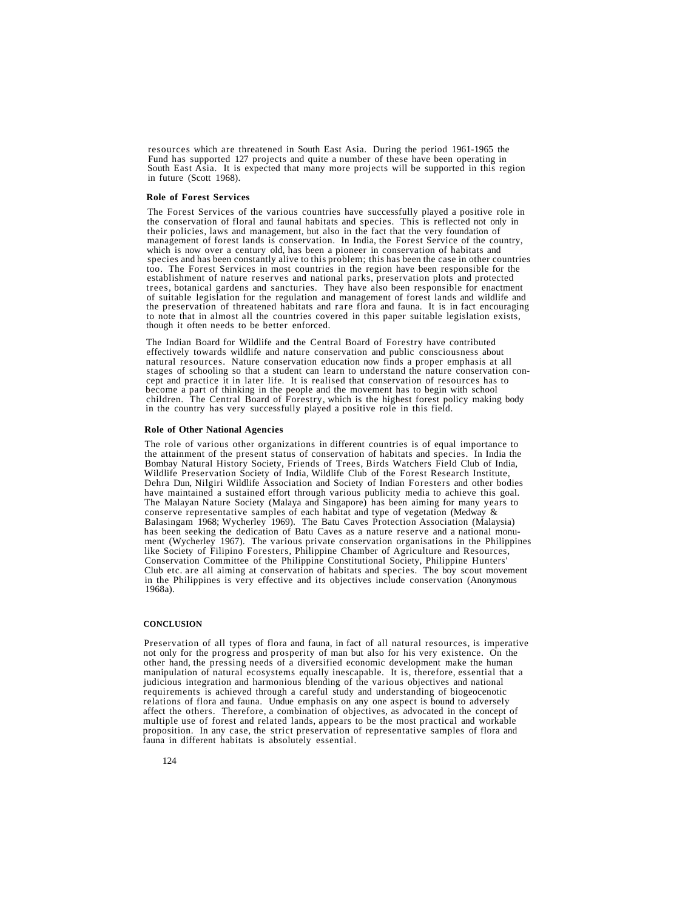resources which are threatened in South East Asia. During the period 1961-1965 the Fund has supported 127 projects and quite a number of these have been operating in South East Asia. It is expected that many more projects will be supported in this region in future (Scott 1968).

### Role of Forest Services

The Forest Services of the various countries have successfully played a positive role in the conservation of floral and faunal habitats and species. This is reflected not only in their policies, laws and management, but also in the fact that the very foundation of management of forest lands is conservation. In India, the Forest Service of the country, which is now over a century old, has been a pioneer in conservation of habitats and species and has been constantly alive to this problem; this has been the case in other countries too. The Forest Services in most countries in the region have been responsible for the establishment of nature reserves and national parks, preservation plots and protected trees, botanical gardens and sancturies. They have also been responsible for enactment of suitable legislation for the regulation and management of forest lands and wildlife and the preservation of threatened habitats and rare flora and fauna. It is in fact encouraging to note that in almost all the countries covered in this paper suitable legislation exists, though it often needs to be better enforced.

The Indian Board for Wildlife and the Central Board of Forestry have contributed effectively towards wildlife and nature conservation and public consciousness about natural resources. Nature conservation education now finds a proper emphasis at all stages of schooling so that a student can learn to understand the nature conservation concept and practice it in later life. It is realised that conservation of resources has to become a part of thinking in the people and the movement has to begin with school children. The Central Board of Forestry, which is the highest forest policy making body in the country has very successfully played a positive role in this field.

### Role of Other National Agencies

The role of various other organizations in different countries is of equal importance to the attainment of the present status of conservation of habitats and species. In India the Bombay Natural History Society, Friends of Trees, Birds Watchers Field Club of India, Wildlife Preservation Society of India, Wildlife Club of the Forest Research Institute, Dehra Dun, Nilgiri Wildlife Association and Society of Indian Foresters and other bodies have maintained a sustained effort through various publicity media to achieve this goal. The Malayan Nature Society (Malaya and Singapore) has been aiming for many years to conserve representative samples of each habitat and type of vegetation (Medway & Balasingam 1968; Wycherley 1969). The Batu Caves Protection Association (Malaysia) has been seeking the dedication of Batu Caves as a nature reserve and a national monument (Wycherley 1967). The various private conservation organisations in the Philippines like Society of Filipino Foresters, Philippine Chamber of Agriculture and Resources, Conservation Committee of the Philippine Constitutional Society, Philippine Hunters' Club etc. are all aiming at conservation of habitats and species. The boy scout movement in the Philippines is very effective and its objectives include conservation (Anonymous 1968a).

## CONCLUSION

Preservation of all types of flora and fauna, in fact of all natural resources, is imperative not only for the progress and prosperity of man but also for his very existence. On the other hand, the pressing needs of a diversified economic development make the human manipulation of natural ecosystems equally inescapable. It is, therefore, essential that a judicious integration and harmonious blending of the various objectives and national requirements is achieved through a careful study and understanding of biogeocenotic relations of flora and fauna. Undue emphasis on any one aspect is bound to adversely affect the others. Therefore, a combination of objectives, as advocated in the concept of multiple use of forest and related lands, appears to be the most practical and workable proposition. In any case, the strict preservation of representative samples of flora and fauna in different habitats is absolutely essential.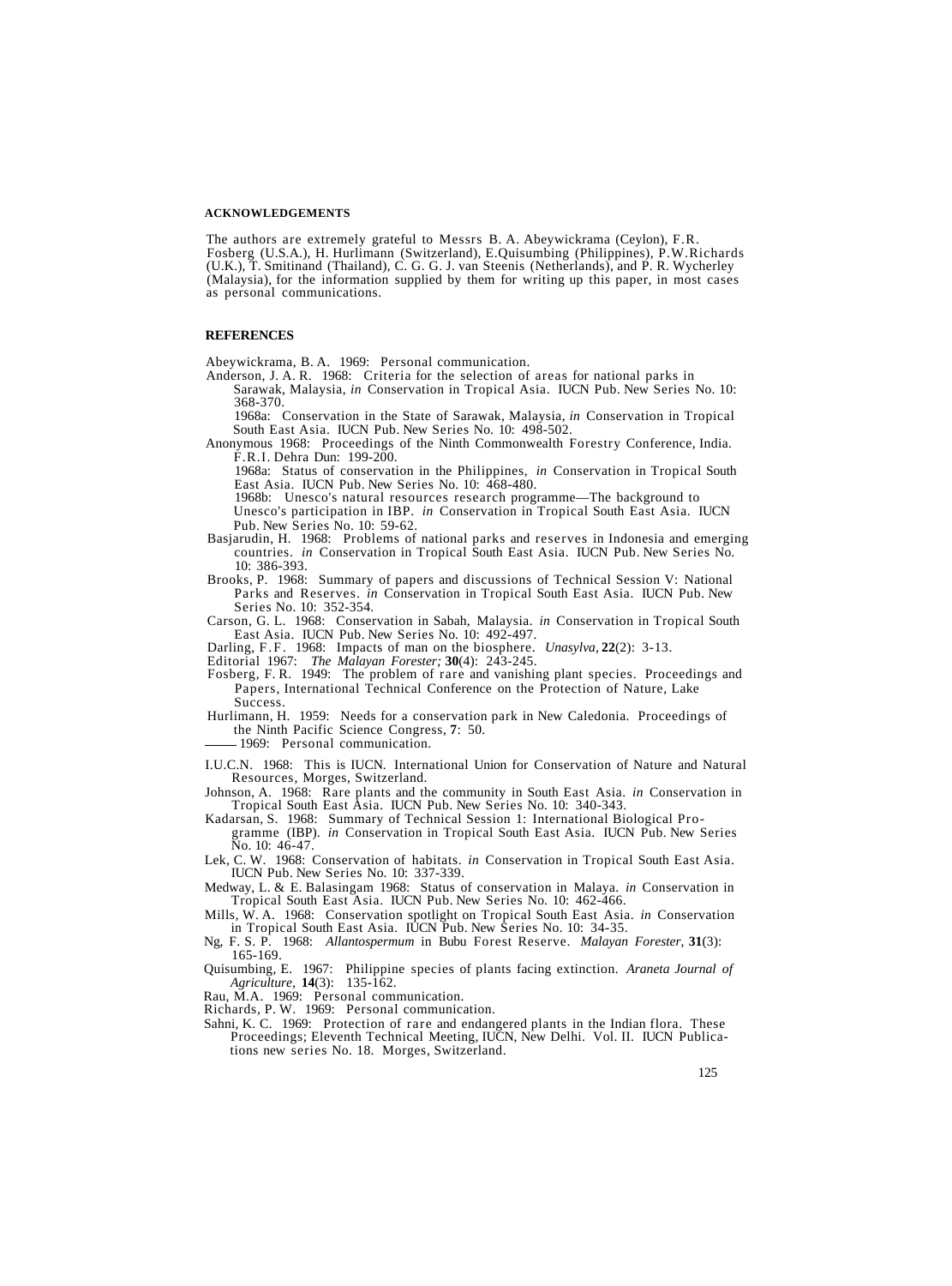## ACKNOWLEDGEMENTS

The authors are extremely grateful to Messrs B. A. Abeywickrama (Ceylon), F.R. Fosberg (U.S.A.), H. Hurlimann (Switzerland), E.Quisumbing (Philippines), P.W.Richards (U.K.), T. Smitinand (Thailand), C. G. G. J. van Steenis (Netherlands), and P. R. Wycherley (Malaysia), for the information supplied by them for writing up this paper, in most cases as personal communications.

## REFERENCES

Abeywickrama, B. A. 1969: Personal communication.

Anderson, J. A. R. 1968: Criteria for the selection of areas for national parks in Sarawak, Malaysia, *in* Conservation in Tropical Asia. IUCN Pub. New Series No. 10: 368-370.

1968a: Conservation in the State of Sarawak, Malaysia, *in* Conservation in Tropical South East Asia. IUCN Pub. New Series No. 10: 498-502.

Anonymous 1968: Proceedings of the Ninth Commonwealth Forestry Conference, India. F.R.I. Dehra Dun: 199-200.

1968a: Status of conservation in the Philippines, *in* Conservation in Tropical South East Asia. IUCN Pub. New Series No. 10: 468-480.

1968b: Unesco's natural resources research programme—The background to Unesco's participation in IBP. *in* Conservation in Tropical South East Asia. IUCN Pub. New Series No. 10: 59-62.

Basjarudin, H. 1968: Problems of national parks and reserves in Indonesia and emerging countries. *in* Conservation in Tropical South East Asia. IUCN Pub. New Series No. 10: 386-393.

Brooks, P. 1968: Summary of papers and discussions of Technical Session V: National Parks and Reserves. *in* Conservation in Tropical South East Asia. IUCN Pub. New Series No. 10: 352-354.

Carson, G. L. 1968: Conservation in Sabah, Malaysia. *in* Conservation in Tropical South East Asia. IUCN Pub. New Series No. 10: 492-497.

Darling, F.F. 1968: Impacts of man on the biosphere. *Unasylva,* **22**(2): 3-13.

Editorial 1967: *The Malayan Forester;* **30**(4): 243-245.

Fosberg, F. R. 1949: The problem of rare and vanishing plant species. Proceedings and Papers, International Technical Conference on the Protection of Nature, Lake Success.

Hurlimann, H. 1959: Needs for a conservation park in New Caledonia. Proceedings of the Ninth Pacific Science Congress, **7**: 50.

—— 1969: Personal communication.

I.U.C.N. 1968: This is IUCN. International Union for Conservation of Nature and Natural Resources, Morges, Switzerland.

Johnson, A. 1968: Rare plants and the community in South East Asia. *in* Conservation in Tropical South East Asia. IUCN Pub. New Series No. 10: 340-343.

Kadarsan, S. 1968: Summary of Technical Session 1: International Biological Programme (IBP). *in* Conservation in Tropical South East Asia. IUCN Pub. New Series No. 10: 46-47.

Lek, C. W. 1968: Conservation of habitats. *in* Conservation in Tropical South East Asia. IUCN Pub. New Series No. 10: 337-339.

Medway, L. & E. Balasingam 1968: Status of conservation in Malaya. *in* Conservation in Tropical South East Asia. IUCN Pub. New Series No. 10: 462-466.

Mills, W. A. 1968: Conservation spotlight on Tropical South East Asia. *in* Conservation in Tropical South East Asia. IUCN Pub. New Series No. 10: 34-35.

Ng, F. S. P. 1968: *Allantospermum* in Bubu Forest Reserve. *Malayan Forester,* **31**(3): 165-169.

Quisumbing, E. 1967: Philippine species of plants facing extinction. *Araneta Journal of Agriculture,* **14**(3): 135-162.

Rau, M.A. 1969: Personal communication.

Richards, P. W. 1969: Personal communication.

Sahni, K. C. 1969: Protection of rare and endangered plants in the Indian flora. These Proceedings; Eleventh Technical Meeting, IUCN, New Delhi. Vol. II. IUCN Publications new series No. 18. Morges, Switzerland.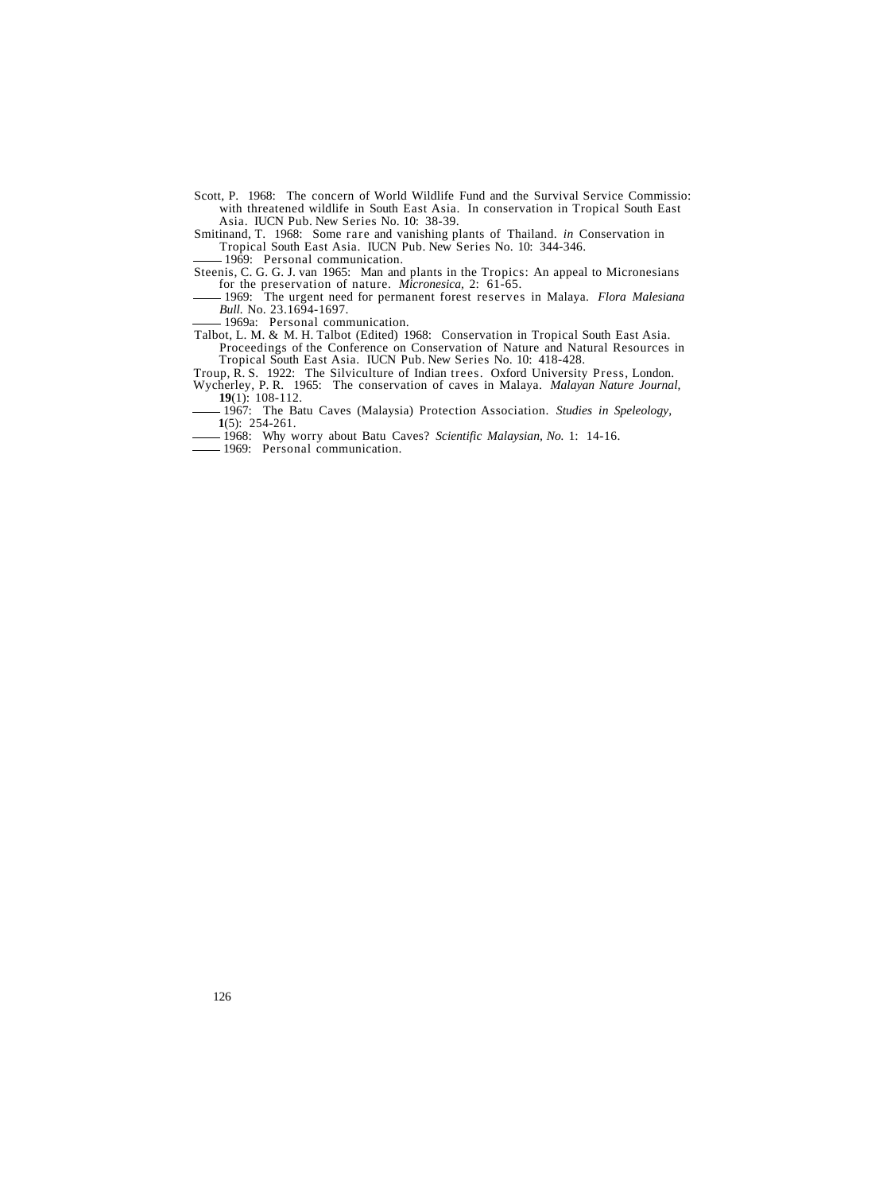Scott, P. 1968: The concern of World Wildlife Fund and the Survival Service Commissio: with threatened wildlife in South East Asia. In conservation in Tropical South East Asia. IUCN Pub. New Series No. 10: 38-39.

Smitinand, T. 1968: Some rare and vanishing plants of Thailand. *in* Conservation in Tropical South East Asia. IUCN Pub. New Series No. 10: 344-346.

—— 1969: Personal communication.

Steenis, C. G. G. J. van 1965: Man and plants in the Tropics: An appeal to Micronesians for the preservation of nature. *Micronesica,* 2: 61-65.

—— 1969: The urgent need for permanent forest reserves in Malaya. *Flora Malesiana Bull.* No. 23.1694-1697.

—— 1969a: Personal communication.

Talbot, L. M. & M. H. Talbot (Edited) 1968: Conservation in Tropical South East Asia. Proceedings of the Conference on Conservation of Nature and Natural Resources in Tropical South East Asia. IUCN Pub. New Series No. 10: 418-428.

Troup, R. S. 1922: The Silviculture of Indian trees. Oxford University Press, London.

Wycherley, P. R. 1965: The conservation of caves in Malaya. *Malayan Nature Journal,* **19**(1): 108-112.

—— 1967: The Batu Caves (Malaysia) Protection Association. *Studies in Speleology,* **1**(5): 254-261.

—— 1968: Why worry about Batu Caves? *Scientific Malaysian, No.* 1: 14-16.

—— 1969: Personal communication.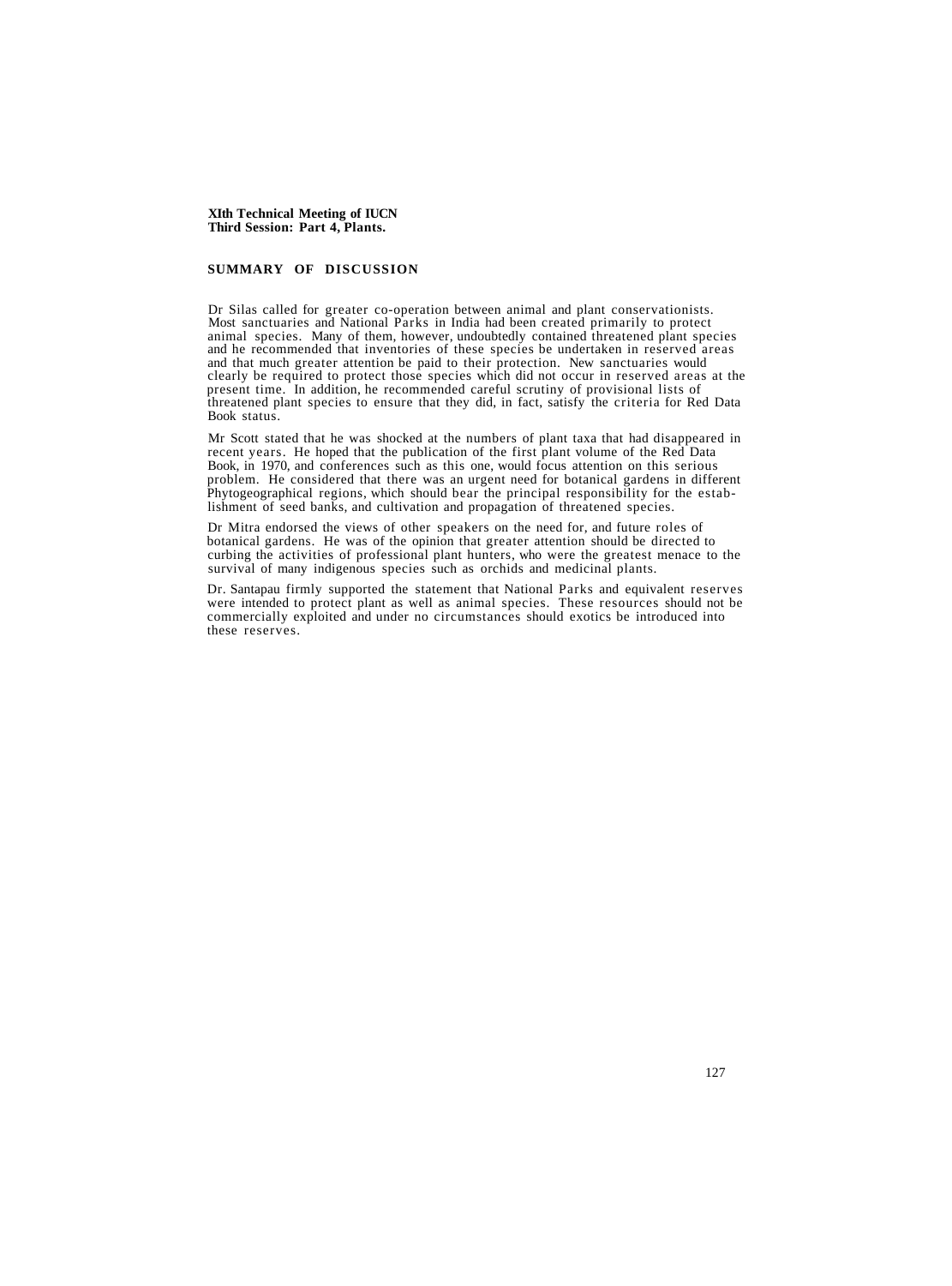**XIth Technical Meeting of IUCN**
**Third Session: Part 4, Plants.**

## SUMMARY OF DISCUSSION

Dr Silas called for greater co-operation between animal and plant conservationists. Most sanctuaries and National Parks in India had been created primarily to protect animal species. Many of them, however, undoubtedly contained threatened plant species and he recommended that inventories of these species be undertaken in reserved areas and that much greater attention be paid to their protection. New sanctuaries would clearly be required to protect those species which did not occur in reserved areas at the present time. In addition, he recommended careful scrutiny of provisional lists of threatened plant species to ensure that they did, in fact, satisfy the criteria for Red Data Book status.

Mr Scott stated that he was shocked at the numbers of plant taxa that had disappeared in recent years. He hoped that the publication of the first plant volume of the Red Data Book, in 1970, and conferences such as this one, would focus attention on this serious problem. He considered that there was an urgent need for botanical gardens in different Phytogeographical regions, which should bear the principal responsibility for the establishment of seed banks, and cultivation and propagation of threatened species.

Dr Mitra endorsed the views of other speakers on the need for, and future roles of botanical gardens. He was of the opinion that greater attention should be directed to curbing the activities of professional plant hunters, who were the greatest menace to the survival of many indigenous species such as orchids and medicinal plants.

Dr. Santapau firmly supported the statement that National Parks and equivalent reserves were intended to protect plant as well as animal species. These resources should not be commercially exploited and under no circumstances should exotics be introduced into these reserves.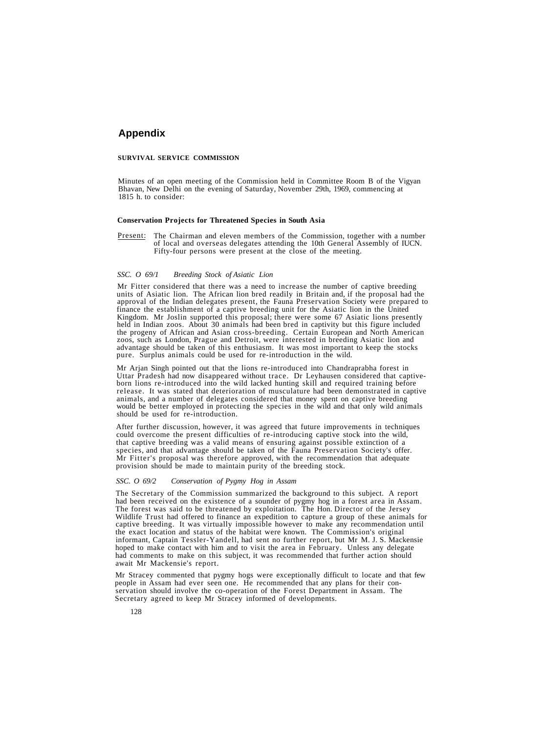# Appendix

**SURVIVAL SERVICE COMMISSION**

Minutes of an open meeting of the Commission held in Committee Room B of the Vigyan Bhavan, New Delhi on the evening of Saturday, November 29th, 1969, commencing at 1815 h. to consider:

**Conservation Projects for Threatened Species in South Asia**

Present: The Chairman and eleven members of the Commission, together with a number of local and overseas delegates attending the 10th General Assembly of IUCN. Fifty-four persons were present at the close of the meeting.

*SSC. O 69/1 Breeding Stock of Asiatic Lion*

Mr Fitter considered that there was a need to increase the number of captive breeding units of Asiatic lion. The African lion bred readily in Britain and, if the proposal had the approval of the Indian delegates present, the Fauna Preservation Society were prepared to finance the establishment of a captive breeding unit for the Asiatic lion in the United Kingdom. Mr Joslin supported this proposal; there were some 67 Asiatic lions presently held in Indian zoos. About 30 animals had been bred in captivity but this figure included the progeny of African and Asian cross-breeding. Certain European and North American zoos, such as London, Prague and Detroit, were interested in breeding Asiatic lion and advantage should be taken of this enthusiasm. It was most important to keep the stocks pure. Surplus animals could be used for re-introduction in the wild.

Mr Arjan Singh pointed out that the lions re-introduced into Chandraprabha forest in Uttar Pradesh had now disappeared without trace. Dr Leyhausen considered that captive-born lions re-introduced into the wild lacked hunting skill and required training before release. It was stated that deterioration of musculature had been demonstrated in captive animals, and a number of delegates considered that money spent on captive breeding would be better employed in protecting the species in the wild and that only wild animals should be used for re-introduction.

After further discussion, however, it was agreed that future improvements in techniques could overcome the present difficulties of re-introducing captive stock into the wild, that captive breeding was a valid means of ensuring against possible extinction of a species, and that advantage should be taken of the Fauna Preservation Society's offer. Mr Fitter's proposal was therefore approved, with the recommendation that adequate provision should be made to maintain purity of the breeding stock.

*SSC. O 69/2 Conservation of Pygmy Hog in Assam*

The Secretary of the Commission summarized the background to this subject. A report had been received on the existence of a sounder of pygmy hog in a forest area in Assam. The forest was said to be threatened by exploitation. The Hon. Director of the Jersey Wildlife Trust had offered to finance an expedition to capture a group of these animals for captive breeding. It was virtually impossible however to make any recommendation until the exact location and status of the habitat were known. The Commission's original informant, Captain Tessler-Yandell, had sent no further report, but Mr M. J. S. Mackensie hoped to make contact with him and to visit the area in February. Unless any delegate had comments to make on this subject, it was recommended that further action should await Mr Mackensie's report.

Mr Stracey commented that pygmy hogs were exceptionally difficult to locate and that few people in Assam had ever seen one. He recommended that any plans for their conservation should involve the co-operation of the Forest Department in Assam. The Secretary agreed to keep Mr Stracey informed of developments.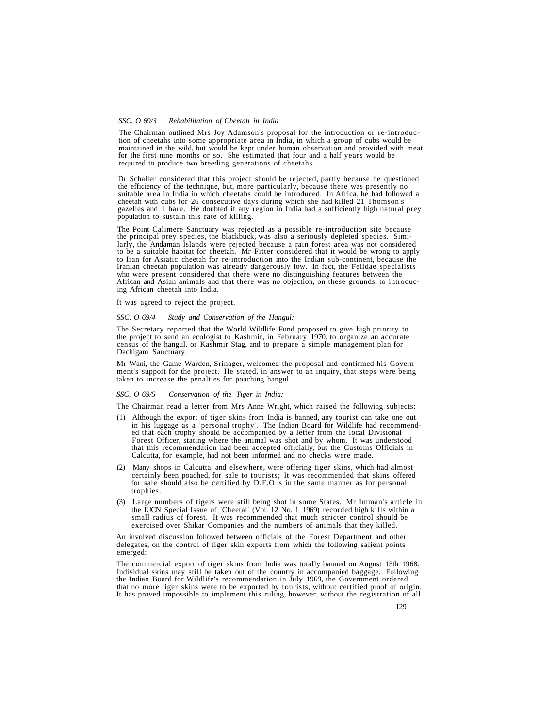*SSC. O 69/3 Rehabilitation of Cheetah in India*

The Chairman outlined Mrs Joy Adamson's proposal for the introduction or re-introduction of cheetahs into some appropriate area in India, in which a group of cubs would be maintained in the wild, but would be kept under human observation and provided with meat for the first nine months or so. She estimated that four and a half years would be required to produce two breeding generations of cheetahs.

Dr Schaller considered that this project should be rejected, partly because he questioned the efficiency of the technique, but, more particularly, because there was presently no suitable area in India in which cheetahs could be introduced. In Africa, he had followed a cheetah with cubs for 26 consecutive days during which she had killed 21 Thomson's gazelles and 1 hare. He doubted if any region in India had a sufficiently high natural prey population to sustain this rate of killing.

The Point Calimere Sanctuary was rejected as a possible re-introduction site because the principal prey species, the blackbuck, was also a seriously depleted species. Similarly, the Andaman Islands were rejected because a rain forest area was not considered to be a suitable habitat for cheetah. Mr Fitter considered that it would be wrong to apply to Iran for Asiatic cheetah for re-introduction into the Indian sub-continent, because the Iranian cheetah population was already dangerously low. In fact, the Felidae specialists who were present considered that there were no distinguishing features between the African and Asian animals and that there was no objection, on these grounds, to introducing African cheetah into India.

It was agreed to reject the project.

*SSC. O 69/4 Study and Conservation of the Hangul:*

The Secretary reported that the World Wildlife Fund proposed to give high priority to the project to send an ecologist to Kashmir, in February 1970, to organize an accurate census of the hangul, or Kashmir Stag, and to prepare a simple management plan for Dachigam Sanctuary.

Mr Wani, the Game Warden, Srinager, welcomed the proposal and confirmed his Government's support for the project. He stated, in answer to an inquiry, that steps were being taken to increase the penalties for poaching hangul.

*SSC. O 69/5 Conservation of the Tiger in India:*

The Chairman read a letter from Mrs Anne Wright, which raised the following subjects:

(1) Although the export of tiger skins from India is banned, any tourist can take one out in his luggage as a 'personal trophy'. The Indian Board for Wildlife had recommended that each trophy should be accompanied by a letter from the local Divisional Forest Officer, stating where the animal was shot and by whom. It was understood that this recommendation had been accepted officially, but the Customs Officials in Calcutta, for example, had not been informed and no checks were made.

(2) Many shops in Calcutta, and elsewhere, were offering tiger skins, which had almost certainly been poached, for sale to tourists; It was recommended that skins offered for sale should also be certified by D.F.O.'s in the same manner as for personal trophies.

(3) Large numbers of tigers were still being shot in some States. Mr Imman's article in the IUCN Special Issue of 'Cheetal' (Vol. 12 No. 1 1969) recorded high kills within a small radius of forest. It was recommended that much stricter control should be exercised over Shikar Companies and the numbers of animals that they killed.

An involved discussion followed between officials of the Forest Department and other delegates, on the control of tiger skin exports from which the following salient points emerged:

The commercial export of tiger skins from India was totally banned on August 15th 1968. Individual skins may still be taken out of the country in accompanied baggage. Following the Indian Board for Wildlife's recommendation in July 1969, the Government ordered that no more tiger skins were to be exported by tourists, without certified proof of origin. It has proved impossible to implement this ruling, however, without the registration of all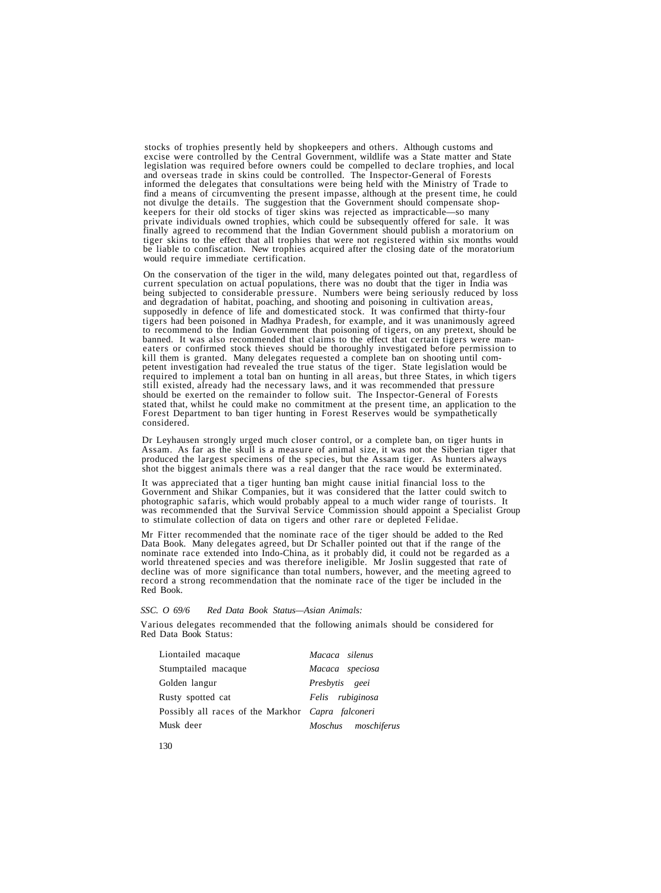stocks of trophies presently held by shopkeepers and others. Although customs and excise were controlled by the Central Government, wildlife was a State matter and State legislation was required before owners could be compelled to declare trophies, and local and overseas trade in skins could be controlled. The Inspector-General of Forests informed the delegates that consultations were being held with the Ministry of Trade to find a means of circumventing the present impasse, although at the present time, he could not divulge the details. The suggestion that the Government should compensate shopkeepers for their old stocks of tiger skins was rejected as impracticable—so many private individuals owned trophies, which could be subsequently offered for sale. It was finally agreed to recommend that the Indian Government should publish a moratorium on tiger skins to the effect that all trophies that were not registered within six months would be liable to confiscation. New trophies acquired after the closing date of the moratorium would require immediate certification.

On the conservation of the tiger in the wild, many delegates pointed out that, regardless of current speculation on actual populations, there was no doubt that the tiger in India was being subjected to considerable pressure. Numbers were being seriously reduced by loss and degradation of habitat, poaching, and shooting and poisoning in cultivation areas, supposedly in defence of life and domesticated stock. It was confirmed that thirty-four tigers had been poisoned in Madhya Pradesh, for example, and it was unanimously agreed to recommend to the Indian Government that poisoning of tigers, on any pretext, should be banned. It was also recommended that claims to the effect that certain tigers were man-eaters or confirmed stock thieves should be thoroughly investigated before permission to kill them is granted. Many delegates requested a complete ban on shooting until competent investigation had revealed the true status of the tiger. State legislation would be required to implement a total ban on hunting in all areas, but three States, in which tigers still existed, already had the necessary laws, and it was recommended that pressure should be exerted on the remainder to follow suit. The Inspector-General of Forests stated that, whilst he could make no commitment at the present time, an application to the Forest Department to ban tiger hunting in Forest Reserves would be sympathetically considered.

Dr Leyhausen strongly urged much closer control, or a complete ban, on tiger hunts in Assam. As far as the skull is a measure of animal size, it was not the Siberian tiger that produced the largest specimens of the species, but the Assam tiger. As hunters always shot the biggest animals there was a real danger that the race would be exterminated.

It was appreciated that a tiger hunting ban might cause initial financial loss to the Government and Shikar Companies, but it was considered that the latter could switch to photographic safaris, which would probably appeal to a much wider range of tourists. It was recommended that the Survival Service Commission should appoint a Specialist Group to stimulate collection of data on tigers and other rare or depleted Felidae.

Mr Fitter recommended that the nominate race of the tiger should be added to the Red Data Book. Many delegates agreed, but Dr Schaller pointed out that if the range of the nominate race extended into Indo-China, as it probably did, it could not be regarded as a world threatened species and was therefore ineligible. Mr Joslin suggested that rate of decline was of more significance than total numbers, however, and the meeting agreed to record a strong recommendation that the nominate race of the tiger be included in the Red Book.

*SSC. O 69/6 Red Data Book Status—Asian Animals:*

Various delegates recommended that the following animals should be considered for Red Data Book Status:

| | |
|---|---|
| Liontailed macaque | *Macaca silenus* |
| Stumptailed macaque | *Macaca speciosa* |
| Golden langur | *Presbytis geei* |
| Rusty spotted cat | *Felis rubiginosa* |
| Possibly all races of the Markhor | *Capra falconeri* |
| Musk deer | *Moschus moschiferus* |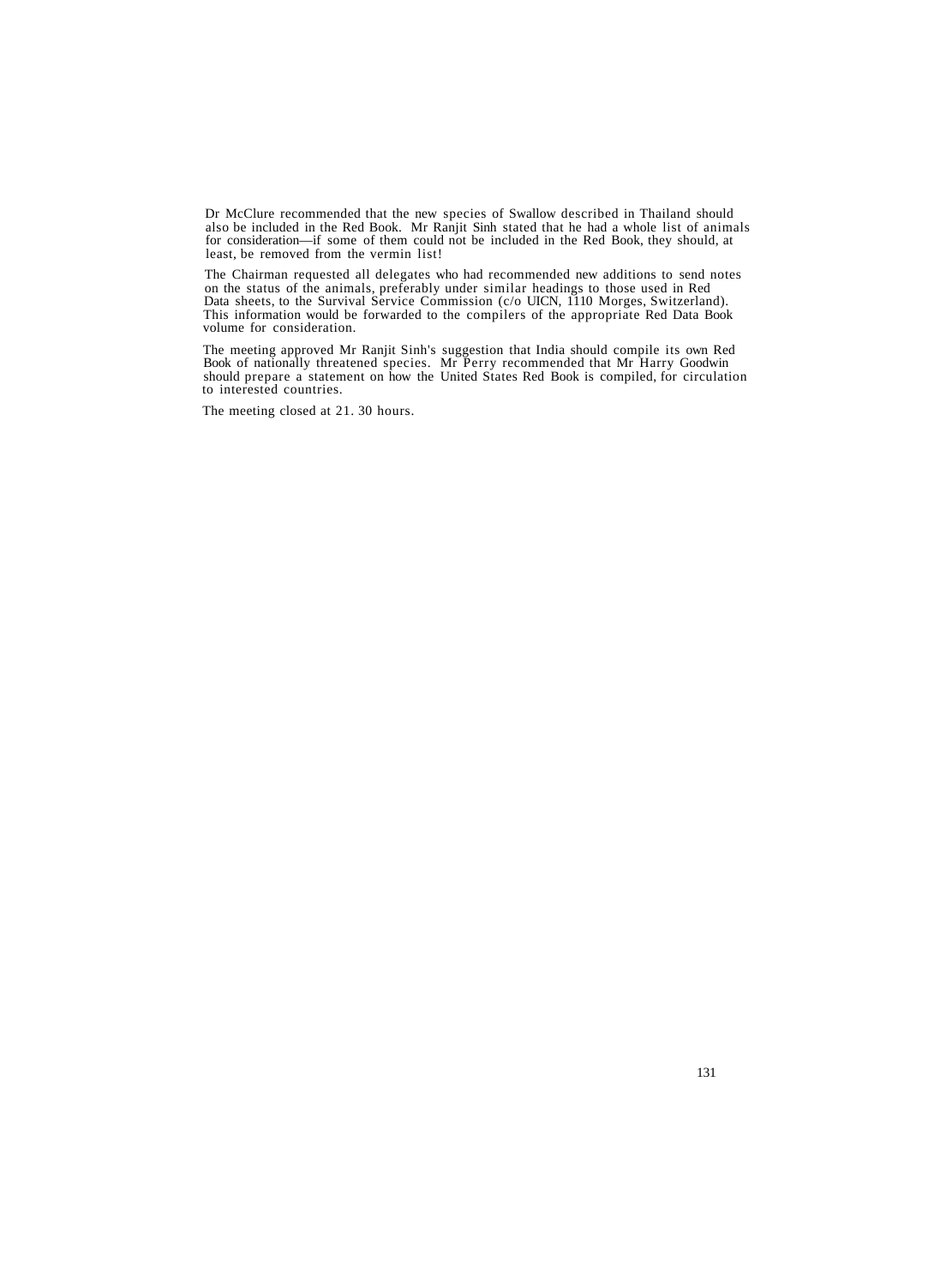Dr McClure recommended that the new species of Swallow described in Thailand should also be included in the Red Book. Mr Ranjit Sinh stated that he had a whole list of animals for consideration—if some of them could not be included in the Red Book, they should, at least, be removed from the vermin list!

The Chairman requested all delegates who had recommended new additions to send notes on the status of the animals, preferably under similar headings to those used in Red Data sheets, to the Survival Service Commission (c/o UICN, 1110 Morges, Switzerland). This information would be forwarded to the compilers of the appropriate Red Data Book volume for consideration.

The meeting approved Mr Ranjit Sinh's suggestion that India should compile its own Red Book of nationally threatened species. Mr Perry recommended that Mr Harry Goodwin should prepare a statement on how the United States Red Book is compiled, for circulation to interested countries.

The meeting closed at 21. 30 hours.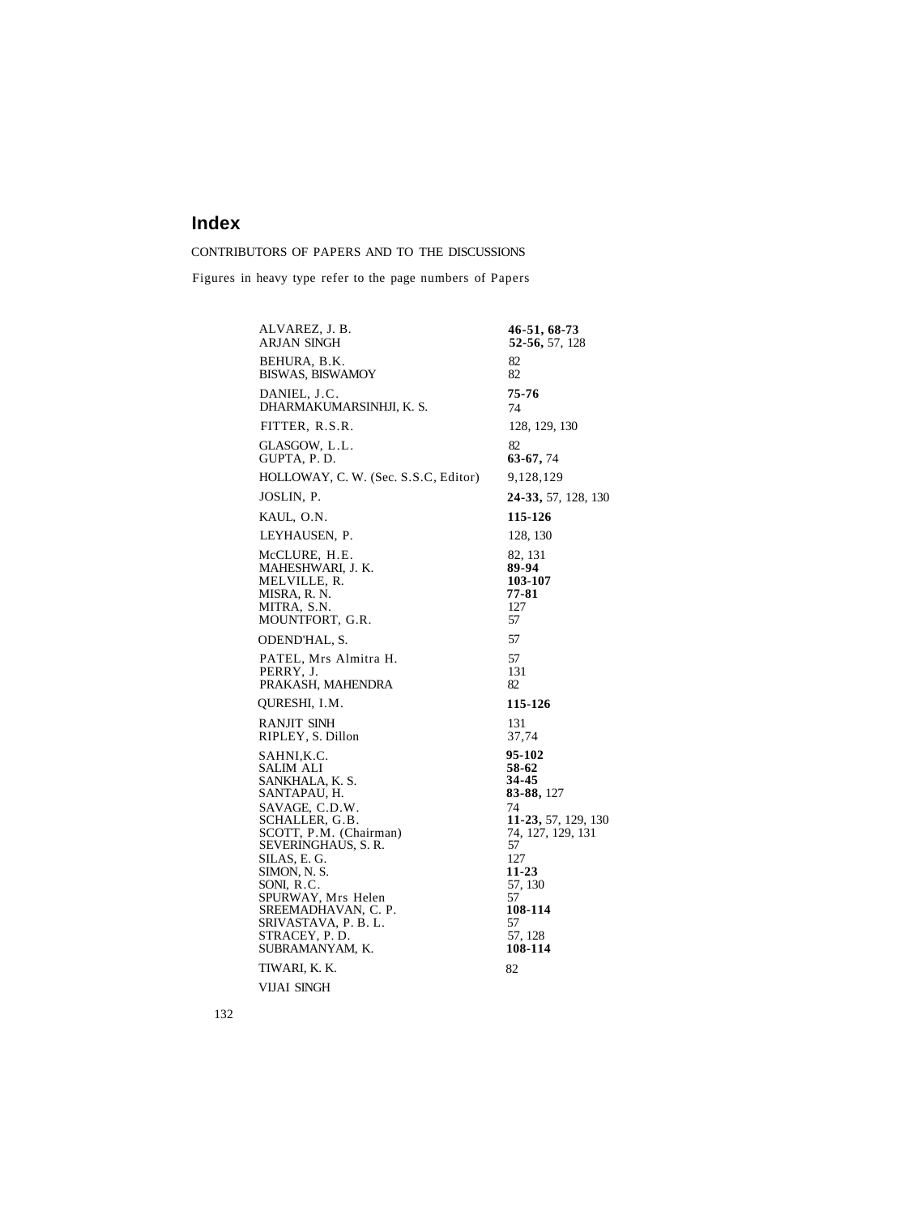# Index

CONTRIBUTORS OF PAPERS AND TO THE DISCUSSIONS

Figures in heavy type refer to the page numbers of Papers

| | |
|---|---|
| ALVAREZ, J. B. | **46-51, 68-73** |
| ARJAN SINGH | **52-56,** 57, 128 |
| BEHURA, B.K. | 82 |
| BISWAS, BISWAMOY | 82 |
| DANIEL, J.C. | **75-76** |
| DHARMAKUMARSINHJI, K. S. | 74 |
| FITTER, R.S.R. | 128, 129, 130 |
| GLASGOW, L.L. | 82 |
| GUPTA, P. D. | **63-67,** 74 |
| HOLLOWAY, C. W. (Sec. S.S.C, Editor) | 9,128,129 |
| JOSLIN, P. | **24-33,** 57, 128, 130 |
| KAUL, O.N. | **115-126** |
| LEYHAUSEN, P. | 128, 130 |
| McCLURE, H.E. | 82, 131 |
| MAHESHWARI, J. K. | **89-94** |
| MELVILLE, R. | **103-107** |
| MISRA, R. N. | **77-81** |
| MITRA, S.N. | 127 |
| MOUNTFORT, G.R. | 57 |
| ODEND'HAL, S. | 57 |
| PATEL, Mrs Almitra H. | 57 |
| PERRY, J. | 131 |
| PRAKASH, MAHENDRA | 82 |
| QURESHI, I.M. | **115-126** |
| RANJIT SINH | 131 |
| RIPLEY, S. Dillon | 37,74 |
| SAHNI,K.C. | **95-102** |
| SALIM ALI | **58-62** |
| SANKHALA, K. S. | **34-45** |
| SANTAPAU, H. | **83-88,** 127 |
| SAVAGE, C.D.W. | 74 |
| SCHALLER, G.B. | **11-23,** 57, 129, 130 |
| SCOTT, P.M. (Chairman) | 74, 127, 129, 131 |
| SEVERINGHAUS, S. R. | 57 |
| SILAS, E. G. | 127 |
| SIMON, N. S. | **11-23** |
| SONI, R.C. | 57, 130 |
| SPURWAY, Mrs Helen | 57 |
| SREEMADHAVAN, C. P. | **108-114** |
| SRIVASTAVA, P. B. L. | 57 |
| STRACEY, P. D. | 57, 128 |
| SUBRAMANYAM, K. | **108-114** |
| TIWARI, K. K. | 82 |
| VIJAI SINGH | |